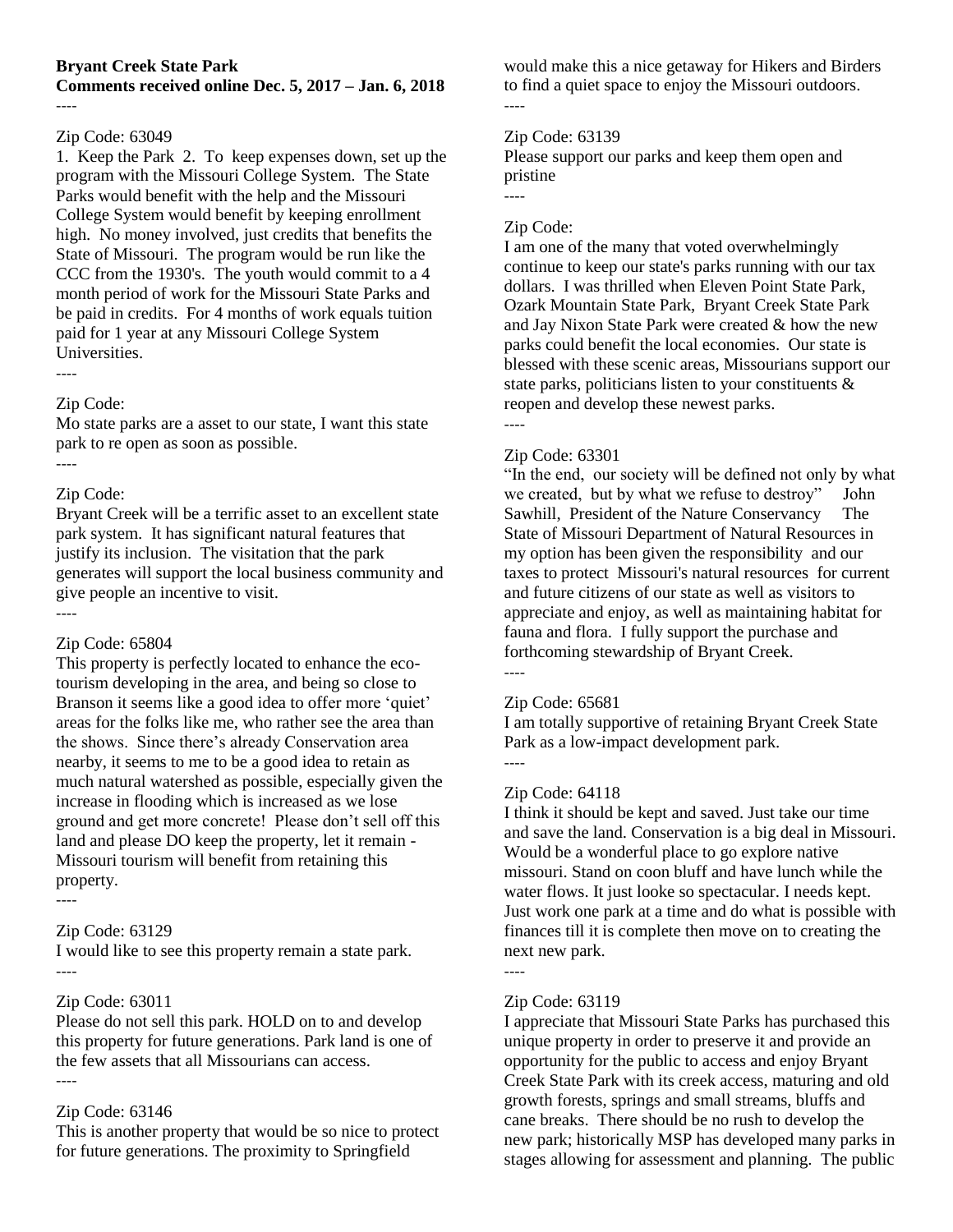**Bryant Creek State Park**
**Comments received online Dec. 5, 2017 – Jan. 6, 2018**

----

Zip Code: 63049

1. Keep the Park 2. To keep expenses down, set up the program with the Missouri College System. The State Parks would benefit with the help and the Missouri College System would benefit by keeping enrollment high. No money involved, just credits that benefits the State of Missouri. The program would be run like the CCC from the 1930's. The youth would commit to a 4 month period of work for the Missouri State Parks and be paid in credits. For 4 months of work equals tuition paid for 1 year at any Missouri College System Universities.

----

Zip Code:

Mo state parks are a asset to our state, I want this state park to re open as soon as possible.

----

Zip Code:

Bryant Creek will be a terrific asset to an excellent state park system. It has significant natural features that justify its inclusion. The visitation that the park generates will support the local business community and give people an incentive to visit.

----

Zip Code: 65804

This property is perfectly located to enhance the eco-tourism developing in the area, and being so close to Branson it seems like a good idea to offer more 'quiet' areas for the folks like me, who rather see the area than the shows. Since there's already Conservation area nearby, it seems to me to be a good idea to retain as much natural watershed as possible, especially given the increase in flooding which is increased as we lose ground and get more concrete! Please don't sell off this land and please DO keep the property, let it remain - Missouri tourism will benefit from retaining this property.

----

Zip Code: 63129

I would like to see this property remain a state park.

----

Zip Code: 63011

Please do not sell this park. HOLD on to and develop this property for future generations. Park land is one of the few assets that all Missourians can access.

----

Zip Code: 63146

This is another property that would be so nice to protect for future generations. The proximity to Springfield would make this a nice getaway for Hikers and Birders to find a quiet space to enjoy the Missouri outdoors.

----

Zip Code: 63139

Please support our parks and keep them open and pristine

----

Zip Code:

I am one of the many that voted overwhelmingly continue to keep our state's parks running with our tax dollars. I was thrilled when Eleven Point State Park, Ozark Mountain State Park, Bryant Creek State Park and Jay Nixon State Park were created & how the new parks could benefit the local economies. Our state is blessed with these scenic areas, Missourians support our state parks, politicians listen to your constituents & reopen and develop these newest parks.

----

Zip Code: 63301

"In the end, our society will be defined not only by what we created, but by what we refuse to destroy" John Sawhill, President of the Nature Conservancy The State of Missouri Department of Natural Resources in my option has been given the responsibility and our taxes to protect Missouri's natural resources for current and future citizens of our state as well as visitors to appreciate and enjoy, as well as maintaining habitat for fauna and flora. I fully support the purchase and forthcoming stewardship of Bryant Creek.

----

Zip Code: 65681

I am totally supportive of retaining Bryant Creek State Park as a low-impact development park.

----

Zip Code: 64118

I think it should be kept and saved. Just take our time and save the land. Conservation is a big deal in Missouri. Would be a wonderful place to go explore native missouri. Stand on coon bluff and have lunch while the water flows. It just looke so spectacular. I needs kept. Just work one park at a time and do what is possible with finances till it is complete then move on to creating the next new park.

----

Zip Code: 63119

I appreciate that Missouri State Parks has purchased this unique property in order to preserve it and provide an opportunity for the public to access and enjoy Bryant Creek State Park with its creek access, maturing and old growth forests, springs and small streams, bluffs and cane breaks. There should be no rush to develop the new park; historically MSP has developed many parks in stages allowing for assessment and planning. The public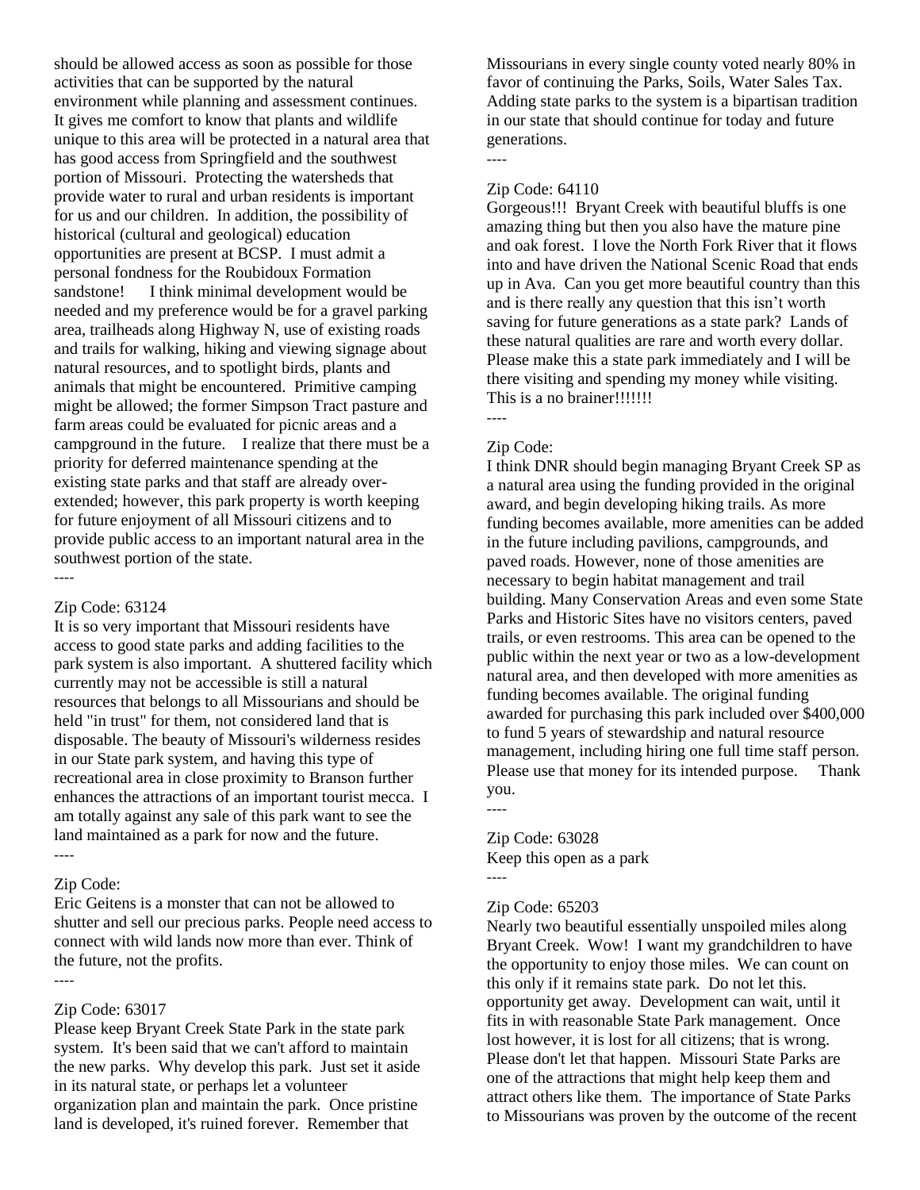should be allowed access as soon as possible for those activities that can be supported by the natural environment while planning and assessment continues. It gives me comfort to know that plants and wildlife unique to this area will be protected in a natural area that has good access from Springfield and the southwest portion of Missouri. Protecting the watersheds that provide water to rural and urban residents is important for us and our children. In addition, the possibility of historical (cultural and geological) education opportunities are present at BCSP. I must admit a personal fondness for the Roubidoux Formation sandstone! I think minimal development would be needed and my preference would be for a gravel parking area, trailheads along Highway N, use of existing roads and trails for walking, hiking and viewing signage about natural resources, and to spotlight birds, plants and animals that might be encountered. Primitive camping might be allowed; the former Simpson Tract pasture and farm areas could be evaluated for picnic areas and a campground in the future. I realize that there must be a priority for deferred maintenance spending at the existing state parks and that staff are already over-extended; however, this park property is worth keeping for future enjoyment of all Missouri citizens and to provide public access to an important natural area in the southwest portion of the state.

----

Zip Code: 63124

It is so very important that Missouri residents have access to good state parks and adding facilities to the park system is also important. A shuttered facility which currently may not be accessible is still a natural resources that belongs to all Missourians and should be held "in trust" for them, not considered land that is disposable. The beauty of Missouri's wilderness resides in our State park system, and having this type of recreational area in close proximity to Branson further enhances the attractions of an important tourist mecca. I am totally against any sale of this park want to see the land maintained as a park for now and the future.

----

Zip Code:

Eric Geitens is a monster that can not be allowed to shutter and sell our precious parks. People need access to connect with wild lands now more than ever. Think of the future, not the profits.

----

Zip Code: 63017

Please keep Bryant Creek State Park in the state park system. It's been said that we can't afford to maintain the new parks. Why develop this park. Just set it aside in its natural state, or perhaps let a volunteer organization plan and maintain the park. Once pristine land is developed, it's ruined forever. Remember that Missourians in every single county voted nearly 80% in favor of continuing the Parks, Soils, Water Sales Tax. Adding state parks to the system is a bipartisan tradition in our state that should continue for today and future generations.

----

Zip Code: 64110

Gorgeous!!! Bryant Creek with beautiful bluffs is one amazing thing but then you also have the mature pine and oak forest. I love the North Fork River that it flows into and have driven the National Scenic Road that ends up in Ava. Can you get more beautiful country than this and is there really any question that this isn't worth saving for future generations as a state park? Lands of these natural qualities are rare and worth every dollar. Please make this a state park immediately and I will be there visiting and spending my money while visiting. This is a no brainer!!!!!!!

----

Zip Code:

I think DNR should begin managing Bryant Creek SP as a natural area using the funding provided in the original award, and begin developing hiking trails. As more funding becomes available, more amenities can be added in the future including pavilions, campgrounds, and paved roads. However, none of those amenities are necessary to begin habitat management and trail building. Many Conservation Areas and even some State Parks and Historic Sites have no visitors centers, paved trails, or even restrooms. This area can be opened to the public within the next year or two as a low-development natural area, and then developed with more amenities as funding becomes available. The original funding awarded for purchasing this park included over $400,000 to fund 5 years of stewardship and natural resource management, including hiring one full time staff person. Please use that money for its intended purpose. Thank you.

----

Zip Code: 63028

Keep this open as a park

----

Zip Code: 65203

Nearly two beautiful essentially unspoiled miles along Bryant Creek. Wow! I want my grandchildren to have the opportunity to enjoy those miles. We can count on this only if it remains state park. Do not let this. opportunity get away. Development can wait, until it fits in with reasonable State Park management. Once lost however, it is lost for all citizens; that is wrong. Please don't let that happen. Missouri State Parks are one of the attractions that might help keep them and attract others like them. The importance of State Parks to Missourians was proven by the outcome of the recent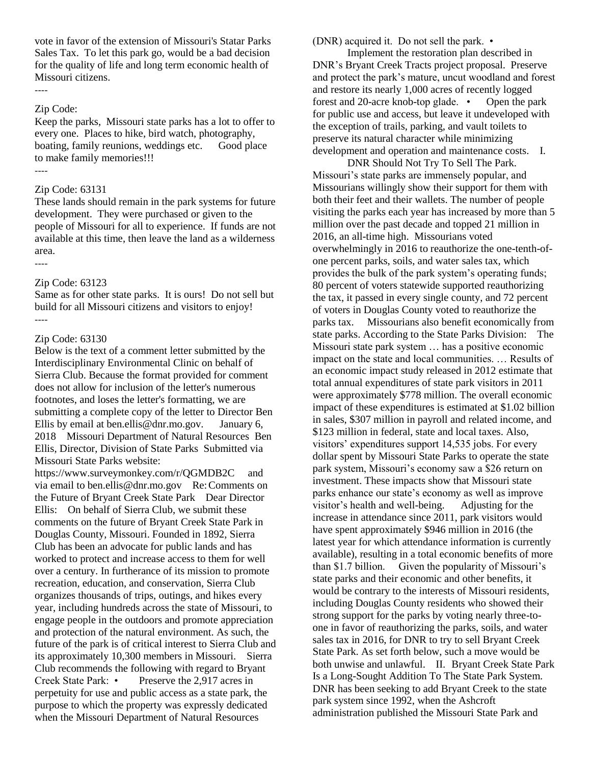vote in favor of the extension of Missouri's Statar Parks Sales Tax. To let this park go, would be a bad decision for the quality of life and long term economic health of Missouri citizens.

----

Zip Code:

Keep the parks, Missouri state parks has a lot to offer to every one. Places to hike, bird watch, photography, boating, family reunions, weddings etc. Good place to make family memories!!!

----

Zip Code: 63131

These lands should remain in the park systems for future development. They were purchased or given to the people of Missouri for all to experience. If funds are not available at this time, then leave the land as a wilderness area.

----

Zip Code: 63123

Same as for other state parks. It is ours! Do not sell but build for all Missouri citizens and visitors to enjoy!

----

Zip Code: 63130

Below is the text of a comment letter submitted by the Interdisciplinary Environmental Clinic on behalf of Sierra Club. Because the format provided for comment does not allow for inclusion of the letter's numerous footnotes, and loses the letter's formatting, we are submitting a complete copy of the letter to Director Ben Ellis by email at ben.ellis@dnr.mo.gov. January 6, 2018 Missouri Department of Natural Resources Ben Ellis, Director, Division of State Parks Submitted via Missouri State Parks website: https://www.surveymonkey.com/r/QGMDB2C and via email to ben.ellis@dnr.mo.gov Re: Comments on the Future of Bryant Creek State Park Dear Director Ellis: On behalf of Sierra Club, we submit these comments on the future of Bryant Creek State Park in Douglas County, Missouri. Founded in 1892, Sierra Club has been an advocate for public lands and has worked to protect and increase access to them for well over a century. In furtherance of its mission to promote recreation, education, and conservation, Sierra Club organizes thousands of trips, outings, and hikes every year, including hundreds across the state of Missouri, to engage people in the outdoors and promote appreciation and protection of the natural environment. As such, the future of the park is of critical interest to Sierra Club and its approximately 10,300 members in Missouri. Sierra Club recommends the following with regard to Bryant Creek State Park: • Preserve the 2,917 acres in perpetuity for use and public access as a state park, the purpose to which the property was expressly dedicated when the Missouri Department of Natural Resources (DNR) acquired it. Do not sell the park. •

Implement the restoration plan described in DNR's Bryant Creek Tracts project proposal. Preserve and protect the park's mature, uncut woodland and forest and restore its nearly 1,000 acres of recently logged forest and 20-acre knob-top glade. • Open the park for public use and access, but leave it undeveloped with the exception of trails, parking, and vault toilets to preserve its natural character while minimizing development and operation and maintenance costs. I.

DNR Should Not Try To Sell The Park. Missouri's state parks are immensely popular, and Missourians willingly show their support for them with both their feet and their wallets. The number of people visiting the parks each year has increased by more than 5 million over the past decade and topped 21 million in 2016, an all-time high. Missourians voted overwhelmingly in 2016 to reauthorize the one-tenth-of-one percent parks, soils, and water sales tax, which provides the bulk of the park system's operating funds; 80 percent of voters statewide supported reauthorizing the tax, it passed in every single county, and 72 percent of voters in Douglas County voted to reauthorize the parks tax. Missourians also benefit economically from state parks. According to the State Parks Division: The Missouri state park system … has a positive economic impact on the state and local communities. … Results of an economic impact study released in 2012 estimate that total annual expenditures of state park visitors in 2011 were approximately $778 million. The overall economic impact of these expenditures is estimated at $1.02 billion in sales, $307 million in payroll and related income, and $123 million in federal, state and local taxes. Also, visitors' expenditures support 14,535 jobs. For every dollar spent by Missouri State Parks to operate the state park system, Missouri's economy saw a $26 return on investment. These impacts show that Missouri state parks enhance our state's economy as well as improve visitor's health and well-being. Adjusting for the increase in attendance since 2011, park visitors would have spent approximately $946 million in 2016 (the latest year for which attendance information is currently available), resulting in a total economic benefits of more than $1.7 billion. Given the popularity of Missouri's state parks and their economic and other benefits, it would be contrary to the interests of Missouri residents, including Douglas County residents who showed their strong support for the parks by voting nearly three-to-one in favor of reauthorizing the parks, soils, and water sales tax in 2016, for DNR to try to sell Bryant Creek State Park. As set forth below, such a move would be both unwise and unlawful. II. Bryant Creek State Park Is a Long-Sought Addition To The State Park System. DNR has been seeking to add Bryant Creek to the state park system since 1992, when the Ashcroft administration published the Missouri State Park and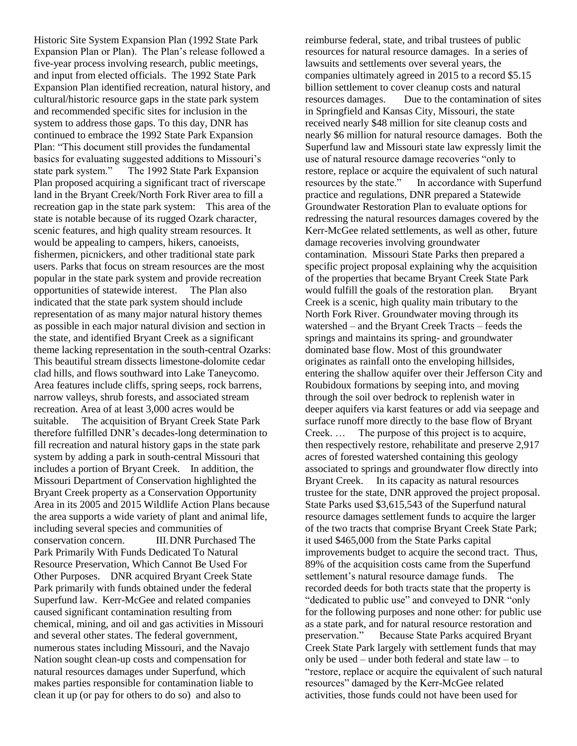Historic Site System Expansion Plan (1992 State Park Expansion Plan or Plan). The Plan's release followed a five-year process involving research, public meetings, and input from elected officials. The 1992 State Park Expansion Plan identified recreation, natural history, and cultural/historic resource gaps in the state park system and recommended specific sites for inclusion in the system to address those gaps. To this day, DNR has continued to embrace the 1992 State Park Expansion Plan: "This document still provides the fundamental basics for evaluating suggested additions to Missouri's state park system."

The 1992 State Park Expansion Plan proposed acquiring a significant tract of riverscape land in the Bryant Creek/North Fork River area to fill a recreation gap in the state park system:

This area of the state is notable because of its rugged Ozark character, scenic features, and high quality stream resources. It would be appealing to campers, hikers, canoeists, fishermen, picnickers, and other traditional state park users. Parks that focus on stream resources are the most popular in the state park system and provide recreation opportunities of statewide interest.

The Plan also indicated that the state park system should include representation of as many major natural history themes as possible in each major natural division and section in the state, and identified Bryant Creek as a significant theme lacking representation in the south-central Ozarks:

This beautiful stream dissects limestone-dolomite cedar clad hills, and flows southward into Lake Taneycomo. Area features include cliffs, spring seeps, rock barrens, narrow valleys, shrub forests, and associated stream recreation. Area of at least 3,000 acres would be suitable.

The acquisition of Bryant Creek State Park therefore fulfilled DNR's decades-long determination to fill recreation and natural history gaps in the state park system by adding a park in south-central Missouri that includes a portion of Bryant Creek.

In addition, the Missouri Department of Conservation highlighted the Bryant Creek property as a Conservation Opportunity Area in its 2005 and 2015 Wildlife Action Plans because the area supports a wide variety of plant and animal life, including several species and communities of conservation concern.

## III. DNR Purchased The Park Primarily With Funds Dedicated To Natural Resource Preservation, Which Cannot Be Used For Other Purposes.

DNR acquired Bryant Creek State Park primarily with funds obtained under the federal Superfund law. Kerr-McGee and related companies caused significant contamination resulting from chemical, mining, and oil and gas activities in Missouri and several other states. The federal government, numerous states including Missouri, and the Navajo Nation sought clean-up costs and compensation for natural resources damages under Superfund, which makes parties responsible for contamination liable to clean it up (or pay for others to do so) and also to reimburse federal, state, and tribal trustees of public resources for natural resource damages. In a series of lawsuits and settlements over several years, the companies ultimately agreed in 2015 to a record $5.15 billion settlement to cover cleanup costs and natural resources damages.

Due to the contamination of sites in Springfield and Kansas City, Missouri, the state received nearly $48 million for site cleanup costs and nearly $6 million for natural resource damages. Both the Superfund law and Missouri state law expressly limit the use of natural resource damage recoveries "only to restore, replace or acquire the equivalent of such natural resources by the state."

In accordance with Superfund practice and regulations, DNR prepared a Statewide Groundwater Restoration Plan to evaluate options for redressing the natural resources damages covered by the Kerr-McGee related settlements, as well as other, future damage recoveries involving groundwater contamination. Missouri State Parks then prepared a specific project proposal explaining why the acquisition of the properties that became Bryant Creek State Park would fulfill the goals of the restoration plan.

Bryant Creek is a scenic, high quality main tributary to the North Fork River. Groundwater moving through its watershed – and the Bryant Creek Tracts – feeds the springs and maintains its spring- and groundwater dominated base flow. Most of this groundwater originates as rainfall onto the enveloping hillsides, entering the shallow aquifer over their Jefferson City and Roubidoux formations by seeping into, and moving through the soil over bedrock to replenish water in deeper aquifers via karst features or add via seepage and surface runoff more directly to the base flow of Bryant Creek. …

The purpose of this project is to acquire, then respectively restore, rehabilitate and preserve 2,917 acres of forested watershed containing this geology associated to springs and groundwater flow directly into Bryant Creek.

In its capacity as natural resources trustee for the state, DNR approved the project proposal. State Parks used $3,615,543 of the Superfund natural resource damages settlement funds to acquire the larger of the two tracts that comprise Bryant Creek State Park; it used $465,000 from the State Parks capital improvements budget to acquire the second tract. Thus, 89% of the acquisition costs came from the Superfund settlement's natural resource damage funds.

The recorded deeds for both tracts state that the property is "dedicated to public use" and conveyed to DNR "only for the following purposes and none other: for public use as a state park, and for natural resource restoration and preservation."

Because State Parks acquired Bryant Creek State Park largely with settlement funds that may only be used – under both federal and state law – to "restore, replace or acquire the equivalent of such natural resources" damaged by the Kerr-McGee related activities, those funds could not have been used for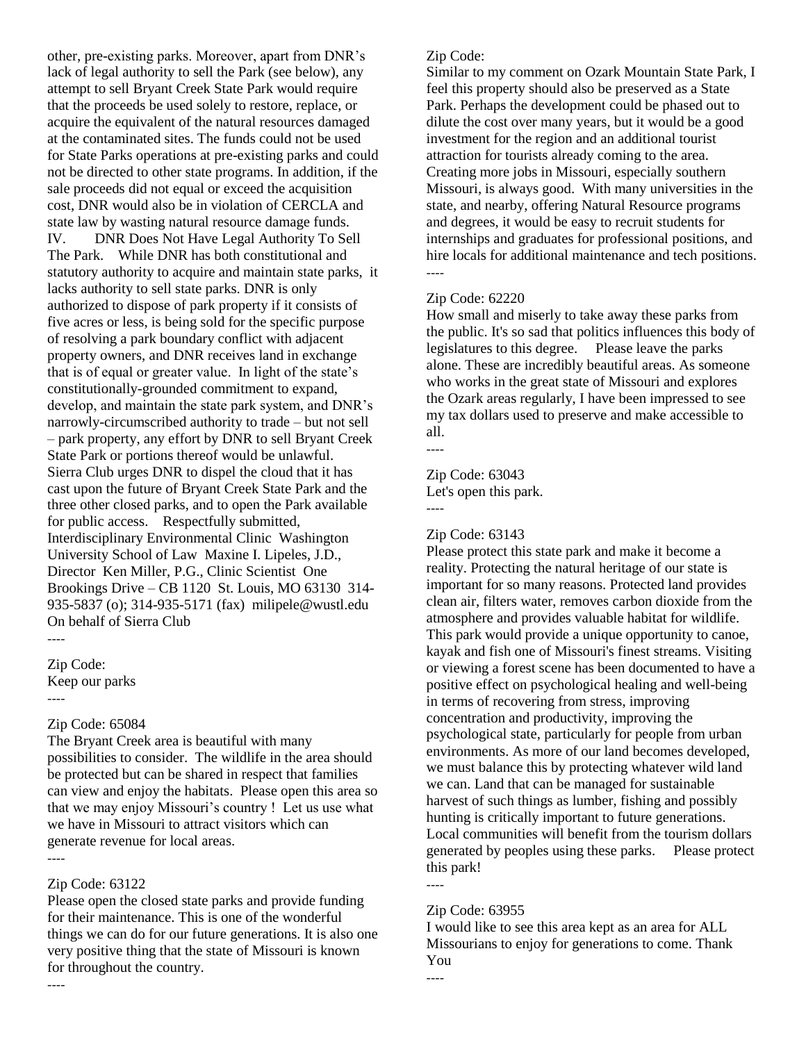other, pre-existing parks. Moreover, apart from DNR's lack of legal authority to sell the Park (see below), any attempt to sell Bryant Creek State Park would require that the proceeds be used solely to restore, replace, or acquire the equivalent of the natural resources damaged at the contaminated sites. The funds could not be used for State Parks operations at pre-existing parks and could not be directed to other state programs. In addition, if the sale proceeds did not equal or exceed the acquisition cost, DNR would also be in violation of CERCLA and state law by wasting natural resource damage funds.

IV. DNR Does Not Have Legal Authority To Sell The Park. While DNR has both constitutional and statutory authority to acquire and maintain state parks, it lacks authority to sell state parks. DNR is only authorized to dispose of park property if it consists of five acres or less, is being sold for the specific purpose of resolving a park boundary conflict with adjacent property owners, and DNR receives land in exchange that is of equal or greater value. In light of the state's constitutionally-grounded commitment to expand, develop, and maintain the state park system, and DNR's narrowly-circumscribed authority to trade – but not sell – park property, any effort by DNR to sell Bryant Creek State Park or portions thereof would be unlawful. Sierra Club urges DNR to dispel the cloud that it has cast upon the future of Bryant Creek State Park and the three other closed parks, and to open the Park available for public access. Respectfully submitted, Interdisciplinary Environmental Clinic Washington University School of Law Maxine I. Lipeles, J.D., Director Ken Miller, P.G., Clinic Scientist One Brookings Drive – CB 1120 St. Louis, MO 63130 314-935-5837 (o); 314-935-5171 (fax) milipele@wustl.edu On behalf of Sierra Club

----

Zip Code:
Keep our parks

----

Zip Code: 65084
The Bryant Creek area is beautiful with many possibilities to consider. The wildlife in the area should be protected but can be shared in respect that families can view and enjoy the habitats. Please open this area so that we may enjoy Missouri's country ! Let us use what we have in Missouri to attract visitors which can generate revenue for local areas.

----

Zip Code: 63122
Please open the closed state parks and provide funding for their maintenance. This is one of the wonderful things we can do for our future generations. It is also one very positive thing that the state of Missouri is known for throughout the country.

----

Zip Code:
Similar to my comment on Ozark Mountain State Park, I feel this property should also be preserved as a State Park. Perhaps the development could be phased out to dilute the cost over many years, but it would be a good investment for the region and an additional tourist attraction for tourists already coming to the area. Creating more jobs in Missouri, especially southern Missouri, is always good. With many universities in the state, and nearby, offering Natural Resource programs and degrees, it would be easy to recruit students for internships and graduates for professional positions, and hire locals for additional maintenance and tech positions.

----

Zip Code: 62220
How small and miserly to take away these parks from the public. It's so sad that politics influences this body of legislatures to this degree. Please leave the parks alone. These are incredibly beautiful areas. As someone who works in the great state of Missouri and explores the Ozark areas regularly, I have been impressed to see my tax dollars used to preserve and make accessible to all.

----

Zip Code: 63043
Let's open this park.

----

Zip Code: 63143
Please protect this state park and make it become a reality. Protecting the natural heritage of our state is important for so many reasons. Protected land provides clean air, filters water, removes carbon dioxide from the atmosphere and provides valuable habitat for wildlife. This park would provide a unique opportunity to canoe, kayak and fish one of Missouri's finest streams. Visiting or viewing a forest scene has been documented to have a positive effect on psychological healing and well-being in terms of recovering from stress, improving concentration and productivity, improving the psychological state, particularly for people from urban environments. As more of our land becomes developed, we must balance this by protecting whatever wild land we can. Land that can be managed for sustainable harvest of such things as lumber, fishing and possibly hunting is critically important to future generations. Local communities will benefit from the tourism dollars generated by peoples using these parks. Please protect this park!

----

Zip Code: 63955
I would like to see this area kept as an area for ALL Missourians to enjoy for generations to come. Thank You

----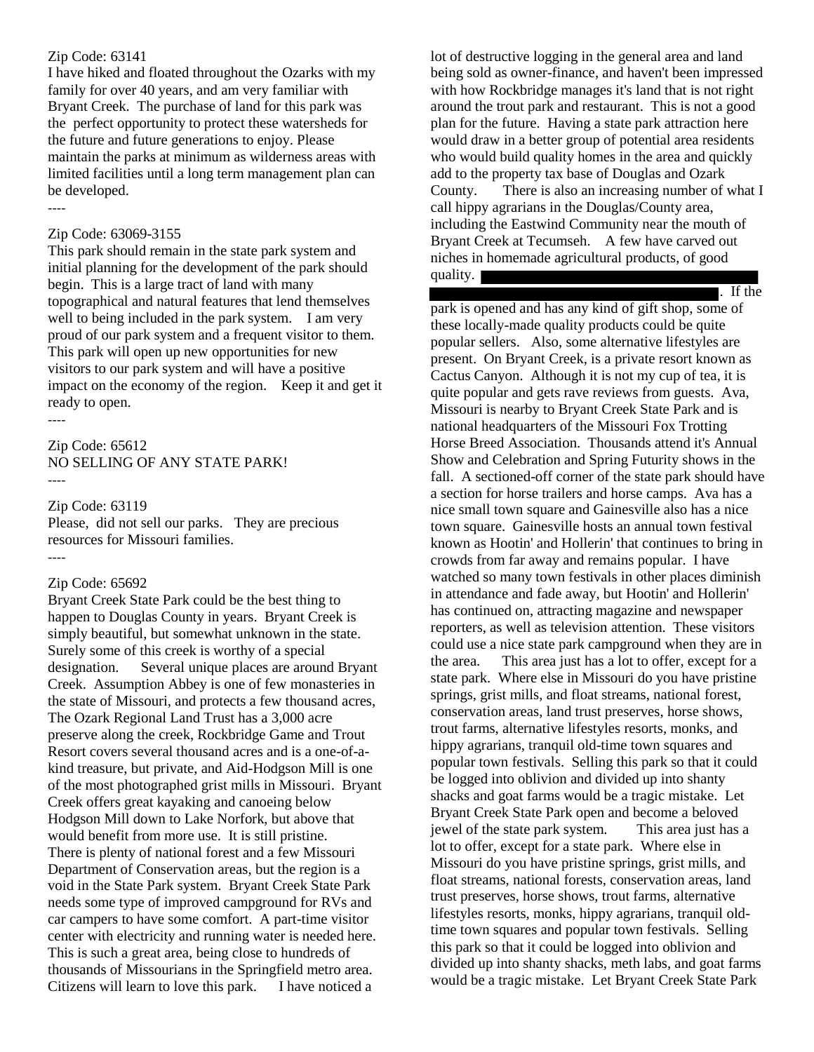Zip Code: 63141
I have hiked and floated throughout the Ozarks with my family for over 40 years, and am very familiar with Bryant Creek. The purchase of land for this park was the perfect opportunity to protect these watersheds for the future and future generations to enjoy. Please maintain the parks at minimum as wilderness areas with limited facilities until a long term management plan can be developed.

----

Zip Code: 63069-3155
This park should remain in the state park system and initial planning for the development of the park should begin. This is a large tract of land with many topographical and natural features that lend themselves well to being included in the park system. I am very proud of our park system and a frequent visitor to them. This park will open up new opportunities for new visitors to our park system and will have a positive impact on the economy of the region. Keep it and get it ready to open.

----

Zip Code: 65612
NO SELLING OF ANY STATE PARK!

----

Zip Code: 63119
Please, did not sell our parks. They are precious resources for Missouri families.

----

Zip Code: 65692
Bryant Creek State Park could be the best thing to happen to Douglas County in years. Bryant Creek is simply beautiful, but somewhat unknown in the state. Surely some of this creek is worthy of a special designation. Several unique places are around Bryant Creek. Assumption Abbey is one of few monasteries in the state of Missouri, and protects a few thousand acres, The Ozark Regional Land Trust has a 3,000 acre preserve along the creek, Rockbridge Game and Trout Resort covers several thousand acres and is a one-of-a-kind treasure, but private, and Aid-Hodgson Mill is one of the most photographed grist mills in Missouri. Bryant Creek offers great kayaking and canoeing below Hodgson Mill down to Lake Norfork, but above that would benefit from more use. It is still pristine. There is plenty of national forest and a few Missouri Department of Conservation areas, but the region is a void in the State Park system. Bryant Creek State Park needs some type of improved campground for RVs and car campers to have some comfort. A part-time visitor center with electricity and running water is needed here. This is such a great area, being close to hundreds of thousands of Missourians in the Springfield metro area. Citizens will learn to love this park. I have noticed a lot of destructive logging in the general area and land being sold as owner-finance, and haven't been impressed with how Rockbridge manages it's land that is not right around the trout park and restaurant. This is not a good plan for the future. Having a state park attraction here would draw in a better group of potential area residents who would build quality homes in the area and quickly add to the property tax base of Douglas and Ozark County. There is also an increasing number of what I call hippy agrarians in the Douglas/County area, including the Eastwind Community near the mouth of Bryant Creek at Tecumseh. A few have carved out niches in homemade agricultural products, of good quality. [REDACTED]. If the park is opened and has any kind of gift shop, some of these locally-made quality products could be quite popular sellers. Also, some alternative lifestyles are present. On Bryant Creek, is a private resort known as Cactus Canyon. Although it is not my cup of tea, it is quite popular and gets rave reviews from guests. Ava, Missouri is nearby to Bryant Creek State Park and is national headquarters of the Missouri Fox Trotting Horse Breed Association. Thousands attend it's Annual Show and Celebration and Spring Futurity shows in the fall. A sectioned-off corner of the state park should have a section for horse trailers and horse camps. Ava has a nice small town square and Gainesville also has a nice town square. Gainesville hosts an annual town festival known as Hootin' and Hollerin' that continues to bring in crowds from far away and remains popular. I have watched so many town festivals in other places diminish in attendance and fade away, but Hootin' and Hollerin' has continued on, attracting magazine and newspaper reporters, as well as television attention. These visitors could use a nice state park campground when they are in the area. This area just has a lot to offer, except for a state park. Where else in Missouri do you have pristine springs, grist mills, and float streams, national forest, conservation areas, land trust preserves, horse shows, trout farms, alternative lifestyles resorts, monks, and hippy agrarians, tranquil old-time town squares and popular town festivals. Selling this park so that it could be logged into oblivion and divided up into shanty shacks and goat farms would be a tragic mistake. Let Bryant Creek State Park open and become a beloved jewel of the state park system. This area just has a lot to offer, except for a state park. Where else in Missouri do you have pristine springs, grist mills, and float streams, national forests, conservation areas, land trust preserves, horse shows, trout farms, alternative lifestyles resorts, monks, hippy agrarians, tranquil old-time town squares and popular town festivals. Selling this park so that it could be logged into oblivion and divided up into shanty shacks, meth labs, and goat farms would be a tragic mistake. Let Bryant Creek State Park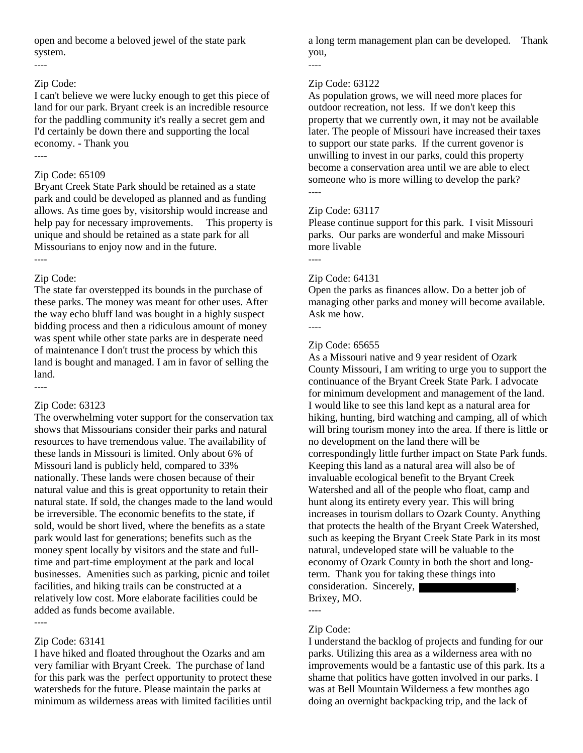open and become a beloved jewel of the state park system.

----

Zip Code:

I can't believe we were lucky enough to get this piece of land for our park. Bryant creek is an incredible resource for the paddling community it's really a secret gem and I'd certainly be down there and supporting the local economy. - Thank you

----

Zip Code: 65109

Bryant Creek State Park should be retained as a state park and could be developed as planned and as funding allows. As time goes by, visitorship would increase and help pay for necessary improvements.    This property is unique and should be retained as a state park for all Missourians to enjoy now and in the future.

----

Zip Code:

The state far overstepped its bounds in the purchase of these parks. The money was meant for other uses. After the way echo bluff land was bought in a highly suspect bidding process and then a ridiculous amount of money was spent while other state parks are in desperate need of maintenance I don't trust the process by which this land is bought and managed. I am in favor of selling the land.

----

Zip Code: 63123

The overwhelming voter support for the conservation tax shows that Missourians consider their parks and natural resources to have tremendous value. The availability of these lands in Missouri is limited. Only about 6% of Missouri land is publicly held, compared to 33% nationally. These lands were chosen because of their natural value and this is great opportunity to retain their natural state. If sold, the changes made to the land would be irreversible. The economic benefits to the state, if sold, would be short lived, where the benefits as a state park would last for generations; benefits such as the money spent locally by visitors and the state and full-time and part-time employment at the park and local businesses.  Amenities such as parking, picnic and toilet facilities, and hiking trails can be constructed at a relatively low cost. More elaborate facilities could be added as funds become available.

----

Zip Code: 63141

I have hiked and floated throughout the Ozarks and am very familiar with Bryant Creek. The purchase of land for this park was the  perfect opportunity to protect these watersheds for the future. Please maintain the parks at minimum as wilderness areas with limited facilities until a long term management plan can be developed.    Thank you,

----

Zip Code: 63122

As population grows, we will need more places for outdoor recreation, not less.  If we don't keep this property that we currently own, it may not be available later. The people of Missouri have increased their taxes to support our state parks.  If the current govenor is unwilling to invest in our parks, could this property become a conservation area until we are able to elect someone who is more willing to develop the park?

----

Zip Code: 63117

Please continue support for this park.  I visit Missouri parks.  Our parks are wonderful and make Missouri more livable

----

Zip Code: 64131

Open the parks as finances allow. Do a better job of managing other parks and money will become available. Ask me how.

----

Zip Code: 65655

As a Missouri native and 9 year resident of Ozark County Missouri, I am writing to urge you to support the continuance of the Bryant Creek State Park. I advocate for minimum development and management of the land. I would like to see this land kept as a natural area for hiking, hunting, bird watching and camping, all of which will bring tourism money into the area. If there is little or no development on the land there will be correspondingly little further impact on State Park funds. Keeping this land as a natural area will also be of invaluable ecological benefit to the Bryant Creek Watershed and all of the people who float, camp and hunt along its entirety every year. This will bring increases in tourism dollars to Ozark County. Anything that protects the health of the Bryant Creek Watershed, such as keeping the Bryant Creek State Park in its most natural, undeveloped state will be valuable to the economy of Ozark County in both the short and long-term.  Thank you for taking these things into consideration.  Sincerely, ██████████, Brixey, MO.

----

Zip Code:

I understand the backlog of projects and funding for our parks. Utilizing this area as a wilderness area with no improvements would be a fantastic use of this park. Its a shame that politics have gotten involved in our parks. I was at Bell Mountain Wilderness a few monthes ago doing an overnight backpacking trip, and the lack of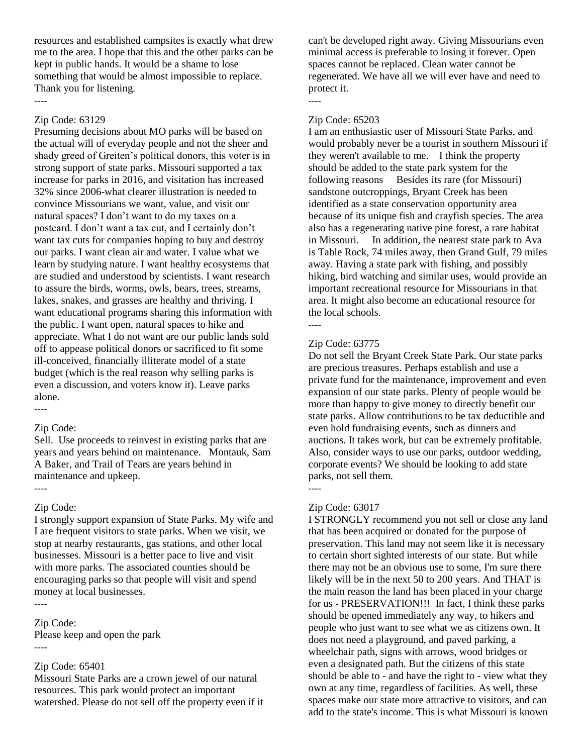resources and established campsites is exactly what drew me to the area. I hope that this and the other parks can be kept in public hands. It would be a shame to lose something that would be almost impossible to replace. Thank you for listening.

----

Zip Code: 63129

Presuming decisions about MO parks will be based on the actual will of everyday people and not the sheer and shady greed of Greiten's political donors, this voter is in strong support of state parks. Missouri supported a tax increase for parks in 2016, and visitation has increased 32% since 2006-what clearer illustration is needed to convince Missourians we want, value, and visit our natural spaces? I don't want to do my taxes on a postcard. I don't want a tax cut, and I certainly don't want tax cuts for companies hoping to buy and destroy our parks. I want clean air and water. I value what we learn by studying nature. I want healthy ecosystems that are studied and understood by scientists. I want research to assure the birds, worms, owls, bears, trees, streams, lakes, snakes, and grasses are healthy and thriving. I want educational programs sharing this information with the public. I want open, natural spaces to hike and appreciate. What I do not want are our public lands sold off to appease political donors or sacrificed to fit some ill-conceived, financially illiterate model of a state budget (which is the real reason why selling parks is even a discussion, and voters know it). Leave parks alone.

----

Zip Code:

Sell. Use proceeds to reinvest in existing parks that are years and years behind on maintenance. Montauk, Sam A Baker, and Trail of Tears are years behind in maintenance and upkeep.

----

Zip Code:

I strongly support expansion of State Parks. My wife and I are frequent visitors to state parks. When we visit, we stop at nearby restaurants, gas stations, and other local businesses. Missouri is a better pace to live and visit with more parks. The associated counties should be encouraging parks so that people will visit and spend money at local businesses.

----

Zip Code:

Please keep and open the park

----

Zip Code: 65401

Missouri State Parks are a crown jewel of our natural resources. This park would protect an important watershed. Please do not sell off the property even if it can't be developed right away. Giving Missourians even minimal access is preferable to losing it forever. Open spaces cannot be replaced. Clean water cannot be regenerated. We have all we will ever have and need to protect it.

----

Zip Code: 65203

I am an enthusiastic user of Missouri State Parks, and would probably never be a tourist in southern Missouri if they weren't available to me. I think the property should be added to the state park system for the following reasons Besides its rare (for Missouri) sandstone outcroppings, Bryant Creek has been identified as a state conservation opportunity area because of its unique fish and crayfish species. The area also has a regenerating native pine forest, a rare habitat in Missouri. In addition, the nearest state park to Ava is Table Rock, 74 miles away, then Grand Gulf, 79 miles away. Having a state park with fishing, and possibly hiking, bird watching and similar uses, would provide an important recreational resource for Missourians in that area. It might also become an educational resource for the local schools.

----

Zip Code: 63775

Do not sell the Bryant Creek State Park. Our state parks are precious treasures. Perhaps establish and use a private fund for the maintenance, improvement and even expansion of our state parks. Plenty of people would be more than happy to give money to directly benefit our state parks. Allow contributions to be tax deductible and even hold fundraising events, such as dinners and auctions. It takes work, but can be extremely profitable. Also, consider ways to use our parks, outdoor wedding, corporate events? We should be looking to add state parks, not sell them.

----

Zip Code: 63017

I STRONGLY recommend you not sell or close any land that has been acquired or donated for the purpose of preservation. This land may not seem like it is necessary to certain short sighted interests of our state. But while there may not be an obvious use to some, I'm sure there likely will be in the next 50 to 200 years. And THAT is the main reason the land has been placed in your charge for us - PRESERVATION!!! In fact, I think these parks should be opened immediately any way, to hikers and people who just want to see what we as citizens own. It does not need a playground, and paved parking, a wheelchair path, signs with arrows, wood bridges or even a designated path. But the citizens of this state should be able to - and have the right to - view what they own at any time, regardless of facilities. As well, these spaces make our state more attractive to visitors, and can add to the state's income. This is what Missouri is known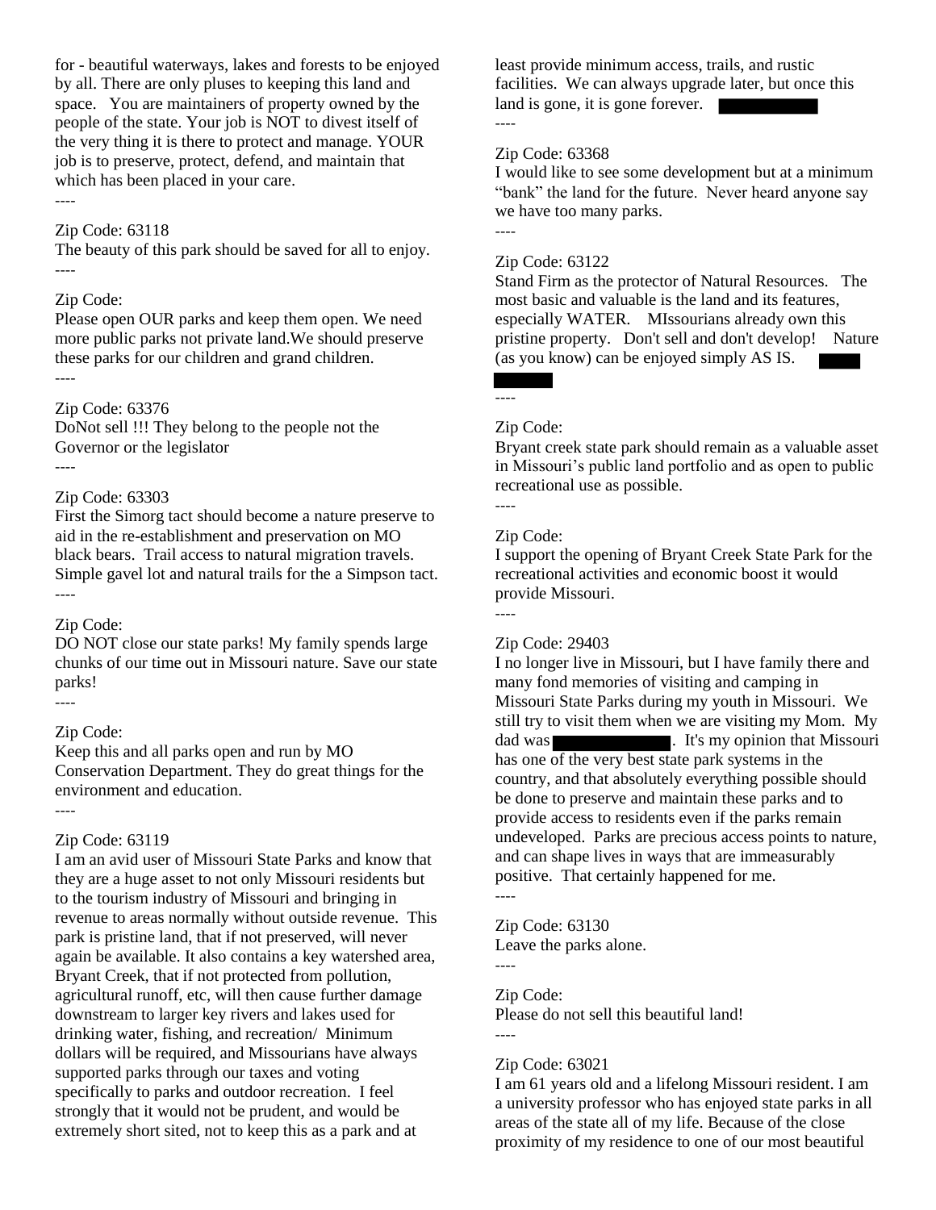for - beautiful waterways, lakes and forests to be enjoyed by all. There are only pluses to keeping this land and space. You are maintainers of property owned by the people of the state. Your job is NOT to divest itself of the very thing it is there to protect and manage. YOUR job is to preserve, protect, defend, and maintain that which has been placed in your care.

----

Zip Code: 63118

The beauty of this park should be saved for all to enjoy.

----

Zip Code:

Please open OUR parks and keep them open. We need more public parks not private land.We should preserve these parks for our children and grand children.

----

Zip Code: 63376

DoNot sell !!! They belong to the people not the Governor or the legislator

----

Zip Code: 63303

First the Simorg tact should become a nature preserve to aid in the re-establishment and preservation on MO black bears. Trail access to natural migration travels. Simple gavel lot and natural trails for the a Simpson tact.

----

Zip Code:

DO NOT close our state parks! My family spends large chunks of our time out in Missouri nature. Save our state parks!

----

Zip Code:

Keep this and all parks open and run by MO Conservation Department. They do great things for the environment and education.

----

Zip Code: 63119

I am an avid user of Missouri State Parks and know that they are a huge asset to not only Missouri residents but to the tourism industry of Missouri and bringing in revenue to areas normally without outside revenue. This park is pristine land, that if not preserved, will never again be available. It also contains a key watershed area, Bryant Creek, that if not protected from pollution, agricultural runoff, etc, will then cause further damage downstream to larger key rivers and lakes used for drinking water, fishing, and recreation/ Minimum dollars will be required, and Missourians have always supported parks through our taxes and voting specifically to parks and outdoor recreation. I feel strongly that it would not be prudent, and would be extremely short sited, not to keep this as a park and at least provide minimum access, trails, and rustic facilities. We can always upgrade later, but once this land is gone, it is gone forever.

----

Zip Code: 63368

I would like to see some development but at a minimum "bank" the land for the future. Never heard anyone say we have too many parks.

----

Zip Code: 63122

Stand Firm as the protector of Natural Resources. The most basic and valuable is the land and its features, especially WATER. MIssourians already own this pristine property. Don't sell and don't develop! Nature (as you know) can be enjoyed simply AS IS.

----

Zip Code:

Bryant creek state park should remain as a valuable asset in Missouri's public land portfolio and as open to public recreational use as possible.

----

Zip Code:

I support the opening of Bryant Creek State Park for the recreational activities and economic boost it would provide Missouri.

----

Zip Code: 29403

I no longer live in Missouri, but I have family there and many fond memories of visiting and camping in Missouri State Parks during my youth in Missouri. We still try to visit them when we are visiting my Mom. My dad was . It's my opinion that Missouri has one of the very best state park systems in the country, and that absolutely everything possible should be done to preserve and maintain these parks and to provide access to residents even if the parks remain undeveloped. Parks are precious access points to nature, and can shape lives in ways that are immeasurably positive. That certainly happened for me.

----

Zip Code: 63130

Leave the parks alone.

----

Zip Code:

Please do not sell this beautiful land!

----

Zip Code: 63021

I am 61 years old and a lifelong Missouri resident. I am a university professor who has enjoyed state parks in all areas of the state all of my life. Because of the close proximity of my residence to one of our most beautiful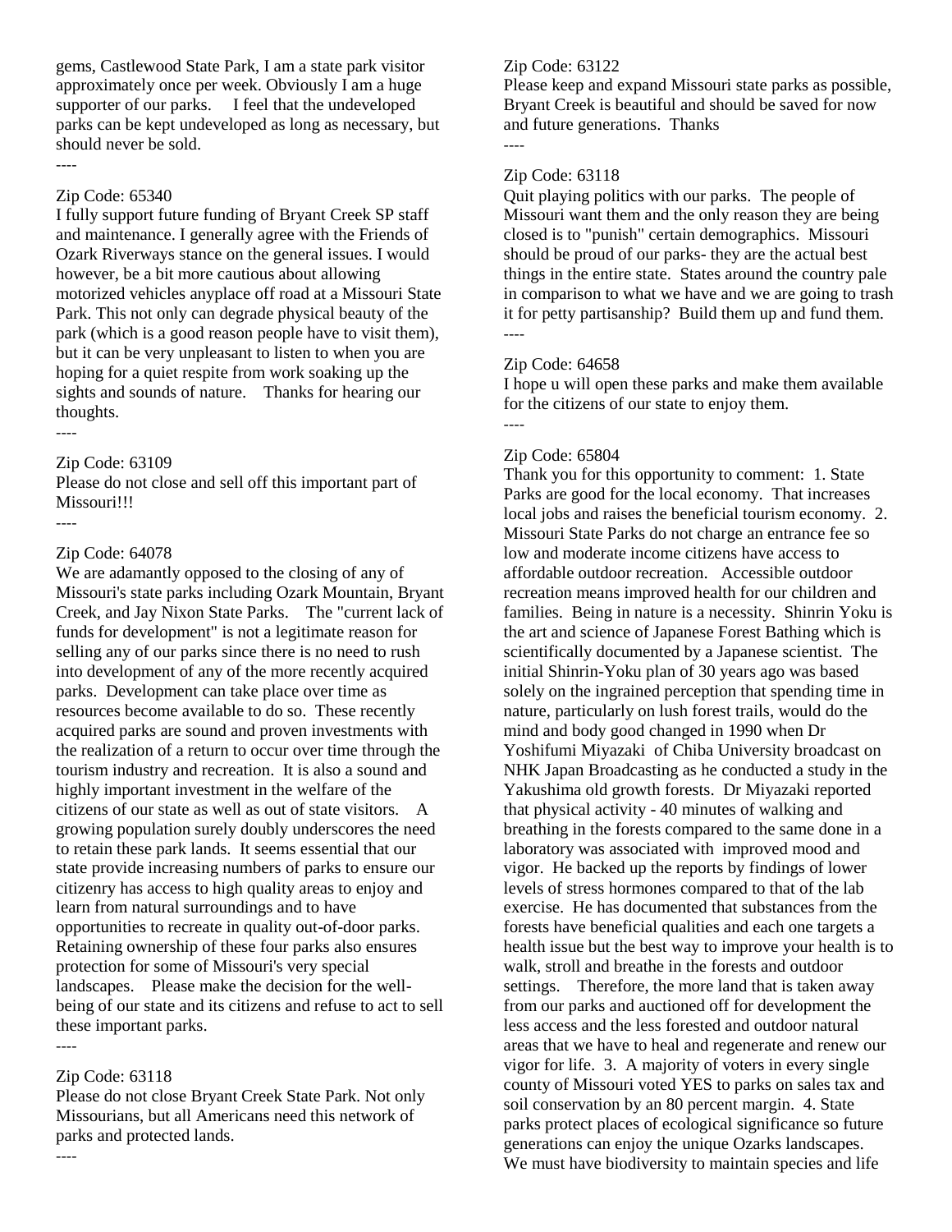gems, Castlewood State Park, I am a state park visitor approximately once per week. Obviously I am a huge supporter of our parks.    I feel that the undeveloped parks can be kept undeveloped as long as necessary, but should never be sold.

----

Zip Code: 65340

I fully support future funding of Bryant Creek SP staff and maintenance. I generally agree with the Friends of Ozark Riverways stance on the general issues. I would however, be a bit more cautious about allowing motorized vehicles anyplace off road at a Missouri State Park. This not only can degrade physical beauty of the park (which is a good reason people have to visit them), but it can be very unpleasant to listen to when you are hoping for a quiet respite from work soaking up the sights and sounds of nature.    Thanks for hearing our thoughts.

----

Zip Code: 63109

Please do not close and sell off this important part of Missouri!!!

----

Zip Code: 64078

We are adamantly opposed to the closing of any of Missouri's state parks including Ozark Mountain, Bryant Creek, and Jay Nixon State Parks.    The "current lack of funds for development" is not a legitimate reason for selling any of our parks since there is no need to rush into development of any of the more recently acquired parks.  Development can take place over time as resources become available to do so.  These recently acquired parks are sound and proven investments with the realization of a return to occur over time through the tourism industry and recreation.  It is also a sound and highly important investment in the welfare of the citizens of our state as well as out of state visitors.    A growing population surely doubly underscores the need to retain these park lands.  It seems essential that our state provide increasing numbers of parks to ensure our citizenry has access to high quality areas to enjoy and learn from natural surroundings and to have opportunities to recreate in quality out-of-door parks. Retaining ownership of these four parks also ensures protection for some of Missouri's very special landscapes.    Please make the decision for the well-being of our state and its citizens and refuse to act to sell these important parks.

----

Zip Code: 63118

Please do not close Bryant Creek State Park. Not only Missourians, but all Americans need this network of parks and protected lands.

----

Zip Code: 63122

Please keep and expand Missouri state parks as possible, Bryant Creek is beautiful and should be saved for now and future generations.  Thanks

----

Zip Code: 63118

Quit playing politics with our parks.  The people of Missouri want them and the only reason they are being closed is to "punish" certain demographics.  Missouri should be proud of our parks- they are the actual best things in the entire state.  States around the country pale in comparison to what we have and we are going to trash it for petty partisanship?  Build them up and fund them.

----

Zip Code: 64658

I hope u will open these parks and make them available for the citizens of our state to enjoy them.

----

Zip Code: 65804

Thank you for this opportunity to comment:  1. State Parks are good for the local economy.  That increases local jobs and raises the beneficial tourism economy.  2. Missouri State Parks do not charge an entrance fee so low and moderate income citizens have access to affordable outdoor recreation.   Accessible outdoor recreation means improved health for our children and families.  Being in nature is a necessity.  Shinrin Yoku is the art and science of Japanese Forest Bathing which is scientifically documented by a Japanese scientist.  The initial Shinrin-Yoku plan of 30 years ago was based solely on the ingrained perception that spending time in nature, particularly on lush forest trails, would do the mind and body good changed in 1990 when Dr Yoshifumi Miyazaki  of Chiba University broadcast on NHK Japan Broadcasting as he conducted a study in the Yakushima old growth forests.  Dr Miyazaki reported that physical activity - 40 minutes of walking and breathing in the forests compared to the same done in a laboratory was associated with  improved mood and vigor.  He backed up the reports by findings of lower levels of stress hormones compared to that of the lab exercise.  He has documented that substances from the forests have beneficial qualities and each one targets a health issue but the best way to improve your health is to walk, stroll and breathe in the forests and outdoor settings.   Therefore, the more land that is taken away from our parks and auctioned off for development the less access and the less forested and outdoor natural areas that we have to heal and regenerate and renew our vigor for life.  3.  A majority of voters in every single county of Missouri voted YES to parks on sales tax and soil conservation by an 80 percent margin.  4. State parks protect places of ecological significance so future generations can enjoy the unique Ozarks landscapes.   We must have biodiversity to maintain species and life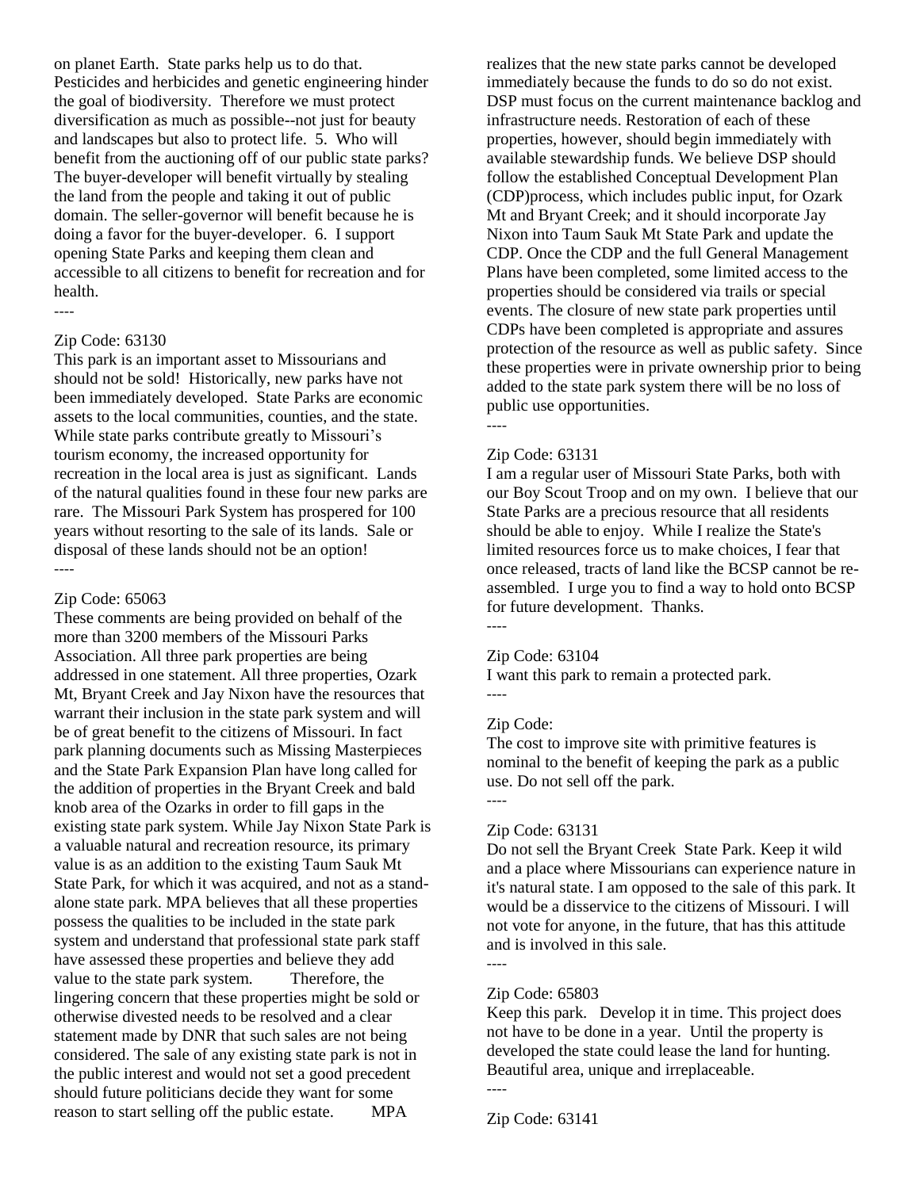on planet Earth. State parks help us to do that. Pesticides and herbicides and genetic engineering hinder the goal of biodiversity. Therefore we must protect diversification as much as possible--not just for beauty and landscapes but also to protect life. 5. Who will benefit from the auctioning off of our public state parks? The buyer-developer will benefit virtually by stealing the land from the people and taking it out of public domain. The seller-governor will benefit because he is doing a favor for the buyer-developer. 6. I support opening State Parks and keeping them clean and accessible to all citizens to benefit for recreation and for health.

----

Zip Code: 63130

This park is an important asset to Missourians and should not be sold! Historically, new parks have not been immediately developed. State Parks are economic assets to the local communities, counties, and the state. While state parks contribute greatly to Missouri's tourism economy, the increased opportunity for recreation in the local area is just as significant. Lands of the natural qualities found in these four new parks are rare. The Missouri Park System has prospered for 100 years without resorting to the sale of its lands. Sale or disposal of these lands should not be an option!

----

Zip Code: 65063

These comments are being provided on behalf of the more than 3200 members of the Missouri Parks Association. All three park properties are being addressed in one statement. All three properties, Ozark Mt, Bryant Creek and Jay Nixon have the resources that warrant their inclusion in the state park system and will be of great benefit to the citizens of Missouri. In fact park planning documents such as Missing Masterpieces and the State Park Expansion Plan have long called for the addition of properties in the Bryant Creek and bald knob area of the Ozarks in order to fill gaps in the existing state park system. While Jay Nixon State Park is a valuable natural and recreation resource, its primary value is as an addition to the existing Taum Sauk Mt State Park, for which it was acquired, and not as a stand-alone state park. MPA believes that all these properties possess the qualities to be included in the state park system and understand that professional state park staff have assessed these properties and believe they add value to the state park system. Therefore, the lingering concern that these properties might be sold or otherwise divested needs to be resolved and a clear statement made by DNR that such sales are not being considered. The sale of any existing state park is not in the public interest and would not set a good precedent should future politicians decide they want for some reason to start selling off the public estate. MPA realizes that the new state parks cannot be developed immediately because the funds to do so do not exist. DSP must focus on the current maintenance backlog and infrastructure needs. Restoration of each of these properties, however, should begin immediately with available stewardship funds. We believe DSP should follow the established Conceptual Development Plan (CDP)process, which includes public input, for Ozark Mt and Bryant Creek; and it should incorporate Jay Nixon into Taum Sauk Mt State Park and update the CDP. Once the CDP and the full General Management Plans have been completed, some limited access to the properties should be considered via trails or special events. The closure of new state park properties until CDPs have been completed is appropriate and assures protection of the resource as well as public safety. Since these properties were in private ownership prior to being added to the state park system there will be no loss of public use opportunities.

----

Zip Code: 63131

I am a regular user of Missouri State Parks, both with our Boy Scout Troop and on my own. I believe that our State Parks are a precious resource that all residents should be able to enjoy. While I realize the State's limited resources force us to make choices, I fear that once released, tracts of land like the BCSP cannot be re-assembled. I urge you to find a way to hold onto BCSP for future development. Thanks.

----

Zip Code: 63104

I want this park to remain a protected park.

----

Zip Code:

The cost to improve site with primitive features is nominal to the benefit of keeping the park as a public use. Do not sell off the park.

----

Zip Code: 63131

Do not sell the Bryant Creek State Park. Keep it wild and a place where Missourians can experience nature in it's natural state. I am opposed to the sale of this park. It would be a disservice to the citizens of Missouri. I will not vote for anyone, in the future, that has this attitude and is involved in this sale.

----

Zip Code: 65803

Keep this park. Develop it in time. This project does not have to be done in a year. Until the property is developed the state could lease the land for hunting. Beautiful area, unique and irreplaceable.

----

Zip Code: 63141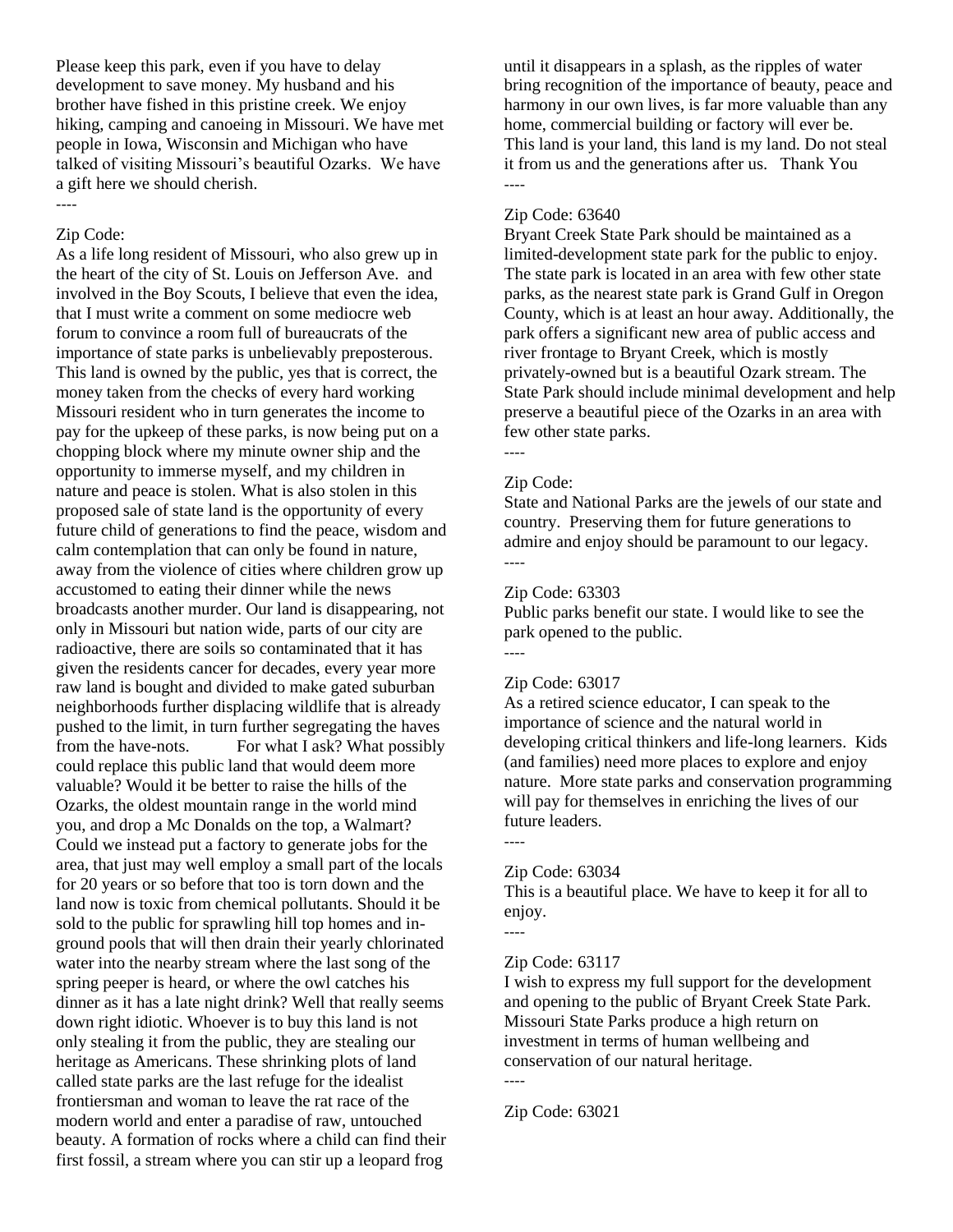Please keep this park, even if you have to delay development to save money. My husband and his brother have fished in this pristine creek. We enjoy hiking, camping and canoeing in Missouri. We have met people in Iowa, Wisconsin and Michigan who have talked of visiting Missouri's beautiful Ozarks. We have a gift here we should cherish.

----

Zip Code:

As a life long resident of Missouri, who also grew up in the heart of the city of St. Louis on Jefferson Ave. and involved in the Boy Scouts, I believe that even the idea, that I must write a comment on some mediocre web forum to convince a room full of bureaucrats of the importance of state parks is unbelievably preposterous. This land is owned by the public, yes that is correct, the money taken from the checks of every hard working Missouri resident who in turn generates the income to pay for the upkeep of these parks, is now being put on a chopping block where my minute owner ship and the opportunity to immerse myself, and my children in nature and peace is stolen. What is also stolen in this proposed sale of state land is the opportunity of every future child of generations to find the peace, wisdom and calm contemplation that can only be found in nature, away from the violence of cities where children grow up accustomed to eating their dinner while the news broadcasts another murder. Our land is disappearing, not only in Missouri but nation wide, parts of our city are radioactive, there are soils so contaminated that it has given the residents cancer for decades, every year more raw land is bought and divided to make gated suburban neighborhoods further displacing wildlife that is already pushed to the limit, in turn further segregating the haves from the have-nots. For what I ask? What possibly could replace this public land that would deem more valuable? Would it be better to raise the hills of the Ozarks, the oldest mountain range in the world mind you, and drop a Mc Donalds on the top, a Walmart? Could we instead put a factory to generate jobs for the area, that just may well employ a small part of the locals for 20 years or so before that too is torn down and the land now is toxic from chemical pollutants. Should it be sold to the public for sprawling hill top homes and in-ground pools that will then drain their yearly chlorinated water into the nearby stream where the last song of the spring peeper is heard, or where the owl catches his dinner as it has a late night drink? Well that really seems down right idiotic. Whoever is to buy this land is not only stealing it from the public, they are stealing our heritage as Americans. These shrinking plots of land called state parks are the last refuge for the idealist frontiersman and woman to leave the rat race of the modern world and enter a paradise of raw, untouched beauty. A formation of rocks where a child can find their first fossil, a stream where you can stir up a leopard frog until it disappears in a splash, as the ripples of water bring recognition of the importance of beauty, peace and harmony in our own lives, is far more valuable than any home, commercial building or factory will ever be. This land is your land, this land is my land. Do not steal it from us and the generations after us. Thank You

----

Zip Code: 63640

Bryant Creek State Park should be maintained as a limited-development state park for the public to enjoy. The state park is located in an area with few other state parks, as the nearest state park is Grand Gulf in Oregon County, which is at least an hour away. Additionally, the park offers a significant new area of public access and river frontage to Bryant Creek, which is mostly privately-owned but is a beautiful Ozark stream. The State Park should include minimal development and help preserve a beautiful piece of the Ozarks in an area with few other state parks.

----

Zip Code:

State and National Parks are the jewels of our state and country. Preserving them for future generations to admire and enjoy should be paramount to our legacy.

----

Zip Code: 63303

Public parks benefit our state. I would like to see the park opened to the public.

----

Zip Code: 63017

As a retired science educator, I can speak to the importance of science and the natural world in developing critical thinkers and life-long learners. Kids (and families) need more places to explore and enjoy nature. More state parks and conservation programming will pay for themselves in enriching the lives of our future leaders.

----

Zip Code: 63034

This is a beautiful place. We have to keep it for all to enjoy.

----

Zip Code: 63117

I wish to express my full support for the development and opening to the public of Bryant Creek State Park. Missouri State Parks produce a high return on investment in terms of human wellbeing and conservation of our natural heritage.

----

Zip Code: 63021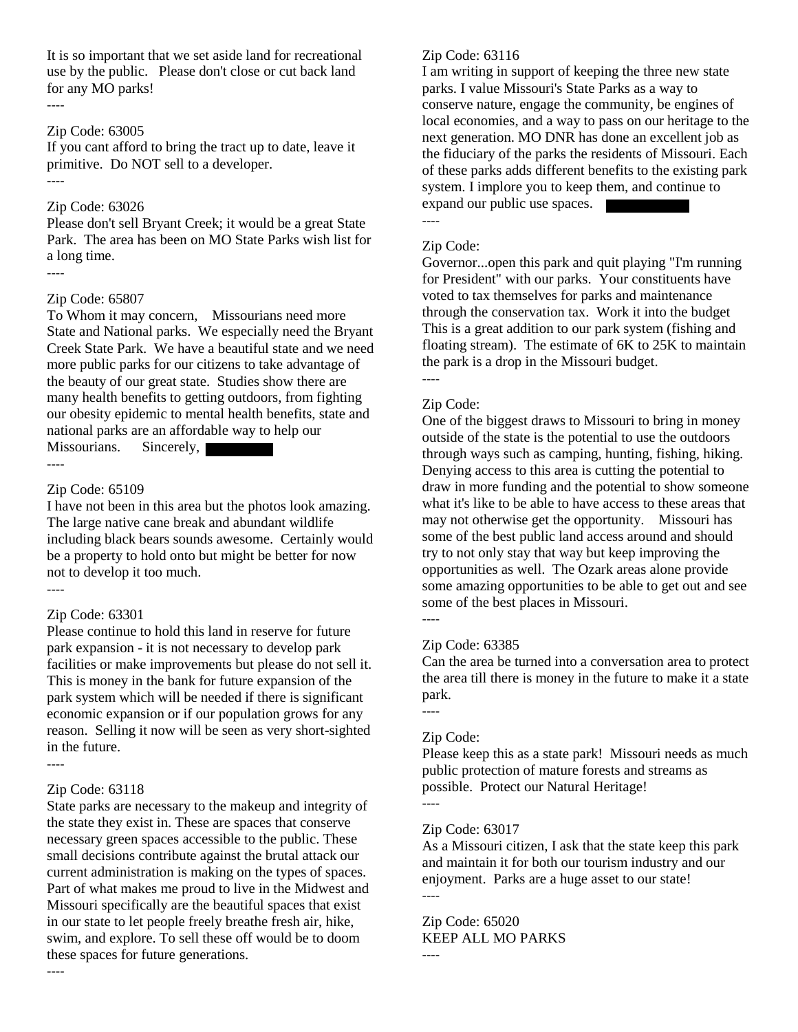It is so important that we set aside land for recreational use by the public. Please don't close or cut back land for any MO parks!

----

Zip Code: 63005

If you cant afford to bring the tract up to date, leave it primitive. Do NOT sell to a developer.

----

Zip Code: 63026

Please don't sell Bryant Creek; it would be a great State Park. The area has been on MO State Parks wish list for a long time.

----

Zip Code: 65807

To Whom it may concern, Missourians need more State and National parks. We especially need the Bryant Creek State Park. We have a beautiful state and we need more public parks for our citizens to take advantage of the beauty of our great state. Studies show there are many health benefits to getting outdoors, from fighting our obesity epidemic to mental health benefits, state and national parks are an affordable way to help our Missourians. Sincerely,

----

Zip Code: 65109

I have not been in this area but the photos look amazing. The large native cane break and abundant wildlife including black bears sounds awesome. Certainly would be a property to hold onto but might be better for now not to develop it too much.

----

Zip Code: 63301

Please continue to hold this land in reserve for future park expansion - it is not necessary to develop park facilities or make improvements but please do not sell it. This is money in the bank for future expansion of the park system which will be needed if there is significant economic expansion or if our population grows for any reason. Selling it now will be seen as very short-sighted in the future.

----

Zip Code: 63118

State parks are necessary to the makeup and integrity of the state they exist in. These are spaces that conserve necessary green spaces accessible to the public. These small decisions contribute against the brutal attack our current administration is making on the types of spaces. Part of what makes me proud to live in the Midwest and Missouri specifically are the beautiful spaces that exist in our state to let people freely breathe fresh air, hike, swim, and explore. To sell these off would be to doom these spaces for future generations.

----

Zip Code: 63116

I am writing in support of keeping the three new state parks. I value Missouri's State Parks as a way to conserve nature, engage the community, be engines of local economies, and a way to pass on our heritage to the next generation. MO DNR has done an excellent job as the fiduciary of the parks the residents of Missouri. Each of these parks adds different benefits to the existing park system. I implore you to keep them, and continue to expand our public use spaces.

----

Zip Code:

Governor...open this park and quit playing "I'm running for President" with our parks. Your constituents have voted to tax themselves for parks and maintenance through the conservation tax. Work it into the budget This is a great addition to our park system (fishing and floating stream). The estimate of 6K to 25K to maintain the park is a drop in the Missouri budget.

----

Zip Code:

One of the biggest draws to Missouri to bring in money outside of the state is the potential to use the outdoors through ways such as camping, hunting, fishing, hiking. Denying access to this area is cutting the potential to draw in more funding and the potential to show someone what it's like to be able to have access to these areas that may not otherwise get the opportunity. Missouri has some of the best public land access around and should try to not only stay that way but keep improving the opportunities as well. The Ozark areas alone provide some amazing opportunities to be able to get out and see some of the best places in Missouri.

----

Zip Code: 63385

Can the area be turned into a conversation area to protect the area till there is money in the future to make it a state park.

----

Zip Code:

Please keep this as a state park! Missouri needs as much public protection of mature forests and streams as possible. Protect our Natural Heritage!

----

Zip Code: 63017

As a Missouri citizen, I ask that the state keep this park and maintain it for both our tourism industry and our enjoyment. Parks are a huge asset to our state!

----

Zip Code: 65020

KEEP ALL MO PARKS

----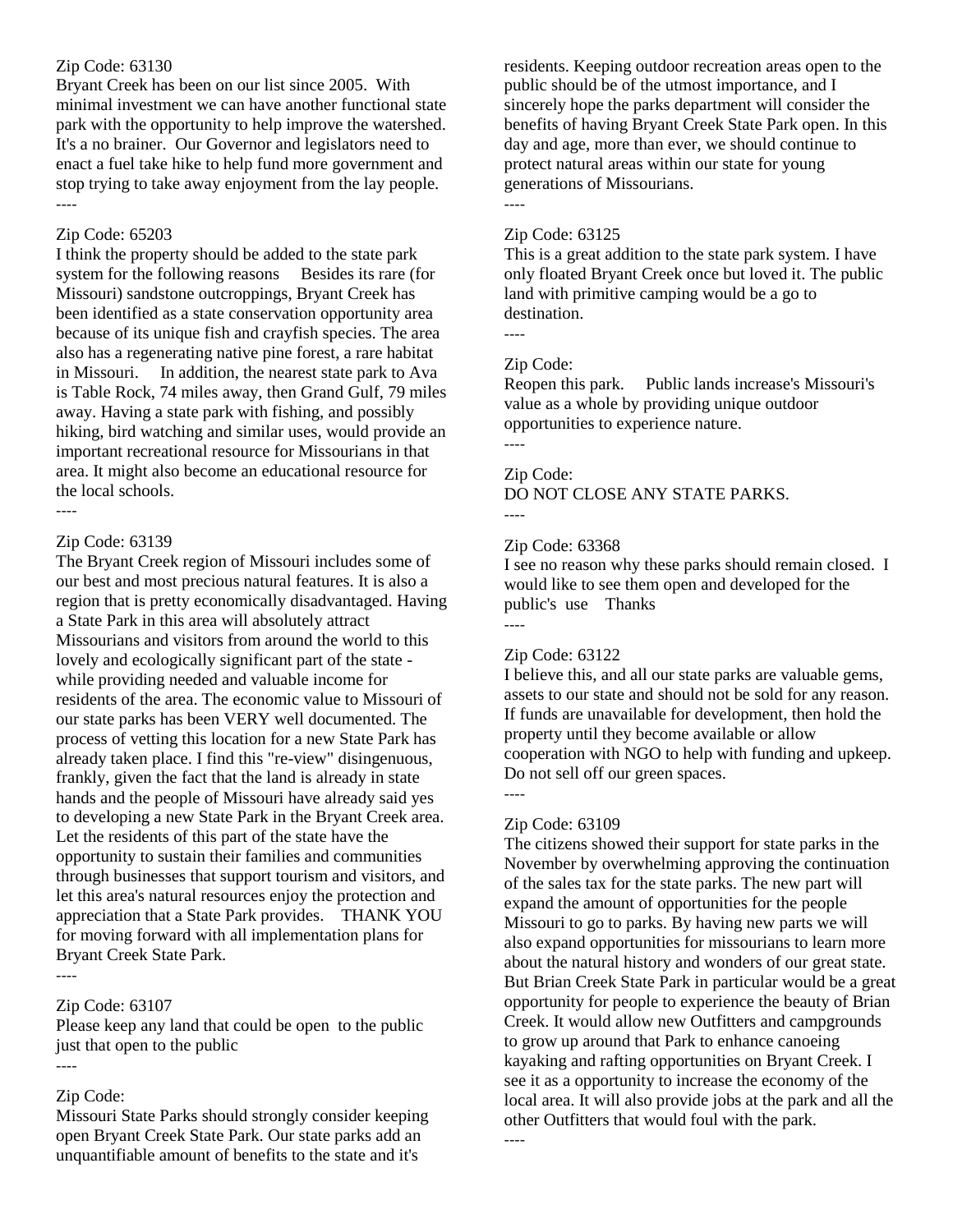Zip Code: 63130

Bryant Creek has been on our list since 2005. With minimal investment we can have another functional state park with the opportunity to help improve the watershed. It's a no brainer. Our Governor and legislators need to enact a fuel take hike to help fund more government and stop trying to take away enjoyment from the lay people.

----

Zip Code: 65203

I think the property should be added to the state park system for the following reasons Besides its rare (for Missouri) sandstone outcroppings, Bryant Creek has been identified as a state conservation opportunity area because of its unique fish and crayfish species. The area also has a regenerating native pine forest, a rare habitat in Missouri. In addition, the nearest state park to Ava is Table Rock, 74 miles away, then Grand Gulf, 79 miles away. Having a state park with fishing, and possibly hiking, bird watching and similar uses, would provide an important recreational resource for Missourians in that area. It might also become an educational resource for the local schools.

----

Zip Code: 63139

The Bryant Creek region of Missouri includes some of our best and most precious natural features. It is also a region that is pretty economically disadvantaged. Having a State Park in this area will absolutely attract Missourians and visitors from around the world to this lovely and ecologically significant part of the state - while providing needed and valuable income for residents of the area. The economic value to Missouri of our state parks has been VERY well documented. The process of vetting this location for a new State Park has already taken place. I find this "re-view" disingenuous, frankly, given the fact that the land is already in state hands and the people of Missouri have already said yes to developing a new State Park in the Bryant Creek area. Let the residents of this part of the state have the opportunity to sustain their families and communities through businesses that support tourism and visitors, and let this area's natural resources enjoy the protection and appreciation that a State Park provides. THANK YOU for moving forward with all implementation plans for Bryant Creek State Park.

----

Zip Code: 63107

Please keep any land that could be open to the public just that open to the public

----

Zip Code:

Missouri State Parks should strongly consider keeping open Bryant Creek State Park. Our state parks add an unquantifiable amount of benefits to the state and it's residents. Keeping outdoor recreation areas open to the public should be of the utmost importance, and I sincerely hope the parks department will consider the benefits of having Bryant Creek State Park open. In this day and age, more than ever, we should continue to protect natural areas within our state for young generations of Missourians.

----

Zip Code: 63125

This is a great addition to the state park system. I have only floated Bryant Creek once but loved it. The public land with primitive camping would be a go to destination.

----

Zip Code:

Reopen this park. Public lands increase's Missouri's value as a whole by providing unique outdoor opportunities to experience nature.

----

Zip Code:

DO NOT CLOSE ANY STATE PARKS.

----

Zip Code: 63368

I see no reason why these parks should remain closed. I would like to see them open and developed for the public's use Thanks

----

Zip Code: 63122

I believe this, and all our state parks are valuable gems, assets to our state and should not be sold for any reason. If funds are unavailable for development, then hold the property until they become available or allow cooperation with NGO to help with funding and upkeep. Do not sell off our green spaces.

----

Zip Code: 63109

The citizens showed their support for state parks in the November by overwhelming approving the continuation of the sales tax for the state parks. The new part will expand the amount of opportunities for the people Missouri to go to parks. By having new parts we will also expand opportunities for missourians to learn more about the natural history and wonders of our great state. But Brian Creek State Park in particular would be a great opportunity for people to experience the beauty of Brian Creek. It would allow new Outfitters and campgrounds to grow up around that Park to enhance canoeing kayaking and rafting opportunities on Bryant Creek. I see it as a opportunity to increase the economy of the local area. It will also provide jobs at the park and all the other Outfitters that would foul with the park.

----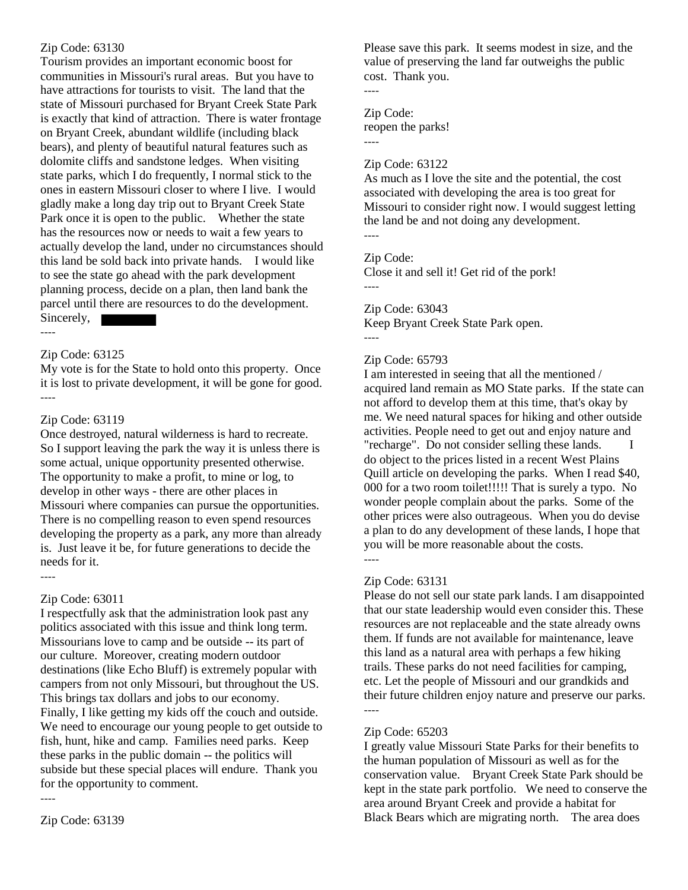Zip Code: 63130
Tourism provides an important economic boost for communities in Missouri's rural areas. But you have to have attractions for tourists to visit. The land that the state of Missouri purchased for Bryant Creek State Park is exactly that kind of attraction. There is water frontage on Bryant Creek, abundant wildlife (including black bears), and plenty of beautiful natural features such as dolomite cliffs and sandstone ledges. When visiting state parks, which I do frequently, I normal stick to the ones in eastern Missouri closer to where I live. I would gladly make a long day trip out to Bryant Creek State Park once it is open to the public. Whether the state has the resources now or needs to wait a few years to actually develop the land, under no circumstances should this land be sold back into private hands. I would like to see the state go ahead with the park development planning process, decide on a plan, then land bank the parcel until there are resources to do the development.
Sincerely,

----

Zip Code: 63125
My vote is for the State to hold onto this property. Once it is lost to private development, it will be gone for good.

----

Zip Code: 63119
Once destroyed, natural wilderness is hard to recreate. So I support leaving the park the way it is unless there is some actual, unique opportunity presented otherwise. The opportunity to make a profit, to mine or log, to develop in other ways - there are other places in Missouri where companies can pursue the opportunities. There is no compelling reason to even spend resources developing the property as a park, any more than already is. Just leave it be, for future generations to decide the needs for it.

----

Zip Code: 63011
I respectfully ask that the administration look past any politics associated with this issue and think long term. Missourians love to camp and be outside -- its part of our culture. Moreover, creating modern outdoor destinations (like Echo Bluff) is extremely popular with campers from not only Missouri, but throughout the US. This brings tax dollars and jobs to our economy. Finally, I like getting my kids off the couch and outside. We need to encourage our young people to get outside to fish, hunt, hike and camp. Families need parks. Keep these parks in the public domain -- the politics will subside but these special places will endure. Thank you for the opportunity to comment.

----

Zip Code: 63139
Please save this park. It seems modest in size, and the value of preserving the land far outweighs the public cost. Thank you.

----

Zip Code:
reopen the parks!

----

Zip Code: 63122
As much as I love the site and the potential, the cost associated with developing the area is too great for Missouri to consider right now. I would suggest letting the land be and not doing any development.

----

Zip Code:
Close it and sell it! Get rid of the pork!

----

Zip Code: 63043
Keep Bryant Creek State Park open.

----

Zip Code: 65793
I am interested in seeing that all the mentioned / acquired land remain as MO State parks. If the state can not afford to develop them at this time, that's okay by me. We need natural spaces for hiking and other outside activities. People need to get out and enjoy nature and "recharge". Do not consider selling these lands. I do object to the prices listed in a recent West Plains Quill article on developing the parks. When I read $40, 000 for a two room toilet!!!!! That is surely a typo. No wonder people complain about the parks. Some of the other prices were also outrageous. When you do devise a plan to do any development of these lands, I hope that you will be more reasonable about the costs.

----

Zip Code: 63131
Please do not sell our state park lands. I am disappointed that our state leadership would even consider this. These resources are not replaceable and the state already owns them. If funds are not available for maintenance, leave this land as a natural area with perhaps a few hiking trails. These parks do not need facilities for camping, etc. Let the people of Missouri and our grandkids and their future children enjoy nature and preserve our parks.

----

Zip Code: 65203
I greatly value Missouri State Parks for their benefits to the human population of Missouri as well as for the conservation value. Bryant Creek State Park should be kept in the state park portfolio. We need to conserve the area around Bryant Creek and provide a habitat for Black Bears which are migrating north. The area does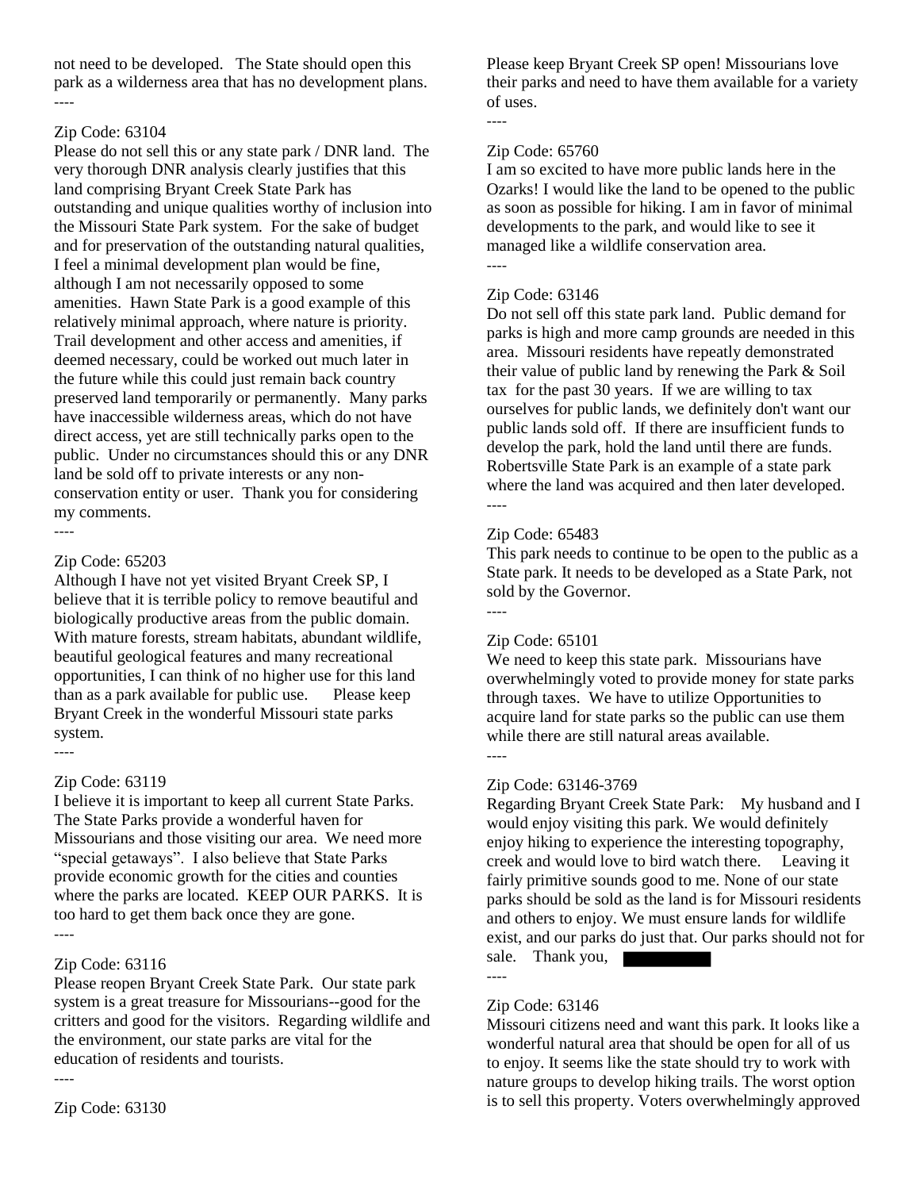not need to be developed. The State should open this park as a wilderness area that has no development plans.

----

Zip Code: 63104

Please do not sell this or any state park / DNR land. The very thorough DNR analysis clearly justifies that this land comprising Bryant Creek State Park has outstanding and unique qualities worthy of inclusion into the Missouri State Park system. For the sake of budget and for preservation of the outstanding natural qualities, I feel a minimal development plan would be fine, although I am not necessarily opposed to some amenities. Hawn State Park is a good example of this relatively minimal approach, where nature is priority. Trail development and other access and amenities, if deemed necessary, could be worked out much later in the future while this could just remain back country preserved land temporarily or permanently. Many parks have inaccessible wilderness areas, which do not have direct access, yet are still technically parks open to the public. Under no circumstances should this or any DNR land be sold off to private interests or any non-conservation entity or user. Thank you for considering my comments.

----

Zip Code: 65203

Although I have not yet visited Bryant Creek SP, I believe that it is terrible policy to remove beautiful and biologically productive areas from the public domain. With mature forests, stream habitats, abundant wildlife, beautiful geological features and many recreational opportunities, I can think of no higher use for this land than as a park available for public use. Please keep Bryant Creek in the wonderful Missouri state parks system.

----

Zip Code: 63119

I believe it is important to keep all current State Parks. The State Parks provide a wonderful haven for Missourians and those visiting our area. We need more "special getaways". I also believe that State Parks provide economic growth for the cities and counties where the parks are located. KEEP OUR PARKS. It is too hard to get them back once they are gone.

----

Zip Code: 63116

Please reopen Bryant Creek State Park. Our state park system is a great treasure for Missourians--good for the critters and good for the visitors. Regarding wildlife and the environment, our state parks are vital for the education of residents and tourists.

----

Zip Code: 63130

Please keep Bryant Creek SP open! Missourians love their parks and need to have them available for a variety of uses.

----

Zip Code: 65760

I am so excited to have more public lands here in the Ozarks! I would like the land to be opened to the public as soon as possible for hiking. I am in favor of minimal developments to the park, and would like to see it managed like a wildlife conservation area.

----

Zip Code: 63146

Do not sell off this state park land. Public demand for parks is high and more camp grounds are needed in this area. Missouri residents have repeatly demonstrated their value of public land by renewing the Park & Soil tax for the past 30 years. If we are willing to tax ourselves for public lands, we definitely don't want our public lands sold off. If there are insufficient funds to develop the park, hold the land until there are funds. Robertsville State Park is an example of a state park where the land was acquired and then later developed.

----

Zip Code: 65483

This park needs to continue to be open to the public as a State park. It needs to be developed as a State Park, not sold by the Governor.

----

Zip Code: 65101

We need to keep this state park. Missourians have overwhelmingly voted to provide money for state parks through taxes. We have to utilize Opportunities to acquire land for state parks so the public can use them while there are still natural areas available.

----

Zip Code: 63146-3769

Regarding Bryant Creek State Park: My husband and I would enjoy visiting this park. We would definitely enjoy hiking to experience the interesting topography, creek and would love to bird watch there. Leaving it fairly primitive sounds good to me. None of our state parks should be sold as the land is for Missouri residents and others to enjoy. We must ensure lands for wildlife exist, and our parks do just that. Our parks should not for sale. Thank you, [redacted]

----

Zip Code: 63146

Missouri citizens need and want this park. It looks like a wonderful natural area that should be open for all of us to enjoy. It seems like the state should try to work with nature groups to develop hiking trails. The worst option is to sell this property. Voters overwhelmingly approved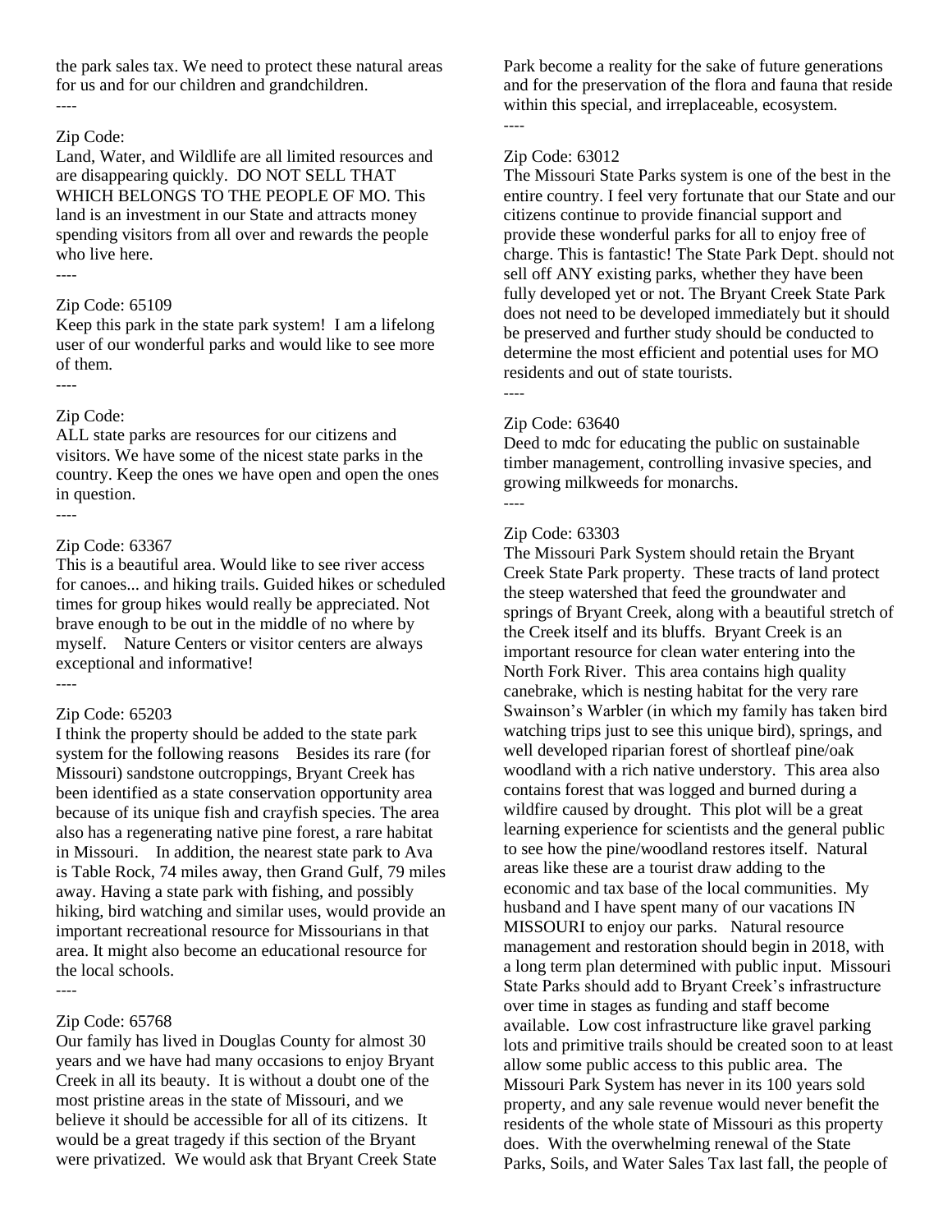the park sales tax. We need to protect these natural areas for us and for our children and grandchildren.

----

Zip Code:

Land, Water, and Wildlife are all limited resources and are disappearing quickly. DO NOT SELL THAT WHICH BELONGS TO THE PEOPLE OF MO. This land is an investment in our State and attracts money spending visitors from all over and rewards the people who live here.

----

Zip Code: 65109

Keep this park in the state park system! I am a lifelong user of our wonderful parks and would like to see more of them.

----

Zip Code:

ALL state parks are resources for our citizens and visitors. We have some of the nicest state parks in the country. Keep the ones we have open and open the ones in question.

----

Zip Code: 63367

This is a beautiful area. Would like to see river access for canoes... and hiking trails. Guided hikes or scheduled times for group hikes would really be appreciated. Not brave enough to be out in the middle of no where by myself. Nature Centers or visitor centers are always exceptional and informative!

----

Zip Code: 65203

I think the property should be added to the state park system for the following reasons Besides its rare (for Missouri) sandstone outcroppings, Bryant Creek has been identified as a state conservation opportunity area because of its unique fish and crayfish species. The area also has a regenerating native pine forest, a rare habitat in Missouri. In addition, the nearest state park to Ava is Table Rock, 74 miles away, then Grand Gulf, 79 miles away. Having a state park with fishing, and possibly hiking, bird watching and similar uses, would provide an important recreational resource for Missourians in that area. It might also become an educational resource for the local schools.

----

Zip Code: 65768

Our family has lived in Douglas County for almost 30 years and we have had many occasions to enjoy Bryant Creek in all its beauty. It is without a doubt one of the most pristine areas in the state of Missouri, and we believe it should be accessible for all of its citizens. It would be a great tragedy if this section of the Bryant were privatized. We would ask that Bryant Creek State Park become a reality for the sake of future generations and for the preservation of the flora and fauna that reside within this special, and irreplaceable, ecosystem.

----

Zip Code: 63012

The Missouri State Parks system is one of the best in the entire country. I feel very fortunate that our State and our citizens continue to provide financial support and provide these wonderful parks for all to enjoy free of charge. This is fantastic! The State Park Dept. should not sell off ANY existing parks, whether they have been fully developed yet or not. The Bryant Creek State Park does not need to be developed immediately but it should be preserved and further study should be conducted to determine the most efficient and potential uses for MO residents and out of state tourists.

----

Zip Code: 63640

Deed to mdc for educating the public on sustainable timber management, controlling invasive species, and growing milkweeds for monarchs.

----

Zip Code: 63303

The Missouri Park System should retain the Bryant Creek State Park property. These tracts of land protect the steep watershed that feed the groundwater and springs of Bryant Creek, along with a beautiful stretch of the Creek itself and its bluffs. Bryant Creek is an important resource for clean water entering into the North Fork River. This area contains high quality canebrake, which is nesting habitat for the very rare Swainson's Warbler (in which my family has taken bird watching trips just to see this unique bird), springs, and well developed riparian forest of shortleaf pine/oak woodland with a rich native understory. This area also contains forest that was logged and burned during a wildfire caused by drought. This plot will be a great learning experience for scientists and the general public to see how the pine/woodland restores itself. Natural areas like these are a tourist draw adding to the economic and tax base of the local communities. My husband and I have spent many of our vacations IN MISSOURI to enjoy our parks. Natural resource management and restoration should begin in 2018, with a long term plan determined with public input. Missouri State Parks should add to Bryant Creek's infrastructure over time in stages as funding and staff become available. Low cost infrastructure like gravel parking lots and primitive trails should be created soon to at least allow some public access to this public area. The Missouri Park System has never in its 100 years sold property, and any sale revenue would never benefit the residents of the whole state of Missouri as this property does. With the overwhelming renewal of the State Parks, Soils, and Water Sales Tax last fall, the people of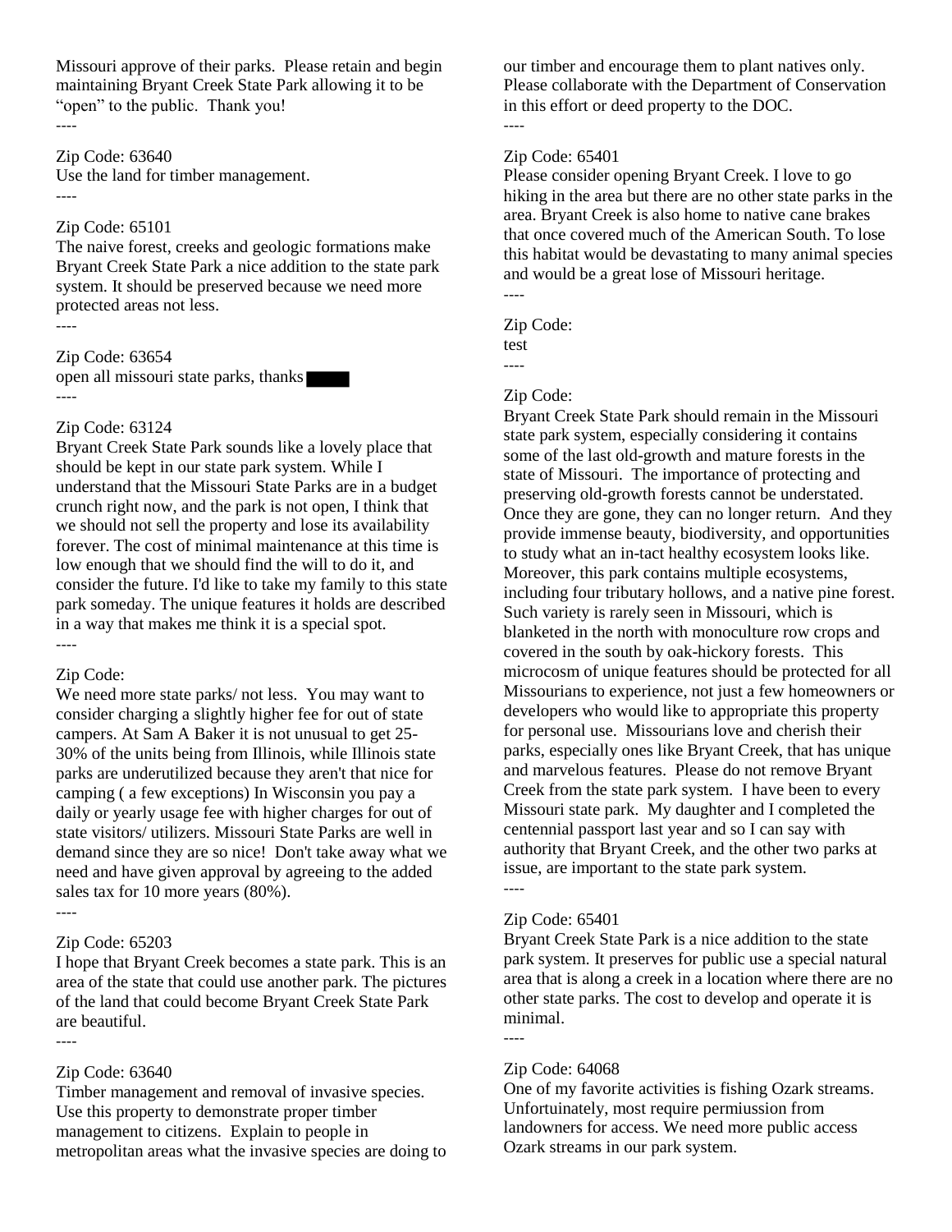Missouri approve of their parks. Please retain and begin maintaining Bryant Creek State Park allowing it to be "open" to the public. Thank you!

----

Zip Code: 63640

Use the land for timber management.

----

Zip Code: 65101

The naive forest, creeks and geologic formations make Bryant Creek State Park a nice addition to the state park system. It should be preserved because we need more protected areas not less.

----

Zip Code: 63654

open all missouri state parks, thanks

----

Zip Code: 63124

Bryant Creek State Park sounds like a lovely place that should be kept in our state park system. While I understand that the Missouri State Parks are in a budget crunch right now, and the park is not open, I think that we should not sell the property and lose its availability forever. The cost of minimal maintenance at this time is low enough that we should find the will to do it, and consider the future. I'd like to take my family to this state park someday. The unique features it holds are described in a way that makes me think it is a special spot.

----

Zip Code:

We need more state parks/ not less. You may want to consider charging a slightly higher fee for out of state campers. At Sam A Baker it is not unusual to get 25-30% of the units being from Illinois, while Illinois state parks are underutilized because they aren't that nice for camping ( a few exceptions) In Wisconsin you pay a daily or yearly usage fee with higher charges for out of state visitors/ utilizers. Missouri State Parks are well in demand since they are so nice! Don't take away what we need and have given approval by agreeing to the added sales tax for 10 more years (80%).

----

Zip Code: 65203

I hope that Bryant Creek becomes a state park. This is an area of the state that could use another park. The pictures of the land that could become Bryant Creek State Park are beautiful.

----

Zip Code: 63640

Timber management and removal of invasive species. Use this property to demonstrate proper timber management to citizens. Explain to people in metropolitan areas what the invasive species are doing to our timber and encourage them to plant natives only. Please collaborate with the Department of Conservation in this effort or deed property to the DOC.

----

Zip Code: 65401

Please consider opening Bryant Creek. I love to go hiking in the area but there are no other state parks in the area. Bryant Creek is also home to native cane brakes that once covered much of the American South. To lose this habitat would be devastating to many animal species and would be a great lose of Missouri heritage.

----

Zip Code:

test

----

Zip Code:

Bryant Creek State Park should remain in the Missouri state park system, especially considering it contains some of the last old-growth and mature forests in the state of Missouri. The importance of protecting and preserving old-growth forests cannot be understated. Once they are gone, they can no longer return. And they provide immense beauty, biodiversity, and opportunities to study what an in-tact healthy ecosystem looks like. Moreover, this park contains multiple ecosystems, including four tributary hollows, and a native pine forest. Such variety is rarely seen in Missouri, which is blanketed in the north with monoculture row crops and covered in the south by oak-hickory forests. This microcosm of unique features should be protected for all Missourians to experience, not just a few homeowners or developers who would like to appropriate this property for personal use. Missourians love and cherish their parks, especially ones like Bryant Creek, that has unique and marvelous features. Please do not remove Bryant Creek from the state park system. I have been to every Missouri state park. My daughter and I completed the centennial passport last year and so I can say with authority that Bryant Creek, and the other two parks at issue, are important to the state park system.

----

Zip Code: 65401

Bryant Creek State Park is a nice addition to the state park system. It preserves for public use a special natural area that is along a creek in a location where there are no other state parks. The cost to develop and operate it is minimal.

----

Zip Code: 64068

One of my favorite activities is fishing Ozark streams. Unfortuinately, most require permiussion from landowners for access. We need more public access Ozark streams in our park system.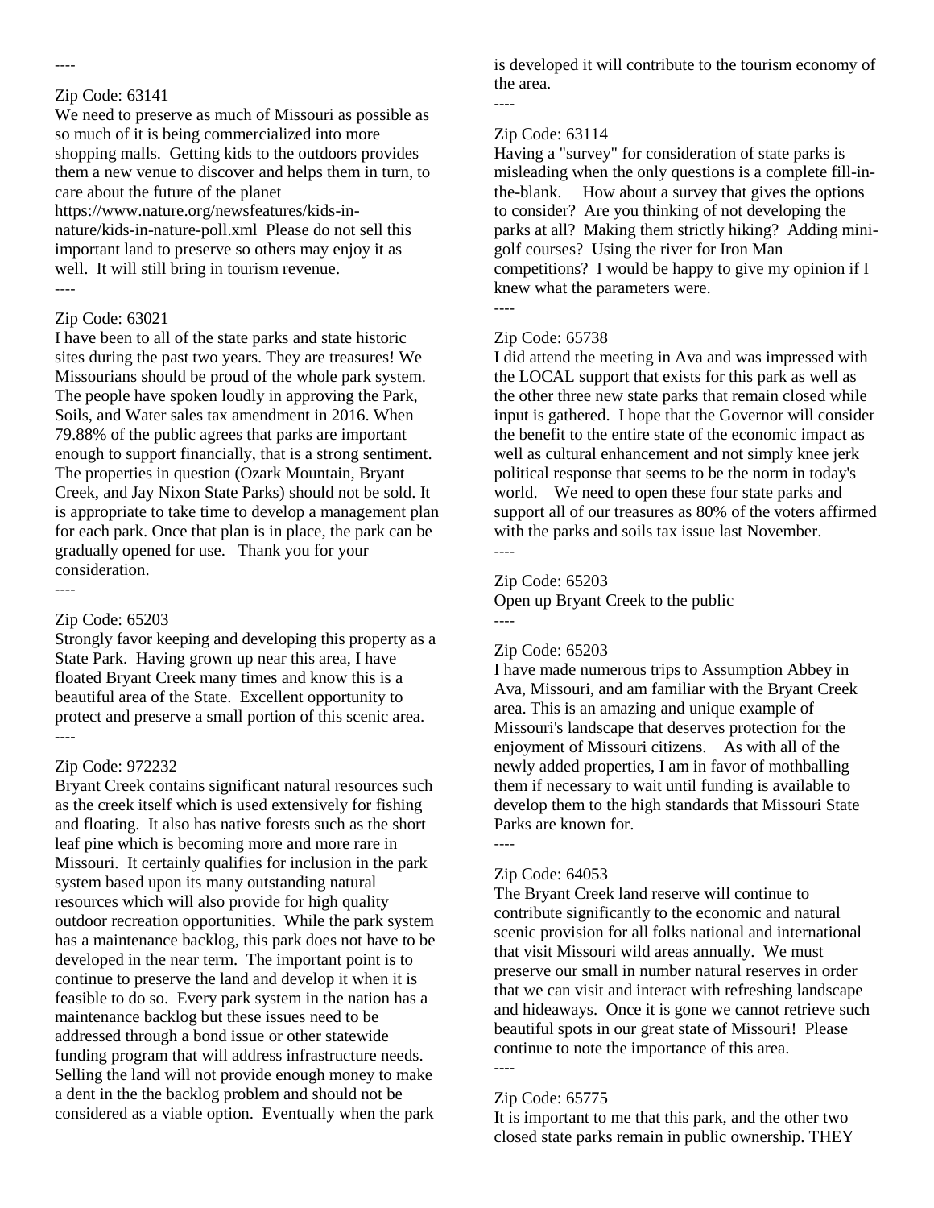----

Zip Code: 63141

We need to preserve as much of Missouri as possible as so much of it is being commercialized into more shopping malls. Getting kids to the outdoors provides them a new venue to discover and helps them in turn, to care about the future of the planet https://www.nature.org/newsfeatures/kids-in-nature/kids-in-nature-poll.xml Please do not sell this important land to preserve so others may enjoy it as well. It will still bring in tourism revenue.

----

Zip Code: 63021

I have been to all of the state parks and state historic sites during the past two years. They are treasures! We Missourians should be proud of the whole park system. The people have spoken loudly in approving the Park, Soils, and Water sales tax amendment in 2016. When 79.88% of the public agrees that parks are important enough to support financially, that is a strong sentiment. The properties in question (Ozark Mountain, Bryant Creek, and Jay Nixon State Parks) should not be sold. It is appropriate to take time to develop a management plan for each park. Once that plan is in place, the park can be gradually opened for use. Thank you for your consideration.

----

Zip Code: 65203

Strongly favor keeping and developing this property as a State Park. Having grown up near this area, I have floated Bryant Creek many times and know this is a beautiful area of the State. Excellent opportunity to protect and preserve a small portion of this scenic area.

----

Zip Code: 972232

Bryant Creek contains significant natural resources such as the creek itself which is used extensively for fishing and floating. It also has native forests such as the short leaf pine which is becoming more and more rare in Missouri. It certainly qualifies for inclusion in the park system based upon its many outstanding natural resources which will also provide for high quality outdoor recreation opportunities. While the park system has a maintenance backlog, this park does not have to be developed in the near term. The important point is to continue to preserve the land and develop it when it is feasible to do so. Every park system in the nation has a maintenance backlog but these issues need to be addressed through a bond issue or other statewide funding program that will address infrastructure needs. Selling the land will not provide enough money to make a dent in the the backlog problem and should not be considered as a viable option. Eventually when the park is developed it will contribute to the tourism economy of the area.

----

Zip Code: 63114

Having a "survey" for consideration of state parks is misleading when the only questions is a complete fill-in-the-blank. How about a survey that gives the options to consider? Are you thinking of not developing the parks at all? Making them strictly hiking? Adding mini-golf courses? Using the river for Iron Man competitions? I would be happy to give my opinion if I knew what the parameters were.

----

Zip Code: 65738

I did attend the meeting in Ava and was impressed with the LOCAL support that exists for this park as well as the other three new state parks that remain closed while input is gathered. I hope that the Governor will consider the benefit to the entire state of the economic impact as well as cultural enhancement and not simply knee jerk political response that seems to be the norm in today's world. We need to open these four state parks and support all of our treasures as 80% of the voters affirmed with the parks and soils tax issue last November.

----

Zip Code: 65203

Open up Bryant Creek to the public

----

Zip Code: 65203

I have made numerous trips to Assumption Abbey in Ava, Missouri, and am familiar with the Bryant Creek area. This is an amazing and unique example of Missouri's landscape that deserves protection for the enjoyment of Missouri citizens. As with all of the newly added properties, I am in favor of mothballing them if necessary to wait until funding is available to develop them to the high standards that Missouri State Parks are known for.

----

Zip Code: 64053

The Bryant Creek land reserve will continue to contribute significantly to the economic and natural scenic provision for all folks national and international that visit Missouri wild areas annually. We must preserve our small in number natural reserves in order that we can visit and interact with refreshing landscape and hideaways. Once it is gone we cannot retrieve such beautiful spots in our great state of Missouri! Please continue to note the importance of this area.

----

Zip Code: 65775

It is important to me that this park, and the other two closed state parks remain in public ownership. THEY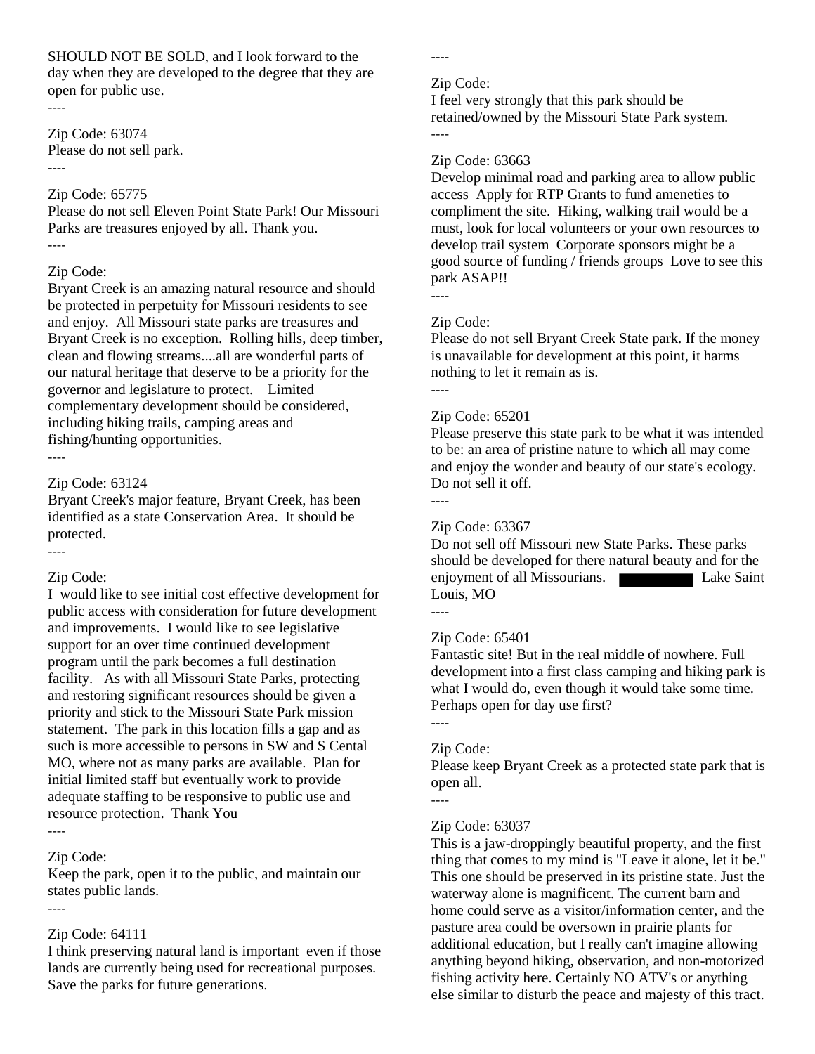SHOULD NOT BE SOLD, and I look forward to the day when they are developed to the degree that they are open for public use.

----

Zip Code: 63074
Please do not sell park.

----

Zip Code: 65775
Please do not sell Eleven Point State Park! Our Missouri Parks are treasures enjoyed by all. Thank you.

----

Zip Code:
Bryant Creek is an amazing natural resource and should be protected in perpetuity for Missouri residents to see and enjoy. All Missouri state parks are treasures and Bryant Creek is no exception. Rolling hills, deep timber, clean and flowing streams....all are wonderful parts of our natural heritage that deserve to be a priority for the governor and legislature to protect. Limited complementary development should be considered, including hiking trails, camping areas and fishing/hunting opportunities.

----

Zip Code: 63124
Bryant Creek's major feature, Bryant Creek, has been identified as a state Conservation Area. It should be protected.

----

Zip Code:
I would like to see initial cost effective development for public access with consideration for future development and improvements. I would like to see legislative support for an over time continued development program until the park becomes a full destination facility. As with all Missouri State Parks, protecting and restoring significant resources should be given a priority and stick to the Missouri State Park mission statement. The park in this location fills a gap and as such is more accessible to persons in SW and S Cental MO, where not as many parks are available. Plan for initial limited staff but eventually work to provide adequate staffing to be responsive to public use and resource protection. Thank You

----

Zip Code:
Keep the park, open it to the public, and maintain our states public lands.

----

Zip Code: 64111
I think preserving natural land is important even if those lands are currently being used for recreational purposes. Save the parks for future generations.

----

Zip Code:
I feel very strongly that this park should be retained/owned by the Missouri State Park system.

----

Zip Code: 63663
Develop minimal road and parking area to allow public access Apply for RTP Grants to fund ameneties to compliment the site. Hiking, walking trail would be a must, look for local volunteers or your own resources to develop trail system Corporate sponsors might be a good source of funding / friends groups Love to see this park ASAP!!

----

Zip Code:
Please do not sell Bryant Creek State park. If the money is unavailable for development at this point, it harms nothing to let it remain as is.

----

Zip Code: 65201
Please preserve this state park to be what it was intended to be: an area of pristine nature to which all may come and enjoy the wonder and beauty of our state's ecology. Do not sell it off.

----

Zip Code: 63367
Do not sell off Missouri new State Parks. These parks should be developed for there natural beauty and for the enjoyment of all Missourians. ████████ Lake Saint Louis, MO

----

Zip Code: 65401
Fantastic site! But in the real middle of nowhere. Full development into a first class camping and hiking park is what I would do, even though it would take some time. Perhaps open for day use first?

----

Zip Code:
Please keep Bryant Creek as a protected state park that is open all.

----

Zip Code: 63037
This is a jaw-droppingly beautiful property, and the first thing that comes to my mind is "Leave it alone, let it be." This one should be preserved in its pristine state. Just the waterway alone is magnificent. The current barn and home could serve as a visitor/information center, and the pasture area could be oversown in prairie plants for additional education, but I really can't imagine allowing anything beyond hiking, observation, and non-motorized fishing activity here. Certainly NO ATV's or anything else similar to disturb the peace and majesty of this tract.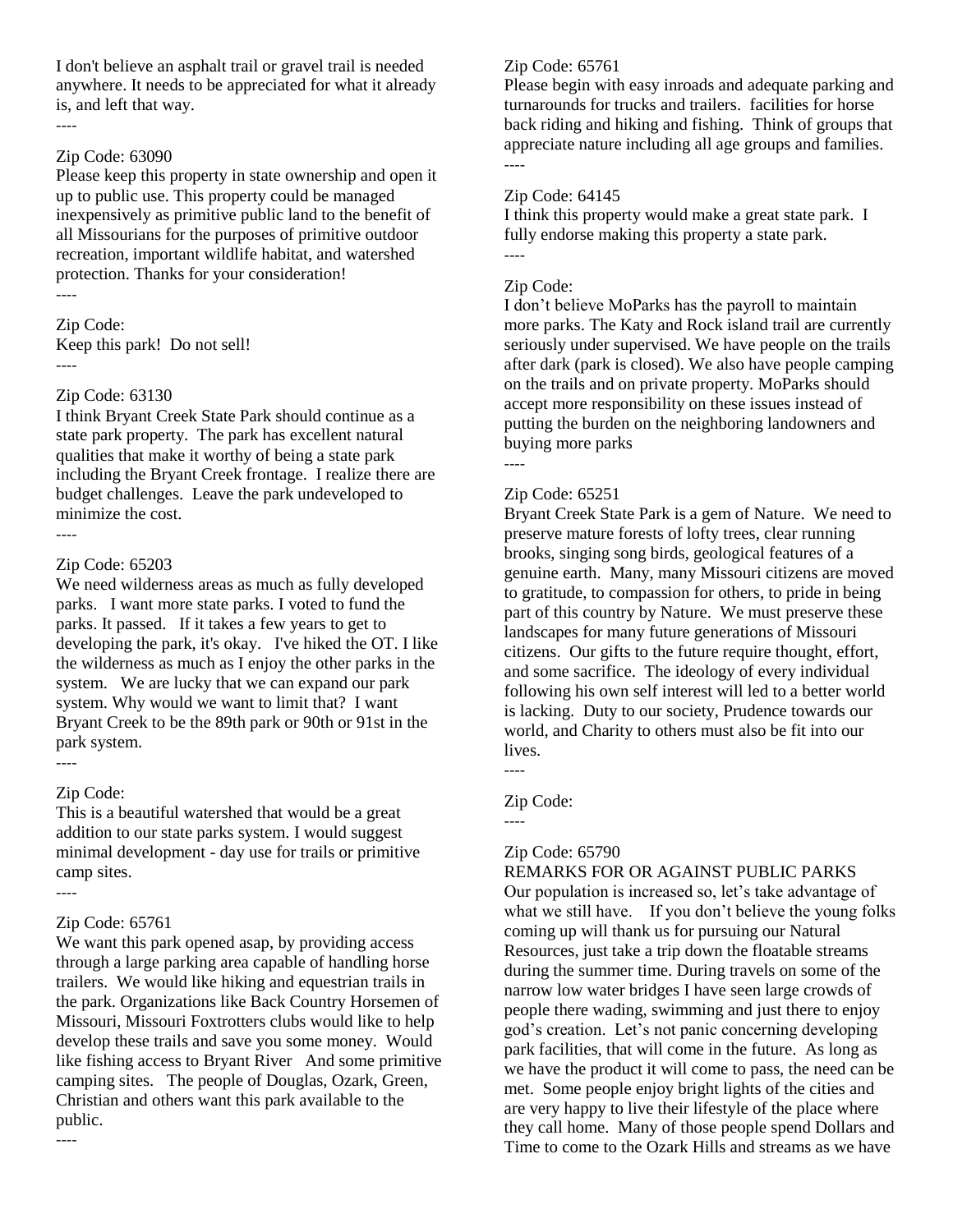I don't believe an asphalt trail or gravel trail is needed anywhere. It needs to be appreciated for what it already is, and left that way.

----

Zip Code: 63090

Please keep this property in state ownership and open it up to public use. This property could be managed inexpensively as primitive public land to the benefit of all Missourians for the purposes of primitive outdoor recreation, important wildlife habitat, and watershed protection. Thanks for your consideration!

----

Zip Code:

Keep this park! Do not sell!

----

Zip Code: 63130

I think Bryant Creek State Park should continue as a state park property. The park has excellent natural qualities that make it worthy of being a state park including the Bryant Creek frontage. I realize there are budget challenges. Leave the park undeveloped to minimize the cost.

----

Zip Code: 65203

We need wilderness areas as much as fully developed parks. I want more state parks. I voted to fund the parks. It passed. If it takes a few years to get to developing the park, it's okay. I've hiked the OT. I like the wilderness as much as I enjoy the other parks in the system. We are lucky that we can expand our park system. Why would we want to limit that? I want Bryant Creek to be the 89th park or 90th or 91st in the park system.

----

Zip Code:

This is a beautiful watershed that would be a great addition to our state parks system. I would suggest minimal development - day use for trails or primitive camp sites.

----

Zip Code: 65761

We want this park opened asap, by providing access through a large parking area capable of handling horse trailers. We would like hiking and equestrian trails in the park. Organizations like Back Country Horsemen of Missouri, Missouri Foxtrotters clubs would like to help develop these trails and save you some money. Would like fishing access to Bryant River And some primitive camping sites. The people of Douglas, Ozark, Green, Christian and others want this park available to the public.

----

Zip Code: 65761

Please begin with easy inroads and adequate parking and turnarounds for trucks and trailers. facilities for horse back riding and hiking and fishing. Think of groups that appreciate nature including all age groups and families.

----

Zip Code: 64145

I think this property would make a great state park. I fully endorse making this property a state park.

----

Zip Code:

I don't believe MoParks has the payroll to maintain more parks. The Katy and Rock island trail are currently seriously under supervised. We have people on the trails after dark (park is closed). We also have people camping on the trails and on private property. MoParks should accept more responsibility on these issues instead of putting the burden on the neighboring landowners and buying more parks

----

Zip Code: 65251

Bryant Creek State Park is a gem of Nature. We need to preserve mature forests of lofty trees, clear running brooks, singing song birds, geological features of a genuine earth. Many, many Missouri citizens are moved to gratitude, to compassion for others, to pride in being part of this country by Nature. We must preserve these landscapes for many future generations of Missouri citizens. Our gifts to the future require thought, effort, and some sacrifice. The ideology of every individual following his own self interest will led to a better world is lacking. Duty to our society, Prudence towards our world, and Charity to others must also be fit into our lives.

----

Zip Code:

----

Zip Code: 65790

REMARKS FOR OR AGAINST PUBLIC PARKS

Our population is increased so, let's take advantage of what we still have. If you don't believe the young folks coming up will thank us for pursuing our Natural Resources, just take a trip down the floatable streams during the summer time. During travels on some of the narrow low water bridges I have seen large crowds of people there wading, swimming and just there to enjoy god's creation. Let's not panic concerning developing park facilities, that will come in the future. As long as we have the product it will come to pass, the need can be met. Some people enjoy bright lights of the cities and are very happy to live their lifestyle of the place where they call home. Many of those people spend Dollars and Time to come to the Ozark Hills and streams as we have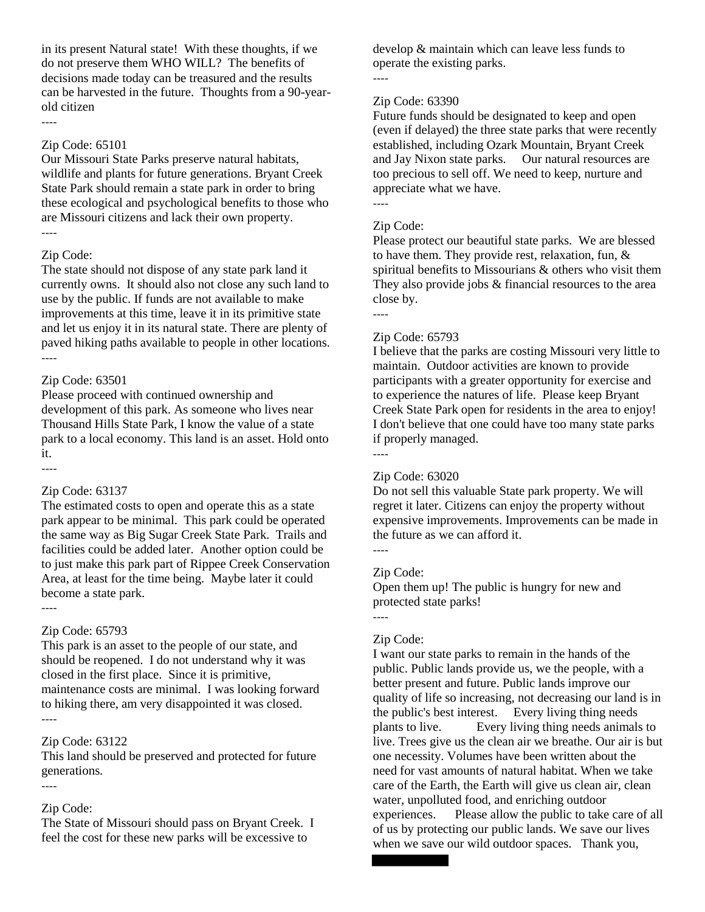in its present Natural state! With these thoughts, if we do not preserve them WHO WILL? The benefits of decisions made today can be treasured and the results can be harvested in the future. Thoughts from a 90-year-old citizen

----

Zip Code: 65101

Our Missouri State Parks preserve natural habitats, wildlife and plants for future generations. Bryant Creek State Park should remain a state park in order to bring these ecological and psychological benefits to those who are Missouri citizens and lack their own property.

----

Zip Code:

The state should not dispose of any state park land it currently owns. It should also not close any such land to use by the public. If funds are not available to make improvements at this time, leave it in its primitive state and let us enjoy it in its natural state. There are plenty of paved hiking paths available to people in other locations.

----

Zip Code: 63501

Please proceed with continued ownership and development of this park. As someone who lives near Thousand Hills State Park, I know the value of a state park to a local economy. This land is an asset. Hold onto it.

----

Zip Code: 63137

The estimated costs to open and operate this as a state park appear to be minimal. This park could be operated the same way as Big Sugar Creek State Park. Trails and facilities could be added later. Another option could be to just make this park part of Rippee Creek Conservation Area, at least for the time being. Maybe later it could become a state park.

----

Zip Code: 65793

This park is an asset to the people of our state, and should be reopened. I do not understand why it was closed in the first place. Since it is primitive, maintenance costs are minimal. I was looking forward to hiking there, am very disappointed it was closed.

----

Zip Code: 63122

This land should be preserved and protected for future generations.

----

Zip Code:

The State of Missouri should pass on Bryant Creek. I feel the cost for these new parks will be excessive to develop & maintain which can leave less funds to operate the existing parks.

----

Zip Code: 63390

Future funds should be designated to keep and open (even if delayed) the three state parks that were recently established, including Ozark Mountain, Bryant Creek and Jay Nixon state parks. Our natural resources are too precious to sell off. We need to keep, nurture and appreciate what we have.

----

Zip Code:

Please protect our beautiful state parks. We are blessed to have them. They provide rest, relaxation, fun, & spiritual benefits to Missourians & others who visit them They also provide jobs & financial resources to the area close by.

----

Zip Code: 65793

I believe that the parks are costing Missouri very little to maintain. Outdoor activities are known to provide participants with a greater opportunity for exercise and to experience the natures of life. Please keep Bryant Creek State Park open for residents in the area to enjoy! I don't believe that one could have too many state parks if properly managed.

----

Zip Code: 63020

Do not sell this valuable State park property. We will regret it later. Citizens can enjoy the property without expensive improvements. Improvements can be made in the future as we can afford it.

----

Zip Code:

Open them up! The public is hungry for new and protected state parks!

----

Zip Code:

I want our state parks to remain in the hands of the public. Public lands provide us, we the people, with a better present and future. Public lands improve our quality of life so increasing, not decreasing our land is in the public's best interest. Every living thing needs plants to live. Every living thing needs animals to live. Trees give us the clean air we breathe. Our air is but one necessity. Volumes have been written about the need for vast amounts of natural habitat. When we take care of the Earth, the Earth will give us clean air, clean water, unpolluted food, and enriching outdoor experiences. Please allow the public to take care of all of us by protecting our public lands. We save our lives when we save our wild outdoor spaces. Thank you,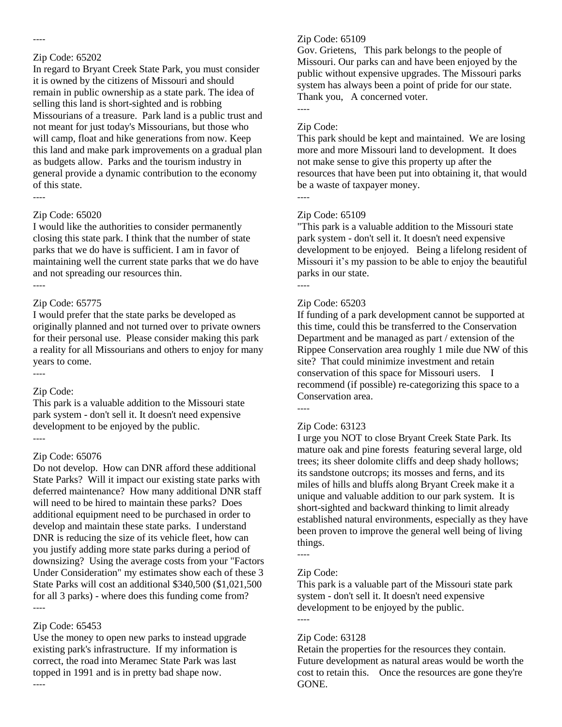----

Zip Code: 65202

In regard to Bryant Creek State Park, you must consider it is owned by the citizens of Missouri and should remain in public ownership as a state park. The idea of selling this land is short-sighted and is robbing Missourians of a treasure. Park land is a public trust and not meant for just today's Missourians, but those who will camp, float and hike generations from now. Keep this land and make park improvements on a gradual plan as budgets allow. Parks and the tourism industry in general provide a dynamic contribution to the economy of this state.

----

Zip Code: 65020

I would like the authorities to consider permanently closing this state park. I think that the number of state parks that we do have is sufficient. I am in favor of maintaining well the current state parks that we do have and not spreading our resources thin.

----

Zip Code: 65775

I would prefer that the state parks be developed as originally planned and not turned over to private owners for their personal use. Please consider making this park a reality for all Missourians and others to enjoy for many years to come.

----

Zip Code:

This park is a valuable addition to the Missouri state park system - don't sell it. It doesn't need expensive development to be enjoyed by the public.

----

Zip Code: 65076

Do not develop. How can DNR afford these additional State Parks? Will it impact our existing state parks with deferred maintenance? How many additional DNR staff will need to be hired to maintain these parks? Does additional equipment need to be purchased in order to develop and maintain these state parks. I understand DNR is reducing the size of its vehicle fleet, how can you justify adding more state parks during a period of downsizing? Using the average costs from your "Factors Under Consideration" my estimates show each of these 3 State Parks will cost an additional $340,500 ($1,021,500 for all 3 parks) - where does this funding come from?

----

Zip Code: 65453

Use the money to open new parks to instead upgrade existing park's infrastructure. If my information is correct, the road into Meramec State Park was last topped in 1991 and is in pretty bad shape now.

----

Zip Code: 65109

Gov. Grietens, This park belongs to the people of Missouri. Our parks can and have been enjoyed by the public without expensive upgrades. The Missouri parks system has always been a point of pride for our state. Thank you, A concerned voter.

----

Zip Code:

This park should be kept and maintained. We are losing more and more Missouri land to development. It does not make sense to give this property up after the resources that have been put into obtaining it, that would be a waste of taxpayer money.

----

Zip Code: 65109

"This park is a valuable addition to the Missouri state park system - don't sell it. It doesn't need expensive development to be enjoyed. Being a lifelong resident of Missouri it's my passion to be able to enjoy the beautiful parks in our state.

----

Zip Code: 65203

If funding of a park development cannot be supported at this time, could this be transferred to the Conservation Department and be managed as part / extension of the Rippee Conservation area roughly 1 mile due NW of this site? That could minimize investment and retain conservation of this space for Missouri users. I recommend (if possible) re-categorizing this space to a Conservation area.

----

Zip Code: 63123

I urge you NOT to close Bryant Creek State Park. Its mature oak and pine forests featuring several large, old trees; its sheer dolomite cliffs and deep shady hollows; its sandstone outcrops; its mosses and ferns, and its miles of hills and bluffs along Bryant Creek make it a unique and valuable addition to our park system. It is short-sighted and backward thinking to limit already established natural environments, especially as they have been proven to improve the general well being of living things.

----

Zip Code:

This park is a valuable part of the Missouri state park system - don't sell it. It doesn't need expensive development to be enjoyed by the public.

----

Zip Code: 63128

Retain the properties for the resources they contain. Future development as natural areas would be worth the cost to retain this. Once the resources are gone they're GONE.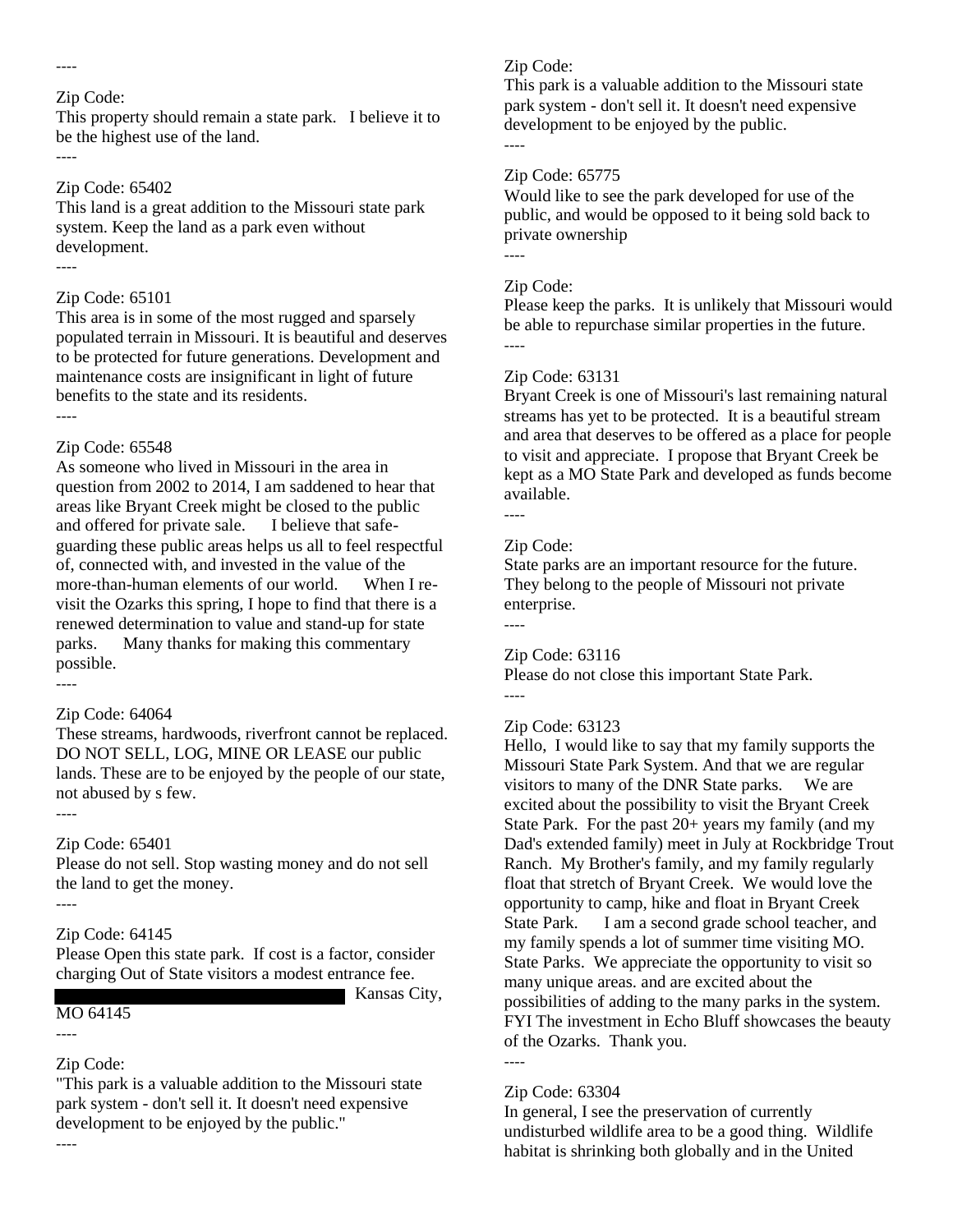----

Zip Code:

This property should remain a state park. I believe it to be the highest use of the land.

----

Zip Code: 65402

This land is a great addition to the Missouri state park system. Keep the land as a park even without development.

----

Zip Code: 65101

This area is in some of the most rugged and sparsely populated terrain in Missouri. It is beautiful and deserves to be protected for future generations. Development and maintenance costs are insignificant in light of future benefits to the state and its residents.

----

Zip Code: 65548

As someone who lived in Missouri in the area in question from 2002 to 2014, I am saddened to hear that areas like Bryant Creek might be closed to the public and offered for private sale. I believe that safe-guarding these public areas helps us all to feel respectful of, connected with, and invested in the value of the more-than-human elements of our world. When I re-visit the Ozarks this spring, I hope to find that there is a renewed determination to value and stand-up for state parks. Many thanks for making this commentary possible.

----

Zip Code: 64064

These streams, hardwoods, riverfront cannot be replaced. DO NOT SELL, LOG, MINE OR LEASE our public lands. These are to be enjoyed by the people of our state, not abused by s few.

----

Zip Code: 65401

Please do not sell. Stop wasting money and do not sell the land to get the money.

----

Zip Code: 64145

Please Open this state park. If cost is a factor, consider charging Out of State visitors a modest entrance fee. [REDACTED] Kansas City, MO 64145

----

Zip Code:

"This park is a valuable addition to the Missouri state park system - don't sell it. It doesn't need expensive development to be enjoyed by the public."

----

Zip Code:

This park is a valuable addition to the Missouri state park system - don't sell it. It doesn't need expensive development to be enjoyed by the public.

----

Zip Code: 65775

Would like to see the park developed for use of the public, and would be opposed to it being sold back to private ownership

----

Zip Code:

Please keep the parks. It is unlikely that Missouri would be able to repurchase similar properties in the future.

----

Zip Code: 63131

Bryant Creek is one of Missouri's last remaining natural streams has yet to be protected. It is a beautiful stream and area that deserves to be offered as a place for people to visit and appreciate. I propose that Bryant Creek be kept as a MO State Park and developed as funds become available.

----

Zip Code:

State parks are an important resource for the future. They belong to the people of Missouri not private enterprise.

----

Zip Code: 63116

Please do not close this important State Park.

----

Zip Code: 63123

Hello, I would like to say that my family supports the Missouri State Park System. And that we are regular visitors to many of the DNR State parks. We are excited about the possibility to visit the Bryant Creek State Park. For the past 20+ years my family (and my Dad's extended family) meet in July at Rockbridge Trout Ranch. My Brother's family, and my family regularly float that stretch of Bryant Creek. We would love the opportunity to camp, hike and float in Bryant Creek State Park. I am a second grade school teacher, and my family spends a lot of summer time visiting MO. State Parks. We appreciate the opportunity to visit so many unique areas. and are excited about the possibilities of adding to the many parks in the system. FYI The investment in Echo Bluff showcases the beauty of the Ozarks. Thank you.

----

Zip Code: 63304

In general, I see the preservation of currently undisturbed wildlife area to be a good thing. Wildlife habitat is shrinking both globally and in the United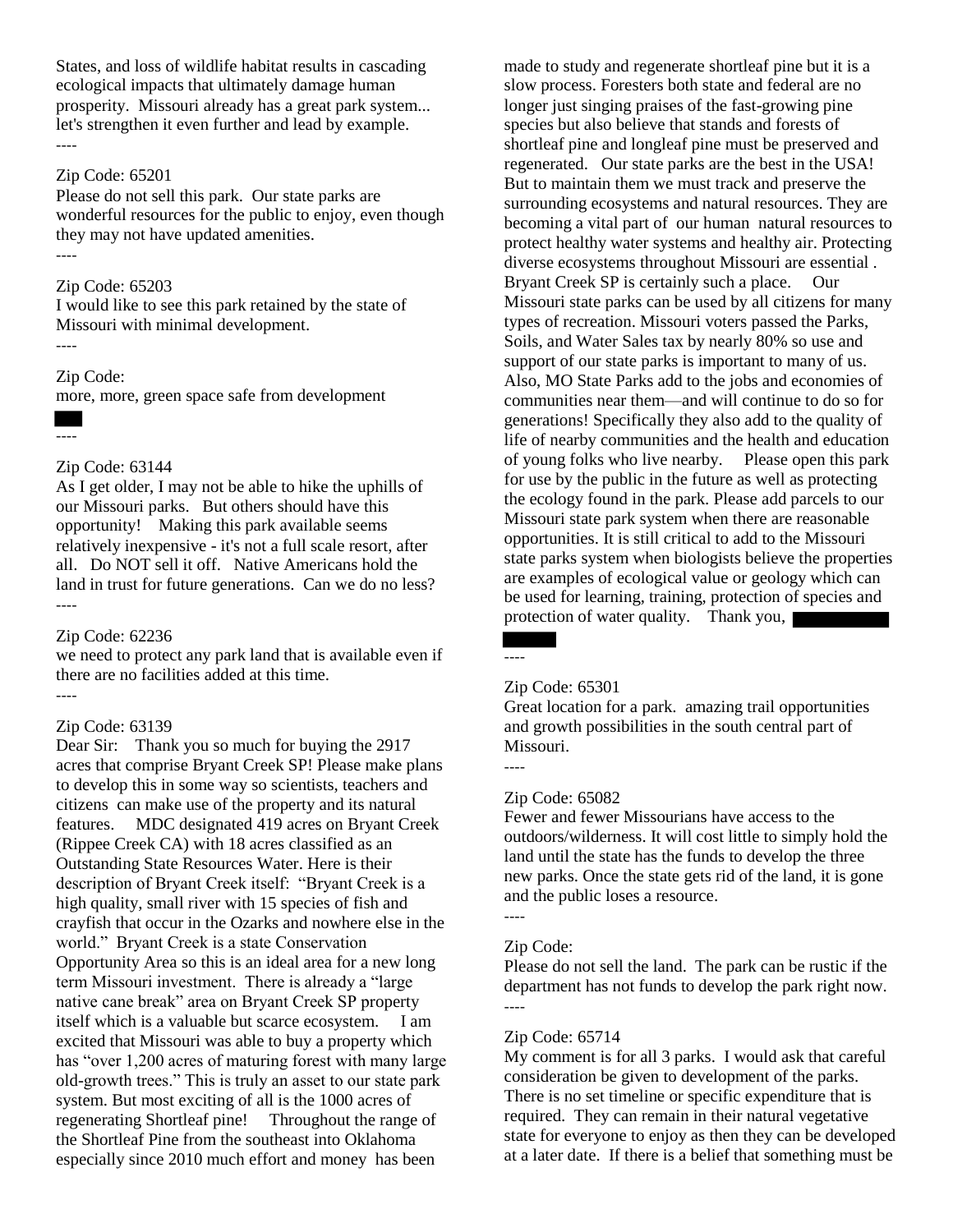States, and loss of wildlife habitat results in cascading ecological impacts that ultimately damage human prosperity. Missouri already has a great park system... let's strengthen it even further and lead by example.

----

Zip Code: 65201

Please do not sell this park. Our state parks are wonderful resources for the public to enjoy, even though they may not have updated amenities.

----

Zip Code: 65203

I would like to see this park retained by the state of Missouri with minimal development.

----

Zip Code:

more, more, green space safe from development

----

Zip Code: 63144

As I get older, I may not be able to hike the uphills of our Missouri parks. But others should have this opportunity! Making this park available seems relatively inexpensive - it's not a full scale resort, after all. Do NOT sell it off. Native Americans hold the land in trust for future generations. Can we do no less?

----

Zip Code: 62236

we need to protect any park land that is available even if there are no facilities added at this time.

----

Zip Code: 63139

Dear Sir: Thank you so much for buying the 2917 acres that comprise Bryant Creek SP! Please make plans to develop this in some way so scientists, teachers and citizens can make use of the property and its natural features. MDC designated 419 acres on Bryant Creek (Rippee Creek CA) with 18 acres classified as an Outstanding State Resources Water. Here is their description of Bryant Creek itself: "Bryant Creek is a high quality, small river with 15 species of fish and crayfish that occur in the Ozarks and nowhere else in the world." Bryant Creek is a state Conservation Opportunity Area so this is an ideal area for a new long term Missouri investment. There is already a "large native cane break" area on Bryant Creek SP property itself which is a valuable but scarce ecosystem. I am excited that Missouri was able to buy a property which has "over 1,200 acres of maturing forest with many large old-growth trees." This is truly an asset to our state park system. But most exciting of all is the 1000 acres of regenerating Shortleaf pine! Throughout the range of the Shortleaf Pine from the southeast into Oklahoma especially since 2010 much effort and money has been made to study and regenerate shortleaf pine but it is a slow process. Foresters both state and federal are no longer just singing praises of the fast-growing pine species but also believe that stands and forests of shortleaf pine and longleaf pine must be preserved and regenerated. Our state parks are the best in the USA! But to maintain them we must track and preserve the surrounding ecosystems and natural resources. They are becoming a vital part of our human natural resources to protect healthy water systems and healthy air. Protecting diverse ecosystems throughout Missouri are essential . Bryant Creek SP is certainly such a place. Our Missouri state parks can be used by all citizens for many types of recreation. Missouri voters passed the Parks, Soils, and Water Sales tax by nearly 80% so use and support of our state parks is important to many of us. Also, MO State Parks add to the jobs and economies of communities near them—and will continue to do so for generations! Specifically they also add to the quality of life of nearby communities and the health and education of young folks who live nearby. Please open this park for use by the public in the future as well as protecting the ecology found in the park. Please add parcels to our Missouri state park system when there are reasonable opportunities. It is still critical to add to the Missouri state parks system when biologists believe the properties are examples of ecological value or geology which can be used for learning, training, protection of species and protection of water quality. Thank you,

----

Zip Code: 65301

Great location for a park. amazing trail opportunities and growth possibilities in the south central part of Missouri.

----

Zip Code: 65082

Fewer and fewer Missourians have access to the outdoors/wilderness. It will cost little to simply hold the land until the state has the funds to develop the three new parks. Once the state gets rid of the land, it is gone and the public loses a resource.

----

Zip Code:

Please do not sell the land. The park can be rustic if the department has not funds to develop the park right now.

----

Zip Code: 65714

My comment is for all 3 parks. I would ask that careful consideration be given to development of the parks. There is no set timeline or specific expenditure that is required. They can remain in their natural vegetative state for everyone to enjoy as then they can be developed at a later date. If there is a belief that something must be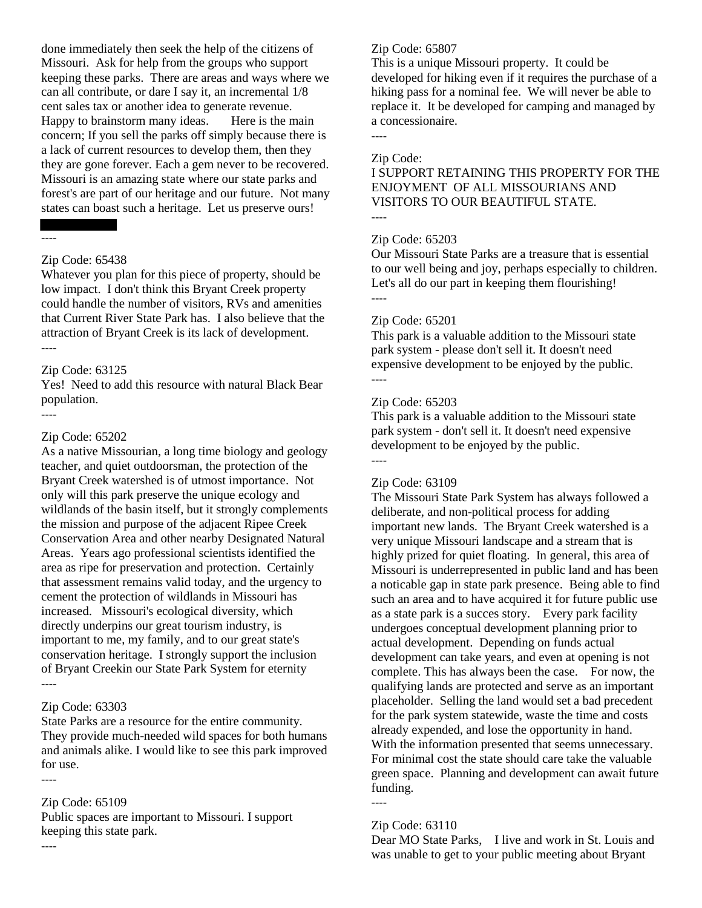done immediately then seek the help of the citizens of Missouri. Ask for help from the groups who support keeping these parks. There are areas and ways where we can all contribute, or dare I say it, an incremental 1/8 cent sales tax or another idea to generate revenue. Happy to brainstorm many ideas. Here is the main concern; If you sell the parks off simply because there is a lack of current resources to develop them, then they they are gone forever. Each a gem never to be recovered. Missouri is an amazing state where our state parks and forest's are part of our heritage and our future. Not many states can boast such a heritage. Let us preserve ours!

----

Zip Code: 65438
Whatever you plan for this piece of property, should be low impact. I don't think this Bryant Creek property could handle the number of visitors, RVs and amenities that Current River State Park has. I also believe that the attraction of Bryant Creek is its lack of development.
----

Zip Code: 63125
Yes! Need to add this resource with natural Black Bear population.
----

Zip Code: 65202
As a native Missourian, a long time biology and geology teacher, and quiet outdoorsman, the protection of the Bryant Creek watershed is of utmost importance. Not only will this park preserve the unique ecology and wildlands of the basin itself, but it strongly complements the mission and purpose of the adjacent Ripee Creek Conservation Area and other nearby Designated Natural Areas. Years ago professional scientists identified the area as ripe for preservation and protection. Certainly that assessment remains valid today, and the urgency to cement the protection of wildlands in Missouri has increased. Missouri's ecological diversity, which directly underpins our great tourism industry, is important to me, my family, and to our great state's conservation heritage. I strongly support the inclusion of Bryant Creekin our State Park System for eternity
----

Zip Code: 63303
State Parks are a resource for the entire community. They provide much-needed wild spaces for both humans and animals alike. I would like to see this park improved for use.
----

Zip Code: 65109
Public spaces are important to Missouri. I support keeping this state park.
----

Zip Code: 65807
This is a unique Missouri property. It could be developed for hiking even if it requires the purchase of a hiking pass for a nominal fee. We will never be able to replace it. It be developed for camping and managed by a concessionaire.
----

Zip Code:
I SUPPORT RETAINING THIS PROPERTY FOR THE ENJOYMENT OF ALL MISSOURIANS AND VISITORS TO OUR BEAUTIFUL STATE.
----

Zip Code: 65203
Our Missouri State Parks are a treasure that is essential to our well being and joy, perhaps especially to children. Let's all do our part in keeping them flourishing!
----

Zip Code: 65201
This park is a valuable addition to the Missouri state park system - please don't sell it. It doesn't need expensive development to be enjoyed by the public.
----

Zip Code: 65203
This park is a valuable addition to the Missouri state park system - don't sell it. It doesn't need expensive development to be enjoyed by the public.
----

Zip Code: 63109
The Missouri State Park System has always followed a deliberate, and non-political process for adding important new lands. The Bryant Creek watershed is a very unique Missouri landscape and a stream that is highly prized for quiet floating. In general, this area of Missouri is underrepresented in public land and has been a noticable gap in state park presence. Being able to find such an area and to have acquired it for future public use as a state park is a succes story. Every park facility undergoes conceptual development planning prior to actual development. Depending on funds actual development can take years, and even at opening is not complete. This has always been the case. For now, the qualifying lands are protected and serve as an important placeholder. Selling the land would set a bad precedent for the park system statewide, waste the time and costs already expended, and lose the opportunity in hand. With the information presented that seems unnecessary. For minimal cost the state should care take the valuable green space. Planning and development can await future funding.
----

Zip Code: 63110
Dear MO State Parks, I live and work in St. Louis and was unable to get to your public meeting about Bryant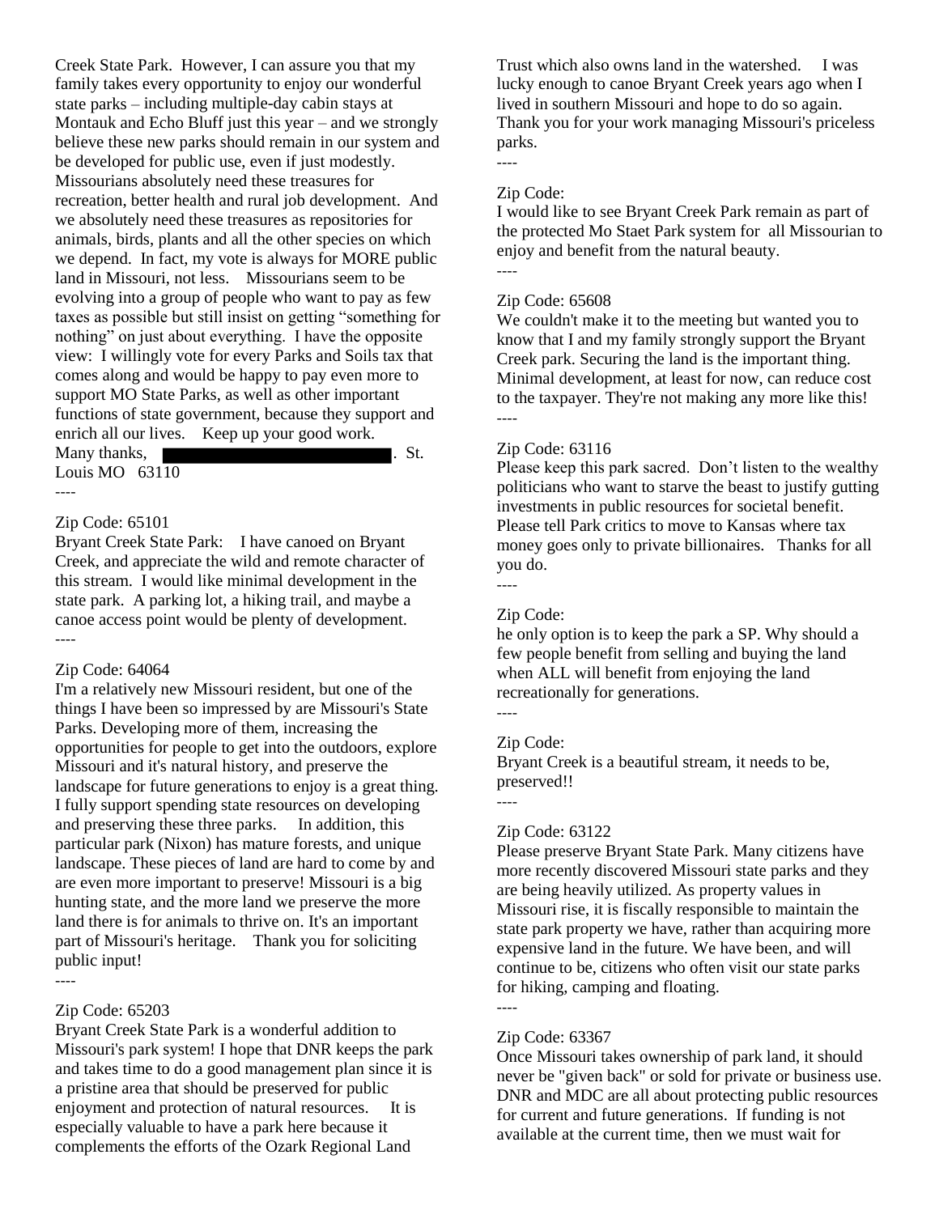Creek State Park. However, I can assure you that my family takes every opportunity to enjoy our wonderful state parks – including multiple-day cabin stays at Montauk and Echo Bluff just this year – and we strongly believe these new parks should remain in our system and be developed for public use, even if just modestly. Missourians absolutely need these treasures for recreation, better health and rural job development. And we absolutely need these treasures as repositories for animals, birds, plants and all the other species on which we depend. In fact, my vote is always for MORE public land in Missouri, not less. Missourians seem to be evolving into a group of people who want to pay as few taxes as possible but still insist on getting "something for nothing" on just about everything. I have the opposite view: I willingly vote for every Parks and Soils tax that comes along and would be happy to pay even more to support MO State Parks, as well as other important functions of state government, because they support and enrich all our lives. Keep up your good work. Many thanks, ██████████. St. Louis MO 63110

----

Zip Code: 65101

Bryant Creek State Park: I have canoed on Bryant Creek, and appreciate the wild and remote character of this stream. I would like minimal development in the state park. A parking lot, a hiking trail, and maybe a canoe access point would be plenty of development.

----

Zip Code: 64064

I'm a relatively new Missouri resident, but one of the things I have been so impressed by are Missouri's State Parks. Developing more of them, increasing the opportunities for people to get into the outdoors, explore Missouri and it's natural history, and preserve the landscape for future generations to enjoy is a great thing. I fully support spending state resources on developing and preserving these three parks. In addition, this particular park (Nixon) has mature forests, and unique landscape. These pieces of land are hard to come by and are even more important to preserve! Missouri is a big hunting state, and the more land we preserve the more land there is for animals to thrive on. It's an important part of Missouri's heritage. Thank you for soliciting public input!

----

Zip Code: 65203

Bryant Creek State Park is a wonderful addition to Missouri's park system! I hope that DNR keeps the park and takes time to do a good management plan since it is a pristine area that should be preserved for public enjoyment and protection of natural resources. It is especially valuable to have a park here because it complements the efforts of the Ozark Regional Land Trust which also owns land in the watershed. I was lucky enough to canoe Bryant Creek years ago when I lived in southern Missouri and hope to do so again. Thank you for your work managing Missouri's priceless parks.

----

Zip Code:

I would like to see Bryant Creek Park remain as part of the protected Mo Staet Park system for all Missourian to enjoy and benefit from the natural beauty.

----

Zip Code: 65608

We couldn't make it to the meeting but wanted you to know that I and my family strongly support the Bryant Creek park. Securing the land is the important thing. Minimal development, at least for now, can reduce cost to the taxpayer. They're not making any more like this!

----

Zip Code: 63116

Please keep this park sacred. Don't listen to the wealthy politicians who want to starve the beast to justify gutting investments in public resources for societal benefit. Please tell Park critics to move to Kansas where tax money goes only to private billionaires. Thanks for all you do.

----

Zip Code:

he only option is to keep the park a SP. Why should a few people benefit from selling and buying the land when ALL will benefit from enjoying the land recreationally for generations.

----

Zip Code:

Bryant Creek is a beautiful stream, it needs to be, preserved!!

----

Zip Code: 63122

Please preserve Bryant State Park. Many citizens have more recently discovered Missouri state parks and they are being heavily utilized. As property values in Missouri rise, it is fiscally responsible to maintain the state park property we have, rather than acquiring more expensive land in the future. We have been, and will continue to be, citizens who often visit our state parks for hiking, camping and floating.

----

Zip Code: 63367

Once Missouri takes ownership of park land, it should never be "given back" or sold for private or business use. DNR and MDC are all about protecting public resources for current and future generations. If funding is not available at the current time, then we must wait for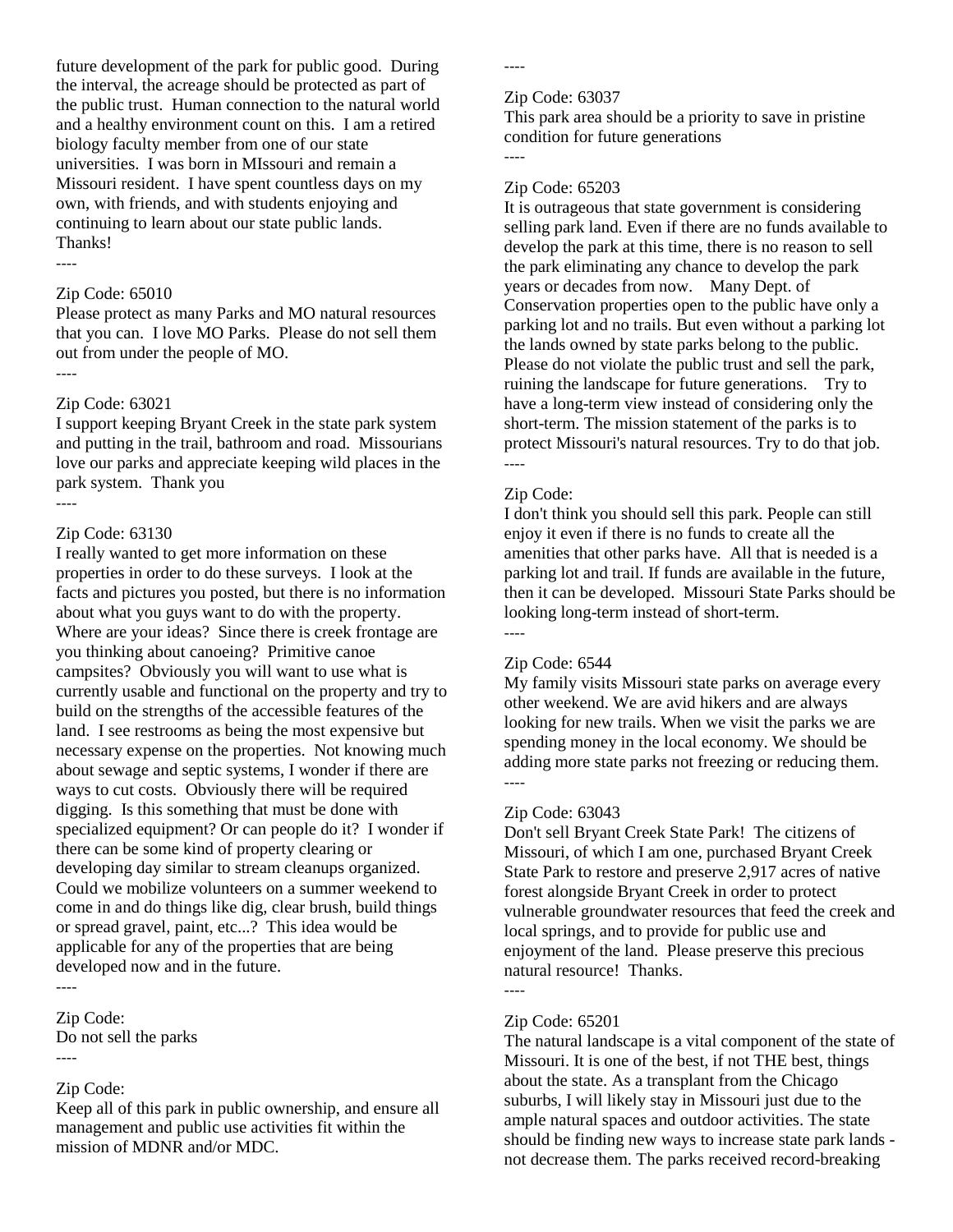future development of the park for public good. During the interval, the acreage should be protected as part of the public trust. Human connection to the natural world and a healthy environment count on this. I am a retired biology faculty member from one of our state universities. I was born in MIssouri and remain a Missouri resident. I have spent countless days on my own, with friends, and with students enjoying and continuing to learn about our state public lands. Thanks!

----

Zip Code: 65010

Please protect as many Parks and MO natural resources that you can. I love MO Parks. Please do not sell them out from under the people of MO.

----

Zip Code: 63021

I support keeping Bryant Creek in the state park system and putting in the trail, bathroom and road. Missourians love our parks and appreciate keeping wild places in the park system. Thank you

----

Zip Code: 63130

I really wanted to get more information on these properties in order to do these surveys. I look at the facts and pictures you posted, but there is no information about what you guys want to do with the property. Where are your ideas? Since there is creek frontage are you thinking about canoeing? Primitive canoe campsites? Obviously you will want to use what is currently usable and functional on the property and try to build on the strengths of the accessible features of the land. I see restrooms as being the most expensive but necessary expense on the properties. Not knowing much about sewage and septic systems, I wonder if there are ways to cut costs. Obviously there will be required digging. Is this something that must be done with specialized equipment? Or can people do it? I wonder if there can be some kind of property clearing or developing day similar to stream cleanups organized. Could we mobilize volunteers on a summer weekend to come in and do things like dig, clear brush, build things or spread gravel, paint, etc...? This idea would be applicable for any of the properties that are being developed now and in the future.

----

Zip Code:

Do not sell the parks

----

Zip Code:

Keep all of this park in public ownership, and ensure all management and public use activities fit within the mission of MDNR and/or MDC.

----

Zip Code: 63037

This park area should be a priority to save in pristine condition for future generations

----

Zip Code: 65203

It is outrageous that state government is considering selling park land. Even if there are no funds available to develop the park at this time, there is no reason to sell the park eliminating any chance to develop the park years or decades from now. Many Dept. of Conservation properties open to the public have only a parking lot and no trails. But even without a parking lot the lands owned by state parks belong to the public. Please do not violate the public trust and sell the park, ruining the landscape for future generations. Try to have a long-term view instead of considering only the short-term. The mission statement of the parks is to protect Missouri's natural resources. Try to do that job.

----

Zip Code:

I don't think you should sell this park. People can still enjoy it even if there is no funds to create all the amenities that other parks have. All that is needed is a parking lot and trail. If funds are available in the future, then it can be developed. Missouri State Parks should be looking long-term instead of short-term.

----

Zip Code: 6544

My family visits Missouri state parks on average every other weekend. We are avid hikers and are always looking for new trails. When we visit the parks we are spending money in the local economy. We should be adding more state parks not freezing or reducing them.

----

Zip Code: 63043

Don't sell Bryant Creek State Park! The citizens of Missouri, of which I am one, purchased Bryant Creek State Park to restore and preserve 2,917 acres of native forest alongside Bryant Creek in order to protect vulnerable groundwater resources that feed the creek and local springs, and to provide for public use and enjoyment of the land. Please preserve this precious natural resource! Thanks.

----

Zip Code: 65201

The natural landscape is a vital component of the state of Missouri. It is one of the best, if not THE best, things about the state. As a transplant from the Chicago suburbs, I will likely stay in Missouri just due to the ample natural spaces and outdoor activities. The state should be finding new ways to increase state park lands - not decrease them. The parks received record-breaking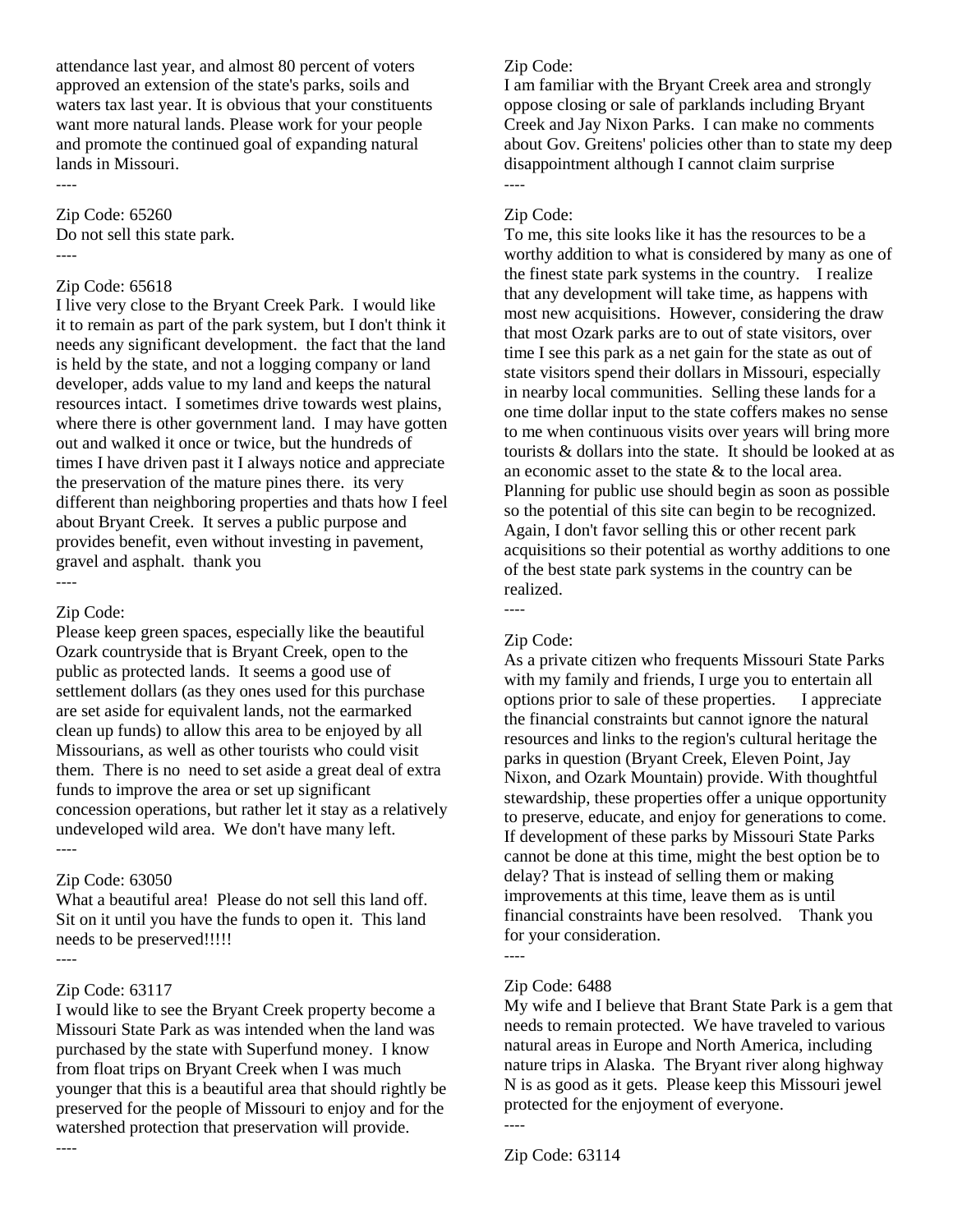attendance last year, and almost 80 percent of voters approved an extension of the state's parks, soils and waters tax last year. It is obvious that your constituents want more natural lands. Please work for your people and promote the continued goal of expanding natural lands in Missouri.

----

Zip Code: 65260
Do not sell this state park.

----

Zip Code: 65618
I live very close to the Bryant Creek Park. I would like it to remain as part of the park system, but I don't think it needs any significant development. the fact that the land is held by the state, and not a logging company or land developer, adds value to my land and keeps the natural resources intact. I sometimes drive towards west plains, where there is other government land. I may have gotten out and walked it once or twice, but the hundreds of times I have driven past it I always notice and appreciate the preservation of the mature pines there. its very different than neighboring properties and thats how I feel about Bryant Creek. It serves a public purpose and provides benefit, even without investing in pavement, gravel and asphalt. thank you

----

Zip Code:
Please keep green spaces, especially like the beautiful Ozark countryside that is Bryant Creek, open to the public as protected lands. It seems a good use of settlement dollars (as they ones used for this purchase are set aside for equivalent lands, not the earmarked clean up funds) to allow this area to be enjoyed by all Missourians, as well as other tourists who could visit them. There is no need to set aside a great deal of extra funds to improve the area or set up significant concession operations, but rather let it stay as a relatively undeveloped wild area. We don't have many left.

----

Zip Code: 63050
What a beautiful area! Please do not sell this land off. Sit on it until you have the funds to open it. This land needs to be preserved!!!!!

----

Zip Code: 63117
I would like to see the Bryant Creek property become a Missouri State Park as was intended when the land was purchased by the state with Superfund money. I know from float trips on Bryant Creek when I was much younger that this is a beautiful area that should rightly be preserved for the people of Missouri to enjoy and for the watershed protection that preservation will provide.

----

Zip Code:
I am familiar with the Bryant Creek area and strongly oppose closing or sale of parklands including Bryant Creek and Jay Nixon Parks. I can make no comments about Gov. Greitens' policies other than to state my deep disappointment although I cannot claim surprise

----

Zip Code:
To me, this site looks like it has the resources to be a worthy addition to what is considered by many as one of the finest state park systems in the country. I realize that any development will take time, as happens with most new acquisitions. However, considering the draw that most Ozark parks are to out of state visitors, over time I see this park as a net gain for the state as out of state visitors spend their dollars in Missouri, especially in nearby local communities. Selling these lands for a one time dollar input to the state coffers makes no sense to me when continuous visits over years will bring more tourists & dollars into the state. It should be looked at as an economic asset to the state & to the local area. Planning for public use should begin as soon as possible so the potential of this site can begin to be recognized. Again, I don't favor selling this or other recent park acquisitions so their potential as worthy additions to one of the best state park systems in the country can be realized.

----

Zip Code:
As a private citizen who frequents Missouri State Parks with my family and friends, I urge you to entertain all options prior to sale of these properties. I appreciate the financial constraints but cannot ignore the natural resources and links to the region's cultural heritage the parks in question (Bryant Creek, Eleven Point, Jay Nixon, and Ozark Mountain) provide. With thoughtful stewardship, these properties offer a unique opportunity to preserve, educate, and enjoy for generations to come. If development of these parks by Missouri State Parks cannot be done at this time, might the best option be to delay? That is instead of selling them or making improvements at this time, leave them as is until financial constraints have been resolved. Thank you for your consideration.

----

Zip Code: 6488
My wife and I believe that Brant State Park is a gem that needs to remain protected. We have traveled to various natural areas in Europe and North America, including nature trips in Alaska. The Bryant river along highway N is as good as it gets. Please keep this Missouri jewel protected for the enjoyment of everyone.

----

Zip Code: 63114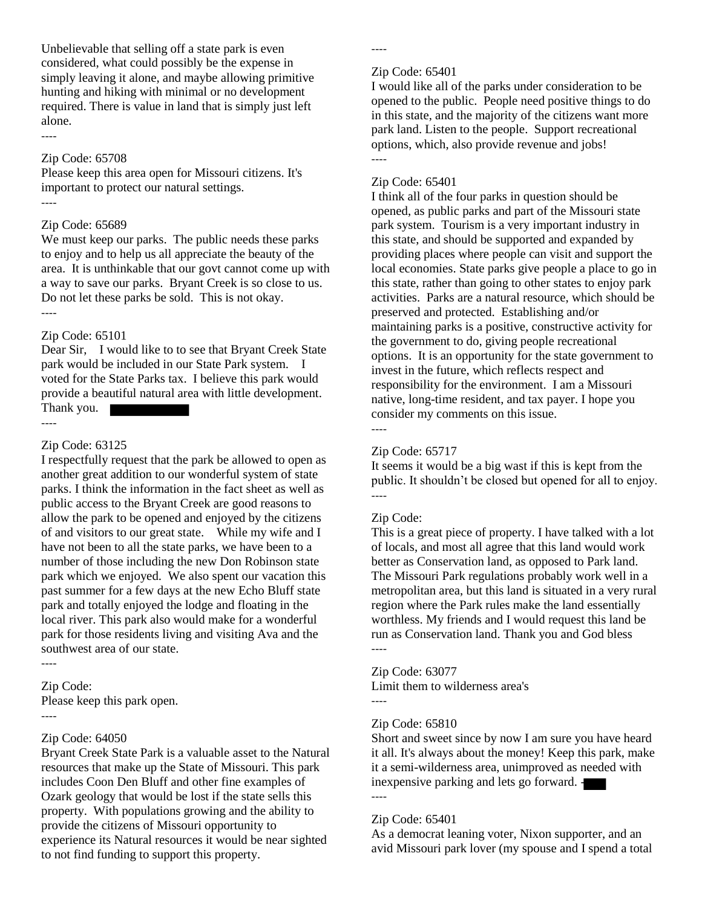Unbelievable that selling off a state park is even considered, what could possibly be the expense in simply leaving it alone, and maybe allowing primitive hunting and hiking with minimal or no development required. There is value in land that is simply just left alone.

----

Zip Code: 65708
Please keep this area open for Missouri citizens. It's important to protect our natural settings.

----

Zip Code: 65689
We must keep our parks. The public needs these parks to enjoy and to help us all appreciate the beauty of the area. It is unthinkable that our govt cannot come up with a way to save our parks. Bryant Creek is so close to us. Do not let these parks be sold. This is not okay.

----

Zip Code: 65101
Dear Sir, I would like to to see that Bryant Creek State park would be included in our State Park system. I voted for the State Parks tax. I believe this park would provide a beautiful natural area with little development. Thank you.

----

Zip Code: 63125
I respectfully request that the park be allowed to open as another great addition to our wonderful system of state parks. I think the information in the fact sheet as well as public access to the Bryant Creek are good reasons to allow the park to be opened and enjoyed by the citizens of and visitors to our great state. While my wife and I have not been to all the state parks, we have been to a number of those including the new Don Robinson state park which we enjoyed. We also spent our vacation this past summer for a few days at the new Echo Bluff state park and totally enjoyed the lodge and floating in the local river. This park also would make for a wonderful park for those residents living and visiting Ava and the southwest area of our state.

----

Zip Code:
Please keep this park open.

----

Zip Code: 64050
Bryant Creek State Park is a valuable asset to the Natural resources that make up the State of Missouri. This park includes Coon Den Bluff and other fine examples of Ozark geology that would be lost if the state sells this property. With populations growing and the ability to provide the citizens of Missouri opportunity to experience its Natural resources it would be near sighted to not find funding to support this property.

----

Zip Code: 65401
I would like all of the parks under consideration to be opened to the public. People need positive things to do in this state, and the majority of the citizens want more park land. Listen to the people. Support recreational options, which, also provide revenue and jobs!

----

Zip Code: 65401
I think all of the four parks in question should be opened, as public parks and part of the Missouri state park system. Tourism is a very important industry in this state, and should be supported and expanded by providing places where people can visit and support the local economies. State parks give people a place to go in this state, rather than going to other states to enjoy park activities. Parks are a natural resource, which should be preserved and protected. Establishing and/or maintaining parks is a positive, constructive activity for the government to do, giving people recreational options. It is an opportunity for the state government to invest in the future, which reflects respect and responsibility for the environment. I am a Missouri native, long-time resident, and tax payer. I hope you consider my comments on this issue.

----

Zip Code: 65717
It seems it would be a big wast if this is kept from the public. It shouldn't be closed but opened for all to enjoy.

----

Zip Code:
This is a great piece of property. I have talked with a lot of locals, and most all agree that this land would work better as Conservation land, as opposed to Park land. The Missouri Park regulations probably work well in a metropolitan area, but this land is situated in a very rural region where the Park rules make the land essentially worthless. My friends and I would request this land be run as Conservation land. Thank you and God bless

----

Zip Code: 63077
Limit them to wilderness area's

----

Zip Code: 65810
Short and sweet since by now I am sure you have heard it all. It's always about the money! Keep this park, make it a semi-wilderness area, unimproved as needed with inexpensive parking and lets go forward. -

----

Zip Code: 65401
As a democrat leaning voter, Nixon supporter, and an avid Missouri park lover (my spouse and I spend a total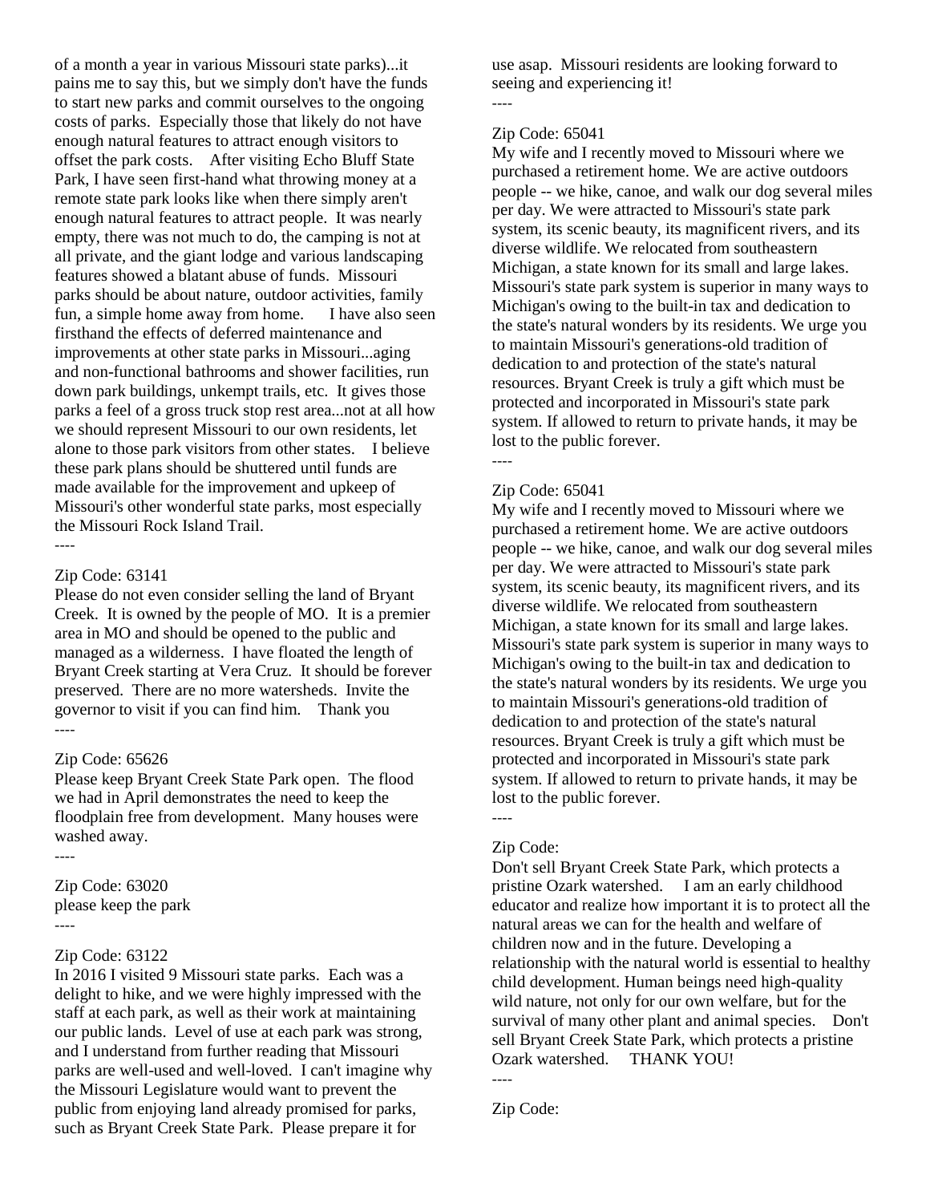of a month a year in various Missouri state parks)...it pains me to say this, but we simply don't have the funds to start new parks and commit ourselves to the ongoing costs of parks. Especially those that likely do not have enough natural features to attract enough visitors to offset the park costs. After visiting Echo Bluff State Park, I have seen first-hand what throwing money at a remote state park looks like when there simply aren't enough natural features to attract people. It was nearly empty, there was not much to do, the camping is not at all private, and the giant lodge and various landscaping features showed a blatant abuse of funds. Missouri parks should be about nature, outdoor activities, family fun, a simple home away from home. I have also seen firsthand the effects of deferred maintenance and improvements at other state parks in Missouri...aging and non-functional bathrooms and shower facilities, run down park buildings, unkempt trails, etc. It gives those parks a feel of a gross truck stop rest area...not at all how we should represent Missouri to our own residents, let alone to those park visitors from other states. I believe these park plans should be shuttered until funds are made available for the improvement and upkeep of Missouri's other wonderful state parks, most especially the Missouri Rock Island Trail.

----

Zip Code: 63141

Please do not even consider selling the land of Bryant Creek. It is owned by the people of MO. It is a premier area in MO and should be opened to the public and managed as a wilderness. I have floated the length of Bryant Creek starting at Vera Cruz. It should be forever preserved. There are no more watersheds. Invite the governor to visit if you can find him. Thank you

----

Zip Code: 65626

Please keep Bryant Creek State Park open. The flood we had in April demonstrates the need to keep the floodplain free from development. Many houses were washed away.

----

Zip Code: 63020

please keep the park

----

Zip Code: 63122

In 2016 I visited 9 Missouri state parks. Each was a delight to hike, and we were highly impressed with the staff at each park, as well as their work at maintaining our public lands. Level of use at each park was strong, and I understand from further reading that Missouri parks are well-used and well-loved. I can't imagine why the Missouri Legislature would want to prevent the public from enjoying land already promised for parks, such as Bryant Creek State Park. Please prepare it for use asap. Missouri residents are looking forward to seeing and experiencing it!

----

Zip Code: 65041

My wife and I recently moved to Missouri where we purchased a retirement home. We are active outdoors people -- we hike, canoe, and walk our dog several miles per day. We were attracted to Missouri's state park system, its scenic beauty, its magnificent rivers, and its diverse wildlife. We relocated from southeastern Michigan, a state known for its small and large lakes. Missouri's state park system is superior in many ways to Michigan's owing to the built-in tax and dedication to the state's natural wonders by its residents. We urge you to maintain Missouri's generations-old tradition of dedication to and protection of the state's natural resources. Bryant Creek is truly a gift which must be protected and incorporated in Missouri's state park system. If allowed to return to private hands, it may be lost to the public forever.

----

Zip Code: 65041

My wife and I recently moved to Missouri where we purchased a retirement home. We are active outdoors people -- we hike, canoe, and walk our dog several miles per day. We were attracted to Missouri's state park system, its scenic beauty, its magnificent rivers, and its diverse wildlife. We relocated from southeastern Michigan, a state known for its small and large lakes. Missouri's state park system is superior in many ways to Michigan's owing to the built-in tax and dedication to the state's natural wonders by its residents. We urge you to maintain Missouri's generations-old tradition of dedication to and protection of the state's natural resources. Bryant Creek is truly a gift which must be protected and incorporated in Missouri's state park system. If allowed to return to private hands, it may be lost to the public forever.

----

Zip Code:

Don't sell Bryant Creek State Park, which protects a pristine Ozark watershed. I am an early childhood educator and realize how important it is to protect all the natural areas we can for the health and welfare of children now and in the future. Developing a relationship with the natural world is essential to healthy child development. Human beings need high-quality wild nature, not only for our own welfare, but for the survival of many other plant and animal species. Don't sell Bryant Creek State Park, which protects a pristine Ozark watershed. THANK YOU!

----

Zip Code: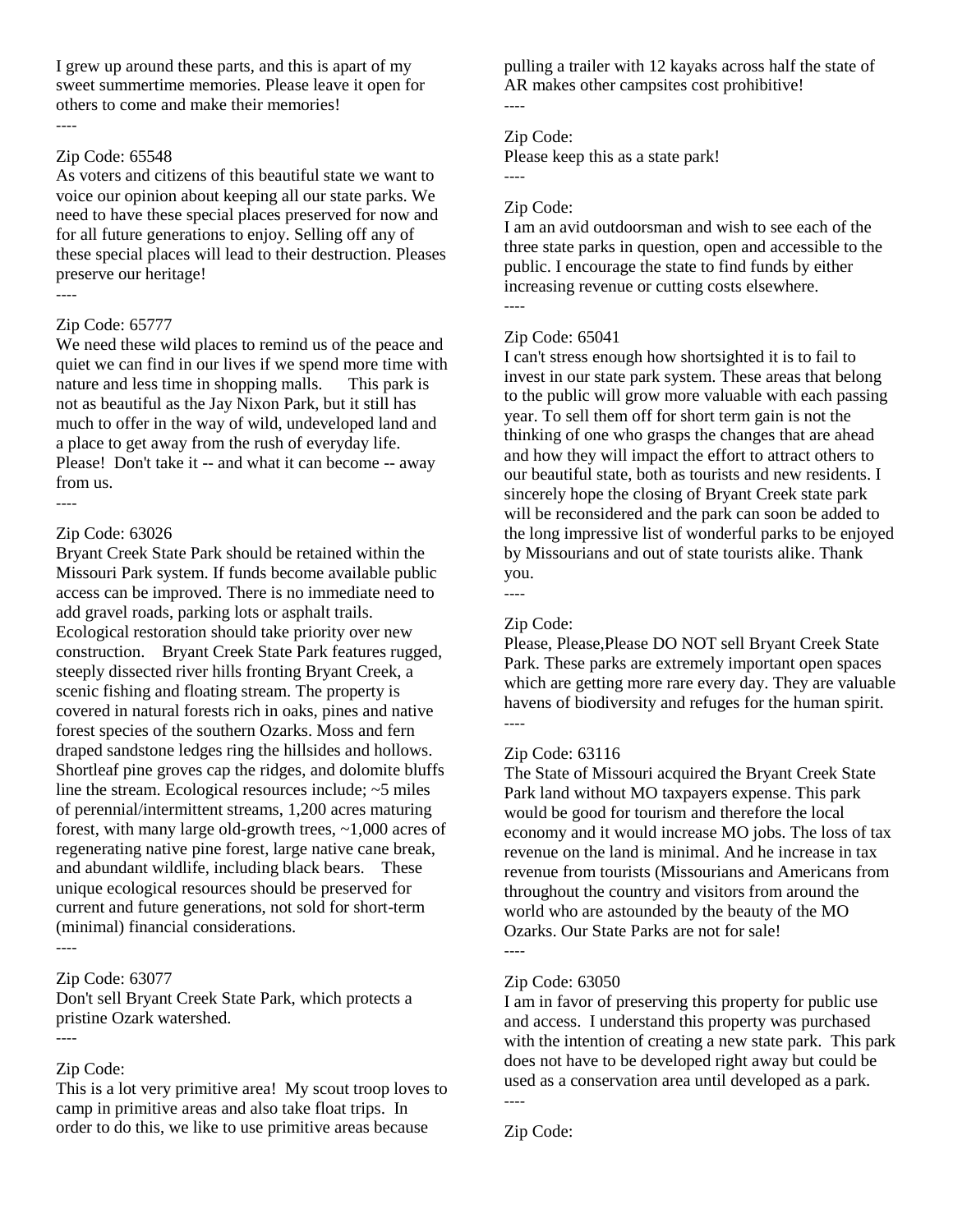I grew up around these parts, and this is apart of my sweet summertime memories. Please leave it open for others to come and make their memories!

----

Zip Code: 65548

As voters and citizens of this beautiful state we want to voice our opinion about keeping all our state parks. We need to have these special places preserved for now and for all future generations to enjoy. Selling off any of these special places will lead to their destruction. Pleases preserve our heritage!

----

Zip Code: 65777

We need these wild places to remind us of the peace and quiet we can find in our lives if we spend more time with nature and less time in shopping malls. This park is not as beautiful as the Jay Nixon Park, but it still has much to offer in the way of wild, undeveloped land and a place to get away from the rush of everyday life. Please! Don't take it -- and what it can become -- away from us.

----

Zip Code: 63026

Bryant Creek State Park should be retained within the Missouri Park system. If funds become available public access can be improved. There is no immediate need to add gravel roads, parking lots or asphalt trails. Ecological restoration should take priority over new construction. Bryant Creek State Park features rugged, steeply dissected river hills fronting Bryant Creek, a scenic fishing and floating stream. The property is covered in natural forests rich in oaks, pines and native forest species of the southern Ozarks. Moss and fern draped sandstone ledges ring the hillsides and hollows. Shortleaf pine groves cap the ridges, and dolomite bluffs line the stream. Ecological resources include; ~5 miles of perennial/intermittent streams, 1,200 acres maturing forest, with many large old-growth trees, ~1,000 acres of regenerating native pine forest, large native cane break, and abundant wildlife, including black bears. These unique ecological resources should be preserved for current and future generations, not sold for short-term (minimal) financial considerations.

----

Zip Code: 63077

Don't sell Bryant Creek State Park, which protects a pristine Ozark watershed.

----

Zip Code:

This is a lot very primitive area! My scout troop loves to camp in primitive areas and also take float trips. In order to do this, we like to use primitive areas because pulling a trailer with 12 kayaks across half the state of AR makes other campsites cost prohibitive!

----

Zip Code:

Please keep this as a state park!

----

Zip Code:

I am an avid outdoorsman and wish to see each of the three state parks in question, open and accessible to the public. I encourage the state to find funds by either increasing revenue or cutting costs elsewhere.

----

Zip Code: 65041

I can't stress enough how shortsighted it is to fail to invest in our state park system. These areas that belong to the public will grow more valuable with each passing year. To sell them off for short term gain is not the thinking of one who grasps the changes that are ahead and how they will impact the effort to attract others to our beautiful state, both as tourists and new residents. I sincerely hope the closing of Bryant Creek state park will be reconsidered and the park can soon be added to the long impressive list of wonderful parks to be enjoyed by Missourians and out of state tourists alike. Thank you.

----

Zip Code:

Please, Please,Please DO NOT sell Bryant Creek State Park. These parks are extremely important open spaces which are getting more rare every day. They are valuable havens of biodiversity and refuges for the human spirit.

----

Zip Code: 63116

The State of Missouri acquired the Bryant Creek State Park land without MO taxpayers expense. This park would be good for tourism and therefore the local economy and it would increase MO jobs. The loss of tax revenue on the land is minimal. And he increase in tax revenue from tourists (Missourians and Americans from throughout the country and visitors from around the world who are astounded by the beauty of the MO Ozarks. Our State Parks are not for sale!

----

Zip Code: 63050

I am in favor of preserving this property for public use and access. I understand this property was purchased with the intention of creating a new state park. This park does not have to be developed right away but could be used as a conservation area until developed as a park.

----

Zip Code: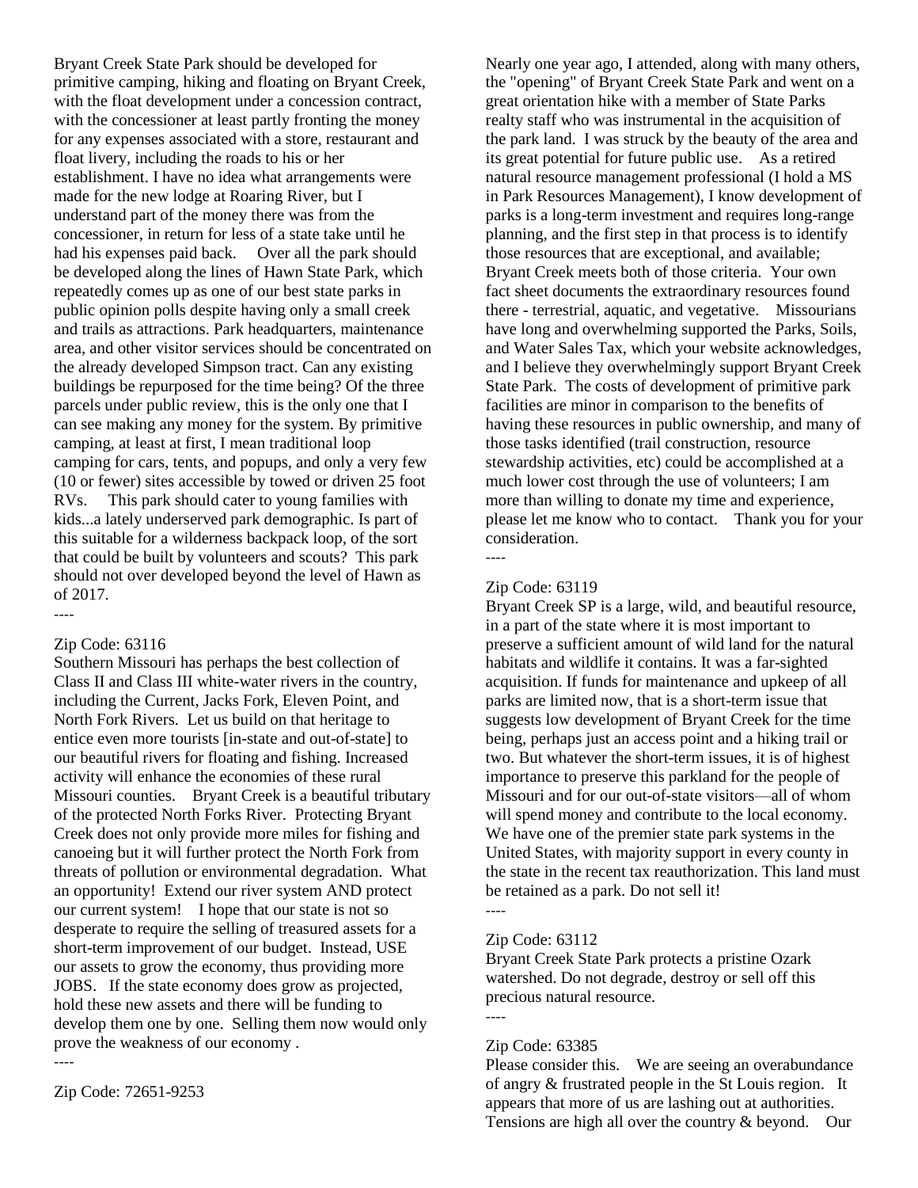Bryant Creek State Park should be developed for primitive camping, hiking and floating on Bryant Creek, with the float development under a concession contract, with the concessioner at least partly fronting the money for any expenses associated with a store, restaurant and float livery, including the roads to his or her establishment. I have no idea what arrangements were made for the new lodge at Roaring River, but I understand part of the money there was from the concessioner, in return for less of a state take until he had his expenses paid back.  Over all the park should be developed along the lines of Hawn State Park, which repeatedly comes up as one of our best state parks in public opinion polls despite having only a small creek and trails as attractions. Park headquarters, maintenance area, and other visitor services should be concentrated on the already developed Simpson tract. Can any existing buildings be repurposed for the time being? Of the three parcels under public review, this is the only one that I can see making any money for the system. By primitive camping, at least at first, I mean traditional loop camping for cars, tents, and popups, and only a very few (10 or fewer) sites accessible by towed or driven 25 foot RVs.  This park should cater to young families with kids...a lately underserved park demographic. Is part of this suitable for a wilderness backpack loop, of the sort that could be built by volunteers and scouts? This park should not over developed beyond the level of Hawn as of 2017.

----

Zip Code: 63116

Southern Missouri has perhaps the best collection of Class II and Class III white-water rivers in the country, including the Current, Jacks Fork, Eleven Point, and North Fork Rivers. Let us build on that heritage to entice even more tourists [in-state and out-of-state] to our beautiful rivers for floating and fishing. Increased activity will enhance the economies of these rural Missouri counties.  Bryant Creek is a beautiful tributary of the protected North Forks River. Protecting Bryant Creek does not only provide more miles for fishing and canoeing but it will further protect the North Fork from threats of pollution or environmental degradation. What an opportunity! Extend our river system AND protect our current system!  I hope that our state is not so desperate to require the selling of treasured assets for a short-term improvement of our budget. Instead, USE our assets to grow the economy, thus providing more JOBS.  If the state economy does grow as projected, hold these new assets and there will be funding to develop them one by one. Selling them now would only prove the weakness of our economy .

----

Zip Code: 72651-9253

Nearly one year ago, I attended, along with many others, the "opening" of Bryant Creek State Park and went on a great orientation hike with a member of State Parks realty staff who was instrumental in the acquisition of the park land. I was struck by the beauty of the area and its great potential for future public use.  As a retired natural resource management professional (I hold a MS in Park Resources Management), I know development of parks is a long-term investment and requires long-range planning, and the first step in that process is to identify those resources that are exceptional, and available; Bryant Creek meets both of those criteria. Your own fact sheet documents the extraordinary resources found there - terrestrial, aquatic, and vegetative.  Missourians have long and overwhelming supported the Parks, Soils, and Water Sales Tax, which your website acknowledges, and I believe they overwhelmingly support Bryant Creek State Park. The costs of development of primitive park facilities are minor in comparison to the benefits of having these resources in public ownership, and many of those tasks identified (trail construction, resource stewardship activities, etc) could be accomplished at a much lower cost through the use of volunteers; I am more than willing to donate my time and experience, please let me know who to contact.  Thank you for your consideration.

----

Zip Code: 63119

Bryant Creek SP is a large, wild, and beautiful resource, in a part of the state where it is most important to preserve a sufficient amount of wild land for the natural habitats and wildlife it contains. It was a far-sighted acquisition. If funds for maintenance and upkeep of all parks are limited now, that is a short-term issue that suggests low development of Bryant Creek for the time being, perhaps just an access point and a hiking trail or two. But whatever the short-term issues, it is of highest importance to preserve this parkland for the people of Missouri and for our out-of-state visitors—all of whom will spend money and contribute to the local economy. We have one of the premier state park systems in the United States, with majority support in every county in the state in the recent tax reauthorization. This land must be retained as a park. Do not sell it!

----

Zip Code: 63112

Bryant Creek State Park protects a pristine Ozark watershed. Do not degrade, destroy or sell off this precious natural resource.

----

Zip Code: 63385

Please consider this.  We are seeing an overabundance of angry & frustrated people in the St Louis region.  It appears that more of us are lashing out at authorities. Tensions are high all over the country & beyond.  Our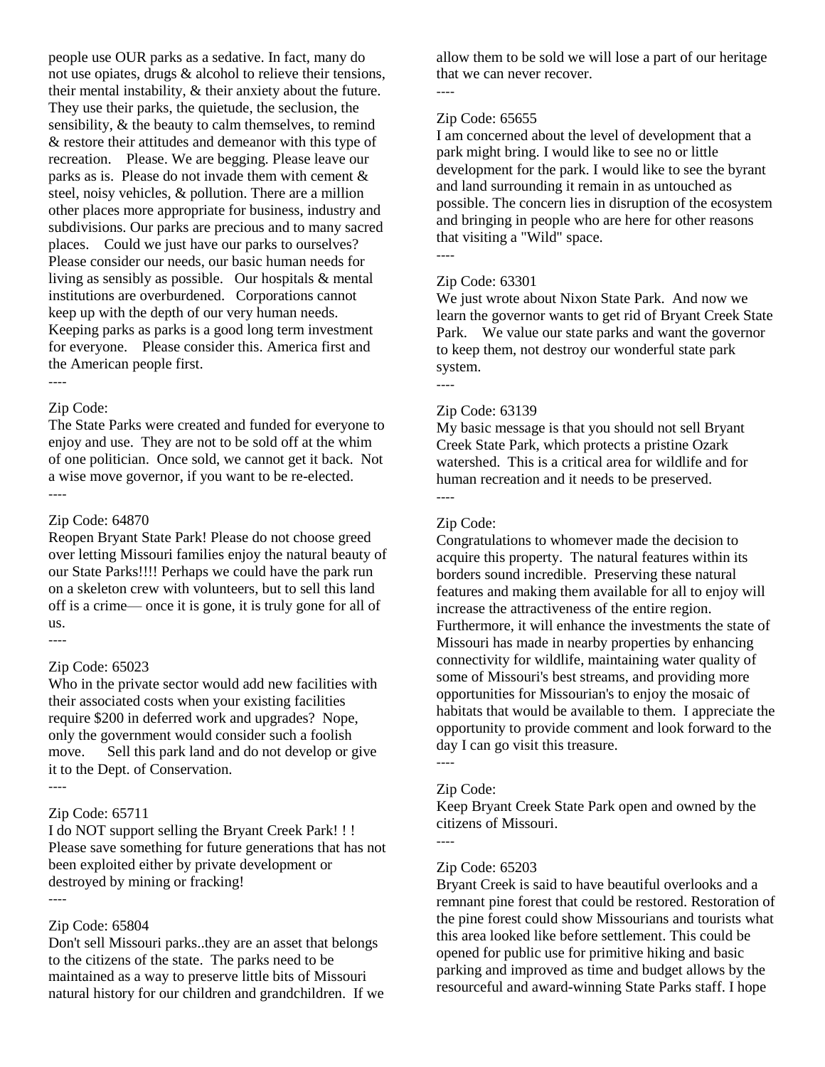people use OUR parks as a sedative. In fact, many do not use opiates, drugs & alcohol to relieve their tensions, their mental instability, & their anxiety about the future. They use their parks, the quietude, the seclusion, the sensibility, & the beauty to calm themselves, to remind & restore their attitudes and demeanor with this type of recreation.   Please. We are begging. Please leave our parks as is.  Please do not invade them with cement & steel, noisy vehicles, & pollution. There are a million other places more appropriate for business, industry and subdivisions. Our parks are precious and to many sacred places.   Could we just have our parks to ourselves? Please consider our needs, our basic human needs for living as sensibly as possible.   Our hospitals & mental institutions are overburdened.   Corporations cannot keep up with the depth of our very human needs. Keeping parks as parks is a good long term investment for everyone.   Please consider this. America first and the American people first.

----

Zip Code:

The State Parks were created and funded for everyone to enjoy and use.  They are not to be sold off at the whim of one politician.  Once sold, we cannot get it back.  Not a wise move governor, if you want to be re-elected.

----

Zip Code: 64870

Reopen Bryant State Park! Please do not choose greed over letting Missouri families enjoy the natural beauty of our State Parks!!!! Perhaps we could have the park run on a skeleton crew with volunteers, but to sell this land off is a crime— once it is gone, it is truly gone for all of us.

----

Zip Code: 65023

Who in the private sector would add new facilities with their associated costs when your existing facilities require $200 in deferred work and upgrades?  Nope, only the government would consider such a foolish move.     Sell this park land and do not develop or give it to the Dept. of Conservation.

----

Zip Code: 65711

I do NOT support selling the Bryant Creek Park! ! ! Please save something for future generations that has not been exploited either by private development or destroyed by mining or fracking!

----

Zip Code: 65804

Don't sell Missouri parks..they are an asset that belongs to the citizens of the state.  The parks need to be maintained as a way to preserve little bits of Missouri natural history for our children and grandchildren.  If we allow them to be sold we will lose a part of our heritage that we can never recover.

----

Zip Code: 65655

I am concerned about the level of development that a park might bring. I would like to see no or little development for the park. I would like to see the byrant and land surrounding it remain in as untouched as possible. The concern lies in disruption of the ecosystem and bringing in people who are here for other reasons that visiting a "Wild" space.

----

Zip Code: 63301

We just wrote about Nixon State Park.  And now we learn the governor wants to get rid of Bryant Creek State Park.   We value our state parks and want the governor to keep them, not destroy our wonderful state park system.

----

Zip Code: 63139

My basic message is that you should not sell Bryant Creek State Park, which protects a pristine Ozark watershed.  This is a critical area for wildlife and for human recreation and it needs to be preserved.

----

Zip Code:

Congratulations to whomever made the decision to acquire this property.  The natural features within its borders sound incredible.  Preserving these natural features and making them available for all to enjoy will increase the attractiveness of the entire region.  Furthermore, it will enhance the investments the state of Missouri has made in nearby properties by enhancing connectivity for wildlife, maintaining water quality of some of Missouri's best streams, and providing more opportunities for Missourian's to enjoy the mosaic of habitats that would be available to them.  I appreciate the opportunity to provide comment and look forward to the day I can go visit this treasure.

----

Zip Code:

Keep Bryant Creek State Park open and owned by the citizens of Missouri.

----

Zip Code: 65203

Bryant Creek is said to have beautiful overlooks and a remnant pine forest that could be restored. Restoration of the pine forest could show Missourians and tourists what this area looked like before settlement. This could be opened for public use for primitive hiking and basic parking and improved as time and budget allows by the resourceful and award-winning State Parks staff. I hope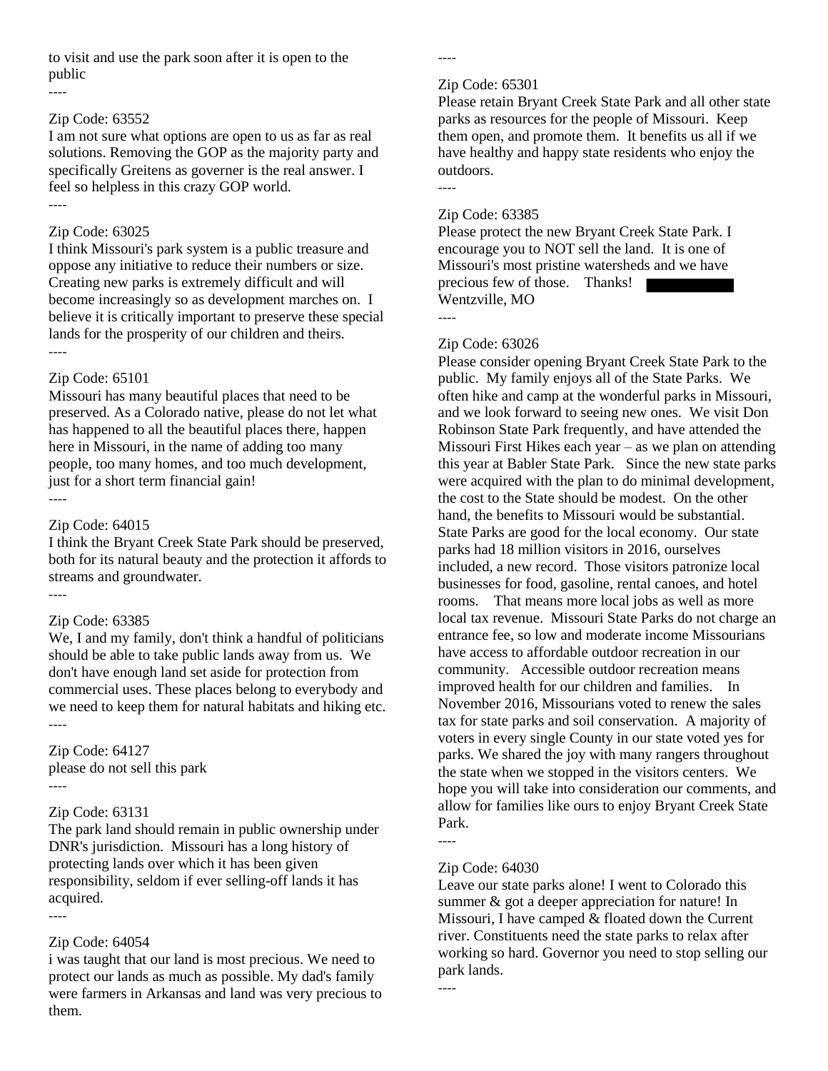to visit and use the park soon after it is open to the public

----

Zip Code: 63552

I am not sure what options are open to us as far as real solutions. Removing the GOP as the majority party and specifically Greitens as governer is the real answer. I feel so helpless in this crazy GOP world.

----

Zip Code: 63025

I think Missouri's park system is a public treasure and oppose any initiative to reduce their numbers or size. Creating new parks is extremely difficult and will become increasingly so as development marches on. I believe it is critically important to preserve these special lands for the prosperity of our children and theirs.

----

Zip Code: 65101

Missouri has many beautiful places that need to be preserved. As a Colorado native, please do not let what has happened to all the beautiful places there, happen here in Missouri, in the name of adding too many people, too many homes, and too much development, just for a short term financial gain!

----

Zip Code: 64015

I think the Bryant Creek State Park should be preserved, both for its natural beauty and the protection it affords to streams and groundwater.

----

Zip Code: 63385

We, I and my family, don't think a handful of politicians should be able to take public lands away from us. We don't have enough land set aside for protection from commercial uses. These places belong to everybody and we need to keep them for natural habitats and hiking etc.

----

Zip Code: 64127

please do not sell this park

----

Zip Code: 63131

The park land should remain in public ownership under DNR's jurisdiction. Missouri has a long history of protecting lands over which it has been given responsibility, seldom if ever selling-off lands it has acquired.

----

Zip Code: 64054

i was taught that our land is most precious. We need to protect our lands as much as possible. My dad's family were farmers in Arkansas and land was very precious to them.

----

Zip Code: 65301

Please retain Bryant Creek State Park and all other state parks as resources for the people of Missouri. Keep them open, and promote them. It benefits us all if we have healthy and happy state residents who enjoy the outdoors.

----

Zip Code: 63385

Please protect the new Bryant Creek State Park. I encourage you to NOT sell the land. It is one of Missouri's most pristine watersheds and we have precious few of those. Thanks! [REDACTED]
Wentzville, MO

----

Zip Code: 63026

Please consider opening Bryant Creek State Park to the public. My family enjoys all of the State Parks. We often hike and camp at the wonderful parks in Missouri, and we look forward to seeing new ones. We visit Don Robinson State Park frequently, and have attended the Missouri First Hikes each year – as we plan on attending this year at Babler State Park. Since the new state parks were acquired with the plan to do minimal development, the cost to the State should be modest. On the other hand, the benefits to Missouri would be substantial. State Parks are good for the local economy. Our state parks had 18 million visitors in 2016, ourselves included, a new record. Those visitors patronize local businesses for food, gasoline, rental canoes, and hotel rooms. That means more local jobs as well as more local tax revenue. Missouri State Parks do not charge an entrance fee, so low and moderate income Missourians have access to affordable outdoor recreation in our community. Accessible outdoor recreation means improved health for our children and families. In November 2016, Missourians voted to renew the sales tax for state parks and soil conservation. A majority of voters in every single County in our state voted yes for parks. We shared the joy with many rangers throughout the state when we stopped in the visitors centers. We hope you will take into consideration our comments, and allow for families like ours to enjoy Bryant Creek State Park.

----

Zip Code: 64030

Leave our state parks alone! I went to Colorado this summer & got a deeper appreciation for nature! In Missouri, I have camped & floated down the Current river. Constituents need the state parks to relax after working so hard. Governor you need to stop selling our park lands.

----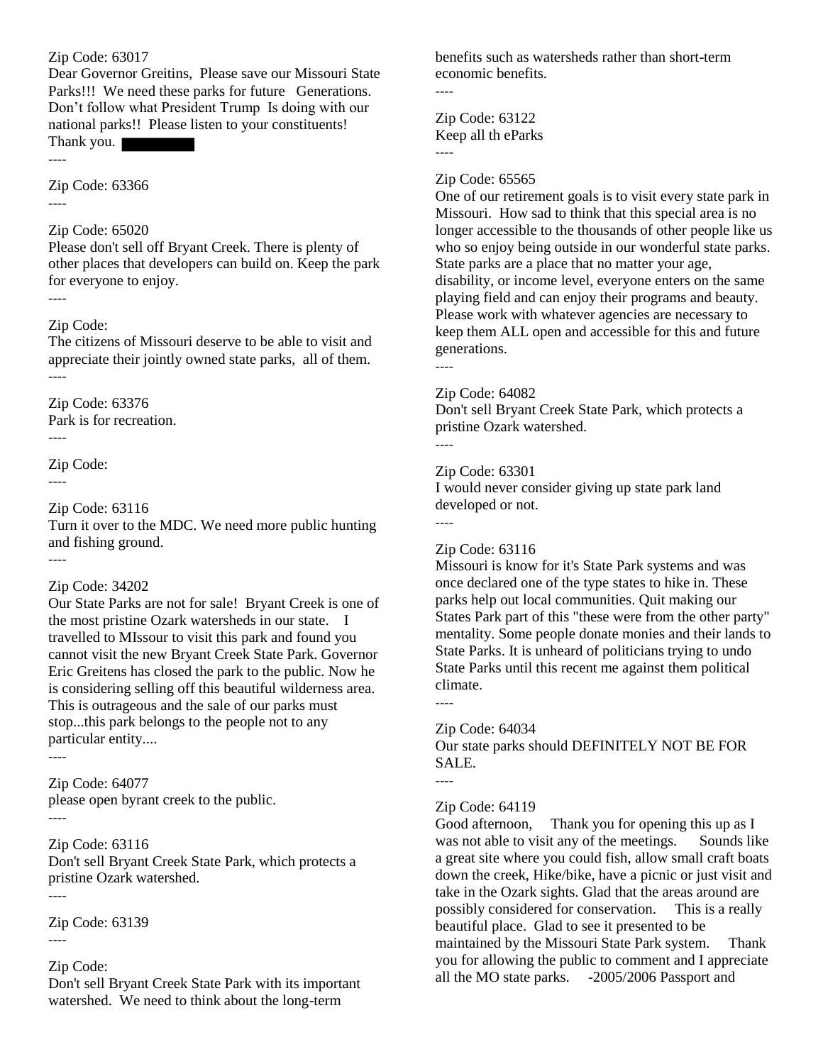Zip Code: 63017
Dear Governor Greitins, Please save our Missouri State Parks!!! We need these parks for future Generations. Don't follow what President Trump Is doing with our national parks!! Please listen to your constituents! Thank you. ████████

----

Zip Code: 63366

----

Zip Code: 65020
Please don't sell off Bryant Creek. There is plenty of other places that developers can build on. Keep the park for everyone to enjoy.

----

Zip Code:
The citizens of Missouri deserve to be able to visit and appreciate their jointly owned state parks, all of them.

----

Zip Code: 63376
Park is for recreation.

----

Zip Code:

----

Zip Code: 63116
Turn it over to the MDC. We need more public hunting and fishing ground.

----

Zip Code: 34202
Our State Parks are not for sale! Bryant Creek is one of the most pristine Ozark watersheds in our state. I travelled to MIssour to visit this park and found you cannot visit the new Bryant Creek State Park. Governor Eric Greitens has closed the park to the public. Now he is considering selling off this beautiful wilderness area. This is outrageous and the sale of our parks must stop...this park belongs to the people not to any particular entity....

----

Zip Code: 64077
please open byrant creek to the public.

----

Zip Code: 63116
Don't sell Bryant Creek State Park, which protects a pristine Ozark watershed.

----

Zip Code: 63139

----

Zip Code:
Don't sell Bryant Creek State Park with its important watershed. We need to think about the long-term benefits such as watersheds rather than short-term economic benefits.

----

Zip Code: 63122
Keep all th eParks

----

Zip Code: 65565
One of our retirement goals is to visit every state park in Missouri. How sad to think that this special area is no longer accessible to the thousands of other people like us who so enjoy being outside in our wonderful state parks. State parks are a place that no matter your age, disability, or income level, everyone enters on the same playing field and can enjoy their programs and beauty. Please work with whatever agencies are necessary to keep them ALL open and accessible for this and future generations.

----

Zip Code: 64082
Don't sell Bryant Creek State Park, which protects a pristine Ozark watershed.

----

Zip Code: 63301
I would never consider giving up state park land developed or not.

----

Zip Code: 63116
Missouri is know for it's State Park systems and was once declared one of the type states to hike in. These parks help out local communities. Quit making our States Park part of this "these were from the other party" mentality. Some people donate monies and their lands to State Parks. It is unheard of politicians trying to undo State Parks until this recent me against them political climate.

----

Zip Code: 64034
Our state parks should DEFINITELY NOT BE FOR SALE.

----

Zip Code: 64119
Good afternoon, Thank you for opening this up as I was not able to visit any of the meetings. Sounds like a great site where you could fish, allow small craft boats down the creek, Hike/bike, have a picnic or just visit and take in the Ozark sights. Glad that the areas around are possibly considered for conservation. This is a really beautiful place. Glad to see it presented to be maintained by the Missouri State Park system. Thank you for allowing the public to comment and I appreciate all the MO state parks. -2005/2006 Passport and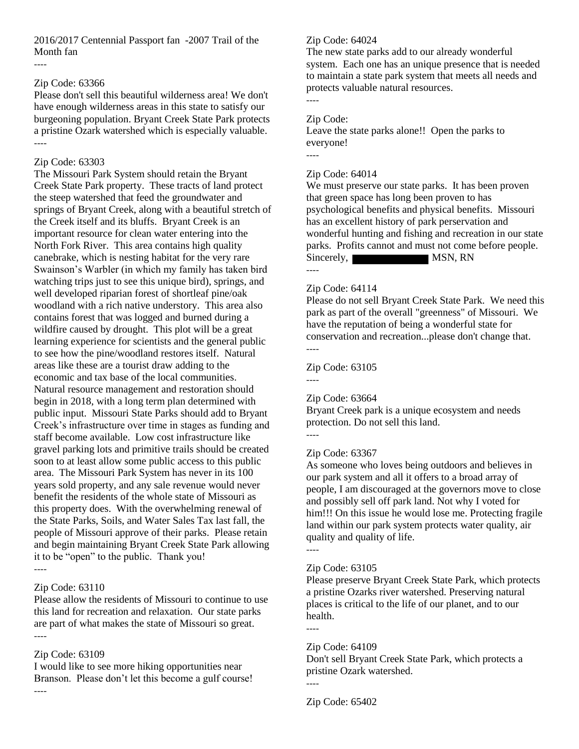2016/2017 Centennial Passport fan -2007 Trail of the Month fan

----

Zip Code: 63366

Please don't sell this beautiful wilderness area! We don't have enough wilderness areas in this state to satisfy our burgeoning population. Bryant Creek State Park protects a pristine Ozark watershed which is especially valuable.

----

Zip Code: 63303

The Missouri Park System should retain the Bryant Creek State Park property. These tracts of land protect the steep watershed that feed the groundwater and springs of Bryant Creek, along with a beautiful stretch of the Creek itself and its bluffs. Bryant Creek is an important resource for clean water entering into the North Fork River. This area contains high quality canebrake, which is nesting habitat for the very rare Swainson's Warbler (in which my family has taken bird watching trips just to see this unique bird), springs, and well developed riparian forest of shortleaf pine/oak woodland with a rich native understory. This area also contains forest that was logged and burned during a wildfire caused by drought. This plot will be a great learning experience for scientists and the general public to see how the pine/woodland restores itself. Natural areas like these are a tourist draw adding to the economic and tax base of the local communities. Natural resource management and restoration should begin in 2018, with a long term plan determined with public input. Missouri State Parks should add to Bryant Creek's infrastructure over time in stages as funding and staff become available. Low cost infrastructure like gravel parking lots and primitive trails should be created soon to at least allow some public access to this public area. The Missouri Park System has never in its 100 years sold property, and any sale revenue would never benefit the residents of the whole state of Missouri as this property does. With the overwhelming renewal of the State Parks, Soils, and Water Sales Tax last fall, the people of Missouri approve of their parks. Please retain and begin maintaining Bryant Creek State Park allowing it to be "open" to the public. Thank you!

----

Zip Code: 63110

Please allow the residents of Missouri to continue to use this land for recreation and relaxation. Our state parks are part of what makes the state of Missouri so great.

----

Zip Code: 63109

I would like to see more hiking opportunities near Branson. Please don't let this become a gulf course!

----

Zip Code: 64024

The new state parks add to our already wonderful system. Each one has an unique presence that is needed to maintain a state park system that meets all needs and protects valuable natural resources.

----

Zip Code:

Leave the state parks alone!! Open the parks to everyone!

----

Zip Code: 64014

We must preserve our state parks. It has been proven that green space has long been proven to has psychological benefits and physical benefits. Missouri has an excellent history of park perservation and wonderful hunting and fishing and recreation in our state parks. Profits cannot and must not come before people. Sincerely, [REDACTED] MSN, RN

----

Zip Code: 64114

Please do not sell Bryant Creek State Park. We need this park as part of the overall "greenness" of Missouri. We have the reputation of being a wonderful state for conservation and recreation...please don't change that.

----

Zip Code: 63105

----

Zip Code: 63664

Bryant Creek park is a unique ecosystem and needs protection. Do not sell this land.

----

Zip Code: 63367

As someone who loves being outdoors and believes in our park system and all it offers to a broad array of people, I am discouraged at the governors move to close and possibly sell off park land. Not why I voted for him!!! On this issue he would lose me. Protecting fragile land within our park system protects water quality, air quality and quality of life.

----

Zip Code: 63105

Please preserve Bryant Creek State Park, which protects a pristine Ozarks river watershed. Preserving natural places is critical to the life of our planet, and to our health.

----

Zip Code: 64109

Don't sell Bryant Creek State Park, which protects a pristine Ozark watershed.

----

Zip Code: 65402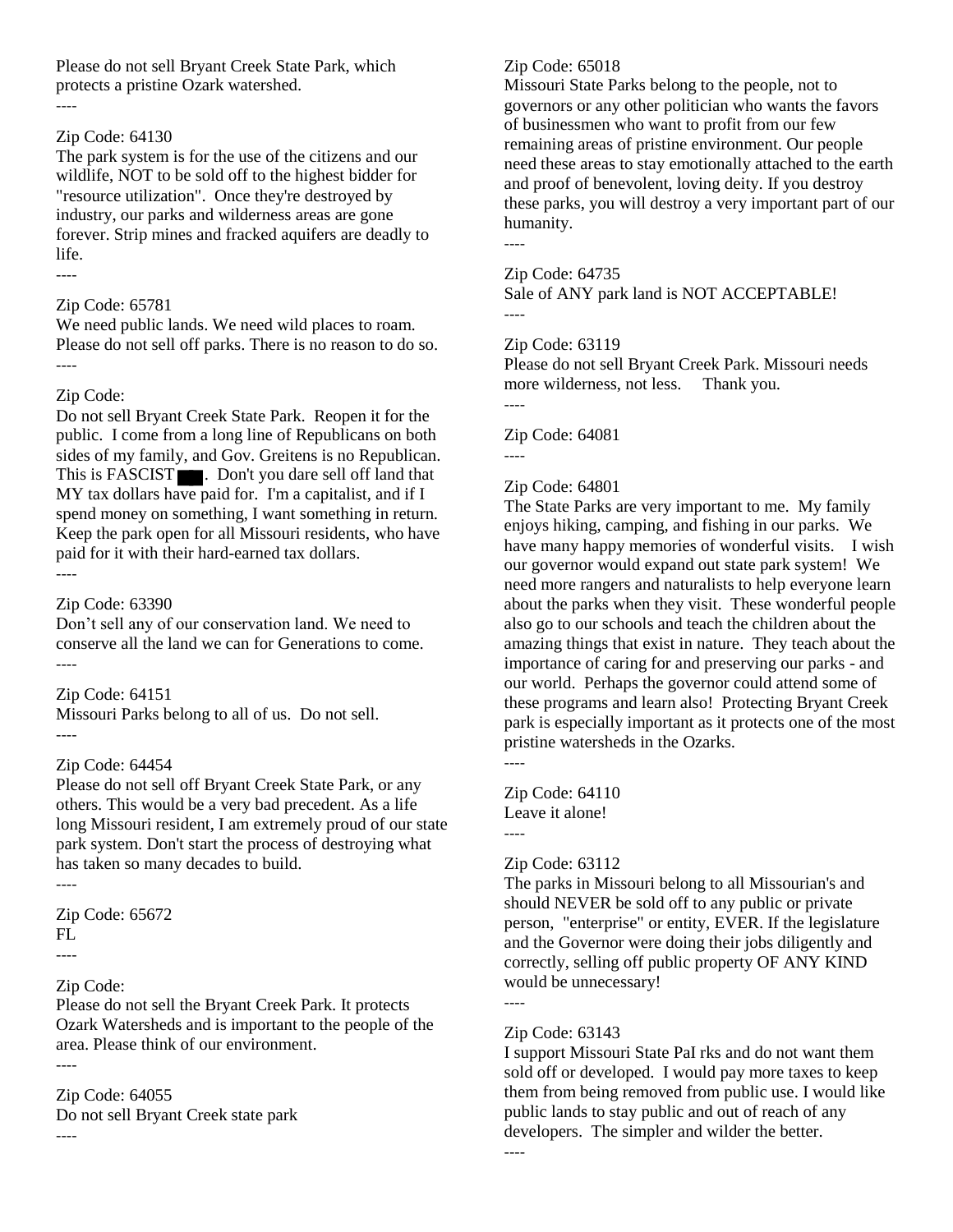Please do not sell Bryant Creek State Park, which protects a pristine Ozark watershed.

----

Zip Code: 64130

The park system is for the use of the citizens and our wildlife, NOT to be sold off to the highest bidder for "resource utilization". Once they're destroyed by industry, our parks and wilderness areas are gone forever. Strip mines and fracked aquifers are deadly to life.

----

Zip Code: 65781

We need public lands. We need wild places to roam. Please do not sell off parks. There is no reason to do so.

----

Zip Code:

Do not sell Bryant Creek State Park. Reopen it for the public. I come from a long line of Republicans on both sides of my family, and Gov. Greitens is no Republican. This is FASCIST ■. Don't you dare sell off land that MY tax dollars have paid for. I'm a capitalist, and if I spend money on something, I want something in return. Keep the park open for all Missouri residents, who have paid for it with their hard-earned tax dollars.

----

Zip Code: 63390

Don't sell any of our conservation land. We need to conserve all the land we can for Generations to come.

----

Zip Code: 64151

Missouri Parks belong to all of us. Do not sell.

----

Zip Code: 64454

Please do not sell off Bryant Creek State Park, or any others. This would be a very bad precedent. As a life long Missouri resident, I am extremely proud of our state park system. Don't start the process of destroying what has taken so many decades to build.

----

Zip Code: 65672

FL

----

Zip Code:

Please do not sell the Bryant Creek Park. It protects Ozark Watersheds and is important to the people of the area. Please think of our environment.

----

Zip Code: 64055

Do not sell Bryant Creek state park

----

Zip Code: 65018

Missouri State Parks belong to the people, not to governors or any other politician who wants the favors of businessmen who want to profit from our few remaining areas of pristine environment. Our people need these areas to stay emotionally attached to the earth and proof of benevolent, loving deity. If you destroy these parks, you will destroy a very important part of our humanity.

----

Zip Code: 64735

Sale of ANY park land is NOT ACCEPTABLE!

----

Zip Code: 63119

Please do not sell Bryant Creek Park. Missouri needs more wilderness, not less. Thank you.

----

Zip Code: 64081

----

Zip Code: 64801

The State Parks are very important to me. My family enjoys hiking, camping, and fishing in our parks. We have many happy memories of wonderful visits. I wish our governor would expand out state park system! We need more rangers and naturalists to help everyone learn about the parks when they visit. These wonderful people also go to our schools and teach the children about the amazing things that exist in nature. They teach about the importance of caring for and preserving our parks - and our world. Perhaps the governor could attend some of these programs and learn also! Protecting Bryant Creek park is especially important as it protects one of the most pristine watersheds in the Ozarks.

----

Zip Code: 64110

Leave it alone!

----

Zip Code: 63112

The parks in Missouri belong to all Missourian's and should NEVER be sold off to any public or private person, "enterprise" or entity, EVER. If the legislature and the Governor were doing their jobs diligently and correctly, selling off public property OF ANY KIND would be unnecessary!

----

Zip Code: 63143

I support Missouri State PaI rks and do not want them sold off or developed. I would pay more taxes to keep them from being removed from public use. I would like public lands to stay public and out of reach of any developers. The simpler and wilder the better.

----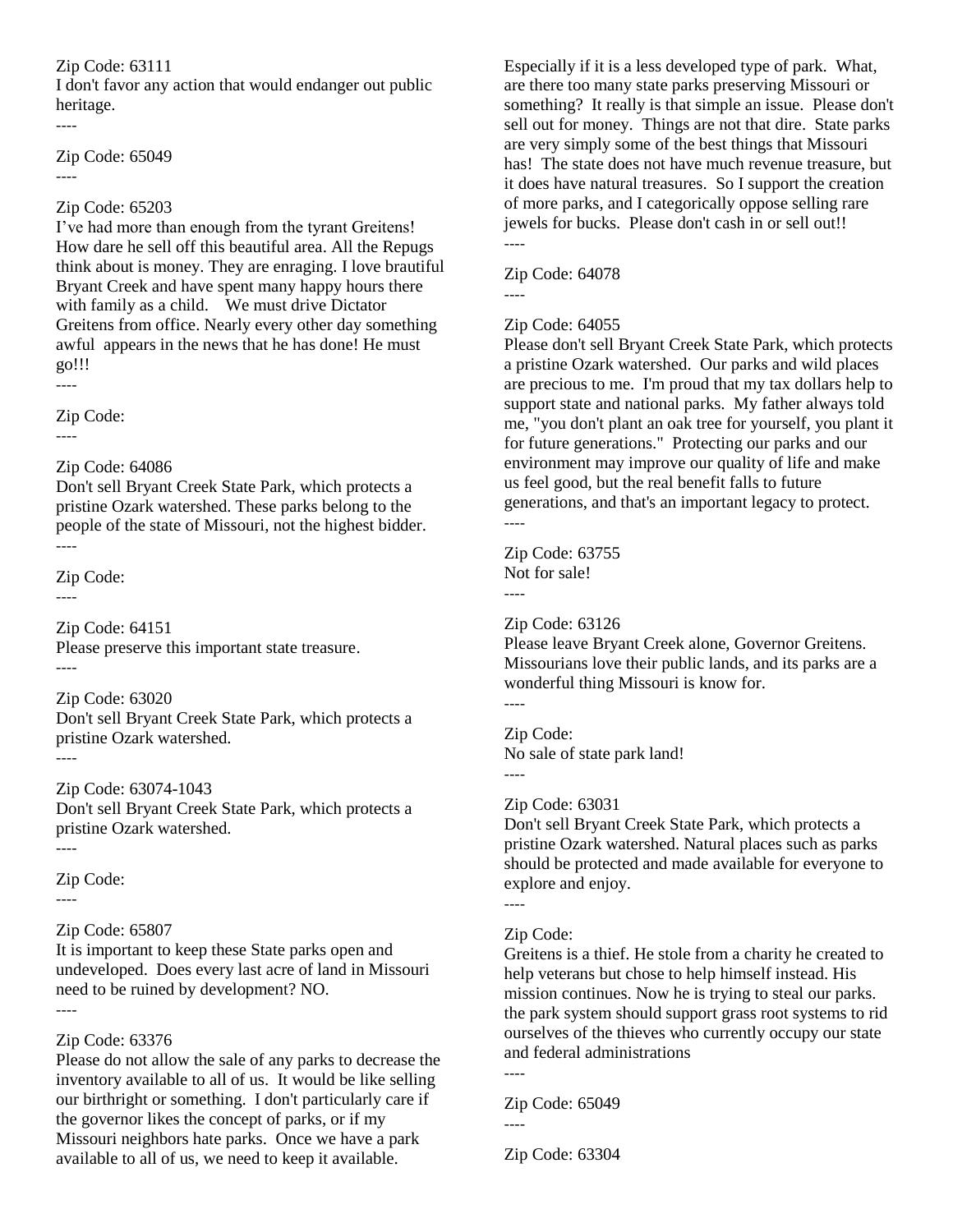Zip Code: 63111
I don't favor any action that would endanger out public heritage.
----

Zip Code: 65049
----

Zip Code: 65203
I've had more than enough from the tyrant Greitens! How dare he sell off this beautiful area. All the Repugs think about is money. They are enraging. I love brautiful Bryant Creek and have spent many happy hours there with family as a child.   We must drive Dictator Greitens from office. Nearly every other day something awful  appears in the news that he has done! He must go!!!
----

Zip Code:
----

Zip Code: 64086
Don't sell Bryant Creek State Park, which protects a pristine Ozark watershed. These parks belong to the people of the state of Missouri, not the highest bidder.
----

Zip Code:
----

Zip Code: 64151
Please preserve this important state treasure.
----

Zip Code: 63020
Don't sell Bryant Creek State Park, which protects a pristine Ozark watershed.
----

Zip Code: 63074-1043
Don't sell Bryant Creek State Park, which protects a pristine Ozark watershed.
----

Zip Code:
----

Zip Code: 65807
It is important to keep these State parks open and undeveloped.  Does every last acre of land in Missouri need to be ruined by development? NO.
----

Zip Code: 63376
Please do not allow the sale of any parks to decrease the inventory available to all of us.  It would be like selling our birthright or something.  I don't particularly care if the governor likes the concept of parks, or if my Missouri neighbors hate parks.  Once we have a park available to all of us, we need to keep it available.  Especially if it is a less developed type of park.  What, are there too many state parks preserving Missouri or something?  It really is that simple an issue.  Please don't sell out for money.  Things are not that dire.  State parks are very simply some of the best things that Missouri has!  The state does not have much revenue treasure, but it does have natural treasures.  So I support the creation of more parks, and I categorically oppose selling rare jewels for bucks.  Please don't cash in or sell out!!
----

Zip Code: 64078
----

Zip Code: 64055
Please don't sell Bryant Creek State Park, which protects a pristine Ozark watershed.  Our parks and wild places are precious to me.  I'm proud that my tax dollars help to support state and national parks.  My father always told me, "you don't plant an oak tree for yourself, you plant it for future generations."  Protecting our parks and our environment may improve our quality of life and make us feel good, but the real benefit falls to future generations, and that's an important legacy to protect.
----

Zip Code: 63755
Not for sale!
----

Zip Code: 63126
Please leave Bryant Creek alone, Governor Greitens. Missourians love their public lands, and its parks are a wonderful thing Missouri is know for.
----

Zip Code:
No sale of state park land!
----

Zip Code: 63031
Don't sell Bryant Creek State Park, which protects a pristine Ozark watershed. Natural places such as parks should be protected and made available for everyone to explore and enjoy.
----

Zip Code:
Greitens is a thief. He stole from a charity he created to help veterans but chose to help himself instead. His mission continues. Now he is trying to steal our parks. the park system should support grass root systems to rid ourselves of the thieves who currently occupy our state and federal administrations
----

Zip Code: 65049
----

Zip Code: 63304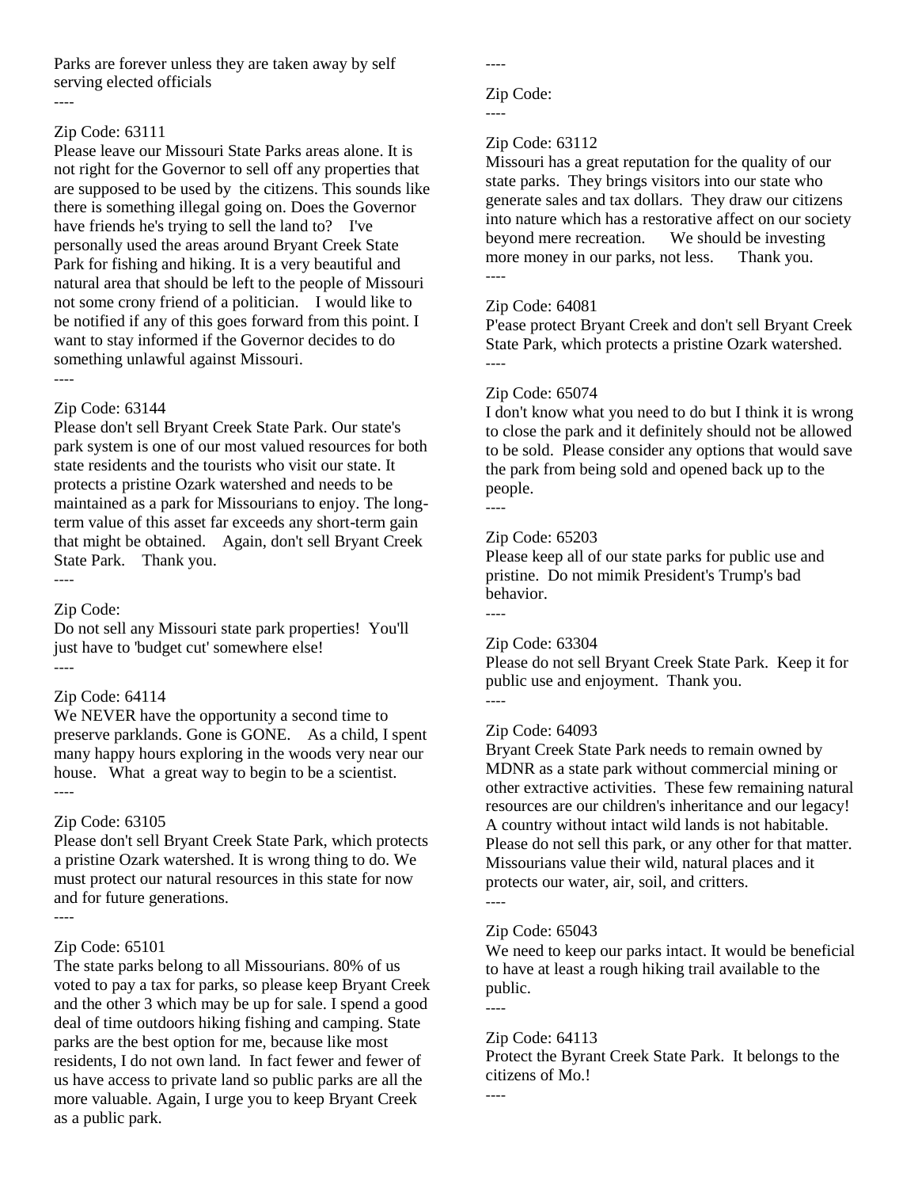Parks are forever unless they are taken away by self serving elected officials

----

Zip Code: 63111

Please leave our Missouri State Parks areas alone. It is not right for the Governor to sell off any properties that are supposed to be used by the citizens. This sounds like there is something illegal going on. Does the Governor have friends he's trying to sell the land to? I've personally used the areas around Bryant Creek State Park for fishing and hiking. It is a very beautiful and natural area that should be left to the people of Missouri not some crony friend of a politician. I would like to be notified if any of this goes forward from this point. I want to stay informed if the Governor decides to do something unlawful against Missouri.

----

Zip Code: 63144

Please don't sell Bryant Creek State Park. Our state's park system is one of our most valued resources for both state residents and the tourists who visit our state. It protects a pristine Ozark watershed and needs to be maintained as a park for Missourians to enjoy. The long-term value of this asset far exceeds any short-term gain that might be obtained. Again, don't sell Bryant Creek State Park. Thank you.

----

Zip Code:

Do not sell any Missouri state park properties! You'll just have to 'budget cut' somewhere else!

----

Zip Code: 64114

We NEVER have the opportunity a second time to preserve parklands. Gone is GONE. As a child, I spent many happy hours exploring in the woods very near our house. What a great way to begin to be a scientist.

----

Zip Code: 63105

Please don't sell Bryant Creek State Park, which protects a pristine Ozark watershed. It is wrong thing to do. We must protect our natural resources in this state for now and for future generations.

----

Zip Code: 65101

The state parks belong to all Missourians. 80% of us voted to pay a tax for parks, so please keep Bryant Creek and the other 3 which may be up for sale. I spend a good deal of time outdoors hiking fishing and camping. State parks are the best option for me, because like most residents, I do not own land. In fact fewer and fewer of us have access to private land so public parks are all the more valuable. Again, I urge you to keep Bryant Creek as a public park.

----

Zip Code:

----

Zip Code: 63112

Missouri has a great reputation for the quality of our state parks. They brings visitors into our state who generate sales and tax dollars. They draw our citizens into nature which has a restorative affect on our society beyond mere recreation. We should be investing more money in our parks, not less. Thank you.

----

Zip Code: 64081

P'ease protect Bryant Creek and don't sell Bryant Creek State Park, which protects a pristine Ozark watershed.

----

Zip Code: 65074

I don't know what you need to do but I think it is wrong to close the park and it definitely should not be allowed to be sold. Please consider any options that would save the park from being sold and opened back up to the people.

----

Zip Code: 65203

Please keep all of our state parks for public use and pristine. Do not mimik President's Trump's bad behavior.

----

Zip Code: 63304

Please do not sell Bryant Creek State Park. Keep it for public use and enjoyment. Thank you.

----

Zip Code: 64093

Bryant Creek State Park needs to remain owned by MDNR as a state park without commercial mining or other extractive activities. These few remaining natural resources are our children's inheritance and our legacy! A country without intact wild lands is not habitable. Please do not sell this park, or any other for that matter. Missourians value their wild, natural places and it protects our water, air, soil, and critters.

----

Zip Code: 65043

We need to keep our parks intact. It would be beneficial to have at least a rough hiking trail available to the public.

----

Zip Code: 64113

Protect the Byrant Creek State Park. It belongs to the citizens of Mo.!

----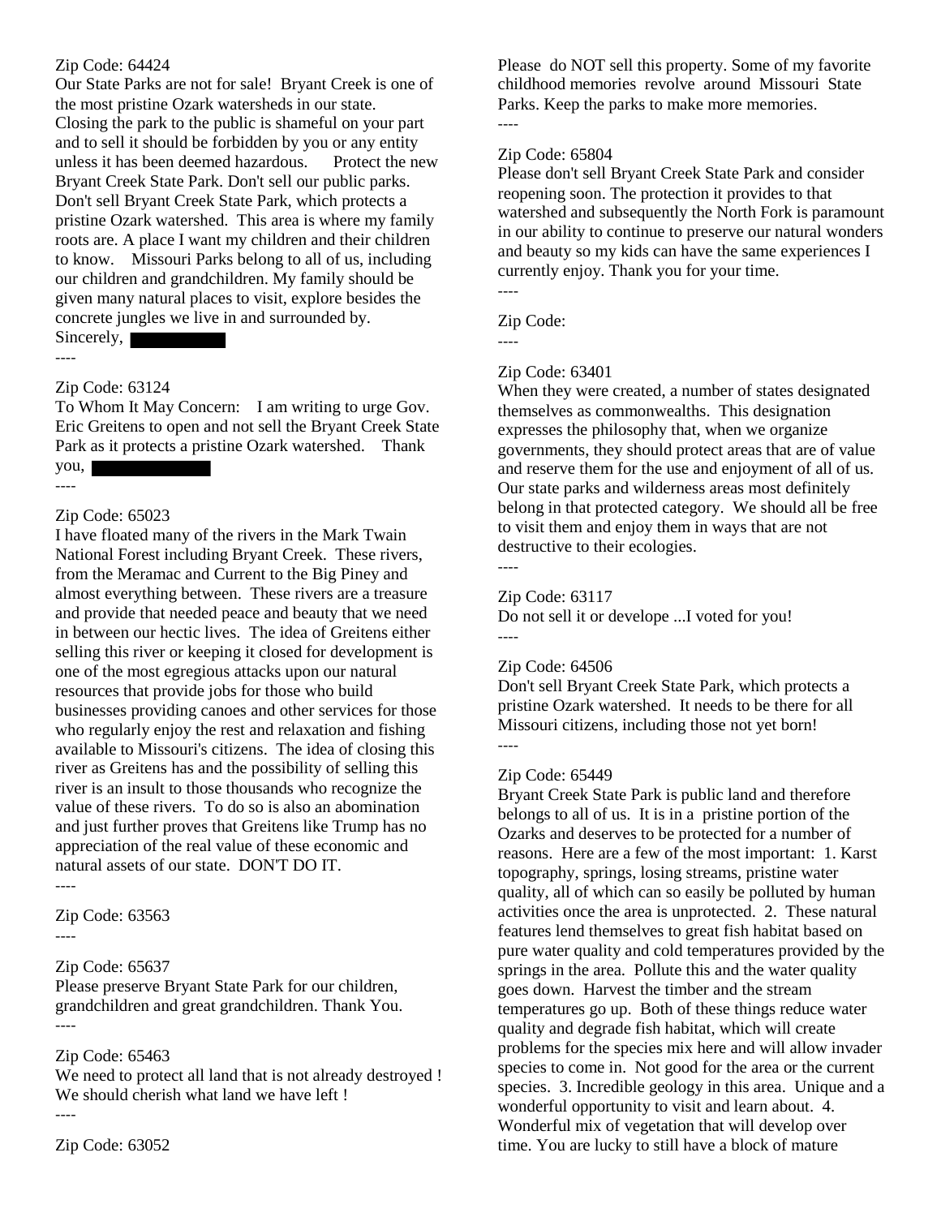Zip Code: 64424
Our State Parks are not for sale! Bryant Creek is one of the most pristine Ozark watersheds in our state. Closing the park to the public is shameful on your part and to sell it should be forbidden by you or any entity unless it has been deemed hazardous. Protect the new Bryant Creek State Park. Don't sell our public parks. Don't sell Bryant Creek State Park, which protects a pristine Ozark watershed. This area is where my family roots are. A place I want my children and their children to know. Missouri Parks belong to all of us, including our children and grandchildren. My family should be given many natural places to visit, explore besides the concrete jungles we live in and surrounded by.
Sincerely, ██████

----

Zip Code: 63124
To Whom It May Concern: I am writing to urge Gov. Eric Greitens to open and not sell the Bryant Creek State Park as it protects a pristine Ozark watershed. Thank you, ██████

----

Zip Code: 65023
I have floated many of the rivers in the Mark Twain National Forest including Bryant Creek. These rivers, from the Meramac and Current to the Big Piney and almost everything between. These rivers are a treasure and provide that needed peace and beauty that we need in between our hectic lives. The idea of Greitens either selling this river or keeping it closed for development is one of the most egregious attacks upon our natural resources that provide jobs for those who build businesses providing canoes and other services for those who regularly enjoy the rest and relaxation and fishing available to Missouri's citizens. The idea of closing this river as Greitens has and the possibility of selling this river is an insult to those thousands who recognize the value of these rivers. To do so is also an abomination and just further proves that Greitens like Trump has no appreciation of the real value of these economic and natural assets of our state. DON'T DO IT.

----

Zip Code: 63563

----

Zip Code: 65637
Please preserve Bryant State Park for our children, grandchildren and great grandchildren. Thank You.

----

Zip Code: 65463
We need to protect all land that is not already destroyed ! We should cherish what land we have left !

----

Zip Code: 63052
Please do NOT sell this property. Some of my favorite childhood memories revolve around Missouri State Parks. Keep the parks to make more memories.

----

Zip Code: 65804
Please don't sell Bryant Creek State Park and consider reopening soon. The protection it provides to that watershed and subsequently the North Fork is paramount in our ability to continue to preserve our natural wonders and beauty so my kids can have the same experiences I currently enjoy. Thank you for your time.

----

Zip Code:

----

Zip Code: 63401
When they were created, a number of states designated themselves as commonwealths. This designation expresses the philosophy that, when we organize governments, they should protect areas that are of value and reserve them for the use and enjoyment of all of us. Our state parks and wilderness areas most definitely belong in that protected category. We should all be free to visit them and enjoy them in ways that are not destructive to their ecologies.

----

Zip Code: 63117
Do not sell it or develope ...I voted for you!

----

Zip Code: 64506
Don't sell Bryant Creek State Park, which protects a pristine Ozark watershed. It needs to be there for all Missouri citizens, including those not yet born!

----

Zip Code: 65449
Bryant Creek State Park is public land and therefore belongs to all of us. It is in a pristine portion of the Ozarks and deserves to be protected for a number of reasons. Here are a few of the most important: 1. Karst topography, springs, losing streams, pristine water quality, all of which can so easily be polluted by human activities once the area is unprotected. 2. These natural features lend themselves to great fish habitat based on pure water quality and cold temperatures provided by the springs in the area. Pollute this and the water quality goes down. Harvest the timber and the stream temperatures go up. Both of these things reduce water quality and degrade fish habitat, which will create problems for the species mix here and will allow invader species to come in. Not good for the area or the current species. 3. Incredible geology in this area. Unique and a wonderful opportunity to visit and learn about. 4. Wonderful mix of vegetation that will develop over time. You are lucky to still have a block of mature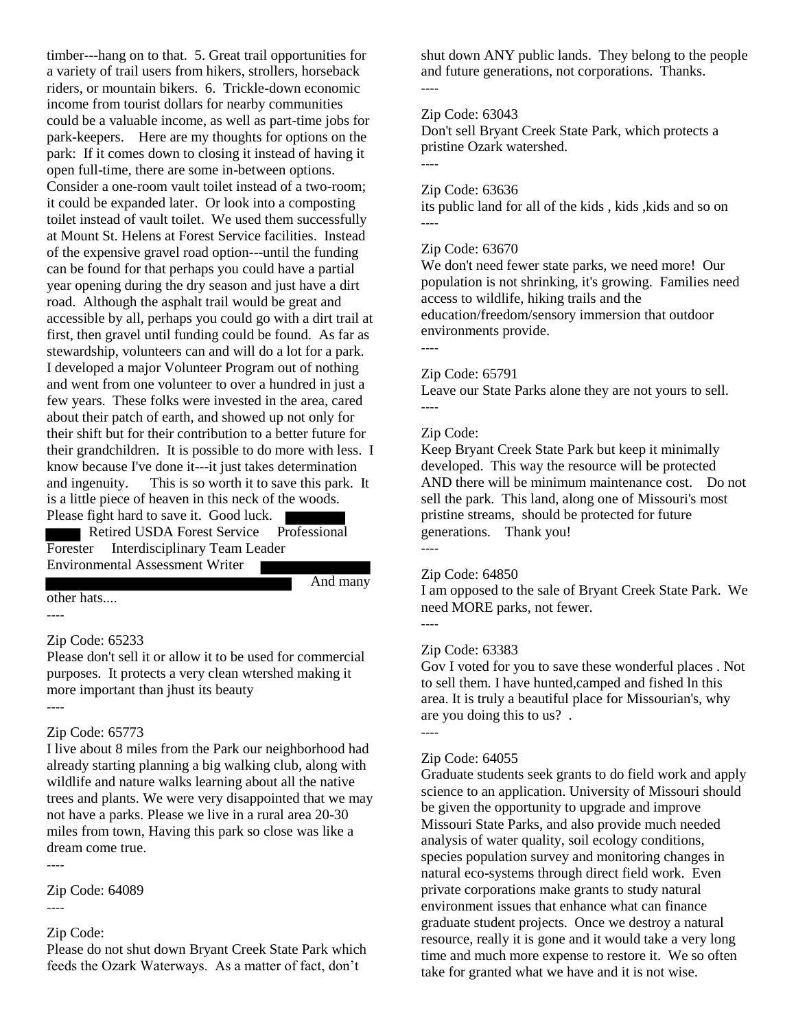timber---hang on to that. 5. Great trail opportunities for a variety of trail users from hikers, strollers, horseback riders, or mountain bikers. 6. Trickle-down economic income from tourist dollars for nearby communities could be a valuable income, as well as part-time jobs for park-keepers. Here are my thoughts for options on the park: If it comes down to closing it instead of having it open full-time, there are some in-between options. Consider a one-room vault toilet instead of a two-room; it could be expanded later. Or look into a composting toilet instead of vault toilet. We used them successfully at Mount St. Helens at Forest Service facilities. Instead of the expensive gravel road option---until the funding can be found for that perhaps you could have a partial year opening during the dry season and just have a dirt road. Although the asphalt trail would be great and accessible by all, perhaps you could go with a dirt trail at first, then gravel until funding could be found. As far as stewardship, volunteers can and will do a lot for a park. I developed a major Volunteer Program out of nothing and went from one volunteer to over a hundred in just a few years. These folks were invested in the area, cared about their patch of earth, and showed up not only for their shift but for their contribution to a better future for their grandchildren. It is possible to do more with less. I know because I've done it---it just takes determination and ingenuity. This is so worth it to save this park. It is a little piece of heaven in this neck of the woods. Please fight hard to save it. Good luck. ████ ███ Retired USDA Forest Service Professional Forester Interdisciplinary Team Leader Environmental Assessment Writer ████ ████ And many other hats....

----

Zip Code: 65233
Please don't sell it or allow it to be used for commercial purposes. It protects a very clean wtershed making it more important than jhust its beauty

----

Zip Code: 65773
I live about 8 miles from the Park our neighborhood had already starting planning a big walking club, along with wildlife and nature walks learning about all the native trees and plants. We were very disappointed that we may not have a parks. Please we live in a rural area 20-30 miles from town, Having this park so close was like a dream come true.

----

Zip Code: 64089

----

Zip Code:
Please do not shut down Bryant Creek State Park which feeds the Ozark Waterways. As a matter of fact, don't shut down ANY public lands. They belong to the people and future generations, not corporations. Thanks.

----

Zip Code: 63043
Don't sell Bryant Creek State Park, which protects a pristine Ozark watershed.

----

Zip Code: 63636
its public land for all of the kids , kids ,kids and so on

----

Zip Code: 63670
We don't need fewer state parks, we need more! Our population is not shrinking, it's growing. Families need access to wildlife, hiking trails and the education/freedom/sensory immersion that outdoor environments provide.

----

Zip Code: 65791
Leave our State Parks alone they are not yours to sell.

----

Zip Code:
Keep Bryant Creek State Park but keep it minimally developed. This way the resource will be protected AND there will be minimum maintenance cost. Do not sell the park. This land, along one of Missouri's most pristine streams, should be protected for future generations. Thank you!

----

Zip Code: 64850
I am opposed to the sale of Bryant Creek State Park. We need MORE parks, not fewer.

----

Zip Code: 63383
Gov I voted for you to save these wonderful places . Not to sell them. I have hunted,camped and fished ln this area. It is truly a beautiful place for Missourian's, why are you doing this to us? .

----

Zip Code: 64055
Graduate students seek grants to do field work and apply science to an application. University of Missouri should be given the opportunity to upgrade and improve Missouri State Parks, and also provide much needed analysis of water quality, soil ecology conditions, species population survey and monitoring changes in natural eco-systems through direct field work. Even private corporations make grants to study natural environment issues that enhance what can finance graduate student projects. Once we destroy a natural resource, really it is gone and it would take a very long time and much more expense to restore it. We so often take for granted what we have and it is not wise.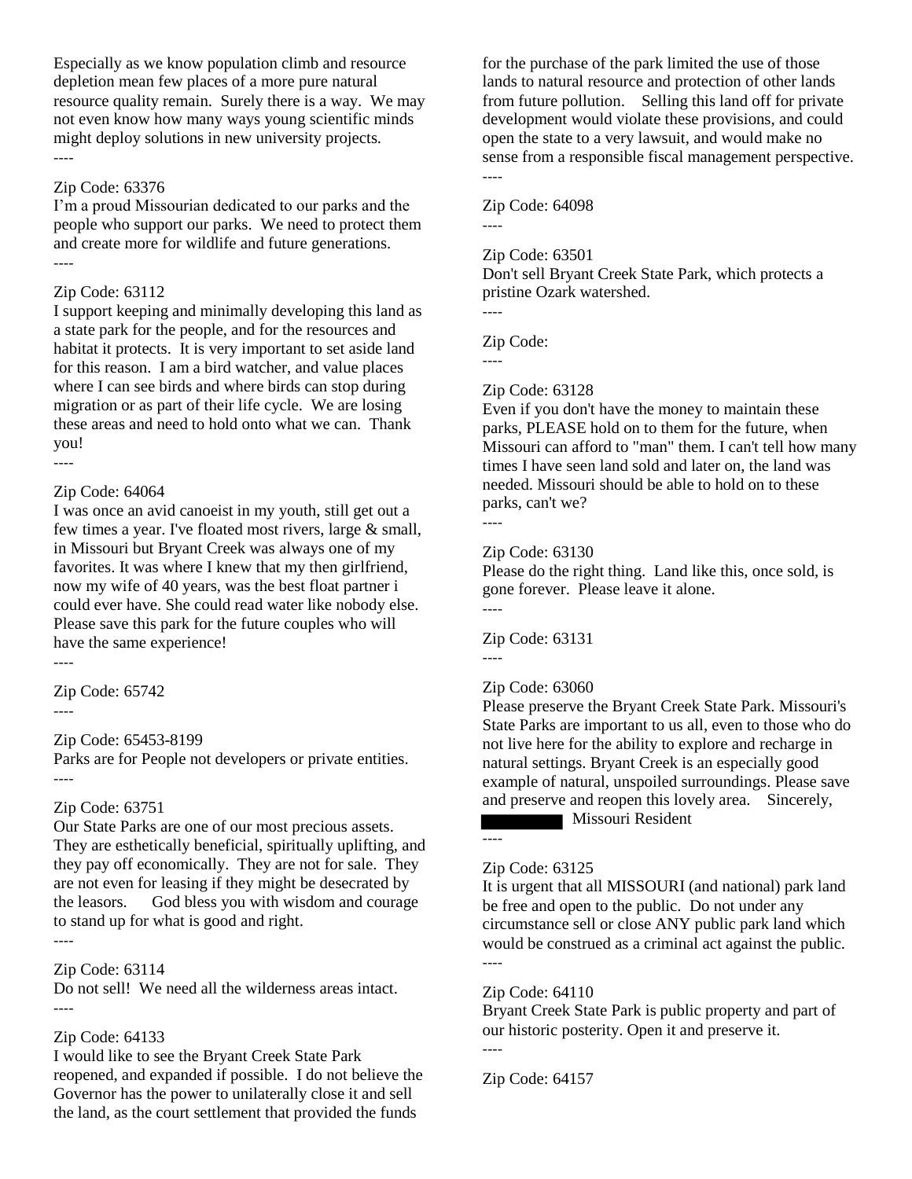Especially as we know population climb and resource depletion mean few places of a more pure natural resource quality remain. Surely there is a way. We may not even know how many ways young scientific minds might deploy solutions in new university projects.

----

Zip Code: 63376

I'm a proud Missourian dedicated to our parks and the people who support our parks. We need to protect them and create more for wildlife and future generations.

----

Zip Code: 63112

I support keeping and minimally developing this land as a state park for the people, and for the resources and habitat it protects. It is very important to set aside land for this reason. I am a bird watcher, and value places where I can see birds and where birds can stop during migration or as part of their life cycle. We are losing these areas and need to hold onto what we can. Thank you!

----

Zip Code: 64064

I was once an avid canoeist in my youth, still get out a few times a year. I've floated most rivers, large & small, in Missouri but Bryant Creek was always one of my favorites. It was where I knew that my then girlfriend, now my wife of 40 years, was the best float partner i could ever have. She could read water like nobody else. Please save this park for the future couples who will have the same experience!

----

Zip Code: 65742

----

Zip Code: 65453-8199

Parks are for People not developers or private entities.

----

Zip Code: 63751

Our State Parks are one of our most precious assets. They are esthetically beneficial, spiritually uplifting, and they pay off economically. They are not for sale. They are not even for leasing if they might be desecrated by the leasors. God bless you with wisdom and courage to stand up for what is good and right.

----

Zip Code: 63114

Do not sell! We need all the wilderness areas intact.

----

Zip Code: 64133

I would like to see the Bryant Creek State Park reopened, and expanded if possible. I do not believe the Governor has the power to unilaterally close it and sell the land, as the court settlement that provided the funds for the purchase of the park limited the use of those lands to natural resource and protection of other lands from future pollution. Selling this land off for private development would violate these provisions, and could open the state to a very lawsuit, and would make no sense from a responsible fiscal management perspective.

----

Zip Code: 64098

----

Zip Code: 63501

Don't sell Bryant Creek State Park, which protects a pristine Ozark watershed.

----

Zip Code:

----

Zip Code: 63128

Even if you don't have the money to maintain these parks, PLEASE hold on to them for the future, when Missouri can afford to "man" them. I can't tell how many times I have seen land sold and later on, the land was needed. Missouri should be able to hold on to these parks, can't we?

----

Zip Code: 63130

Please do the right thing. Land like this, once sold, is gone forever. Please leave it alone.

----

Zip Code: 63131

----

Zip Code: 63060

Please preserve the Bryant Creek State Park. Missouri's State Parks are important to us all, even to those who do not live here for the ability to explore and recharge in natural settings. Bryant Creek is an especially good example of natural, unspoiled surroundings. Please save and preserve and reopen this lovely area. Sincerely, [REDACTED] Missouri Resident

----

Zip Code: 63125

It is urgent that all MISSOURI (and national) park land be free and open to the public. Do not under any circumstance sell or close ANY public park land which would be construed as a criminal act against the public.

----

Zip Code: 64110

Bryant Creek State Park is public property and part of our historic posterity. Open it and preserve it.

----

Zip Code: 64157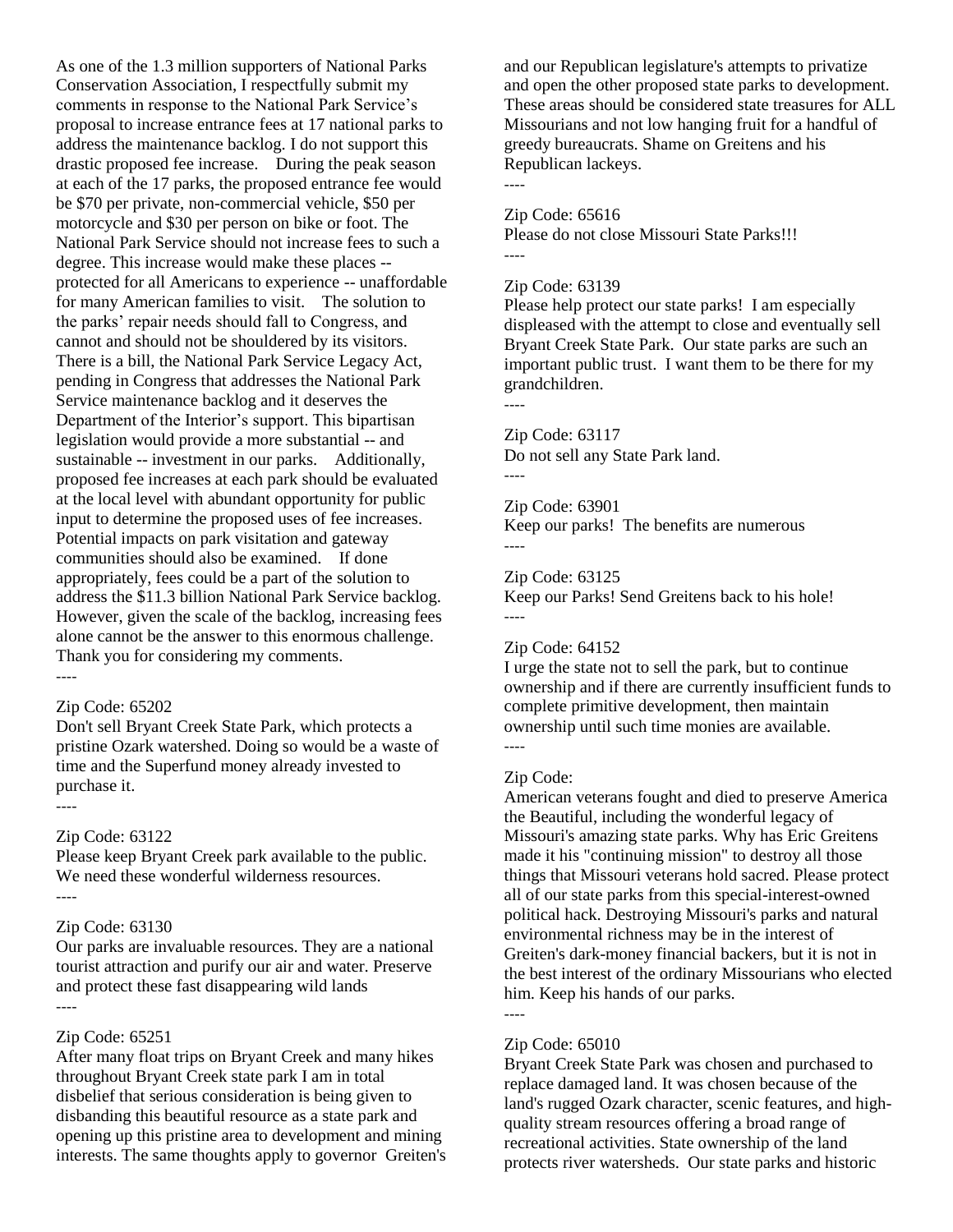As one of the 1.3 million supporters of National Parks Conservation Association, I respectfully submit my comments in response to the National Park Service's proposal to increase entrance fees at 17 national parks to address the maintenance backlog. I do not support this drastic proposed fee increase. During the peak season at each of the 17 parks, the proposed entrance fee would be $70 per private, non-commercial vehicle, $50 per motorcycle and $30 per person on bike or foot. The National Park Service should not increase fees to such a degree. This increase would make these places -- protected for all Americans to experience -- unaffordable for many American families to visit. The solution to the parks' repair needs should fall to Congress, and cannot and should not be shouldered by its visitors. There is a bill, the National Park Service Legacy Act, pending in Congress that addresses the National Park Service maintenance backlog and it deserves the Department of the Interior's support. This bipartisan legislation would provide a more substantial -- and sustainable -- investment in our parks. Additionally, proposed fee increases at each park should be evaluated at the local level with abundant opportunity for public input to determine the proposed uses of fee increases. Potential impacts on park visitation and gateway communities should also be examined. If done appropriately, fees could be a part of the solution to address the $11.3 billion National Park Service backlog. However, given the scale of the backlog, increasing fees alone cannot be the answer to this enormous challenge. Thank you for considering my comments.

----

Zip Code: 65202

Don't sell Bryant Creek State Park, which protects a pristine Ozark watershed. Doing so would be a waste of time and the Superfund money already invested to purchase it.

----

Zip Code: 63122

Please keep Bryant Creek park available to the public. We need these wonderful wilderness resources.

----

Zip Code: 63130

Our parks are invaluable resources. They are a national tourist attraction and purify our air and water. Preserve and protect these fast disappearing wild lands

----

Zip Code: 65251

After many float trips on Bryant Creek and many hikes throughout Bryant Creek state park I am in total disbelief that serious consideration is being given to disbanding this beautiful resource as a state park and opening up this pristine area to development and mining interests. The same thoughts apply to governor Greiten's and our Republican legislature's attempts to privatize and open the other proposed state parks to development. These areas should be considered state treasures for ALL Missourians and not low hanging fruit for a handful of greedy bureaucrats. Shame on Greitens and his Republican lackeys.

----

Zip Code: 65616

Please do not close Missouri State Parks!!!

----

Zip Code: 63139

Please help protect our state parks! I am especially displeased with the attempt to close and eventually sell Bryant Creek State Park. Our state parks are such an important public trust. I want them to be there for my grandchildren.

----

Zip Code: 63117

Do not sell any State Park land.

----

Zip Code: 63901

Keep our parks! The benefits are numerous

----

Zip Code: 63125

Keep our Parks! Send Greitens back to his hole!

----

Zip Code: 64152

I urge the state not to sell the park, but to continue ownership and if there are currently insufficient funds to complete primitive development, then maintain ownership until such time monies are available.

----

Zip Code:

American veterans fought and died to preserve America the Beautiful, including the wonderful legacy of Missouri's amazing state parks. Why has Eric Greitens made it his "continuing mission" to destroy all those things that Missouri veterans hold sacred. Please protect all of our state parks from this special-interest-owned political hack. Destroying Missouri's parks and natural environmental richness may be in the interest of Greiten's dark-money financial backers, but it is not in the best interest of the ordinary Missourians who elected him. Keep his hands of our parks.

----

Zip Code: 65010

Bryant Creek State Park was chosen and purchased to replace damaged land. It was chosen because of the land's rugged Ozark character, scenic features, and high-quality stream resources offering a broad range of recreational activities. State ownership of the land protects river watersheds. Our state parks and historic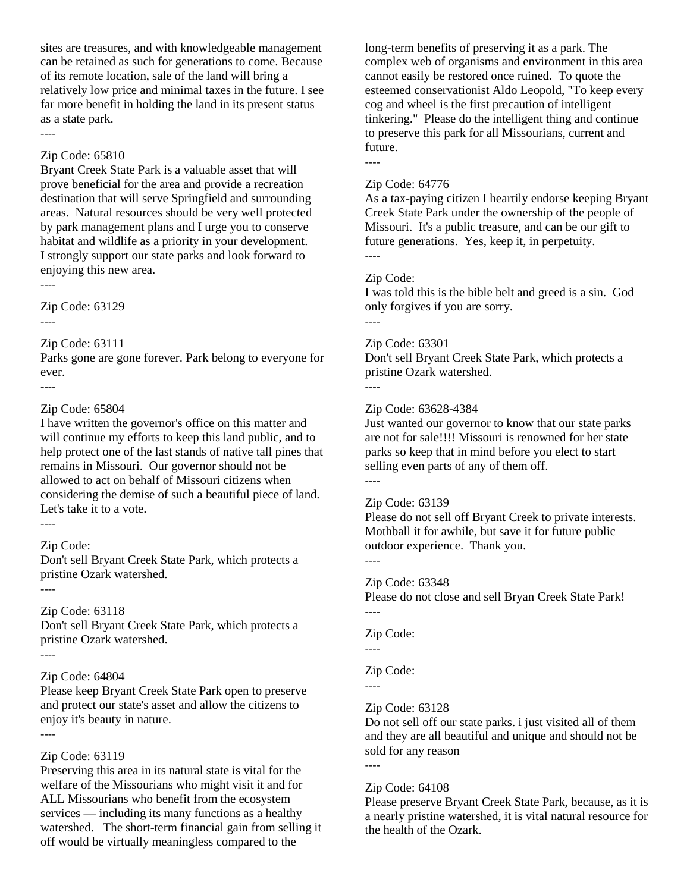sites are treasures, and with knowledgeable management can be retained as such for generations to come. Because of its remote location, sale of the land will bring a relatively low price and minimal taxes in the future. I see far more benefit in holding the land in its present status as a state park.

----

Zip Code: 65810

Bryant Creek State Park is a valuable asset that will prove beneficial for the area and provide a recreation destination that will serve Springfield and surrounding areas. Natural resources should be very well protected by park management plans and I urge you to conserve habitat and wildlife as a priority in your development. I strongly support our state parks and look forward to enjoying this new area.

----

Zip Code: 63129

----

Zip Code: 63111

Parks gone are gone forever. Park belong to everyone for ever.

----

Zip Code: 65804

I have written the governor's office on this matter and will continue my efforts to keep this land public, and to help protect one of the last stands of native tall pines that remains in Missouri. Our governor should not be allowed to act on behalf of Missouri citizens when considering the demise of such a beautiful piece of land. Let's take it to a vote.

----

Zip Code:

Don't sell Bryant Creek State Park, which protects a pristine Ozark watershed.

----

Zip Code: 63118

Don't sell Bryant Creek State Park, which protects a pristine Ozark watershed.

----

Zip Code: 64804

Please keep Bryant Creek State Park open to preserve and protect our state's asset and allow the citizens to enjoy it's beauty in nature.

----

Zip Code: 63119

Preserving this area in its natural state is vital for the welfare of the Missourians who might visit it and for ALL Missourians who benefit from the ecosystem services — including its many functions as a healthy watershed. The short-term financial gain from selling it off would be virtually meaningless compared to the long-term benefits of preserving it as a park. The complex web of organisms and environment in this area cannot easily be restored once ruined. To quote the esteemed conservationist Aldo Leopold, "To keep every cog and wheel is the first precaution of intelligent tinkering." Please do the intelligent thing and continue to preserve this park for all Missourians, current and future.

----

Zip Code: 64776

As a tax-paying citizen I heartily endorse keeping Bryant Creek State Park under the ownership of the people of Missouri. It's a public treasure, and can be our gift to future generations. Yes, keep it, in perpetuity.

----

Zip Code:

I was told this is the bible belt and greed is a sin. God only forgives if you are sorry.

----

Zip Code: 63301

Don't sell Bryant Creek State Park, which protects a pristine Ozark watershed.

----

Zip Code: 63628-4384

Just wanted our governor to know that our state parks are not for sale!!!! Missouri is renowned for her state parks so keep that in mind before you elect to start selling even parts of any of them off.

----

Zip Code: 63139

Please do not sell off Bryant Creek to private interests. Mothball it for awhile, but save it for future public outdoor experience. Thank you.

----

Zip Code: 63348

Please do not close and sell Bryan Creek State Park!

----

Zip Code:

----

Zip Code:

----

Zip Code: 63128

Do not sell off our state parks. i just visited all of them and they are all beautiful and unique and should not be sold for any reason

----

Zip Code: 64108

Please preserve Bryant Creek State Park, because, as it is a nearly pristine watershed, it is vital natural resource for the health of the Ozark.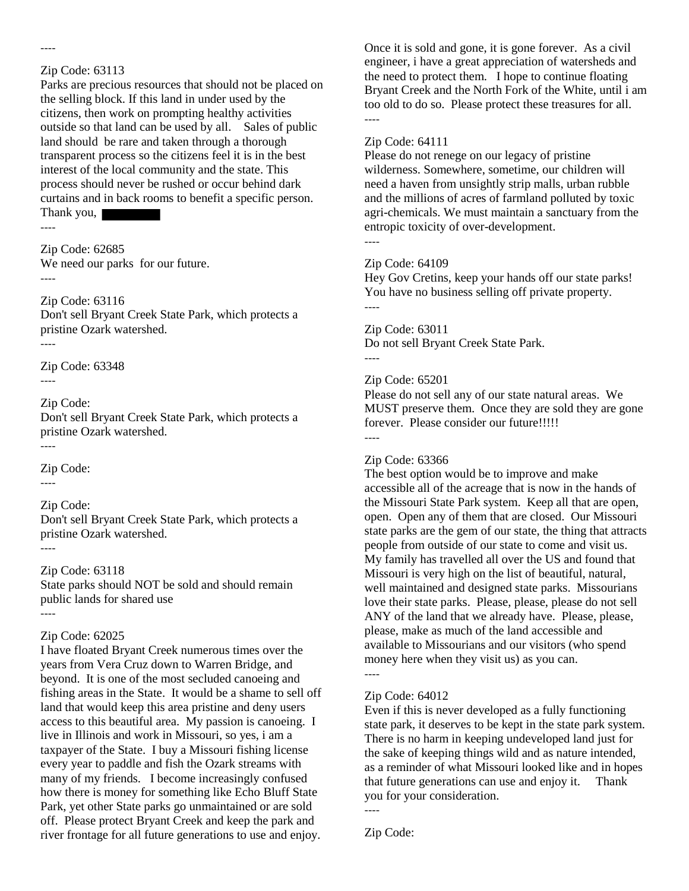----

Zip Code: 63113
Parks are precious resources that should not be placed on the selling block. If this land in under used by the citizens, then work on prompting healthy activities outside so that land can be used by all. Sales of public land should be rare and taken through a thorough transparent process so the citizens feel it is in the best interest of the local community and the state. This process should never be rushed or occur behind dark curtains and in back rooms to benefit a specific person.
Thank you, ████████

----

Zip Code: 62685
We need our parks for our future.

----

Zip Code: 63116
Don't sell Bryant Creek State Park, which protects a pristine Ozark watershed.

----

Zip Code: 63348

----

Zip Code:
Don't sell Bryant Creek State Park, which protects a pristine Ozark watershed.

----

Zip Code:

----

Zip Code:
Don't sell Bryant Creek State Park, which protects a pristine Ozark watershed.

----

Zip Code: 63118
State parks should NOT be sold and should remain public lands for shared use

----

Zip Code: 62025
I have floated Bryant Creek numerous times over the years from Vera Cruz down to Warren Bridge, and beyond. It is one of the most secluded canoeing and fishing areas in the State. It would be a shame to sell off land that would keep this area pristine and deny users access to this beautiful area. My passion is canoeing. I live in Illinois and work in Missouri, so yes, i am a taxpayer of the State. I buy a Missouri fishing license every year to paddle and fish the Ozark streams with many of my friends. I become increasingly confused how there is money for something like Echo Bluff State Park, yet other State parks go unmaintained or are sold off. Please protect Bryant Creek and keep the park and river frontage for all future generations to use and enjoy. Once it is sold and gone, it is gone forever. As a civil engineer, i have a great appreciation of watersheds and the need to protect them. I hope to continue floating Bryant Creek and the North Fork of the White, until i am too old to do so. Please protect these treasures for all.

----

Zip Code: 64111
Please do not renege on our legacy of pristine wilderness. Somewhere, sometime, our children will need a haven from unsightly strip malls, urban rubble and the millions of acres of farmland polluted by toxic agri-chemicals. We must maintain a sanctuary from the entropic toxicity of over-development.

----

Zip Code: 64109
Hey Gov Cretins, keep your hands off our state parks! You have no business selling off private property.

----

Zip Code: 63011
Do not sell Bryant Creek State Park.

----

Zip Code: 65201
Please do not sell any of our state natural areas. We MUST preserve them. Once they are sold they are gone forever. Please consider our future!!!!!

----

Zip Code: 63366
The best option would be to improve and make accessible all of the acreage that is now in the hands of the Missouri State Park system. Keep all that are open, open. Open any of them that are closed. Our Missouri state parks are the gem of our state, the thing that attracts people from outside of our state to come and visit us. My family has travelled all over the US and found that Missouri is very high on the list of beautiful, natural, well maintained and designed state parks. Missourians love their state parks. Please, please, please do not sell ANY of the land that we already have. Please, please, please, make as much of the land accessible and available to Missourians and our visitors (who spend money here when they visit us) as you can.

----

Zip Code: 64012
Even if this is never developed as a fully functioning state park, it deserves to be kept in the state park system. There is no harm in keeping undeveloped land just for the sake of keeping things wild and as nature intended, as a reminder of what Missouri looked like and in hopes that future generations can use and enjoy it. Thank you for your consideration.

----

Zip Code: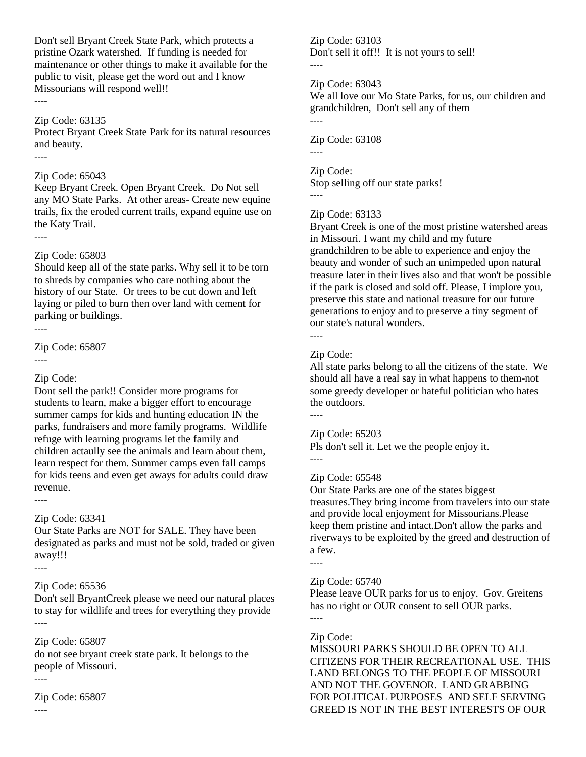Don't sell Bryant Creek State Park, which protects a pristine Ozark watershed. If funding is needed for maintenance or other things to make it available for the public to visit, please get the word out and I know Missourians will respond well!!

----

Zip Code: 63135

Protect Bryant Creek State Park for its natural resources and beauty.

----

Zip Code: 65043

Keep Bryant Creek. Open Bryant Creek. Do Not sell any MO State Parks. At other areas- Create new equine trails, fix the eroded current trails, expand equine use on the Katy Trail.

----

Zip Code: 65803

Should keep all of the state parks. Why sell it to be torn to shreds by companies who care nothing about the history of our State. Or trees to be cut down and left laying or piled to burn then over land with cement for parking or buildings.

----

Zip Code: 65807

----

Zip Code:

Dont sell the park!! Consider more programs for students to learn, make a bigger effort to encourage summer camps for kids and hunting education IN the parks, fundraisers and more family programs. Wildlife refuge with learning programs let the family and children actaully see the animals and learn about them, learn respect for them. Summer camps even fall camps for kids teens and even get aways for adults could draw revenue.

----

Zip Code: 63341

Our State Parks are NOT for SALE. They have been designated as parks and must not be sold, traded or given away!!!

----

Zip Code: 65536

Don't sell BryantCreek please we need our natural places to stay for wildlife and trees for everything they provide

----

Zip Code: 65807

do not see bryant creek state park. It belongs to the people of Missouri.

----

Zip Code: 65807

----

Zip Code: 63103

Don't sell it off!! It is not yours to sell!

----

Zip Code: 63043

We all love our Mo State Parks, for us, our children and grandchildren, Don't sell any of them

----

Zip Code: 63108

----

Zip Code:

Stop selling off our state parks!

----

Zip Code: 63133

Bryant Creek is one of the most pristine watershed areas in Missouri. I want my child and my future grandchildren to be able to experience and enjoy the beauty and wonder of such an unimpeded upon natural treasure later in their lives also and that won't be possible if the park is closed and sold off. Please, I implore you, preserve this state and national treasure for our future generations to enjoy and to preserve a tiny segment of our state's natural wonders.

----

Zip Code:

All state parks belong to all the citizens of the state. We should all have a real say in what happens to them-not some greedy developer or hateful politician who hates the outdoors.

----

Zip Code: 65203

Pls don't sell it. Let we the people enjoy it.

----

Zip Code: 65548

Our State Parks are one of the states biggest treasures.They bring income from travelers into our state and provide local enjoyment for Missourians.Please keep them pristine and intact.Don't allow the parks and riverways to be exploited by the greed and destruction of a few.

----

Zip Code: 65740

Please leave OUR parks for us to enjoy. Gov. Greitens has no right or OUR consent to sell OUR parks.

----

Zip Code:

MISSOURI PARKS SHOULD BE OPEN TO ALL CITIZENS FOR THEIR RECREATIONAL USE. THIS LAND BELONGS TO THE PEOPLE OF MISSOURI AND NOT THE GOVENOR. LAND GRABBING FOR POLITICAL PURPOSES AND SELF SERVING GREED IS NOT IN THE BEST INTERESTS OF OUR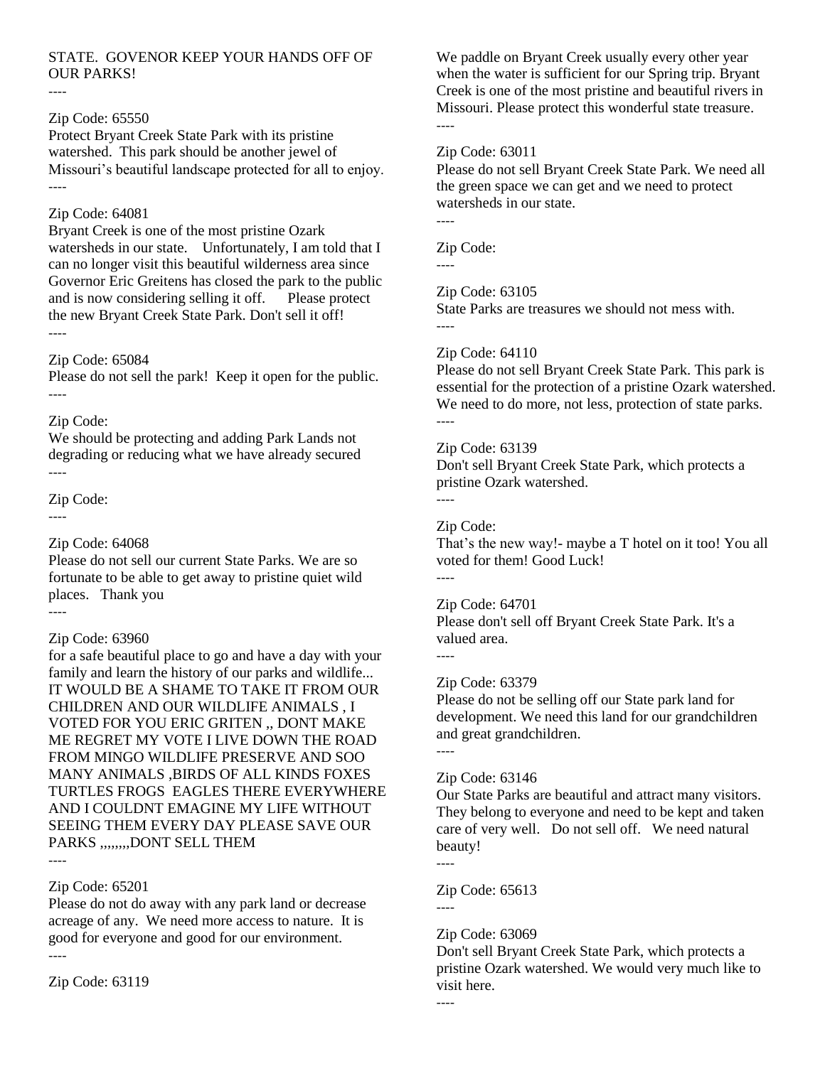STATE. GOVENOR KEEP YOUR HANDS OFF OF OUR PARKS!

----

Zip Code: 65550

Protect Bryant Creek State Park with its pristine watershed. This park should be another jewel of Missouri's beautiful landscape protected for all to enjoy.

----

Zip Code: 64081

Bryant Creek is one of the most pristine Ozark watersheds in our state. Unfortunately, I am told that I can no longer visit this beautiful wilderness area since Governor Eric Greitens has closed the park to the public and is now considering selling it off. Please protect the new Bryant Creek State Park. Don't sell it off!

----

Zip Code: 65084

Please do not sell the park! Keep it open for the public.

----

Zip Code:

We should be protecting and adding Park Lands not degrading or reducing what we have already secured

----

Zip Code:

----

Zip Code: 64068

Please do not sell our current State Parks. We are so fortunate to be able to get away to pristine quiet wild places. Thank you

----

Zip Code: 63960

for a safe beautiful place to go and have a day with your family and learn the history of our parks and wildlife... IT WOULD BE A SHAME TO TAKE IT FROM OUR CHILDREN AND OUR WILDLIFE ANIMALS , I VOTED FOR YOU ERIC GRITEN ,, DONT MAKE ME REGRET MY VOTE I LIVE DOWN THE ROAD FROM MINGO WILDLIFE PRESERVE AND SOO MANY ANIMALS ,BIRDS OF ALL KINDS FOXES TURTLES FROGS EAGLES THERE EVERYWHERE AND I COULDNT EMAGINE MY LIFE WITHOUT SEEING THEM EVERY DAY PLEASE SAVE OUR PARKS ,,,,,,,,DONT SELL THEM

----

Zip Code: 65201

Please do not do away with any park land or decrease acreage of any. We need more access to nature. It is good for everyone and good for our environment.

----

Zip Code: 63119

We paddle on Bryant Creek usually every other year when the water is sufficient for our Spring trip. Bryant Creek is one of the most pristine and beautiful rivers in Missouri. Please protect this wonderful state treasure.

----

Zip Code: 63011

Please do not sell Bryant Creek State Park. We need all the green space we can get and we need to protect watersheds in our state.

----

Zip Code:

----

Zip Code: 63105

State Parks are treasures we should not mess with.

----

Zip Code: 64110

Please do not sell Bryant Creek State Park. This park is essential for the protection of a pristine Ozark watershed. We need to do more, not less, protection of state parks.

----

Zip Code: 63139

Don't sell Bryant Creek State Park, which protects a pristine Ozark watershed.

----

Zip Code:

That's the new way!- maybe a T hotel on it too! You all voted for them! Good Luck!

----

Zip Code: 64701

Please don't sell off Bryant Creek State Park. It's a valued area.

----

Zip Code: 63379

Please do not be selling off our State park land for development. We need this land for our grandchildren and great grandchildren.

----

Zip Code: 63146

Our State Parks are beautiful and attract many visitors. They belong to everyone and need to be kept and taken care of very well. Do not sell off. We need natural beauty!

----

Zip Code: 65613

----

Zip Code: 63069

Don't sell Bryant Creek State Park, which protects a pristine Ozark watershed. We would very much like to visit here.

----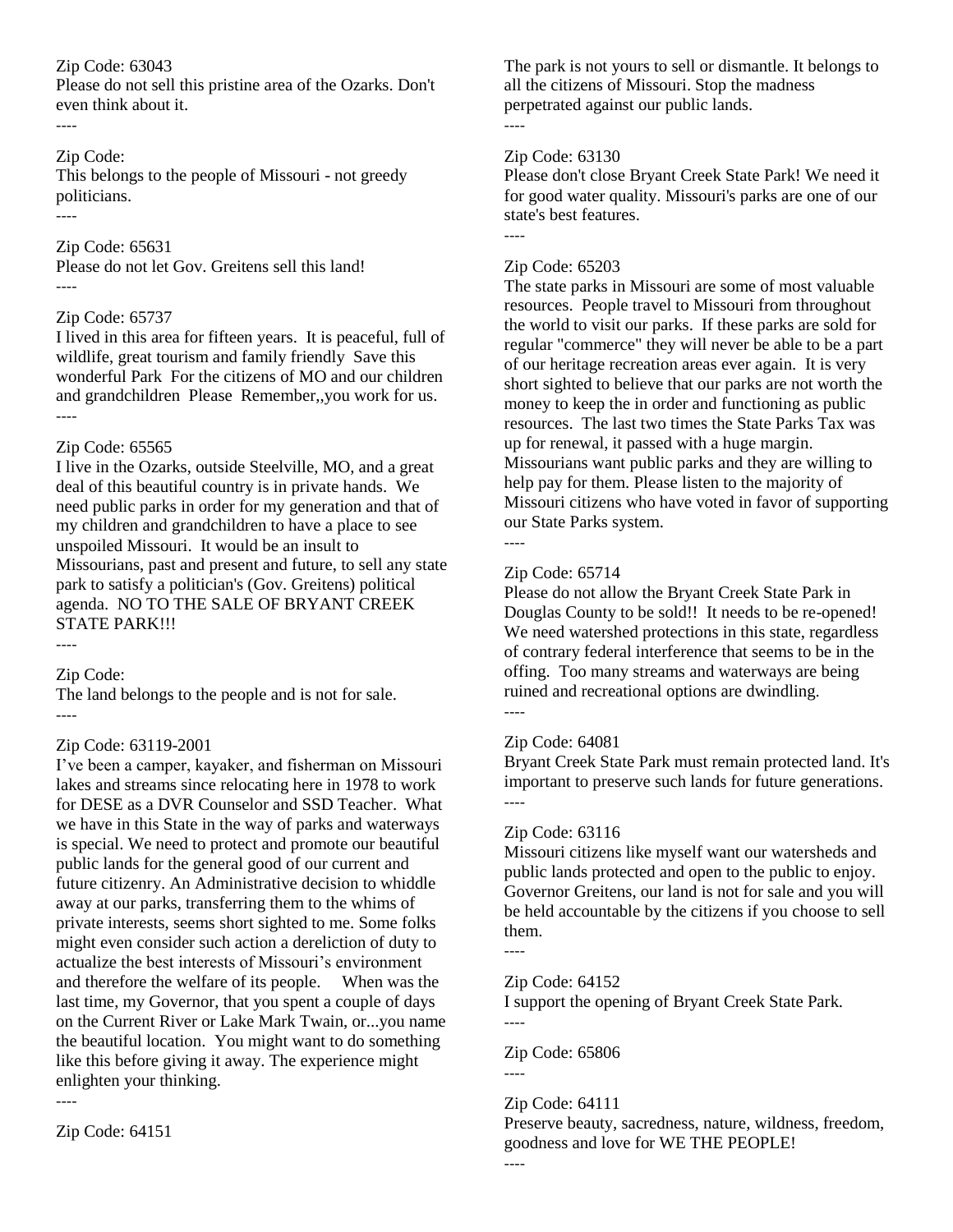Zip Code: 63043
Please do not sell this pristine area of the Ozarks. Don't even think about it.
----

Zip Code:
This belongs to the people of Missouri - not greedy politicians.
----

Zip Code: 65631
Please do not let Gov. Greitens sell this land!
----

Zip Code: 65737
I lived in this area for fifteen years. It is peaceful, full of wildlife, great tourism and family friendly Save this wonderful Park For the citizens of MO and our children and grandchildren Please Remember,,you work for us.
----

Zip Code: 65565
I live in the Ozarks, outside Steelville, MO, and a great deal of this beautiful country is in private hands. We need public parks in order for my generation and that of my children and grandchildren to have a place to see unspoiled Missouri. It would be an insult to Missourians, past and present and future, to sell any state park to satisfy a politician's (Gov. Greitens) political agenda. NO TO THE SALE OF BRYANT CREEK STATE PARK!!!
----

Zip Code:
The land belongs to the people and is not for sale.
----

Zip Code: 63119-2001
I've been a camper, kayaker, and fisherman on Missouri lakes and streams since relocating here in 1978 to work for DESE as a DVR Counselor and SSD Teacher. What we have in this State in the way of parks and waterways is special. We need to protect and promote our beautiful public lands for the general good of our current and future citizenry. An Administrative decision to whiddle away at our parks, transferring them to the whims of private interests, seems short sighted to me. Some folks might even consider such action a dereliction of duty to actualize the best interests of Missouri's environment and therefore the welfare of its people. When was the last time, my Governor, that you spent a couple of days on the Current River or Lake Mark Twain, or...you name the beautiful location. You might want to do something like this before giving it away. The experience might enlighten your thinking.
----

Zip Code: 64151
The park is not yours to sell or dismantle. It belongs to all the citizens of Missouri. Stop the madness perpetrated against our public lands.
----

Zip Code: 63130
Please don't close Bryant Creek State Park! We need it for good water quality. Missouri's parks are one of our state's best features.
----

Zip Code: 65203
The state parks in Missouri are some of most valuable resources. People travel to Missouri from throughout the world to visit our parks. If these parks are sold for regular "commerce" they will never be able to be a part of our heritage recreation areas ever again. It is very short sighted to believe that our parks are not worth the money to keep the in order and functioning as public resources. The last two times the State Parks Tax was up for renewal, it passed with a huge margin. Missourians want public parks and they are willing to help pay for them. Please listen to the majority of Missouri citizens who have voted in favor of supporting our State Parks system.
----

Zip Code: 65714
Please do not allow the Bryant Creek State Park in Douglas County to be sold!! It needs to be re-opened! We need watershed protections in this state, regardless of contrary federal interference that seems to be in the offing. Too many streams and waterways are being ruined and recreational options are dwindling.
----

Zip Code: 64081
Bryant Creek State Park must remain protected land. It's important to preserve such lands for future generations.
----

Zip Code: 63116
Missouri citizens like myself want our watersheds and public lands protected and open to the public to enjoy. Governor Greitens, our land is not for sale and you will be held accountable by the citizens if you choose to sell them.
----

Zip Code: 64152
I support the opening of Bryant Creek State Park.
----

Zip Code: 65806
----

Zip Code: 64111
Preserve beauty, sacredness, nature, wildness, freedom, goodness and love for WE THE PEOPLE!
----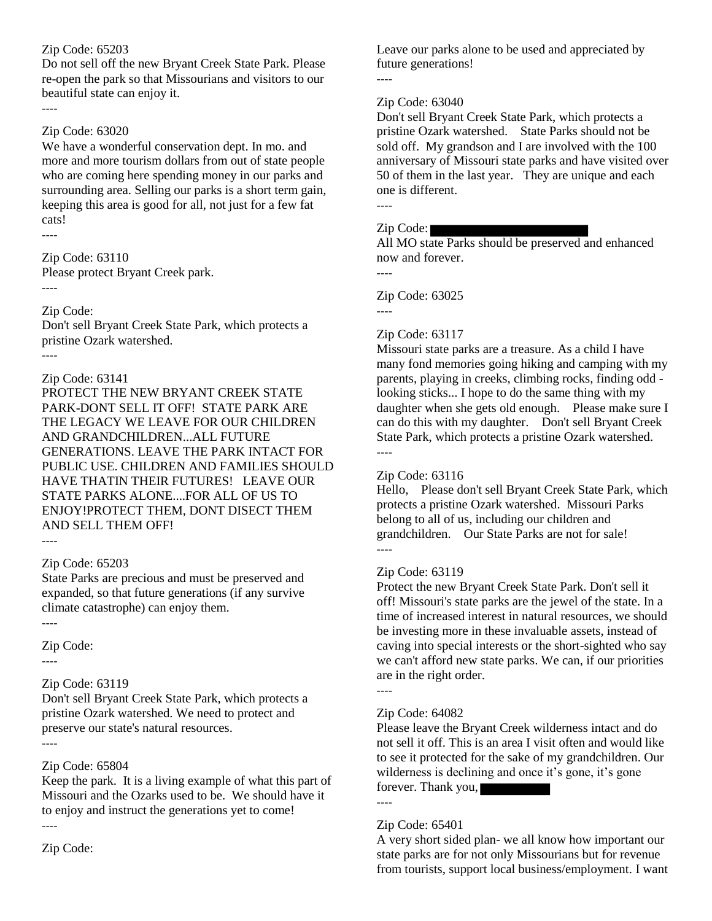Zip Code: 65203

Do not sell off the new Bryant Creek State Park. Please re-open the park so that Missourians and visitors to our beautiful state can enjoy it.

----

Zip Code: 63020

We have a wonderful conservation dept. In mo. and more and more tourism dollars from out of state people who are coming here spending money in our parks and surrounding area. Selling our parks is a short term gain, keeping this area is good for all, not just for a few fat cats!

----

Zip Code: 63110

Please protect Bryant Creek park.

----

Zip Code:

Don't sell Bryant Creek State Park, which protects a pristine Ozark watershed.

----

Zip Code: 63141

PROTECT THE NEW BRYANT CREEK STATE PARK-DONT SELL IT OFF! STATE PARK ARE THE LEGACY WE LEAVE FOR OUR CHILDREN AND GRANDCHILDREN...ALL FUTURE GENERATIONS. LEAVE THE PARK INTACT FOR PUBLIC USE. CHILDREN AND FAMILIES SHOULD HAVE THATIN THEIR FUTURES! LEAVE OUR STATE PARKS ALONE....FOR ALL OF US TO ENJOY!PROTECT THEM, DONT DISECT THEM AND SELL THEM OFF!

----

Zip Code: 65203

State Parks are precious and must be preserved and expanded, so that future generations (if any survive climate catastrophe) can enjoy them.

----

Zip Code:

----

Zip Code: 63119

Don't sell Bryant Creek State Park, which protects a pristine Ozark watershed. We need to protect and preserve our state's natural resources.

----

Zip Code: 65804

Keep the park. It is a living example of what this part of Missouri and the Ozarks used to be. We should have it to enjoy and instruct the generations yet to come!

----

Zip Code:

Leave our parks alone to be used and appreciated by future generations!

----

Zip Code: 63040

Don't sell Bryant Creek State Park, which protects a pristine Ozark watershed. State Parks should not be sold off. My grandson and I are involved with the 100 anniversary of Missouri state parks and have visited over 50 of them in the last year. They are unique and each one is different.

----

Zip Code: 

All MO state Parks should be preserved and enhanced now and forever.

----

Zip Code: 63025

----

Zip Code: 63117

Missouri state parks are a treasure. As a child I have many fond memories going hiking and camping with my parents, playing in creeks, climbing rocks, finding odd - looking sticks... I hope to do the same thing with my daughter when she gets old enough. Please make sure I can do this with my daughter. Don't sell Bryant Creek State Park, which protects a pristine Ozark watershed.

----

Zip Code: 63116

Hello, Please don't sell Bryant Creek State Park, which protects a pristine Ozark watershed. Missouri Parks belong to all of us, including our children and grandchildren. Our State Parks are not for sale!

----

Zip Code: 63119

Protect the new Bryant Creek State Park. Don't sell it off! Missouri's state parks are the jewel of the state. In a time of increased interest in natural resources, we should be investing more in these invaluable assets, instead of caving into special interests or the short-sighted who say we can't afford new state parks. We can, if our priorities are in the right order.

----

Zip Code: 64082

Please leave the Bryant Creek wilderness intact and do not sell it off. This is an area I visit often and would like to see it protected for the sake of my grandchildren. Our wilderness is declining and once it's gone, it's gone forever. Thank you,

----

Zip Code: 65401

A very short sided plan- we all know how important our state parks are for not only Missourians but for revenue from tourists, support local business/employment. I want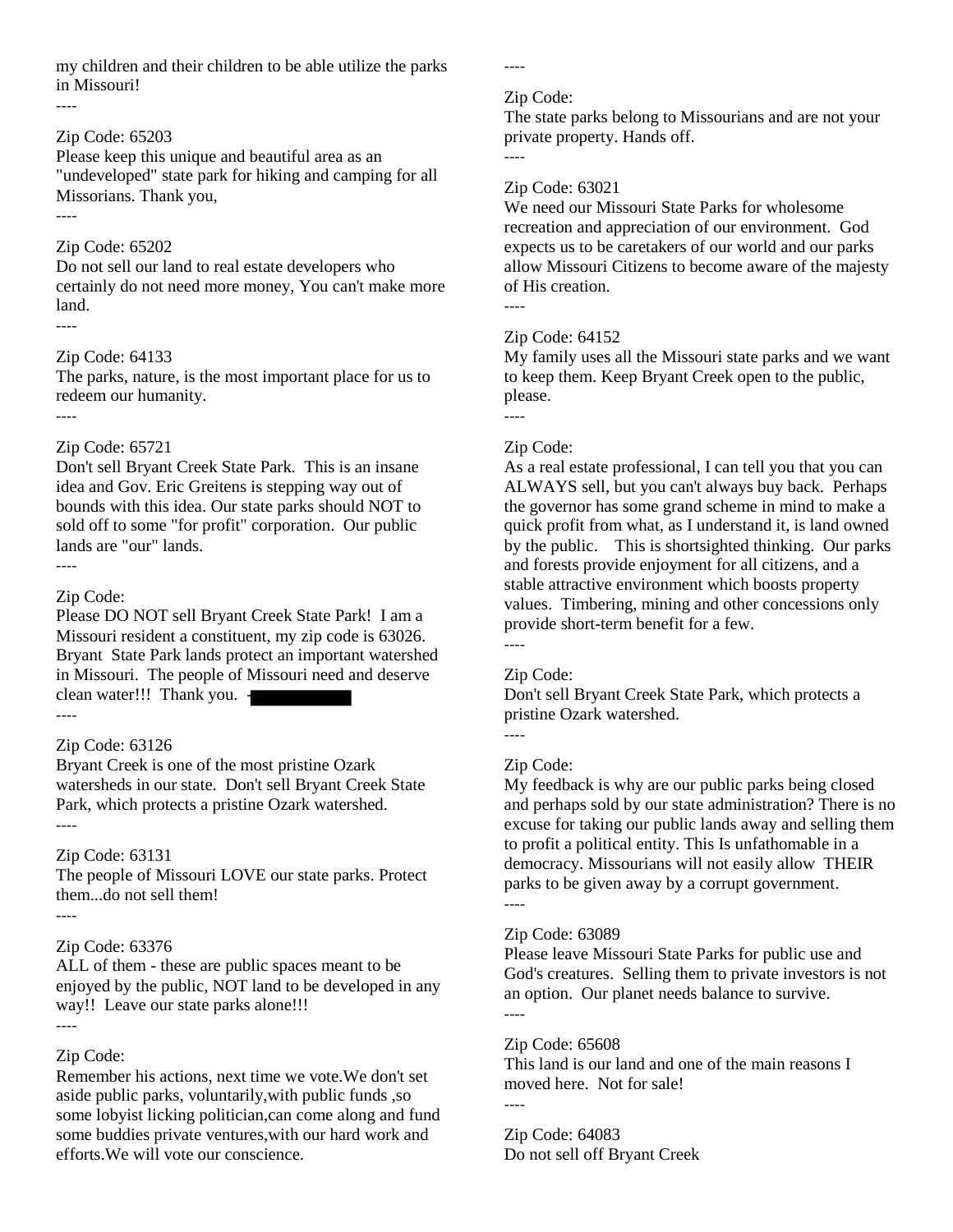my children and their children to be able utilize the parks in Missouri!

----

Zip Code: 65203

Please keep this unique and beautiful area as an "undeveloped" state park for hiking and camping for all Missorians. Thank you,

----

Zip Code: 65202

Do not sell our land to real estate developers who certainly do not need more money, You can't make more land.

----

Zip Code: 64133

The parks, nature, is the most important place for us to redeem our humanity.

----

Zip Code: 65721

Don't sell Bryant Creek State Park. This is an insane idea and Gov. Eric Greitens is stepping way out of bounds with this idea. Our state parks should NOT to sold off to some "for profit" corporation. Our public lands are "our" lands.

----

Zip Code:

Please DO NOT sell Bryant Creek State Park! I am a Missouri resident a constituent, my zip code is 63026. Bryant State Park lands protect an important watershed in Missouri. The people of Missouri need and deserve clean water!!! Thank you. -[REDACTED]

----

Zip Code: 63126

Bryant Creek is one of the most pristine Ozark watersheds in our state. Don't sell Bryant Creek State Park, which protects a pristine Ozark watershed.

----

Zip Code: 63131

The people of Missouri LOVE our state parks. Protect them...do not sell them!

----

Zip Code: 63376

ALL of them - these are public spaces meant to be enjoyed by the public, NOT land to be developed in any way!! Leave our state parks alone!!!

----

Zip Code:

Remember his actions, next time we vote.We don't set aside public parks, voluntarily,with public funds ,so some lobyist licking politician,can come along and fund some buddies private ventures,with our hard work and efforts.We will vote our conscience.

----

Zip Code:

The state parks belong to Missourians and are not your private property. Hands off.

----

Zip Code: 63021

We need our Missouri State Parks for wholesome recreation and appreciation of our environment. God expects us to be caretakers of our world and our parks allow Missouri Citizens to become aware of the majesty of His creation.

----

Zip Code: 64152

My family uses all the Missouri state parks and we want to keep them. Keep Bryant Creek open to the public, please.

----

Zip Code:

As a real estate professional, I can tell you that you can ALWAYS sell, but you can't always buy back. Perhaps the governor has some grand scheme in mind to make a quick profit from what, as I understand it, is land owned by the public. This is shortsighted thinking. Our parks and forests provide enjoyment for all citizens, and a stable attractive environment which boosts property values. Timbering, mining and other concessions only provide short-term benefit for a few.

----

Zip Code:

Don't sell Bryant Creek State Park, which protects a pristine Ozark watershed.

----

Zip Code:

My feedback is why are our public parks being closed and perhaps sold by our state administration? There is no excuse for taking our public lands away and selling them to profit a political entity. This Is unfathomable in a democracy. Missourians will not easily allow THEIR parks to be given away by a corrupt government.

----

Zip Code: 63089

Please leave Missouri State Parks for public use and God's creatures. Selling them to private investors is not an option. Our planet needs balance to survive.

----

Zip Code: 65608

This land is our land and one of the main reasons I moved here. Not for sale!

----

Zip Code: 64083

Do not sell off Bryant Creek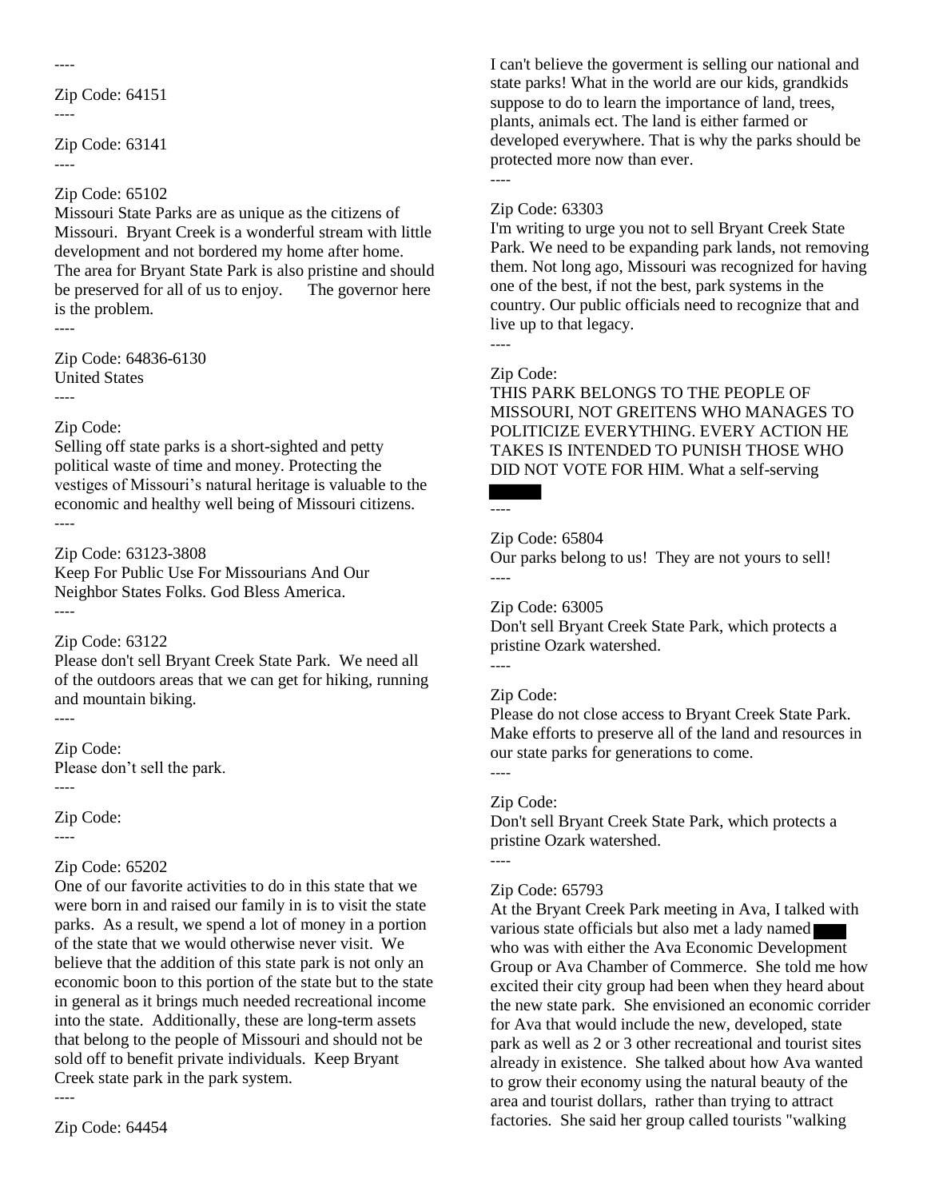----

Zip Code: 64151

----

Zip Code: 63141

----

Zip Code: 65102

Missouri State Parks are as unique as the citizens of Missouri. Bryant Creek is a wonderful stream with little development and not bordered my home after home. The area for Bryant State Park is also pristine and should be preserved for all of us to enjoy. The governor here is the problem.

----

Zip Code: 64836-6130

United States

----

Zip Code:

Selling off state parks is a short-sighted and petty political waste of time and money. Protecting the vestiges of Missouri's natural heritage is valuable to the economic and healthy well being of Missouri citizens.

----

Zip Code: 63123-3808

Keep For Public Use For Missourians And Our Neighbor States Folks. God Bless America.

----

Zip Code: 63122

Please don't sell Bryant Creek State Park. We need all of the outdoors areas that we can get for hiking, running and mountain biking.

----

Zip Code:

Please don't sell the park.

----

Zip Code:

----

Zip Code: 65202

One of our favorite activities to do in this state that we were born in and raised our family in is to visit the state parks. As a result, we spend a lot of money in a portion of the state that we would otherwise never visit. We believe that the addition of this state park is not only an economic boon to this portion of the state but to the state in general as it brings much needed recreational income into the state. Additionally, these are long-term assets that belong to the people of Missouri and should not be sold off to benefit private individuals. Keep Bryant Creek state park in the park system.

----

Zip Code: 64454

I can't believe the goverment is selling our national and state parks! What in the world are our kids, grandkids suppose to do to learn the importance of land, trees, plants, animals ect. The land is either farmed or developed everywhere. That is why the parks should be protected more now than ever.

----

Zip Code: 63303

I'm writing to urge you not to sell Bryant Creek State Park. We need to be expanding park lands, not removing them. Not long ago, Missouri was recognized for having one of the best, if not the best, park systems in the country. Our public officials need to recognize that and live up to that legacy.

----

Zip Code:

THIS PARK BELONGS TO THE PEOPLE OF MISSOURI, NOT GREITENS WHO MANAGES TO POLITICIZE EVERYTHING. EVERY ACTION HE TAKES IS INTENDED TO PUNISH THOSE WHO DID NOT VOTE FOR HIM. What a self-serving

----

Zip Code: 65804

Our parks belong to us! They are not yours to sell!

----

Zip Code: 63005

Don't sell Bryant Creek State Park, which protects a pristine Ozark watershed.

----

Zip Code:

Please do not close access to Bryant Creek State Park. Make efforts to preserve all of the land and resources in our state parks for generations to come.

----

Zip Code:

Don't sell Bryant Creek State Park, which protects a pristine Ozark watershed.

----

Zip Code: 65793

At the Bryant Creek Park meeting in Ava, I talked with various state officials but also met a lady named who was with either the Ava Economic Development Group or Ava Chamber of Commerce. She told me how excited their city group had been when they heard about the new state park. She envisioned an economic corrider for Ava that would include the new, developed, state park as well as 2 or 3 other recreational and tourist sites already in existence. She talked about how Ava wanted to grow their economy using the natural beauty of the area and tourist dollars, rather than trying to attract factories. She said her group called tourists "walking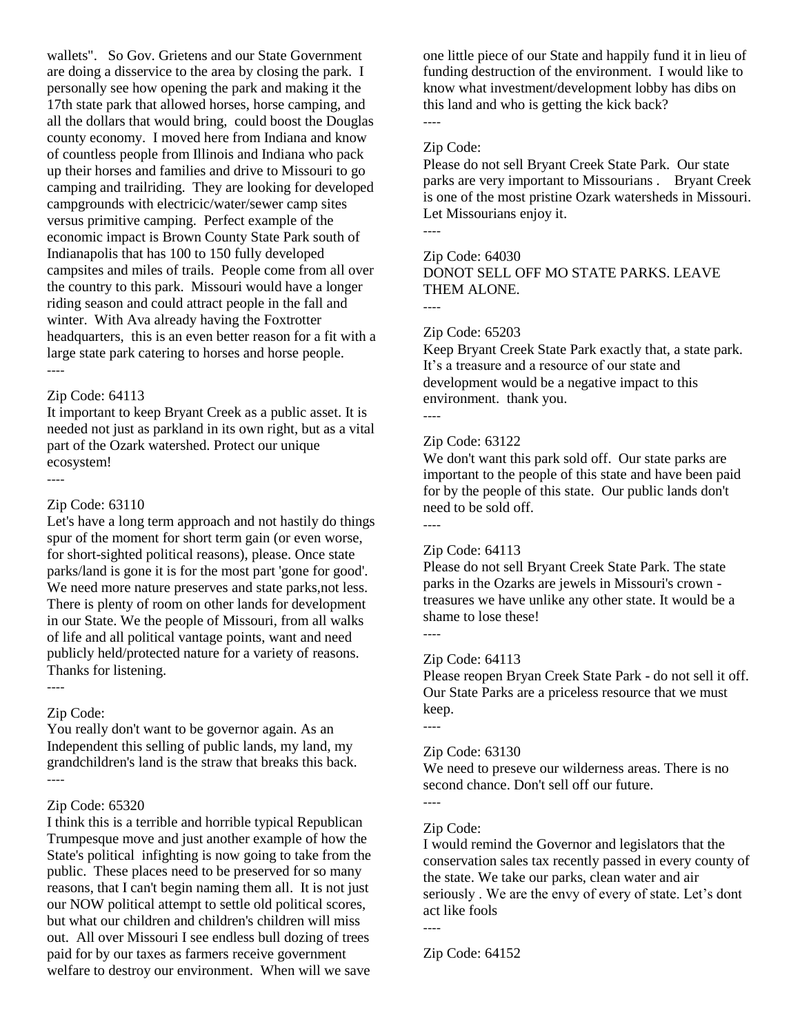wallets". So Gov. Grietens and our State Government are doing a disservice to the area by closing the park. I personally see how opening the park and making it the 17th state park that allowed horses, horse camping, and all the dollars that would bring, could boost the Douglas county economy. I moved here from Indiana and know of countless people from Illinois and Indiana who pack up their horses and families and drive to Missouri to go camping and trailriding. They are looking for developed campgrounds with electricic/water/sewer camp sites versus primitive camping. Perfect example of the economic impact is Brown County State Park south of Indianapolis that has 100 to 150 fully developed campsites and miles of trails. People come from all over the country to this park. Missouri would have a longer riding season and could attract people in the fall and winter. With Ava already having the Foxtrotter headquarters, this is an even better reason for a fit with a large state park catering to horses and horse people.

----

Zip Code: 64113

It important to keep Bryant Creek as a public asset. It is needed not just as parkland in its own right, but as a vital part of the Ozark watershed. Protect our unique ecosystem!

----

Zip Code: 63110

Let's have a long term approach and not hastily do things spur of the moment for short term gain (or even worse, for short-sighted political reasons), please. Once state parks/land is gone it is for the most part 'gone for good'. We need more nature preserves and state parks,not less. There is plenty of room on other lands for development in our State. We the people of Missouri, from all walks of life and all political vantage points, want and need publicly held/protected nature for a variety of reasons. Thanks for listening.

----

Zip Code:

You really don't want to be governor again. As an Independent this selling of public lands, my land, my grandchildren's land is the straw that breaks this back.

----

Zip Code: 65320

I think this is a terrible and horrible typical Republican Trumpesque move and just another example of how the State's political infighting is now going to take from the public. These places need to be preserved for so many reasons, that I can't begin naming them all. It is not just our NOW political attempt to settle old political scores, but what our children and children's children will miss out. All over Missouri I see endless bull dozing of trees paid for by our taxes as farmers receive government welfare to destroy our environment. When will we save one little piece of our State and happily fund it in lieu of funding destruction of the environment. I would like to know what investment/development lobby has dibs on this land and who is getting the kick back?

----

Zip Code:

Please do not sell Bryant Creek State Park. Our state parks are very important to Missourians . Bryant Creek is one of the most pristine Ozark watersheds in Missouri. Let Missourians enjoy it.

----

Zip Code: 64030

DONOT SELL OFF MO STATE PARKS. LEAVE THEM ALONE.

----

Zip Code: 65203

Keep Bryant Creek State Park exactly that, a state park. It's a treasure and a resource of our state and development would be a negative impact to this environment. thank you.

----

Zip Code: 63122

We don't want this park sold off. Our state parks are important to the people of this state and have been paid for by the people of this state. Our public lands don't need to be sold off.

----

Zip Code: 64113

Please do not sell Bryant Creek State Park. The state parks in the Ozarks are jewels in Missouri's crown - treasures we have unlike any other state. It would be a shame to lose these!

----

Zip Code: 64113

Please reopen Bryan Creek State Park - do not sell it off. Our State Parks are a priceless resource that we must keep.

----

Zip Code: 63130

We need to preseve our wilderness areas. There is no second chance. Don't sell off our future.

----

Zip Code:

I would remind the Governor and legislators that the conservation sales tax recently passed in every county of the state. We take our parks, clean water and air seriously . We are the envy of every of state. Let's dont act like fools

----

Zip Code: 64152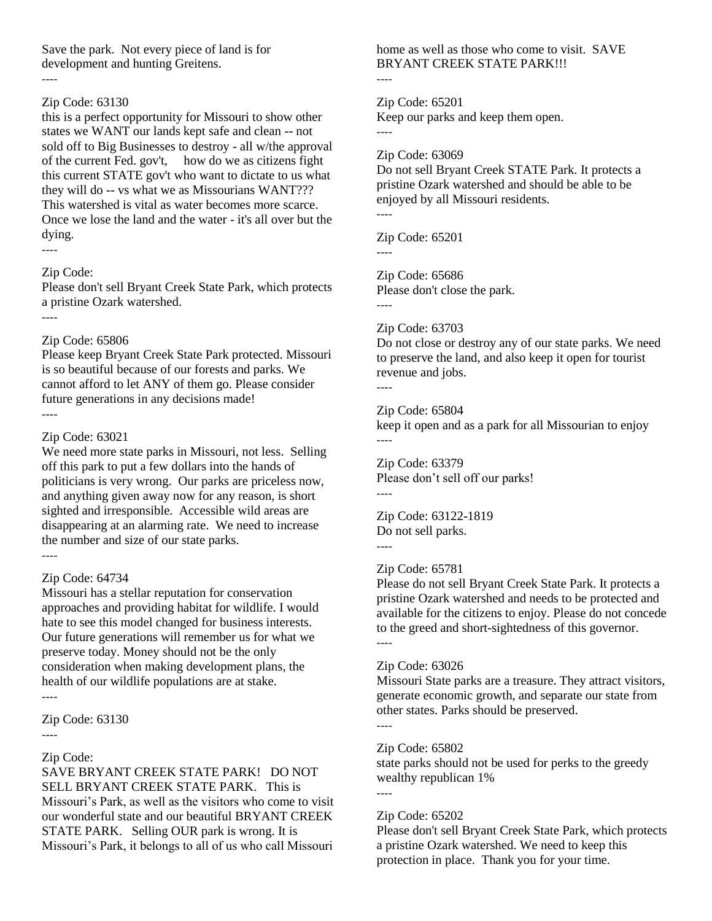Save the park. Not every piece of land is for development and hunting Greitens.

----

Zip Code: 63130

this is a perfect opportunity for Missouri to show other states we WANT our lands kept safe and clean -- not sold off to Big Businesses to destroy - all w/the approval of the current Fed. gov't, how do we as citizens fight this current STATE gov't who want to dictate to us what they will do -- vs what we as Missourians WANT??? This watershed is vital as water becomes more scarce. Once we lose the land and the water - it's all over but the dying.

----

Zip Code:

Please don't sell Bryant Creek State Park, which protects a pristine Ozark watershed.

----

Zip Code: 65806

Please keep Bryant Creek State Park protected. Missouri is so beautiful because of our forests and parks. We cannot afford to let ANY of them go. Please consider future generations in any decisions made!

----

Zip Code: 63021

We need more state parks in Missouri, not less. Selling off this park to put a few dollars into the hands of politicians is very wrong. Our parks are priceless now, and anything given away now for any reason, is short sighted and irresponsible. Accessible wild areas are disappearing at an alarming rate. We need to increase the number and size of our state parks.

----

Zip Code: 64734

Missouri has a stellar reputation for conservation approaches and providing habitat for wildlife. I would hate to see this model changed for business interests. Our future generations will remember us for what we preserve today. Money should not be the only consideration when making development plans, the health of our wildlife populations are at stake.

----

Zip Code: 63130

----

Zip Code:

SAVE BRYANT CREEK STATE PARK! DO NOT SELL BRYANT CREEK STATE PARK. This is Missouri's Park, as well as the visitors who come to visit our wonderful state and our beautiful BRYANT CREEK STATE PARK. Selling OUR park is wrong. It is Missouri's Park, it belongs to all of us who call Missouri home as well as those who come to visit. SAVE BRYANT CREEK STATE PARK!!!

----

Zip Code: 65201

Keep our parks and keep them open.

----

Zip Code: 63069

Do not sell Bryant Creek STATE Park. It protects a pristine Ozark watershed and should be able to be enjoyed by all Missouri residents.

----

Zip Code: 65201

----

Zip Code: 65686

Please don't close the park.

----

Zip Code: 63703

Do not close or destroy any of our state parks. We need to preserve the land, and also keep it open for tourist revenue and jobs.

----

Zip Code: 65804

keep it open and as a park for all Missourian to enjoy

----

Zip Code: 63379

Please don't sell off our parks!

----

Zip Code: 63122-1819

Do not sell parks.

----

Zip Code: 65781

Please do not sell Bryant Creek State Park. It protects a pristine Ozark watershed and needs to be protected and available for the citizens to enjoy. Please do not concede to the greed and short-sightedness of this governor.

----

Zip Code: 63026

Missouri State parks are a treasure. They attract visitors, generate economic growth, and separate our state from other states. Parks should be preserved.

----

Zip Code: 65802

state parks should not be used for perks to the greedy wealthy republican 1%

----

Zip Code: 65202

Please don't sell Bryant Creek State Park, which protects a pristine Ozark watershed. We need to keep this protection in place. Thank you for your time.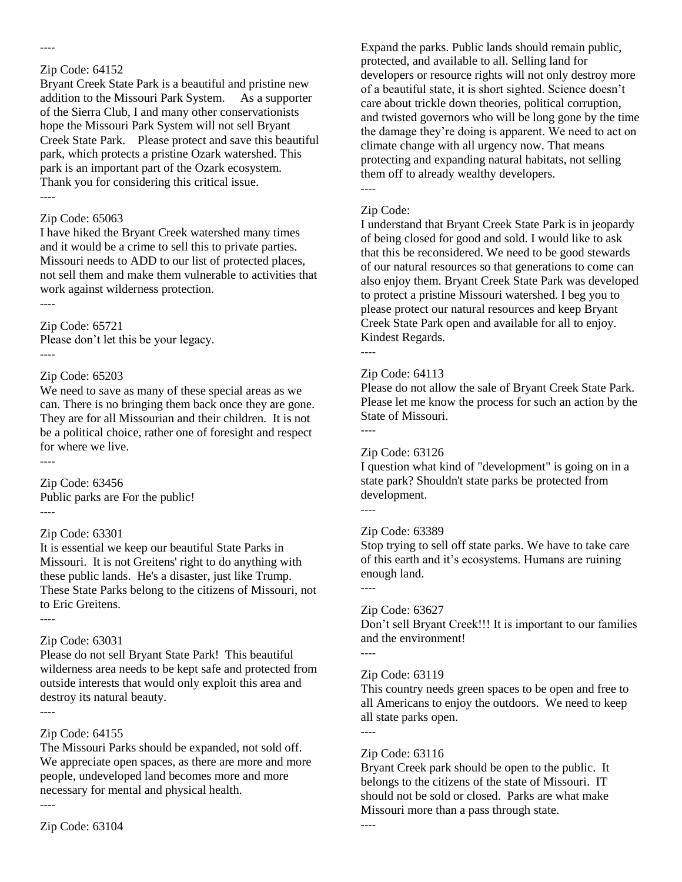----

Zip Code: 64152
Bryant Creek State Park is a beautiful and pristine new addition to the Missouri Park System. As a supporter of the Sierra Club, I and many other conservationists hope the Missouri Park System will not sell Bryant Creek State Park. Please protect and save this beautiful park, which protects a pristine Ozark watershed. This park is an important part of the Ozark ecosystem. Thank you for considering this critical issue.

----

Zip Code: 65063
I have hiked the Bryant Creek watershed many times and it would be a crime to sell this to private parties. Missouri needs to ADD to our list of protected places, not sell them and make them vulnerable to activities that work against wilderness protection.

----

Zip Code: 65721
Please don't let this be your legacy.

----

Zip Code: 65203
We need to save as many of these special areas as we can. There is no bringing them back once they are gone. They are for all Missourian and their children. It is not be a political choice, rather one of foresight and respect for where we live.

----

Zip Code: 63456
Public parks are For the public!

----

Zip Code: 63301
It is essential we keep our beautiful State Parks in Missouri. It is not Greitens' right to do anything with these public lands. He's a disaster, just like Trump. These State Parks belong to the citizens of Missouri, not to Eric Greitens.

----

Zip Code: 63031
Please do not sell Bryant State Park! This beautiful wilderness area needs to be kept safe and protected from outside interests that would only exploit this area and destroy its natural beauty.

----

Zip Code: 64155
The Missouri Parks should be expanded, not sold off. We appreciate open spaces, as there are more and more people, undeveloped land becomes more and more necessary for mental and physical health.

----

Zip Code: 63104
Expand the parks. Public lands should remain public, protected, and available to all. Selling land for developers or resource rights will not only destroy more of a beautiful state, it is short sighted. Science doesn't care about trickle down theories, political corruption, and twisted governors who will be long gone by the time the damage they're doing is apparent. We need to act on climate change with all urgency now. That means protecting and expanding natural habitats, not selling them off to already wealthy developers.

----

Zip Code:
I understand that Bryant Creek State Park is in jeopardy of being closed for good and sold. I would like to ask that this be reconsidered. We need to be good stewards of our natural resources so that generations to come can also enjoy them. Bryant Creek State Park was developed to protect a pristine Missouri watershed. I beg you to please protect our natural resources and keep Bryant Creek State Park open and available for all to enjoy. Kindest Regards.

----

Zip Code: 64113
Please do not allow the sale of Bryant Creek State Park. Please let me know the process for such an action by the State of Missouri.

----

Zip Code: 63126
I question what kind of "development" is going on in a state park? Shouldn't state parks be protected from development.

----

Zip Code: 63389
Stop trying to sell off state parks. We have to take care of this earth and it's ecosystems. Humans are ruining enough land.

----

Zip Code: 63627
Don't sell Bryant Creek!!! It is important to our families and the environment!

----

Zip Code: 63119
This country needs green spaces to be open and free to all Americans to enjoy the outdoors. We need to keep all state parks open.

----

Zip Code: 63116
Bryant Creek park should be open to the public. It belongs to the citizens of the state of Missouri. IT should not be sold or closed. Parks are what make Missouri more than a pass through state.

----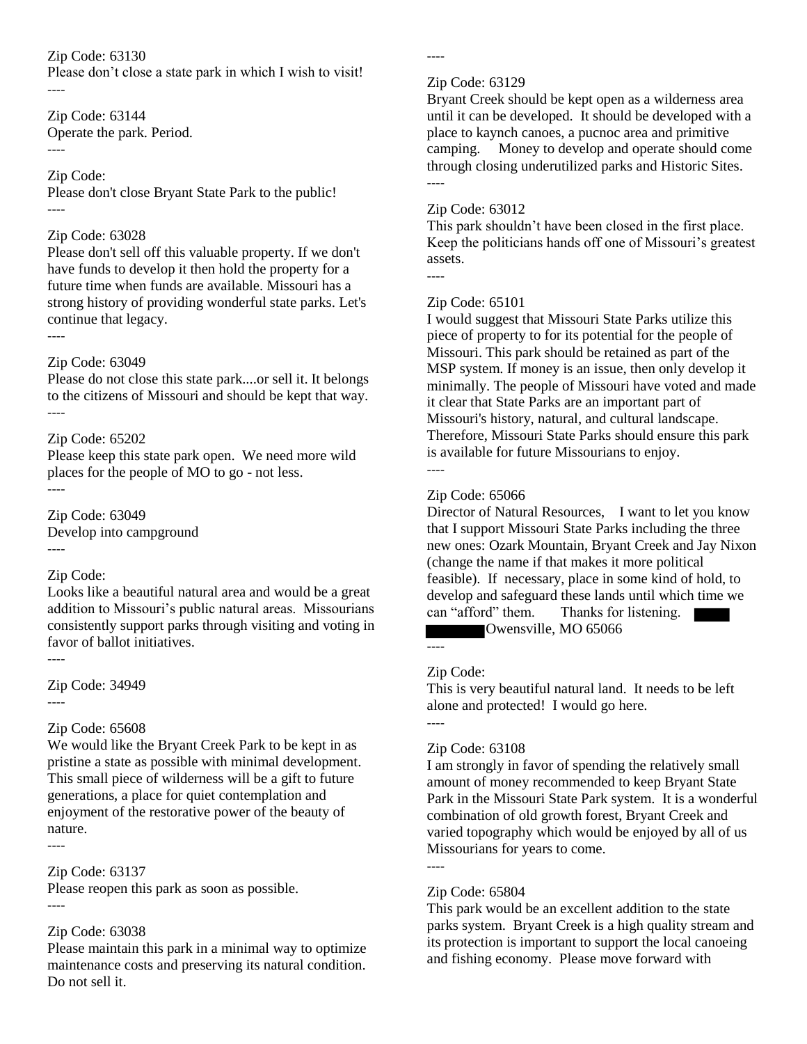Zip Code: 63130
Please don’t close a state park in which I wish to visit!
----

Zip Code: 63144
Operate the park. Period.
----

Zip Code:
Please don't close Bryant State Park to the public!
----

Zip Code: 63028
Please don't sell off this valuable property. If we don't have funds to develop it then hold the property for a future time when funds are available. Missouri has a strong history of providing wonderful state parks. Let's continue that legacy.
----

Zip Code: 63049
Please do not close this state park....or sell it. It belongs to the citizens of Missouri and should be kept that way.
----

Zip Code: 65202
Please keep this state park open. We need more wild places for the people of MO to go - not less.
----

Zip Code: 63049
Develop into campground
----

Zip Code:
Looks like a beautiful natural area and would be a great addition to Missouri’s public natural areas. Missourians consistently support parks through visiting and voting in favor of ballot initiatives.
----

Zip Code: 34949
----

Zip Code: 65608
We would like the Bryant Creek Park to be kept in as pristine a state as possible with minimal development. This small piece of wilderness will be a gift to future generations, a place for quiet contemplation and enjoyment of the restorative power of the beauty of nature.
----

Zip Code: 63137
Please reopen this park as soon as possible.
----

Zip Code: 63038
Please maintain this park in a minimal way to optimize maintenance costs and preserving its natural condition. Do not sell it.
----

Zip Code: 63129
Bryant Creek should be kept open as a wilderness area until it can be developed. It should be developed with a place to kaynch canoes, a pucnoc area and primitive camping. Money to develop and operate should come through closing underutilized parks and Historic Sites.
----

Zip Code: 63012
This park shouldn’t have been closed in the first place. Keep the politicians hands off one of Missouri’s greatest assets.
----

Zip Code: 65101
I would suggest that Missouri State Parks utilize this piece of property to for its potential for the people of Missouri. This park should be retained as part of the MSP system. If money is an issue, then only develop it minimally. The people of Missouri have voted and made it clear that State Parks are an important part of Missouri's history, natural, and cultural landscape. Therefore, Missouri State Parks should ensure this park is available for future Missourians to enjoy.
----

Zip Code: 65066
Director of Natural Resources, I want to let you know that I support Missouri State Parks including the three new ones: Ozark Mountain, Bryant Creek and Jay Nixon (change the name if that makes it more political feasible). If necessary, place in some kind of hold, to develop and safeguard these lands until which time we can “afford” them. Thanks for listening. Owensville, MO 65066
----

Zip Code:
This is very beautiful natural land. It needs to be left alone and protected! I would go here.
----

Zip Code: 63108
I am strongly in favor of spending the relatively small amount of money recommended to keep Bryant State Park in the Missouri State Park system. It is a wonderful combination of old growth forest, Bryant Creek and varied topography which would be enjoyed by all of us Missourians for years to come.
----

Zip Code: 65804
This park would be an excellent addition to the state parks system. Bryant Creek is a high quality stream and its protection is important to support the local canoeing and fishing economy. Please move forward with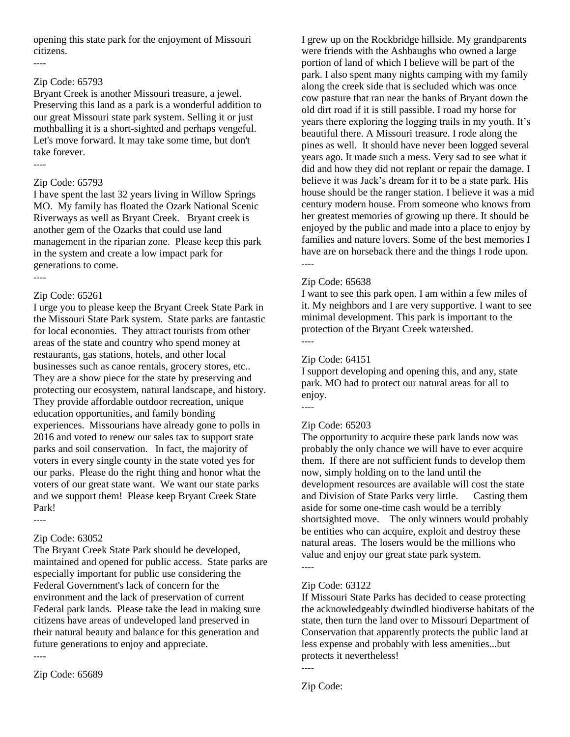opening this state park for the enjoyment of Missouri citizens.

----

Zip Code: 65793

Bryant Creek is another Missouri treasure, a jewel. Preserving this land as a park is a wonderful addition to our great Missouri state park system. Selling it or just mothballing it is a short-sighted and perhaps vengeful. Let's move forward. It may take some time, but don't take forever.

----

Zip Code: 65793

I have spent the last 32 years living in Willow Springs MO. My family has floated the Ozark National Scenic Riverways as well as Bryant Creek. Bryant creek is another gem of the Ozarks that could use land management in the riparian zone. Please keep this park in the system and create a low impact park for generations to come.

----

Zip Code: 65261

I urge you to please keep the Bryant Creek State Park in the Missouri State Park system. State parks are fantastic for local economies. They attract tourists from other areas of the state and country who spend money at restaurants, gas stations, hotels, and other local businesses such as canoe rentals, grocery stores, etc.. They are a show piece for the state by preserving and protecting our ecosystem, natural landscape, and history. They provide affordable outdoor recreation, unique education opportunities, and family bonding experiences. Missourians have already gone to polls in 2016 and voted to renew our sales tax to support state parks and soil conservation. In fact, the majority of voters in every single county in the state voted yes for our parks. Please do the right thing and honor what the voters of our great state want. We want our state parks and we support them! Please keep Bryant Creek State Park!

----

Zip Code: 63052

The Bryant Creek State Park should be developed, maintained and opened for public access. State parks are especially important for public use considering the Federal Government's lack of concern for the environment and the lack of preservation of current Federal park lands. Please take the lead in making sure citizens have areas of undeveloped land preserved in their natural beauty and balance for this generation and future generations to enjoy and appreciate.

----

Zip Code: 65689

I grew up on the Rockbridge hillside. My grandparents were friends with the Ashbaughs who owned a large portion of land of which I believe will be part of the park. I also spent many nights camping with my family along the creek side that is secluded which was once cow pasture that ran near the banks of Bryant down the old dirt road if it is still passible. I road my horse for years there exploring the logging trails in my youth. It's beautiful there. A Missouri treasure. I rode along the pines as well. It should have never been logged several years ago. It made such a mess. Very sad to see what it did and how they did not replant or repair the damage. I believe it was Jack's dream for it to be a state park. His house should be the ranger station. I believe it was a mid century modern house. From someone who knows from her greatest memories of growing up there. It should be enjoyed by the public and made into a place to enjoy by families and nature lovers. Some of the best memories I have are on horseback there and the things I rode upon.

----

Zip Code: 65638

I want to see this park open. I am within a few miles of it. My neighbors and I are very supportive. I want to see minimal development. This park is important to the protection of the Bryant Creek watershed.

----

Zip Code: 64151

I support developing and opening this, and any, state park. MO had to protect our natural areas for all to enjoy.

----

Zip Code: 65203

The opportunity to acquire these park lands now was probably the only chance we will have to ever acquire them. If there are not sufficient funds to develop them now, simply holding on to the land until the development resources are available will cost the state and Division of State Parks very little. Casting them aside for some one-time cash would be a terribly shortsighted move. The only winners would probably be entities who can acquire, exploit and destroy these natural areas. The losers would be the millions who value and enjoy our great state park system.

----

Zip Code: 63122

If Missouri State Parks has decided to cease protecting the acknowledgeably dwindled biodiverse habitats of the state, then turn the land over to Missouri Department of Conservation that apparently protects the public land at less expense and probably with less amenities...but protects it nevertheless!

----

Zip Code: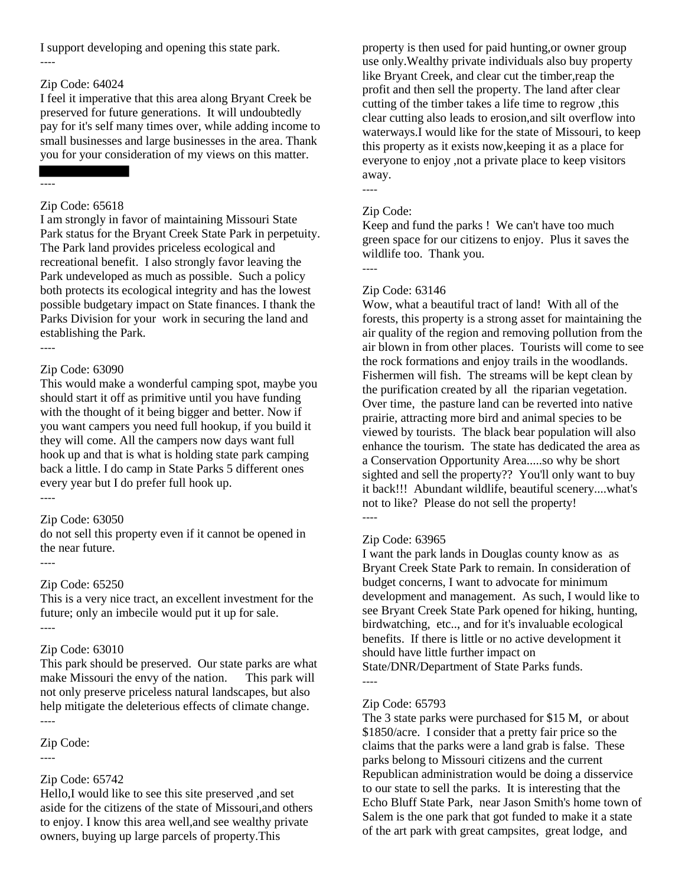I support developing and opening this state park.
----

Zip Code: 64024
I feel it imperative that this area along Bryant Creek be preserved for future generations. It will undoubtedly pay for it's self many times over, while adding income to small businesses and large businesses in the area. Thank you for your consideration of my views on this matter.

----

Zip Code: 65618
I am strongly in favor of maintaining Missouri State Park status for the Bryant Creek State Park in perpetuity. The Park land provides priceless ecological and recreational benefit. I also strongly favor leaving the Park undeveloped as much as possible. Such a policy both protects its ecological integrity and has the lowest possible budgetary impact on State finances. I thank the Parks Division for your work in securing the land and establishing the Park.
----

Zip Code: 63090
This would make a wonderful camping spot, maybe you should start it off as primitive until you have funding with the thought of it being bigger and better. Now if you want campers you need full hookup, if you build it they will come. All the campers now days want full hook up and that is what is holding state park camping back a little. I do camp in State Parks 5 different ones every year but I do prefer full hook up.
----

Zip Code: 63050
do not sell this property even if it cannot be opened in the near future.
----

Zip Code: 65250
This is a very nice tract, an excellent investment for the future; only an imbecile would put it up for sale.
----

Zip Code: 63010
This park should be preserved. Our state parks are what make Missouri the envy of the nation. This park will not only preserve priceless natural landscapes, but also help mitigate the deleterious effects of climate change.
----

Zip Code:
----

Zip Code: 65742
Hello,I would like to see this site preserved ,and set aside for the citizens of the state of Missouri,and others to enjoy. I know this area well,and see wealthy private owners, buying up large parcels of property.This property is then used for paid hunting,or owner group use only.Wealthy private individuals also buy property like Bryant Creek, and clear cut the timber,reap the profit and then sell the property. The land after clear cutting of the timber takes a life time to regrow ,this clear cutting also leads to erosion,and silt overflow into waterways.I would like for the state of Missouri, to keep this property as it exists now,keeping it as a place for everyone to enjoy ,not a private place to keep visitors away.
----

Zip Code:
Keep and fund the parks ! We can't have too much green space for our citizens to enjoy. Plus it saves the wildlife too. Thank you.
----

Zip Code: 63146
Wow, what a beautiful tract of land! With all of the forests, this property is a strong asset for maintaining the air quality of the region and removing pollution from the air blown in from other places. Tourists will come to see the rock formations and enjoy trails in the woodlands. Fishermen will fish. The streams will be kept clean by the purification created by all the riparian vegetation. Over time, the pasture land can be reverted into native prairie, attracting more bird and animal species to be viewed by tourists. The black bear population will also enhance the tourism. The state has dedicated the area as a Conservation Opportunity Area.....so why be short sighted and sell the property?? You'll only want to buy it back!!! Abundant wildlife, beautiful scenery....what's not to like? Please do not sell the property!
----

Zip Code: 63965
I want the park lands in Douglas county know as as Bryant Creek State Park to remain. In consideration of budget concerns, I want to advocate for minimum development and management. As such, I would like to see Bryant Creek State Park opened for hiking, hunting, birdwatching, etc.., and for it's invaluable ecological benefits. If there is little or no active development it should have little further impact on State/DNR/Department of State Parks funds.
----

Zip Code: 65793
The 3 state parks were purchased for $15 M, or about $1850/acre. I consider that a pretty fair price so the claims that the parks were a land grab is false. These parks belong to Missouri citizens and the current Republican administration would be doing a disservice to our state to sell the parks. It is interesting that the Echo Bluff State Park, near Jason Smith's home town of Salem is the one park that got funded to make it a state of the art park with great campsites, great lodge, and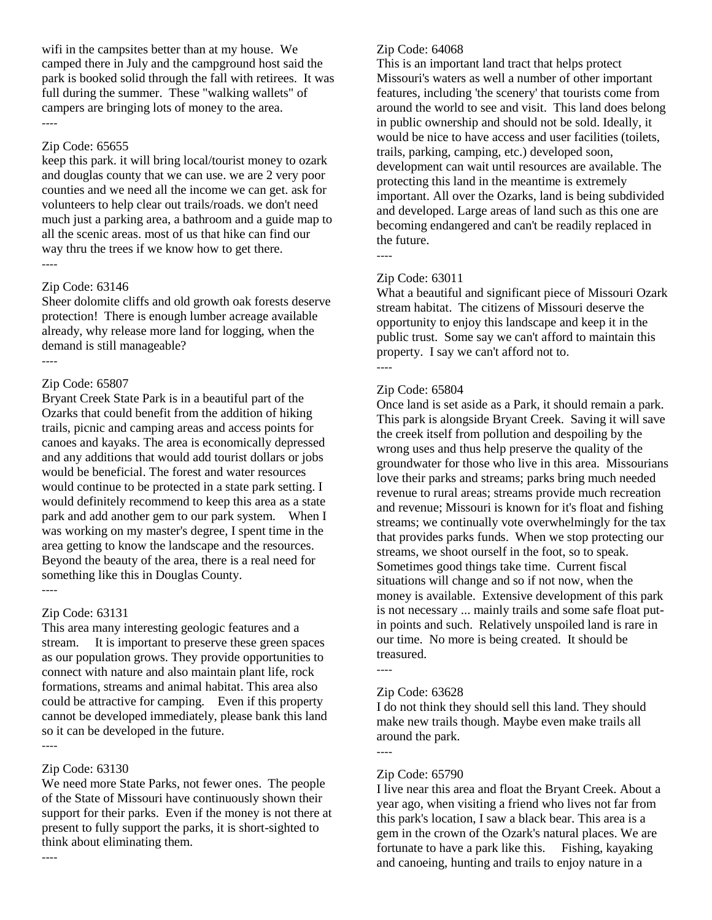wifi in the campsites better than at my house. We camped there in July and the campground host said the park is booked solid through the fall with retirees. It was full during the summer. These "walking wallets" of campers are bringing lots of money to the area.

----

Zip Code: 65655

keep this park. it will bring local/tourist money to ozark and douglas county that we can use. we are 2 very poor counties and we need all the income we can get. ask for volunteers to help clear out trails/roads. we don't need much just a parking area, a bathroom and a guide map to all the scenic areas. most of us that hike can find our way thru the trees if we know how to get there.

----

Zip Code: 63146

Sheer dolomite cliffs and old growth oak forests deserve protection! There is enough lumber acreage available already, why release more land for logging, when the demand is still manageable?

----

Zip Code: 65807

Bryant Creek State Park is in a beautiful part of the Ozarks that could benefit from the addition of hiking trails, picnic and camping areas and access points for canoes and kayaks. The area is economically depressed and any additions that would add tourist dollars or jobs would be beneficial. The forest and water resources would continue to be protected in a state park setting. I would definitely recommend to keep this area as a state park and add another gem to our park system. When I was working on my master's degree, I spent time in the area getting to know the landscape and the resources. Beyond the beauty of the area, there is a real need for something like this in Douglas County.

----

Zip Code: 63131

This area many interesting geologic features and a stream. It is important to preserve these green spaces as our population grows. They provide opportunities to connect with nature and also maintain plant life, rock formations, streams and animal habitat. This area also could be attractive for camping. Even if this property cannot be developed immediately, please bank this land so it can be developed in the future.

----

Zip Code: 63130

We need more State Parks, not fewer ones. The people of the State of Missouri have continuously shown their support for their parks. Even if the money is not there at present to fully support the parks, it is short-sighted to think about eliminating them.

----

Zip Code: 64068

This is an important land tract that helps protect Missouri's waters as well a number of other important features, including 'the scenery' that tourists come from around the world to see and visit. This land does belong in public ownership and should not be sold. Ideally, it would be nice to have access and user facilities (toilets, trails, parking, camping, etc.) developed soon, development can wait until resources are available. The protecting this land in the meantime is extremely important. All over the Ozarks, land is being subdivided and developed. Large areas of land such as this one are becoming endangered and can't be readily replaced in the future.

----

Zip Code: 63011

What a beautiful and significant piece of Missouri Ozark stream habitat. The citizens of Missouri deserve the opportunity to enjoy this landscape and keep it in the public trust. Some say we can't afford to maintain this property. I say we can't afford not to.

----

Zip Code: 65804

Once land is set aside as a Park, it should remain a park. This park is alongside Bryant Creek. Saving it will save the creek itself from pollution and despoiling by the wrong uses and thus help preserve the quality of the groundwater for those who live in this area. Missourians love their parks and streams; parks bring much needed revenue to rural areas; streams provide much recreation and revenue; Missouri is known for it's float and fishing streams; we continually vote overwhelmingly for the tax that provides parks funds. When we stop protecting our streams, we shoot ourself in the foot, so to speak. Sometimes good things take time. Current fiscal situations will change and so if not now, when the money is available. Extensive development of this park is not necessary ... mainly trails and some safe float put-in points and such. Relatively unspoiled land is rare in our time. No more is being created. It should be treasured.

----

Zip Code: 63628

I do not think they should sell this land. They should make new trails though. Maybe even make trails all around the park.

----

Zip Code: 65790

I live near this area and float the Bryant Creek. About a year ago, when visiting a friend who lives not far from this park's location, I saw a black bear. This area is a gem in the crown of the Ozark's natural places. We are fortunate to have a park like this. Fishing, kayaking and canoeing, hunting and trails to enjoy nature in a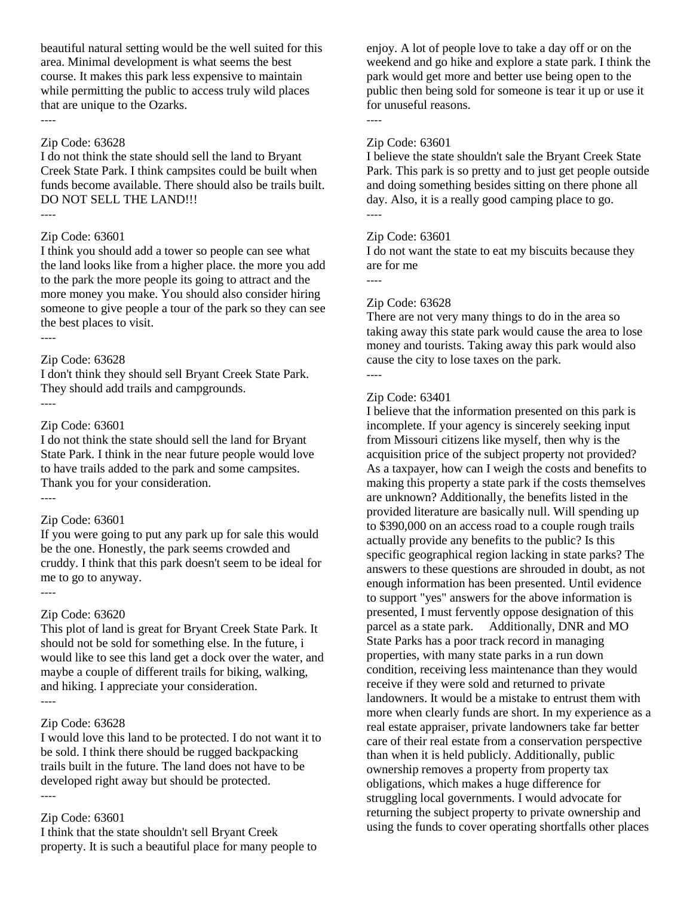beautiful natural setting would be the well suited for this area. Minimal development is what seems the best course. It makes this park less expensive to maintain while permitting the public to access truly wild places that are unique to the Ozarks.

----

Zip Code: 63628

I do not think the state should sell the land to Bryant Creek State Park. I think campsites could be built when funds become available. There should also be trails built. DO NOT SELL THE LAND!!!

----

Zip Code: 63601

I think you should add a tower so people can see what the land looks like from a higher place. the more you add to the park the more people its going to attract and the more money you make. You should also consider hiring someone to give people a tour of the park so they can see the best places to visit.

----

Zip Code: 63628

I don't think they should sell Bryant Creek State Park. They should add trails and campgrounds.

----

Zip Code: 63601

I do not think the state should sell the land for Bryant State Park. I think in the near future people would love to have trails added to the park and some campsites. Thank you for your consideration.

----

Zip Code: 63601

If you were going to put any park up for sale this would be the one. Honestly, the park seems crowded and cruddy. I think that this park doesn't seem to be ideal for me to go to anyway.

----

Zip Code: 63620

This plot of land is great for Bryant Creek State Park. It should not be sold for something else. In the future, i would like to see this land get a dock over the water, and maybe a couple of different trails for biking, walking, and hiking. I appreciate your consideration.

----

Zip Code: 63628

I would love this land to be protected. I do not want it to be sold. I think there should be rugged backpacking trails built in the future. The land does not have to be developed right away but should be protected.

----

Zip Code: 63601

I think that the state shouldn't sell Bryant Creek property. It is such a beautiful place for many people to enjoy. A lot of people love to take a day off or on the weekend and go hike and explore a state park. I think the park would get more and better use being open to the public then being sold for someone is tear it up or use it for unuseful reasons.

----

Zip Code: 63601

I believe the state shouldn't sale the Bryant Creek State Park. This park is so pretty and to just get people outside and doing something besides sitting on there phone all day. Also, it is a really good camping place to go.

----

Zip Code: 63601

I do not want the state to eat my biscuits because they are for me

----

Zip Code: 63628

There are not very many things to do in the area so taking away this state park would cause the area to lose money and tourists. Taking away this park would also cause the city to lose taxes on the park.

----

Zip Code: 63401

I believe that the information presented on this park is incomplete. If your agency is sincerely seeking input from Missouri citizens like myself, then why is the acquisition price of the subject property not provided? As a taxpayer, how can I weigh the costs and benefits to making this property a state park if the costs themselves are unknown? Additionally, the benefits listed in the provided literature are basically null. Will spending up to $390,000 on an access road to a couple rough trails actually provide any benefits to the public? Is this specific geographical region lacking in state parks? The answers to these questions are shrouded in doubt, as not enough information has been presented. Until evidence to support "yes" answers for the above information is presented, I must fervently oppose designation of this parcel as a state park. Additionally, DNR and MO State Parks has a poor track record in managing properties, with many state parks in a run down condition, receiving less maintenance than they would receive if they were sold and returned to private landowners. It would be a mistake to entrust them with more when clearly funds are short. In my experience as a real estate appraiser, private landowners take far better care of their real estate from a conservation perspective than when it is held publicly. Additionally, public ownership removes a property from property tax obligations, which makes a huge difference for struggling local governments. I would advocate for returning the subject property to private ownership and using the funds to cover operating shortfalls other places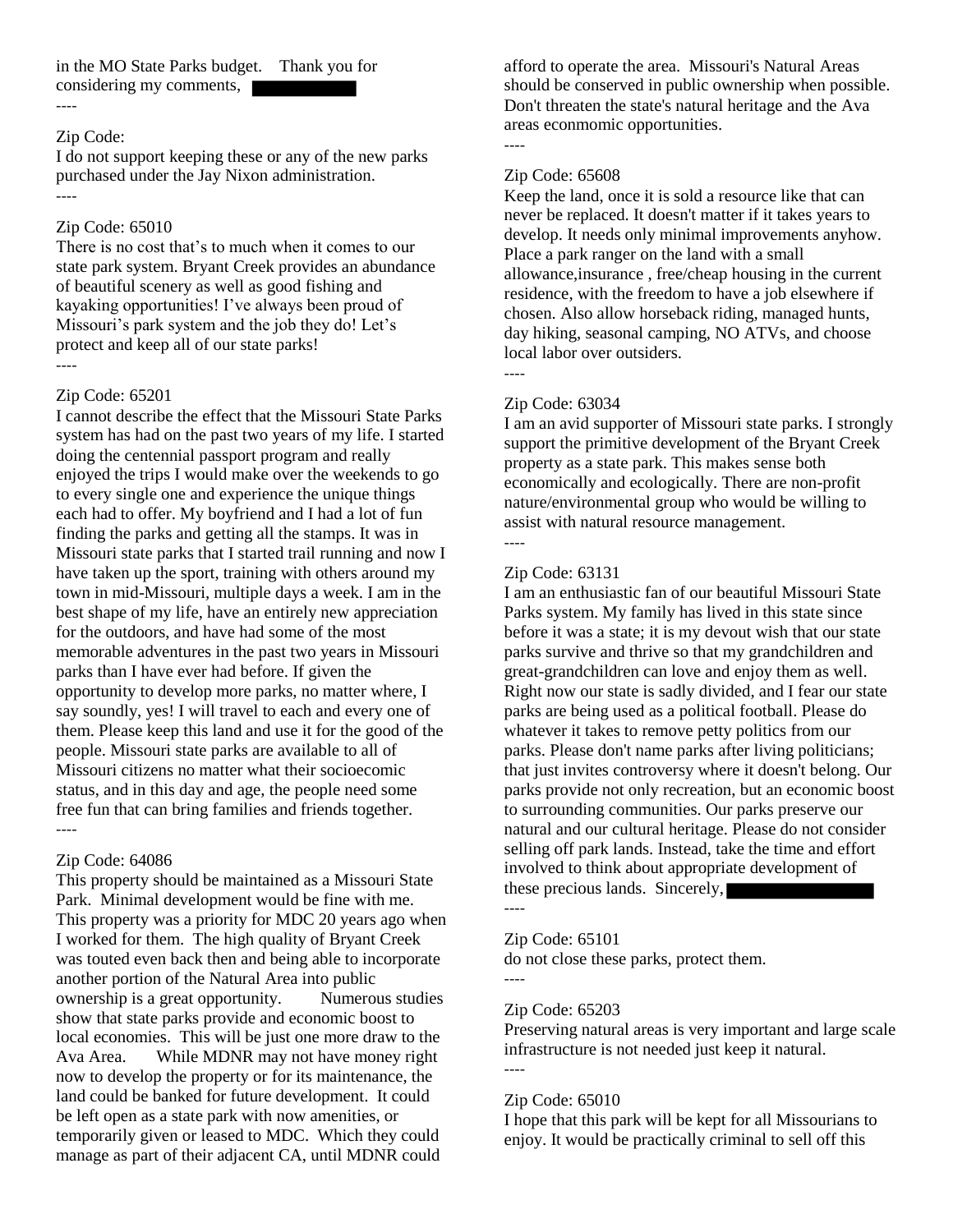in the MO State Parks budget.    Thank you for considering my comments, 

----

Zip Code:
I do not support keeping these or any of the new parks purchased under the Jay Nixon administration.

----

Zip Code: 65010
There is no cost that's to much when it comes to our state park system. Bryant Creek provides an abundance of beautiful scenery as well as good fishing and kayaking opportunities! I've always been proud of Missouri's park system and the job they do! Let's protect and keep all of our state parks!

----

Zip Code: 65201
I cannot describe the effect that the Missouri State Parks system has had on the past two years of my life. I started doing the centennial passport program and really enjoyed the trips I would make over the weekends to go to every single one and experience the unique things each had to offer. My boyfriend and I had a lot of fun finding the parks and getting all the stamps. It was in Missouri state parks that I started trail running and now I have taken up the sport, training with others around my town in mid-Missouri, multiple days a week. I am in the best shape of my life, have an entirely new appreciation for the outdoors, and have had some of the most memorable adventures in the past two years in Missouri parks than I have ever had before. If given the opportunity to develop more parks, no matter where, I say soundly, yes! I will travel to each and every one of them. Please keep this land and use it for the good of the people. Missouri state parks are available to all of Missouri citizens no matter what their socioecomic status, and in this day and age, the people need some free fun that can bring families and friends together.

----

Zip Code: 64086
This property should be maintained as a Missouri State Park. Minimal development would be fine with me. This property was a priority for MDC 20 years ago when I worked for them. The high quality of Bryant Creek was touted even back then and being able to incorporate another portion of the Natural Area into public ownership is a great opportunity.        Numerous studies show that state parks provide and economic boost to local economies. This will be just one more draw to the Ava Area.      While MDNR may not have money right now to develop the property or for its maintenance, the land could be banked for future development. It could be left open as a state park with now amenities, or temporarily given or leased to MDC. Which they could manage as part of their adjacent CA, until MDNR could afford to operate the area. Missouri's Natural Areas should be conserved in public ownership when possible. Don't threaten the state's natural heritage and the Ava areas econmomic opportunities.

----

Zip Code: 65608
Keep the land, once it is sold a resource like that can never be replaced. It doesn't matter if it takes years to develop. It needs only minimal improvements anyhow. Place a park ranger on the land with a small allowance,insurance , free/cheap housing in the current residence, with the freedom to have a job elsewhere if chosen. Also allow horseback riding, managed hunts, day hiking, seasonal camping, NO ATVs, and choose local labor over outsiders.

----

Zip Code: 63034
I am an avid supporter of Missouri state parks. I strongly support the primitive development of the Bryant Creek property as a state park. This makes sense both economically and ecologically. There are non-profit nature/environmental group who would be willing to assist with natural resource management.

----

Zip Code: 63131
I am an enthusiastic fan of our beautiful Missouri State Parks system. My family has lived in this state since before it was a state; it is my devout wish that our state parks survive and thrive so that my grandchildren and great-grandchildren can love and enjoy them as well. Right now our state is sadly divided, and I fear our state parks are being used as a political football. Please do whatever it takes to remove petty politics from our parks. Please don't name parks after living politicians; that just invites controversy where it doesn't belong. Our parks provide not only recreation, but an economic boost to surrounding communities. Our parks preserve our natural and our cultural heritage. Please do not consider selling off park lands. Instead, take the time and effort involved to think about appropriate development of these precious lands.  Sincerely, 

----

Zip Code: 65101
do not close these parks, protect them.

----

Zip Code: 65203
Preserving natural areas is very important and large scale infrastructure is not needed just keep it natural.

----

Zip Code: 65010
I hope that this park will be kept for all Missourians to enjoy. It would be practically criminal to sell off this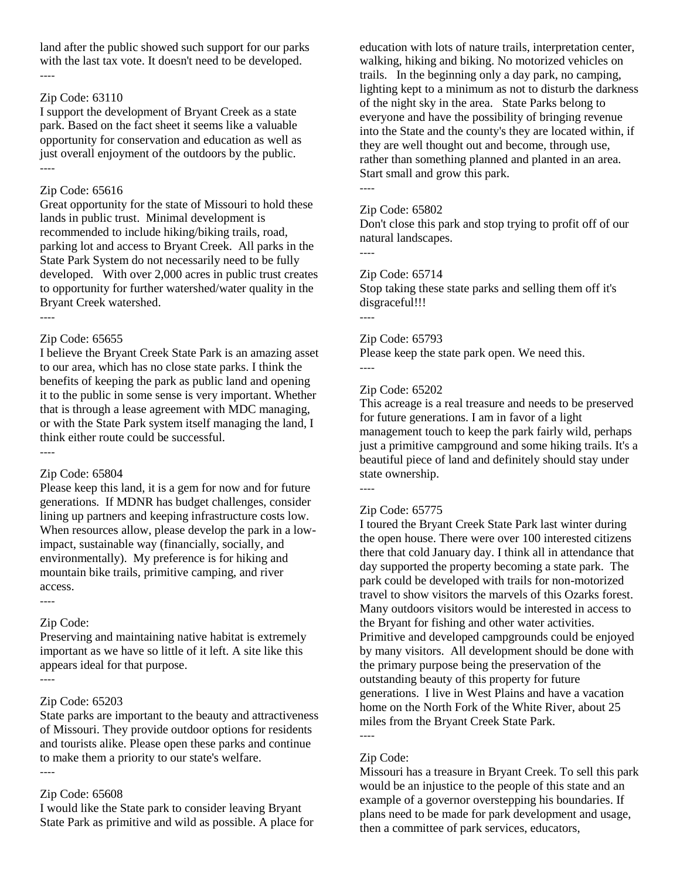land after the public showed such support for our parks with the last tax vote. It doesn't need to be developed.

----

Zip Code: 63110

I support the development of Bryant Creek as a state park. Based on the fact sheet it seems like a valuable opportunity for conservation and education as well as just overall enjoyment of the outdoors by the public.

----

Zip Code: 65616

Great opportunity for the state of Missouri to hold these lands in public trust. Minimal development is recommended to include hiking/biking trails, road, parking lot and access to Bryant Creek. All parks in the State Park System do not necessarily need to be fully developed. With over 2,000 acres in public trust creates to opportunity for further watershed/water quality in the Bryant Creek watershed.

----

Zip Code: 65655

I believe the Bryant Creek State Park is an amazing asset to our area, which has no close state parks. I think the benefits of keeping the park as public land and opening it to the public in some sense is very important. Whether that is through a lease agreement with MDC managing, or with the State Park system itself managing the land, I think either route could be successful.

----

Zip Code: 65804

Please keep this land, it is a gem for now and for future generations. If MDNR has budget challenges, consider lining up partners and keeping infrastructure costs low. When resources allow, please develop the park in a low-impact, sustainable way (financially, socially, and environmentally). My preference is for hiking and mountain bike trails, primitive camping, and river access.

----

Zip Code:

Preserving and maintaining native habitat is extremely important as we have so little of it left. A site like this appears ideal for that purpose.

----

Zip Code: 65203

State parks are important to the beauty and attractiveness of Missouri. They provide outdoor options for residents and tourists alike. Please open these parks and continue to make them a priority to our state's welfare.

----

Zip Code: 65608

I would like the State park to consider leaving Bryant State Park as primitive and wild as possible. A place for education with lots of nature trails, interpretation center, walking, hiking and biking. No motorized vehicles on trails. In the beginning only a day park, no camping, lighting kept to a minimum as not to disturb the darkness of the night sky in the area. State Parks belong to everyone and have the possibility of bringing revenue into the State and the county's they are located within, if they are well thought out and become, through use, rather than something planned and planted in an area. Start small and grow this park.

----

Zip Code: 65802

Don't close this park and stop trying to profit off of our natural landscapes.

----

Zip Code: 65714

Stop taking these state parks and selling them off it's disgraceful!!!

----

Zip Code: 65793

Please keep the state park open. We need this.

----

Zip Code: 65202

This acreage is a real treasure and needs to be preserved for future generations. I am in favor of a light management touch to keep the park fairly wild, perhaps just a primitive campground and some hiking trails. It's a beautiful piece of land and definitely should stay under state ownership.

----

Zip Code: 65775

I toured the Bryant Creek State Park last winter during the open house. There were over 100 interested citizens there that cold January day. I think all in attendance that day supported the property becoming a state park. The park could be developed with trails for non-motorized travel to show visitors the marvels of this Ozarks forest. Many outdoors visitors would be interested in access to the Bryant for fishing and other water activities. Primitive and developed campgrounds could be enjoyed by many visitors. All development should be done with the primary purpose being the preservation of the outstanding beauty of this property for future generations. I live in West Plains and have a vacation home on the North Fork of the White River, about 25 miles from the Bryant Creek State Park.

----

Zip Code:

Missouri has a treasure in Bryant Creek. To sell this park would be an injustice to the people of this state and an example of a governor overstepping his boundaries. If plans need to be made for park development and usage, then a committee of park services, educators,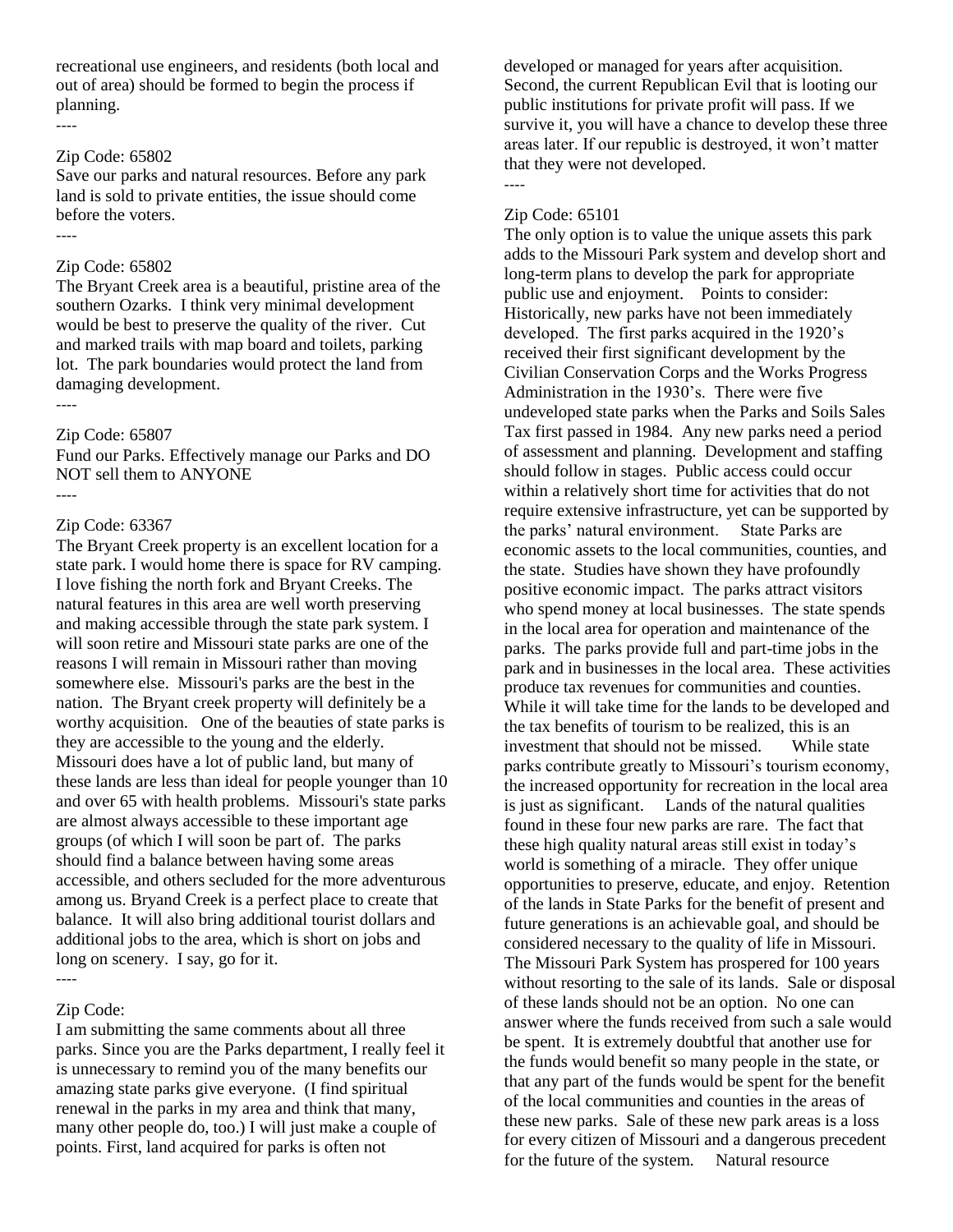recreational use engineers, and residents (both local and out of area) should be formed to begin the process if planning.

----

Zip Code: 65802

Save our parks and natural resources. Before any park land is sold to private entities, the issue should come before the voters.

----

Zip Code: 65802

The Bryant Creek area is a beautiful, pristine area of the southern Ozarks. I think very minimal development would be best to preserve the quality of the river. Cut and marked trails with map board and toilets, parking lot. The park boundaries would protect the land from damaging development.

----

Zip Code: 65807

Fund our Parks. Effectively manage our Parks and DO NOT sell them to ANYONE

----

Zip Code: 63367

The Bryant Creek property is an excellent location for a state park. I would home there is space for RV camping. I love fishing the north fork and Bryant Creeks. The natural features in this area are well worth preserving and making accessible through the state park system. I will soon retire and Missouri state parks are one of the reasons I will remain in Missouri rather than moving somewhere else. Missouri's parks are the best in the nation. The Bryant creek property will definitely be a worthy acquisition. One of the beauties of state parks is they are accessible to the young and the elderly. Missouri does have a lot of public land, but many of these lands are less than ideal for people younger than 10 and over 65 with health problems. Missouri's state parks are almost always accessible to these important age groups (of which I will soon be part of. The parks should find a balance between having some areas accessible, and others secluded for the more adventurous among us. Bryand Creek is a perfect place to create that balance. It will also bring additional tourist dollars and additional jobs to the area, which is short on jobs and long on scenery. I say, go for it.

----

Zip Code:

I am submitting the same comments about all three parks. Since you are the Parks department, I really feel it is unnecessary to remind you of the many benefits our amazing state parks give everyone. (I find spiritual renewal in the parks in my area and think that many, many other people do, too.) I will just make a couple of points. First, land acquired for parks is often not developed or managed for years after acquisition. Second, the current Republican Evil that is looting our public institutions for private profit will pass. If we survive it, you will have a chance to develop these three areas later. If our republic is destroyed, it won't matter that they were not developed.

----

Zip Code: 65101

The only option is to value the unique assets this park adds to the Missouri Park system and develop short and long-term plans to develop the park for appropriate public use and enjoyment. Points to consider: Historically, new parks have not been immediately developed. The first parks acquired in the 1920's received their first significant development by the Civilian Conservation Corps and the Works Progress Administration in the 1930's. There were five undeveloped state parks when the Parks and Soils Sales Tax first passed in 1984. Any new parks need a period of assessment and planning. Development and staffing should follow in stages. Public access could occur within a relatively short time for activities that do not require extensive infrastructure, yet can be supported by the parks' natural environment. State Parks are economic assets to the local communities, counties, and the state. Studies have shown they have profoundly positive economic impact. The parks attract visitors who spend money at local businesses. The state spends in the local area for operation and maintenance of the parks. The parks provide full and part-time jobs in the park and in businesses in the local area. These activities produce tax revenues for communities and counties. While it will take time for the lands to be developed and the tax benefits of tourism to be realized, this is an investment that should not be missed. While state parks contribute greatly to Missouri's tourism economy, the increased opportunity for recreation in the local area is just as significant. Lands of the natural qualities found in these four new parks are rare. The fact that these high quality natural areas still exist in today's world is something of a miracle. They offer unique opportunities to preserve, educate, and enjoy. Retention of the lands in State Parks for the benefit of present and future generations is an achievable goal, and should be considered necessary to the quality of life in Missouri. The Missouri Park System has prospered for 100 years without resorting to the sale of its lands. Sale or disposal of these lands should not be an option. No one can answer where the funds received from such a sale would be spent. It is extremely doubtful that another use for the funds would benefit so many people in the state, or that any part of the funds would be spent for the benefit of the local communities and counties in the areas of these new parks. Sale of these new park areas is a loss for every citizen of Missouri and a dangerous precedent for the future of the system. Natural resource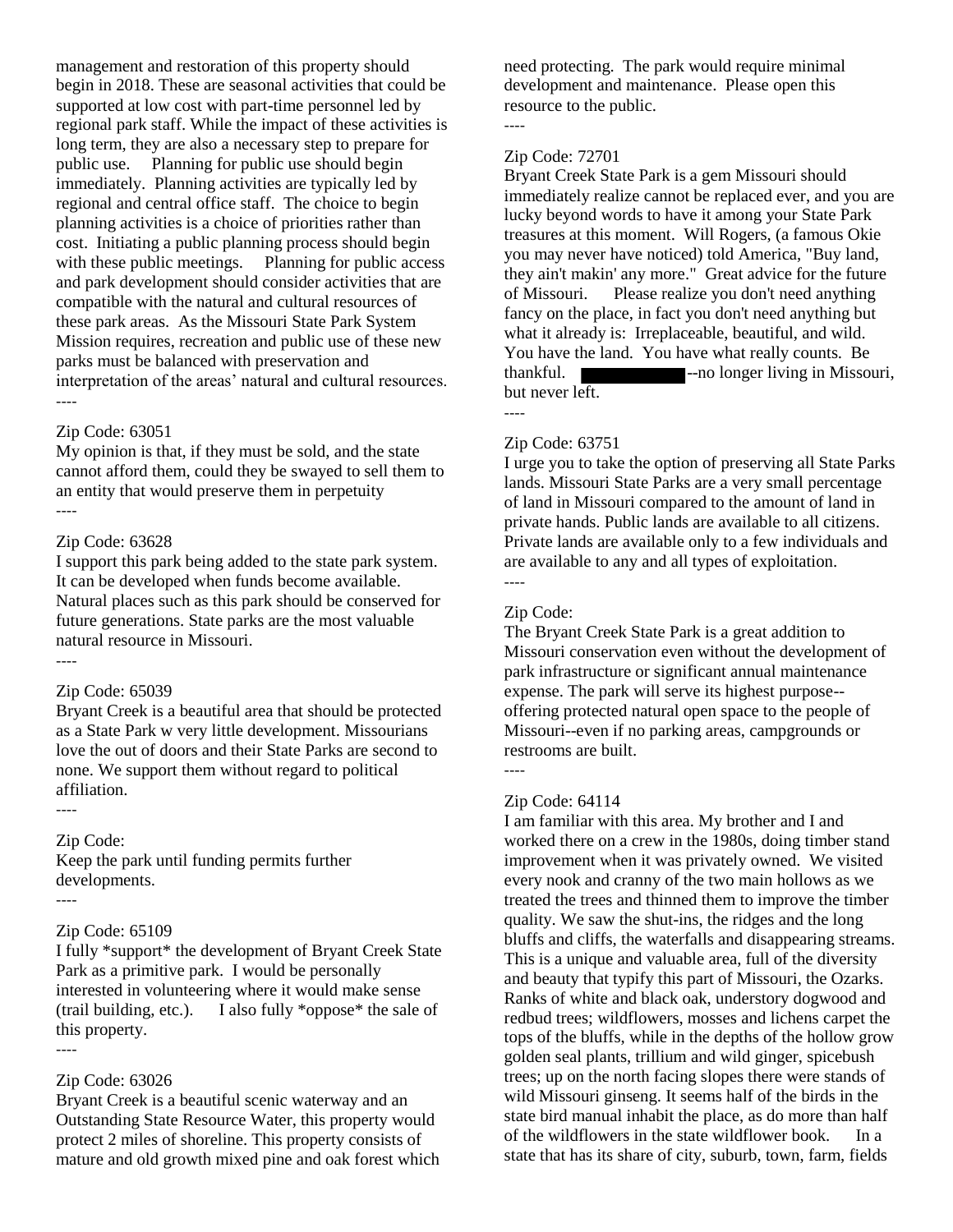management and restoration of this property should begin in 2018. These are seasonal activities that could be supported at low cost with part-time personnel led by regional park staff. While the impact of these activities is long term, they are also a necessary step to prepare for public use. Planning for public use should begin immediately. Planning activities are typically led by regional and central office staff. The choice to begin planning activities is a choice of priorities rather than cost. Initiating a public planning process should begin with these public meetings. Planning for public access and park development should consider activities that are compatible with the natural and cultural resources of these park areas. As the Missouri State Park System Mission requires, recreation and public use of these new parks must be balanced with preservation and interpretation of the areas' natural and cultural resources.

----

Zip Code: 63051

My opinion is that, if they must be sold, and the state cannot afford them, could they be swayed to sell them to an entity that would preserve them in perpetuity

----

Zip Code: 63628

I support this park being added to the state park system. It can be developed when funds become available. Natural places such as this park should be conserved for future generations. State parks are the most valuable natural resource in Missouri.

----

Zip Code: 65039

Bryant Creek is a beautiful area that should be protected as a State Park w very little development. Missourians love the out of doors and their State Parks are second to none. We support them without regard to political affiliation.

----

Zip Code:

Keep the park until funding permits further developments.

----

Zip Code: 65109

I fully *support* the development of Bryant Creek State Park as a primitive park. I would be personally interested in volunteering where it would make sense (trail building, etc.). I also fully *oppose* the sale of this property.

----

Zip Code: 63026

Bryant Creek is a beautiful scenic waterway and an Outstanding State Resource Water, this property would protect 2 miles of shoreline. This property consists of mature and old growth mixed pine and oak forest which need protecting. The park would require minimal development and maintenance. Please open this resource to the public.

----

Zip Code: 72701

Bryant Creek State Park is a gem Missouri should immediately realize cannot be replaced ever, and you are lucky beyond words to have it among your State Park treasures at this moment. Will Rogers, (a famous Okie you may never have noticed) told America, "Buy land, they ain't makin' any more." Great advice for the future of Missouri. Please realize you don't need anything fancy on the place, in fact you don't need anything but what it already is: Irreplaceable, beautiful, and wild. You have the land. You have what really counts. Be thankful. [REDACTED]--no longer living in Missouri, but never left.

----

Zip Code: 63751

I urge you to take the option of preserving all State Parks lands. Missouri State Parks are a very small percentage of land in Missouri compared to the amount of land in private hands. Public lands are available to all citizens. Private lands are available only to a few individuals and are available to any and all types of exploitation.

----

Zip Code:

The Bryant Creek State Park is a great addition to Missouri conservation even without the development of park infrastructure or significant annual maintenance expense. The park will serve its highest purpose--offering protected natural open space to the people of Missouri--even if no parking areas, campgrounds or restrooms are built.

----

Zip Code: 64114

I am familiar with this area. My brother and I and worked there on a crew in the 1980s, doing timber stand improvement when it was privately owned. We visited every nook and cranny of the two main hollows as we treated the trees and thinned them to improve the timber quality. We saw the shut-ins, the ridges and the long bluffs and cliffs, the waterfalls and disappearing streams. This is a unique and valuable area, full of the diversity and beauty that typify this part of Missouri, the Ozarks. Ranks of white and black oak, understory dogwood and redbud trees; wildflowers, mosses and lichens carpet the tops of the bluffs, while in the depths of the hollow grow golden seal plants, trillium and wild ginger, spicebush trees; up on the north facing slopes there were stands of wild Missouri ginseng. It seems half of the birds in the state bird manual inhabit the place, as do more than half of the wildflowers in the state wildflower book. In a state that has its share of city, suburb, town, farm, fields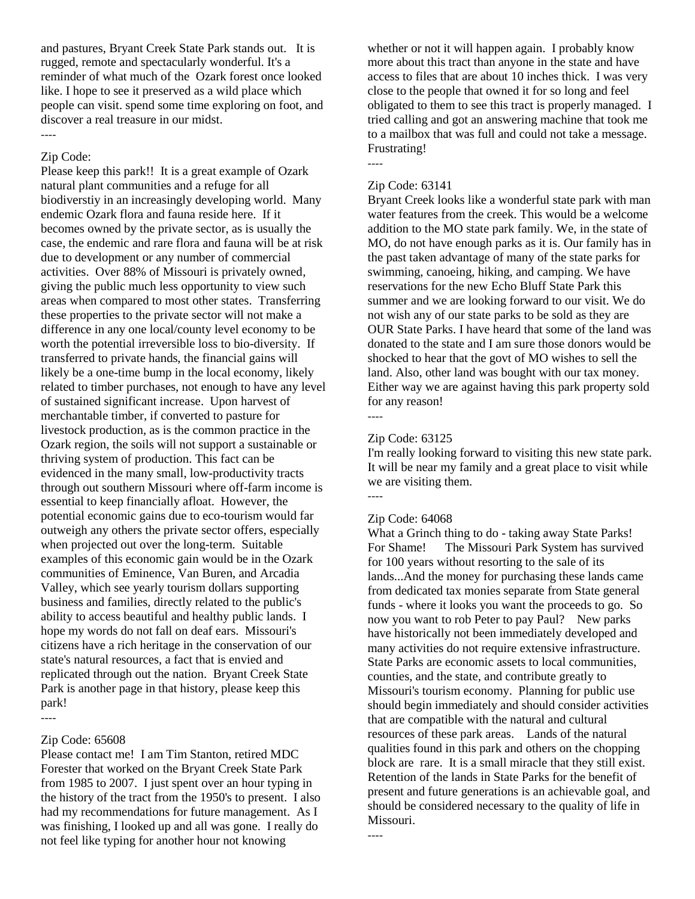and pastures, Bryant Creek State Park stands out. It is rugged, remote and spectacularly wonderful. It's a reminder of what much of the Ozark forest once looked like. I hope to see it preserved as a wild place which people can visit. spend some time exploring on foot, and discover a real treasure in our midst.

----

Zip Code:

Please keep this park!! It is a great example of Ozark natural plant communities and a refuge for all biodiverstiy in an increasingly developing world. Many endemic Ozark flora and fauna reside here. If it becomes owned by the private sector, as is usually the case, the endemic and rare flora and fauna will be at risk due to development or any number of commercial activities. Over 88% of Missouri is privately owned, giving the public much less opportunity to view such areas when compared to most other states. Transferring these properties to the private sector will not make a difference in any one local/county level economy to be worth the potential irreversible loss to bio-diversity. If transferred to private hands, the financial gains will likely be a one-time bump in the local economy, likely related to timber purchases, not enough to have any level of sustained significant increase. Upon harvest of merchantable timber, if converted to pasture for livestock production, as is the common practice in the Ozark region, the soils will not support a sustainable or thriving system of production. This fact can be evidenced in the many small, low-productivity tracts through out southern Missouri where off-farm income is essential to keep financially afloat. However, the potential economic gains due to eco-tourism would far outweigh any others the private sector offers, especially when projected out over the long-term. Suitable examples of this economic gain would be in the Ozark communities of Eminence, Van Buren, and Arcadia Valley, which see yearly tourism dollars supporting business and families, directly related to the public's ability to access beautiful and healthy public lands. I hope my words do not fall on deaf ears. Missouri's citizens have a rich heritage in the conservation of our state's natural resources, a fact that is envied and replicated through out the nation. Bryant Creek State Park is another page in that history, please keep this park!

----

Zip Code: 65608

Please contact me! I am Tim Stanton, retired MDC Forester that worked on the Bryant Creek State Park from 1985 to 2007. I just spent over an hour typing in the history of the tract from the 1950's to present. I also had my recommendations for future management. As I was finishing, I looked up and all was gone. I really do not feel like typing for another hour not knowing whether or not it will happen again. I probably know more about this tract than anyone in the state and have access to files that are about 10 inches thick. I was very close to the people that owned it for so long and feel obligated to them to see this tract is properly managed. I tried calling and got an answering machine that took me to a mailbox that was full and could not take a message. Frustrating!

----

Zip Code: 63141

Bryant Creek looks like a wonderful state park with man water features from the creek. This would be a welcome addition to the MO state park family. We, in the state of MO, do not have enough parks as it is. Our family has in the past taken advantage of many of the state parks for swimming, canoeing, hiking, and camping. We have reservations for the new Echo Bluff State Park this summer and we are looking forward to our visit. We do not wish any of our state parks to be sold as they are OUR State Parks. I have heard that some of the land was donated to the state and I am sure those donors would be shocked to hear that the govt of MO wishes to sell the land. Also, other land was bought with our tax money. Either way we are against having this park property sold for any reason!

----

Zip Code: 63125

I'm really looking forward to visiting this new state park. It will be near my family and a great place to visit while we are visiting them.

----

Zip Code: 64068

What a Grinch thing to do - taking away State Parks! For Shame! The Missouri Park System has survived for 100 years without resorting to the sale of its lands...And the money for purchasing these lands came from dedicated tax monies separate from State general funds - where it looks you want the proceeds to go. So now you want to rob Peter to pay Paul? New parks have historically not been immediately developed and many activities do not require extensive infrastructure. State Parks are economic assets to local communities, counties, and the state, and contribute greatly to Missouri's tourism economy. Planning for public use should begin immediately and should consider activities that are compatible with the natural and cultural resources of these park areas. Lands of the natural qualities found in this park and others on the chopping block are rare. It is a small miracle that they still exist. Retention of the lands in State Parks for the benefit of present and future generations is an achievable goal, and should be considered necessary to the quality of life in Missouri.

----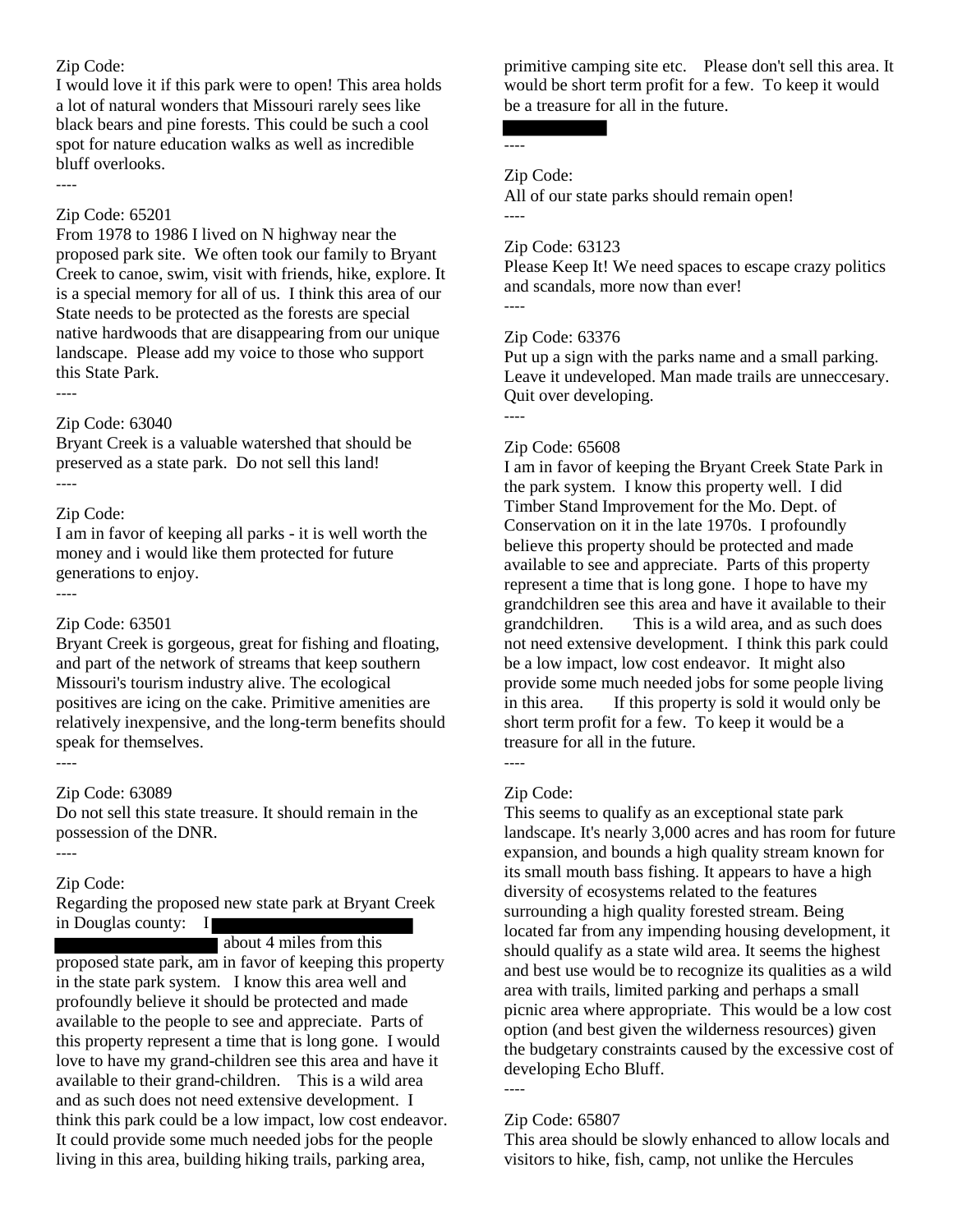Zip Code:
I would love it if this park were to open! This area holds a lot of natural wonders that Missouri rarely sees like black bears and pine forests. This could be such a cool spot for nature education walks as well as incredible bluff overlooks.

----

Zip Code: 65201
From 1978 to 1986 I lived on N highway near the proposed park site. We often took our family to Bryant Creek to canoe, swim, visit with friends, hike, explore. It is a special memory for all of us. I think this area of our State needs to be protected as the forests are special native hardwoods that are disappearing from our unique landscape. Please add my voice to those who support this State Park.

----

Zip Code: 63040
Bryant Creek is a valuable watershed that should be preserved as a state park. Do not sell this land!

----

Zip Code:
I am in favor of keeping all parks - it is well worth the money and i would like them protected for future generations to enjoy.

----

Zip Code: 63501
Bryant Creek is gorgeous, great for fishing and floating, and part of the network of streams that keep southern Missouri's tourism industry alive. The ecological positives are icing on the cake. Primitive amenities are relatively inexpensive, and the long-term benefits should speak for themselves.

----

Zip Code: 63089
Do not sell this state treasure. It should remain in the possession of the DNR.

----

Zip Code:
Regarding the proposed new state park at Bryant Creek in Douglas county: I ████████ about 4 miles from this proposed state park, am in favor of keeping this property in the state park system. I know this area well and profoundly believe it should be protected and made available to the people to see and appreciate. Parts of this property represent a time that is long gone. I would love to have my grand-children see this area and have it available to their grand-children. This is a wild area and as such does not need extensive development. I think this park could be a low impact, low cost endeavor. It could provide some much needed jobs for the people living in this area, building hiking trails, parking area, primitive camping site etc. Please don't sell this area. It would be short term profit for a few. To keep it would be a treasure for all in the future.

████

----

Zip Code:
All of our state parks should remain open!

----

Zip Code: 63123
Please Keep It! We need spaces to escape crazy politics and scandals, more now than ever!

----

Zip Code: 63376
Put up a sign with the parks name and a small parking. Leave it undeveloped. Man made trails are unneccesary. Quit over developing.

----

Zip Code: 65608
I am in favor of keeping the Bryant Creek State Park in the park system. I know this property well. I did Timber Stand Improvement for the Mo. Dept. of Conservation on it in the late 1970s. I profoundly believe this property should be protected and made available to see and appreciate. Parts of this property represent a time that is long gone. I hope to have my grandchildren see this area and have it available to their grandchildren. This is a wild area, and as such does not need extensive development. I think this park could be a low impact, low cost endeavor. It might also provide some much needed jobs for some people living in this area. If this property is sold it would only be short term profit for a few. To keep it would be a treasure for all in the future.

----

Zip Code:
This seems to qualify as an exceptional state park landscape. It's nearly 3,000 acres and has room for future expansion, and bounds a high quality stream known for its small mouth bass fishing. It appears to have a high diversity of ecosystems related to the features surrounding a high quality forested stream. Being located far from any impending housing development, it should qualify as a state wild area. It seems the highest and best use would be to recognize its qualities as a wild area with trails, limited parking and perhaps a small picnic area where appropriate. This would be a low cost option (and best given the wilderness resources) given the budgetary constraints caused by the excessive cost of developing Echo Bluff.

----

Zip Code: 65807
This area should be slowly enhanced to allow locals and visitors to hike, fish, camp, not unlike the Hercules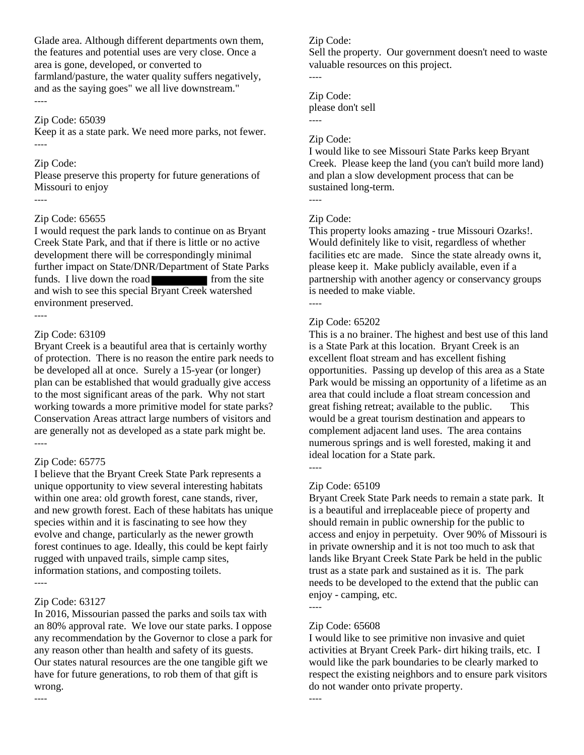Glade area. Although different departments own them, the features and potential uses are very close. Once a area is gone, developed, or converted to farmland/pasture, the water quality suffers negatively, and as the saying goes" we all live downstream."

----

Zip Code: 65039

Keep it as a state park. We need more parks, not fewer.

----

Zip Code:

Please preserve this property for future generations of Missouri to enjoy

----

Zip Code: 65655

I would request the park lands to continue on as Bryant Creek State Park, and that if there is little or no active development there will be correspondingly minimal further impact on State/DNR/Department of State Parks funds. I live down the road [REDACTED] from the site and wish to see this special Bryant Creek watershed environment preserved.

----

Zip Code: 63109

Bryant Creek is a beautiful area that is certainly worthy of protection. There is no reason the entire park needs to be developed all at once. Surely a 15-year (or longer) plan can be established that would gradually give access to the most significant areas of the park. Why not start working towards a more primitive model for state parks? Conservation Areas attract large numbers of visitors and are generally not as developed as a state park might be.

----

Zip Code: 65775

I believe that the Bryant Creek State Park represents a unique opportunity to view several interesting habitats within one area: old growth forest, cane stands, river, and new growth forest. Each of these habitats has unique species within and it is fascinating to see how they evolve and change, particularly as the newer growth forest continues to age. Ideally, this could be kept fairly rugged with unpaved trails, simple camp sites, information stations, and composting toilets.

----

Zip Code: 63127

In 2016, Missourian passed the parks and soils tax with an 80% approval rate. We love our state parks. I oppose any recommendation by the Governor to close a park for any reason other than health and safety of its guests. Our states natural resources are the one tangible gift we have for future generations, to rob them of that gift is wrong.

----

Zip Code:

Sell the property. Our government doesn't need to waste valuable resources on this project.

----

Zip Code:

please don't sell

----

Zip Code:

I would like to see Missouri State Parks keep Bryant Creek. Please keep the land (you can't build more land) and plan a slow development process that can be sustained long-term.

----

Zip Code:

This property looks amazing - true Missouri Ozarks!. Would definitely like to visit, regardless of whether facilities etc are made. Since the state already owns it, please keep it. Make publicly available, even if a partnership with another agency or conservancy groups is needed to make viable.

----

Zip Code: 65202

This is a no brainer. The highest and best use of this land is a State Park at this location. Bryant Creek is an excellent float stream and has excellent fishing opportunities. Passing up develop of this area as a State Park would be missing an opportunity of a lifetime as an area that could include a float stream concession and great fishing retreat; available to the public. This would be a great tourism destination and appears to complement adjacent land uses. The area contains numerous springs and is well forested, making it and ideal location for a State park.

----

Zip Code: 65109

Bryant Creek State Park needs to remain a state park. It is a beautiful and irreplaceable piece of property and should remain in public ownership for the public to access and enjoy in perpetuity. Over 90% of Missouri is in private ownership and it is not too much to ask that lands like Bryant Creek State Park be held in the public trust as a state park and sustained as it is. The park needs to be developed to the extend that the public can enjoy - camping, etc.

----

Zip Code: 65608

I would like to see primitive non invasive and quiet activities at Bryant Creek Park- dirt hiking trails, etc. I would like the park boundaries to be clearly marked to respect the existing neighbors and to ensure park visitors do not wander onto private property.

----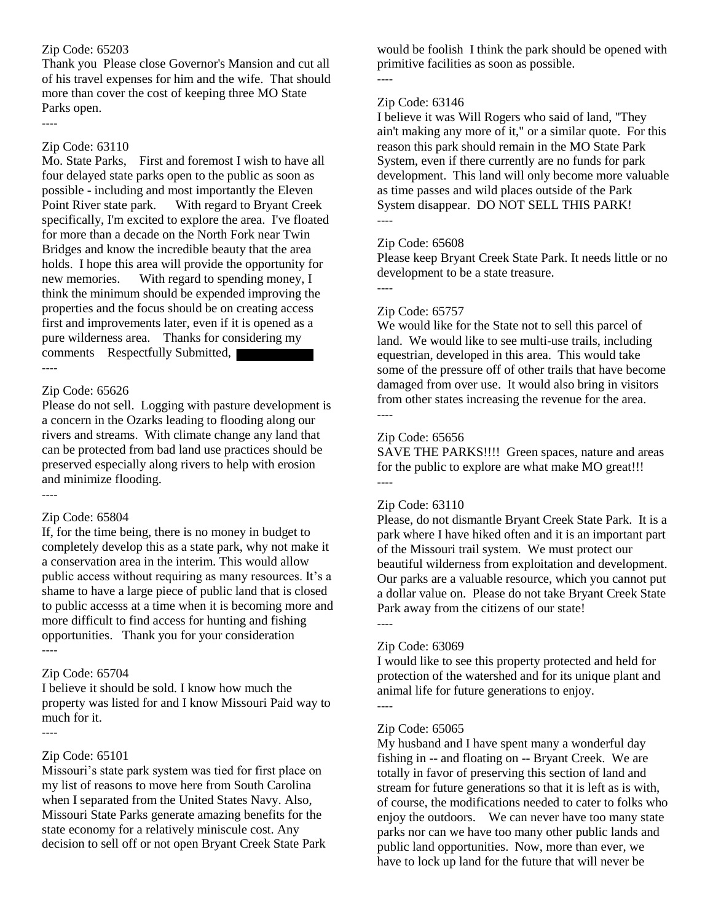Zip Code: 65203
Thank you Please close Governor's Mansion and cut all of his travel expenses for him and the wife. That should more than cover the cost of keeping three MO State Parks open.

----

Zip Code: 63110
Mo. State Parks, First and foremost I wish to have all four delayed state parks open to the public as soon as possible - including and most importantly the Eleven Point River state park. With regard to Bryant Creek specifically, I'm excited to explore the area. I've floated for more than a decade on the North Fork near Twin Bridges and know the incredible beauty that the area holds. I hope this area will provide the opportunity for new memories. With regard to spending money, I think the minimum should be expended improving the properties and the focus should be on creating access first and improvements later, even if it is opened as a pure wilderness area. Thanks for considering my comments Respectfully Submitted,

----

Zip Code: 65626
Please do not sell. Logging with pasture development is a concern in the Ozarks leading to flooding along our rivers and streams. With climate change any land that can be protected from bad land use practices should be preserved especially along rivers to help with erosion and minimize flooding.

----

Zip Code: 65804
If, for the time being, there is no money in budget to completely develop this as a state park, why not make it a conservation area in the interim. This would allow public access without requiring as many resources. It's a shame to have a large piece of public land that is closed to public accesss at a time when it is becoming more and more difficult to find access for hunting and fishing opportunities. Thank you for your consideration

----

Zip Code: 65704
I believe it should be sold. I know how much the property was listed for and I know Missouri Paid way to much for it.

----

Zip Code: 65101
Missouri's state park system was tied for first place on my list of reasons to move here from South Carolina when I separated from the United States Navy. Also, Missouri State Parks generate amazing benefits for the state economy for a relatively miniscule cost. Any decision to sell off or not open Bryant Creek State Park would be foolish I think the park should be opened with primitive facilities as soon as possible.

----

Zip Code: 63146
I believe it was Will Rogers who said of land, "They ain't making any more of it," or a similar quote. For this reason this park should remain in the MO State Park System, even if there currently are no funds for park development. This land will only become more valuable as time passes and wild places outside of the Park System disappear. DO NOT SELL THIS PARK!

----

Zip Code: 65608
Please keep Bryant Creek State Park. It needs little or no development to be a state treasure.

----

Zip Code: 65757
We would like for the State not to sell this parcel of land. We would like to see multi-use trails, including equestrian, developed in this area. This would take some of the pressure off of other trails that have become damaged from over use. It would also bring in visitors from other states increasing the revenue for the area.

----

Zip Code: 65656
SAVE THE PARKS!!!! Green spaces, nature and areas for the public to explore are what make MO great!!!

----

Zip Code: 63110
Please, do not dismantle Bryant Creek State Park. It is a park where I have hiked often and it is an important part of the Missouri trail system. We must protect our beautiful wilderness from exploitation and development. Our parks are a valuable resource, which you cannot put a dollar value on. Please do not take Bryant Creek State Park away from the citizens of our state!

----

Zip Code: 63069
I would like to see this property protected and held for protection of the watershed and for its unique plant and animal life for future generations to enjoy.

----

Zip Code: 65065
My husband and I have spent many a wonderful day fishing in -- and floating on -- Bryant Creek. We are totally in favor of preserving this section of land and stream for future generations so that it is left as is with, of course, the modifications needed to cater to folks who enjoy the outdoors. We can never have too many state parks nor can we have too many other public lands and public land opportunities. Now, more than ever, we have to lock up land for the future that will never be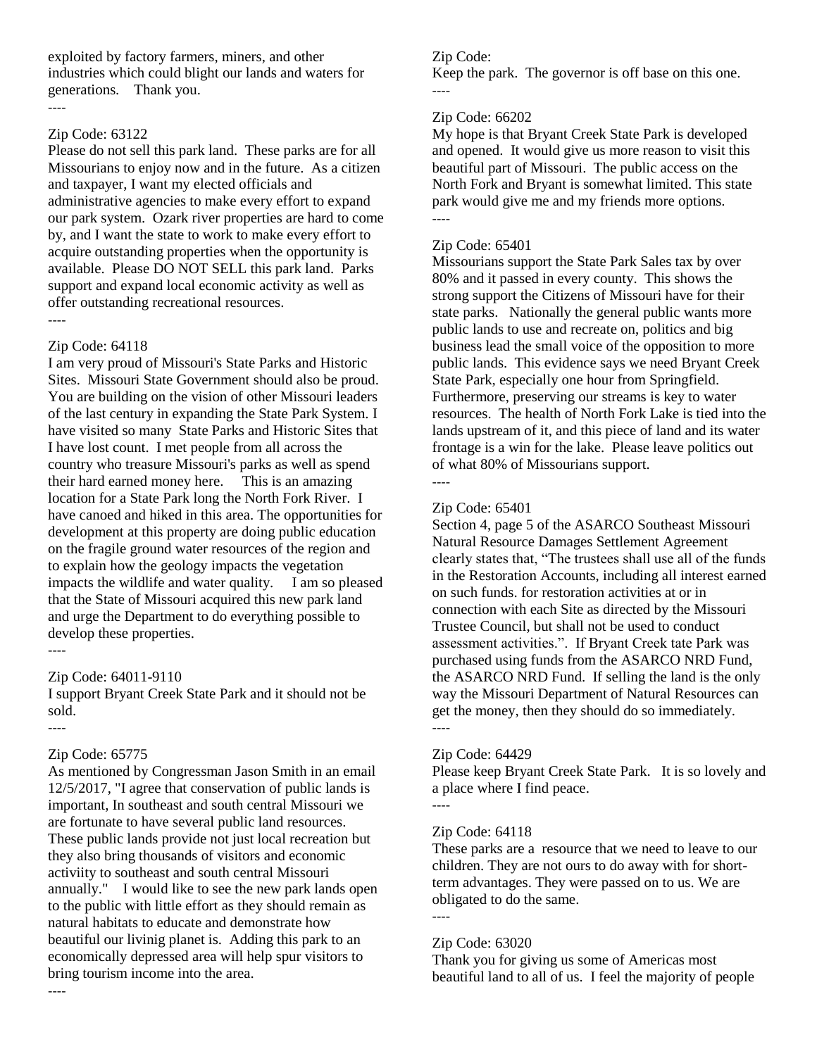exploited by factory farmers, miners, and other industries which could blight our lands and waters for generations.    Thank you.

----

Zip Code: 63122

Please do not sell this park land.  These parks are for all Missourians to enjoy now and in the future.  As a citizen and taxpayer, I want my elected officials and administrative agencies to make every effort to expand our park system.  Ozark river properties are hard to come by, and I want the state to work to make every effort to acquire outstanding properties when the opportunity is available.  Please DO NOT SELL this park land.  Parks support and expand local economic activity as well as offer outstanding recreational resources.

----

Zip Code: 64118

I am very proud of Missouri's State Parks and Historic Sites.  Missouri State Government should also be proud.  You are building on the vision of other Missouri leaders of the last century in expanding the State Park System. I have visited so many  State Parks and Historic Sites that I have lost count.  I met people from all across the country who treasure Missouri's parks as well as spend their hard earned money here.     This is an amazing location for a State Park long the North Fork River.  I have canoed and hiked in this area. The opportunities for development at this property are doing public education on the fragile ground water resources of the region and to explain how the geology impacts the vegetation impacts the wildlife and water quality.     I am so pleased that the State of Missouri acquired this new park land and urge the Department to do everything possible to develop these properties.

----

Zip Code: 64011-9110

I support Bryant Creek State Park and it should not be sold.

----

Zip Code: 65775

As mentioned by Congressman Jason Smith in an email 12/5/2017, "I agree that conservation of public lands is important, In southeast and south central Missouri we are fortunate to have several public land resources. These public lands provide not just local recreation but they also bring thousands of visitors and economic activiity to southeast and south central Missouri annually."    I would like to see the new park lands open to the public with little effort as they should remain as natural habitats to educate and demonstrate how beautiful our livinig planet is.  Adding this park to an economically depressed area will help spur visitors to bring tourism income into the area.

----

Zip Code:

Keep the park.  The governor is off base on this one.

----

Zip Code: 66202

My hope is that Bryant Creek State Park is developed and opened.  It would give us more reason to visit this beautiful part of Missouri.  The public access on the North Fork and Bryant is somewhat limited. This state park would give me and my friends more options.

----

Zip Code: 65401

Missourians support the State Park Sales tax by over 80% and it passed in every county.  This shows the strong support the Citizens of Missouri have for their state parks.   Nationally the general public wants more public lands to use and recreate on, politics and big business lead the small voice of the opposition to more public lands.  This evidence says we need Bryant Creek State Park, especially one hour from Springfield. Furthermore, preserving our streams is key to water resources.  The health of North Fork Lake is tied into the lands upstream of it, and this piece of land and its water frontage is a win for the lake.  Please leave politics out of what 80% of Missourians support.

----

Zip Code: 65401

Section 4, page 5 of the ASARCO Southeast Missouri Natural Resource Damages Settlement Agreement clearly states that, "The trustees shall use all of the funds in the Restoration Accounts, including all interest earned on such funds. for restoration activities at or in connection with each Site as directed by the Missouri Trustee Council, but shall not be used to conduct assessment activities.".  If Bryant Creek tate Park was purchased using funds from the ASARCO NRD Fund, the ASARCO NRD Fund.  If selling the land is the only way the Missouri Department of Natural Resources can get the money, then they should do so immediately.

----

Zip Code: 64429

Please keep Bryant Creek State Park.   It is so lovely and a place where I find peace.

----

Zip Code: 64118

These parks are a  resource that we need to leave to our children. They are not ours to do away with for short-term advantages. They were passed on to us. We are obligated to do the same.

----

Zip Code: 63020

Thank you for giving us some of Americas most beautiful land to all of us.  I feel the majority of people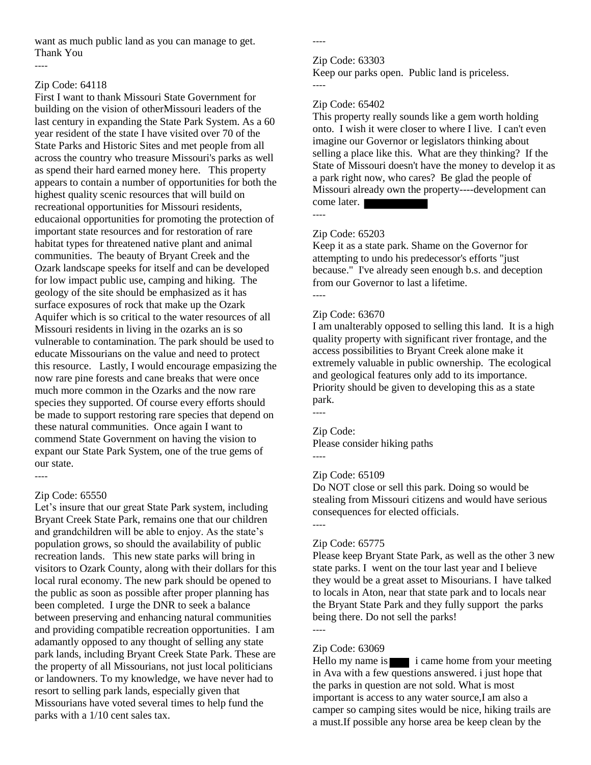want as much public land as you can manage to get.
Thank You

----

Zip Code: 64118
First I want to thank Missouri State Government for building on the vision of otherMissouri leaders of the last century in expanding the State Park System. As a 60 year resident of the state I have visited over 70 of the State Parks and Historic Sites and met people from all across the country who treasure Missouri's parks as well as spend their hard earned money here. This property appears to contain a number of opportunities for both the highest quality scenic resources that will build on recreational opportunities for Missouri residents, educaional opportunities for promoting the protection of important state resources and for restoration of rare habitat types for threatened native plant and animal communities. The beauty of Bryant Creek and the Ozark landscape speeks for itself and can be developed for low impact public use, camping and hiking. The geology of the site should be emphasized as it has surface exposures of rock that make up the Ozark Aquifer which is so critical to the water resources of all Missouri residents in living in the ozarks an is so vulnerable to contamination. The park should be used to educate Missourians on the value and need to protect this resource. Lastly, I would encourage empasizing the now rare pine forests and cane breaks that were once much more common in the Ozarks and the now rare species they supported. Of course every efforts should be made to support restoring rare species that depend on these natural communities. Once again I want to commend State Government on having the vision to expant our State Park System, one of the true gems of our state.

----

Zip Code: 65550
Let's insure that our great State Park system, including Bryant Creek State Park, remains one that our children and grandchildren will be able to enjoy. As the state's population grows, so should the availability of public recreation lands. This new state parks will bring in visitors to Ozark County, along with their dollars for this local rural economy. The new park should be opened to the public as soon as possible after proper planning has been completed. I urge the DNR to seek a balance between preserving and enhancing natural communities and providing compatible recreation opportunities. I am adamantly opposed to any thought of selling any state park lands, including Bryant Creek State Park. These are the property of all Missourians, not just local politicians or landowners. To my knowledge, we have never had to resort to selling park lands, especially given that Missourians have voted several times to help fund the parks with a 1/10 cent sales tax.

----

Zip Code: 63303
Keep our parks open. Public land is priceless.

----

Zip Code: 65402
This property really sounds like a gem worth holding onto. I wish it were closer to where I live. I can't even imagine our Governor or legislators thinking about selling a place like this. What are they thinking? If the State of Missouri doesn't have the money to develop it as a park right now, who cares? Be glad the people of Missouri already own the property----development can come later.

----

Zip Code: 65203
Keep it as a state park. Shame on the Governor for attempting to undo his predecessor's efforts "just because." I've already seen enough b.s. and deception from our Governor to last a lifetime.

----

Zip Code: 63670
I am unalterably opposed to selling this land. It is a high quality property with significant river frontage, and the access possibilities to Bryant Creek alone make it extremely valuable in public ownership. The ecological and geological features only add to its importance. Priority should be given to developing this as a state park.

----

Zip Code:
Please consider hiking paths

----

Zip Code: 65109
Do NOT close or sell this park. Doing so would be stealing from Missouri citizens and would have serious consequences for elected officials.

----

Zip Code: 65775
Please keep Bryant State Park, as well as the other 3 new state parks. I went on the tour last year and I believe they would be a great asset to Misourians. I have talked to locals in Aton, near that state park and to locals near the Bryant State Park and they fully support the parks being there. Do not sell the parks!

----

Zip Code: 63069
Hello my name is i came home from your meeting in Ava with a few questions answered. i just hope that the parks in question are not sold. What is most important is access to any water source,I am also a camper so camping sites would be nice, hiking trails are a must.If possible any horse area be keep clean by the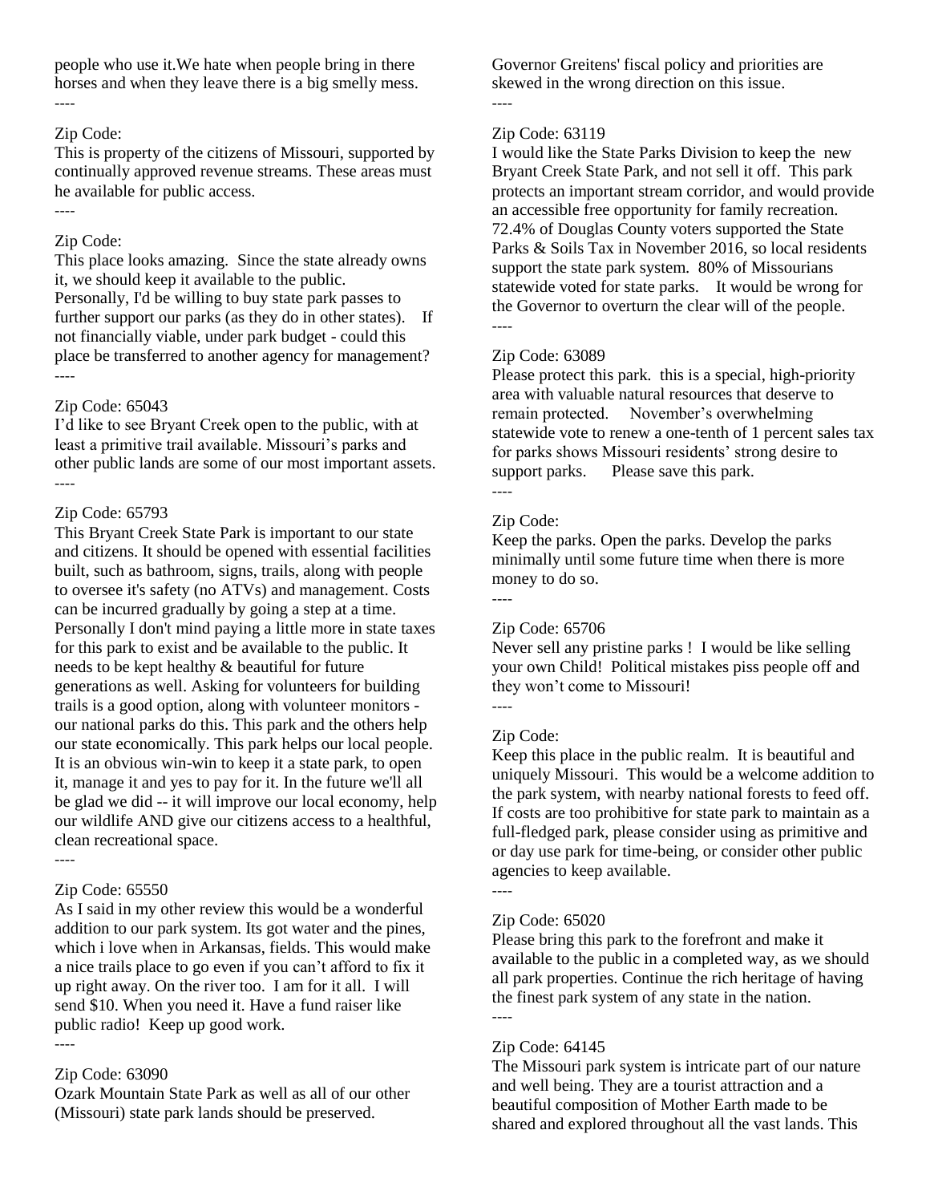people who use it.We hate when people bring in there horses and when they leave there is a big smelly mess.

----

Zip Code:

This is property of the citizens of Missouri, supported by continually approved revenue streams. These areas must he available for public access.

----

Zip Code:

This place looks amazing. Since the state already owns it, we should keep it available to the public. Personally, I'd be willing to buy state park passes to further support our parks (as they do in other states). If not financially viable, under park budget - could this place be transferred to another agency for management?

----

Zip Code: 65043

I'd like to see Bryant Creek open to the public, with at least a primitive trail available. Missouri's parks and other public lands are some of our most important assets.

----

Zip Code: 65793

This Bryant Creek State Park is important to our state and citizens. It should be opened with essential facilities built, such as bathroom, signs, trails, along with people to oversee it's safety (no ATVs) and management. Costs can be incurred gradually by going a step at a time. Personally I don't mind paying a little more in state taxes for this park to exist and be available to the public. It needs to be kept healthy & beautiful for future generations as well. Asking for volunteers for building trails is a good option, along with volunteer monitors - our national parks do this. This park and the others help our state economically. This park helps our local people. It is an obvious win-win to keep it a state park, to open it, manage it and yes to pay for it. In the future we'll all be glad we did -- it will improve our local economy, help our wildlife AND give our citizens access to a healthful, clean recreational space.

----

Zip Code: 65550

As I said in my other review this would be a wonderful addition to our park system. Its got water and the pines, which i love when in Arkansas, fields. This would make a nice trails place to go even if you can't afford to fix it up right away. On the river too. I am for it all. I will send $10. When you need it. Have a fund raiser like public radio! Keep up good work.

----

Zip Code: 63090

Ozark Mountain State Park as well as all of our other (Missouri) state park lands should be preserved. Governor Greitens' fiscal policy and priorities are skewed in the wrong direction on this issue.

----

Zip Code: 63119

I would like the State Parks Division to keep the new Bryant Creek State Park, and not sell it off. This park protects an important stream corridor, and would provide an accessible free opportunity for family recreation. 72.4% of Douglas County voters supported the State Parks & Soils Tax in November 2016, so local residents support the state park system. 80% of Missourians statewide voted for state parks. It would be wrong for the Governor to overturn the clear will of the people.

----

Zip Code: 63089

Please protect this park. this is a special, high-priority area with valuable natural resources that deserve to remain protected. November's overwhelming statewide vote to renew a one-tenth of 1 percent sales tax for parks shows Missouri residents' strong desire to support parks. Please save this park.

----

Zip Code:

Keep the parks. Open the parks. Develop the parks minimally until some future time when there is more money to do so.

----

Zip Code: 65706

Never sell any pristine parks ! I would be like selling your own Child! Political mistakes piss people off and they won't come to Missouri!

----

Zip Code:

Keep this place in the public realm. It is beautiful and uniquely Missouri. This would be a welcome addition to the park system, with nearby national forests to feed off. If costs are too prohibitive for state park to maintain as a full-fledged park, please consider using as primitive and or day use park for time-being, or consider other public agencies to keep available.

----

Zip Code: 65020

Please bring this park to the forefront and make it available to the public in a completed way, as we should all park properties. Continue the rich heritage of having the finest park system of any state in the nation.

----

Zip Code: 64145

The Missouri park system is intricate part of our nature and well being. They are a tourist attraction and a beautiful composition of Mother Earth made to be shared and explored throughout all the vast lands. This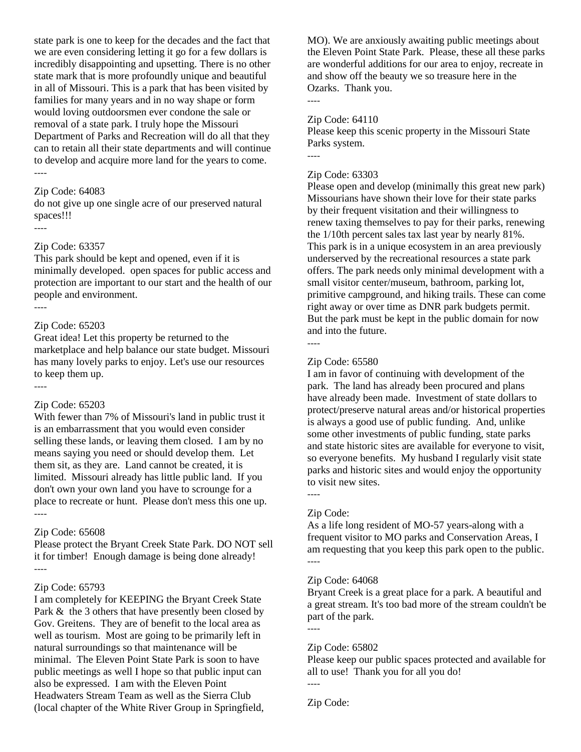state park is one to keep for the decades and the fact that we are even considering letting it go for a few dollars is incredibly disappointing and upsetting. There is no other state mark that is more profoundly unique and beautiful in all of Missouri. This is a park that has been visited by families for many years and in no way shape or form would loving outdoorsmen ever condone the sale or removal of a state park. I truly hope the Missouri Department of Parks and Recreation will do all that they can to retain all their state departments and will continue to develop and acquire more land for the years to come.

----

Zip Code: 64083

do not give up one single acre of our preserved natural spaces!!!

----

Zip Code: 63357

This park should be kept and opened, even if it is minimally developed. open spaces for public access and protection are important to our start and the health of our people and environment.

----

Zip Code: 65203

Great idea! Let this property be returned to the marketplace and help balance our state budget. Missouri has many lovely parks to enjoy. Let's use our resources to keep them up.

----

Zip Code: 65203

With fewer than 7% of Missouri's land in public trust it is an embarrassment that you would even consider selling these lands, or leaving them closed. I am by no means saying you need or should develop them. Let them sit, as they are. Land cannot be created, it is limited. Missouri already has little public land. If you don't own your own land you have to scrounge for a place to recreate or hunt. Please don't mess this one up.

----

Zip Code: 65608

Please protect the Bryant Creek State Park. DO NOT sell it for timber! Enough damage is being done already!

----

Zip Code: 65793

I am completely for KEEPING the Bryant Creek State Park & the 3 others that have presently been closed by Gov. Greitens. They are of benefit to the local area as well as tourism. Most are going to be primarily left in natural surroundings so that maintenance will be minimal. The Eleven Point State Park is soon to have public meetings as well I hope so that public input can also be expressed. I am with the Eleven Point Headwaters Stream Team as well as the Sierra Club (local chapter of the White River Group in Springfield, MO). We are anxiously awaiting public meetings about the Eleven Point State Park. Please, these all these parks are wonderful additions for our area to enjoy, recreate in and show off the beauty we so treasure here in the Ozarks. Thank you.

----

Zip Code: 64110

Please keep this scenic property in the Missouri State Parks system.

----

Zip Code: 63303

Please open and develop (minimally this great new park) Missourians have shown their love for their state parks by their frequent visitation and their willingness to renew taxing themselves to pay for their parks, renewing the 1/10th percent sales tax last year by nearly 81%. This park is in a unique ecosystem in an area previously underserved by the recreational resources a state park offers. The park needs only minimal development with a small visitor center/museum, bathroom, parking lot, primitive campground, and hiking trails. These can come right away or over time as DNR park budgets permit. But the park must be kept in the public domain for now and into the future.

----

Zip Code: 65580

I am in favor of continuing with development of the park. The land has already been procured and plans have already been made. Investment of state dollars to protect/preserve natural areas and/or historical properties is always a good use of public funding. And, unlike some other investments of public funding, state parks and state historic sites are available for everyone to visit, so everyone benefits. My husband I regularly visit state parks and historic sites and would enjoy the opportunity to visit new sites.

----

Zip Code:

As a life long resident of MO-57 years-along with a frequent visitor to MO parks and Conservation Areas, I am requesting that you keep this park open to the public.

----

Zip Code: 64068

Bryant Creek is a great place for a park. A beautiful and a great stream. It's too bad more of the stream couldn't be part of the park.

----

Zip Code: 65802

Please keep our public spaces protected and available for all to use! Thank you for all you do!

----

Zip Code: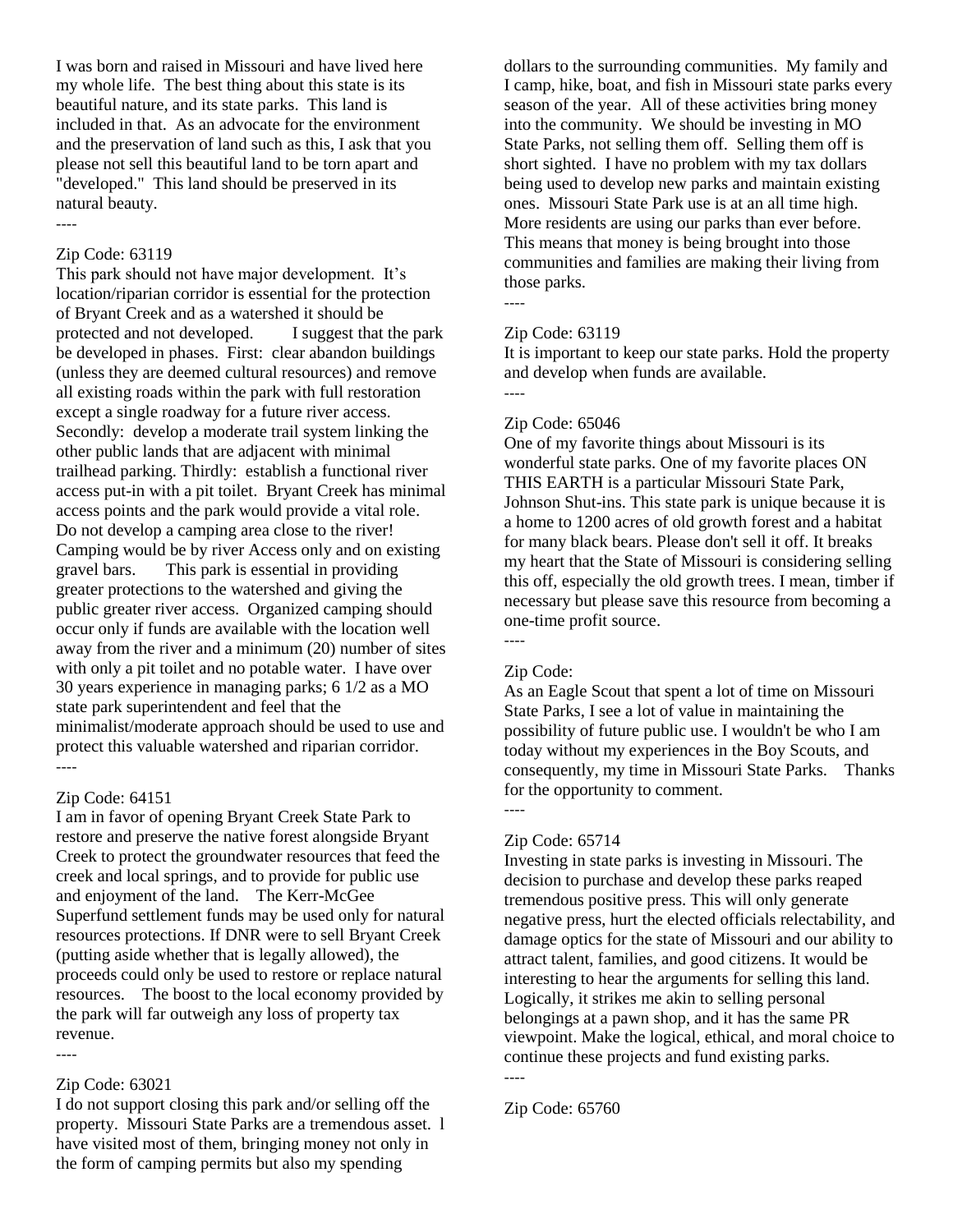I was born and raised in Missouri and have lived here my whole life. The best thing about this state is its beautiful nature, and its state parks. This land is included in that. As an advocate for the environment and the preservation of land such as this, I ask that you please not sell this beautiful land to be torn apart and "developed." This land should be preserved in its natural beauty.

----

Zip Code: 63119

This park should not have major development. It's location/riparian corridor is essential for the protection of Bryant Creek and as a watershed it should be protected and not developed. I suggest that the park be developed in phases. First: clear abandon buildings (unless they are deemed cultural resources) and remove all existing roads within the park with full restoration except a single roadway for a future river access. Secondly: develop a moderate trail system linking the other public lands that are adjacent with minimal trailhead parking. Thirdly: establish a functional river access put-in with a pit toilet. Bryant Creek has minimal access points and the park would provide a vital role. Do not develop a camping area close to the river! Camping would be by river Access only and on existing gravel bars. This park is essential in providing greater protections to the watershed and giving the public greater river access. Organized camping should occur only if funds are available with the location well away from the river and a minimum (20) number of sites with only a pit toilet and no potable water. I have over 30 years experience in managing parks; 6 1/2 as a MO state park superintendent and feel that the minimalist/moderate approach should be used to use and protect this valuable watershed and riparian corridor.

----

Zip Code: 64151

I am in favor of opening Bryant Creek State Park to restore and preserve the native forest alongside Bryant Creek to protect the groundwater resources that feed the creek and local springs, and to provide for public use and enjoyment of the land. The Kerr-McGee Superfund settlement funds may be used only for natural resources protections. If DNR were to sell Bryant Creek (putting aside whether that is legally allowed), the proceeds could only be used to restore or replace natural resources. The boost to the local economy provided by the park will far outweigh any loss of property tax revenue.

----

Zip Code: 63021

I do not support closing this park and/or selling off the property. Missouri State Parks are a tremendous asset. I have visited most of them, bringing money not only in the form of camping permits but also my spending dollars to the surrounding communities. My family and I camp, hike, boat, and fish in Missouri state parks every season of the year. All of these activities bring money into the community. We should be investing in MO State Parks, not selling them off. Selling them off is short sighted. I have no problem with my tax dollars being used to develop new parks and maintain existing ones. Missouri State Park use is at an all time high. More residents are using our parks than ever before. This means that money is being brought into those communities and families are making their living from those parks.

----

Zip Code: 63119

It is important to keep our state parks. Hold the property and develop when funds are available.

----

Zip Code: 65046

One of my favorite things about Missouri is its wonderful state parks. One of my favorite places ON THIS EARTH is a particular Missouri State Park, Johnson Shut-ins. This state park is unique because it is a home to 1200 acres of old growth forest and a habitat for many black bears. Please don't sell it off. It breaks my heart that the State of Missouri is considering selling this off, especially the old growth trees. I mean, timber if necessary but please save this resource from becoming a one-time profit source.

----

Zip Code:

As an Eagle Scout that spent a lot of time on Missouri State Parks, I see a lot of value in maintaining the possibility of future public use. I wouldn't be who I am today without my experiences in the Boy Scouts, and consequently, my time in Missouri State Parks. Thanks for the opportunity to comment.

----

Zip Code: 65714

Investing in state parks is investing in Missouri. The decision to purchase and develop these parks reaped tremendous positive press. This will only generate negative press, hurt the elected officials relectability, and damage optics for the state of Missouri and our ability to attract talent, families, and good citizens. It would be interesting to hear the arguments for selling this land. Logically, it strikes me akin to selling personal belongings at a pawn shop, and it has the same PR viewpoint. Make the logical, ethical, and moral choice to continue these projects and fund existing parks.

----

Zip Code: 65760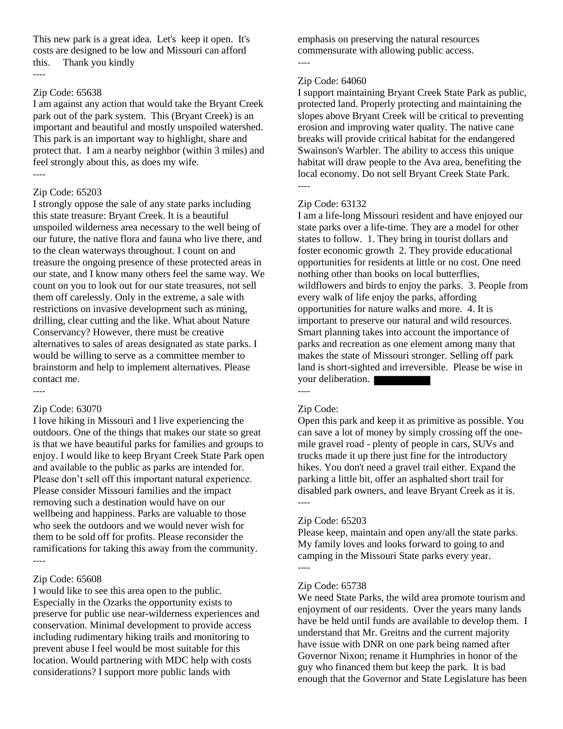This new park is a great idea. Let's keep it open. It's costs are designed to be low and Missouri can afford this. Thank you kindly

----

Zip Code: 65638

I am against any action that would take the Bryant Creek park out of the park system. This (Bryant Creek) is an important and beautiful and mostly unspoiled watershed. This park is an important way to highlight, share and protect that. I am a nearby neighbor (within 3 miles) and feel strongly about this, as does my wife.

----

Zip Code: 65203

I strongly oppose the sale of any state parks including this state treasure: Bryant Creek. It is a beautiful unspoiled wilderness area necessary to the well being of our future, the native flora and fauna who live there, and to the clean waterways throughout. I count on and treasure the ongoing presence of these protected areas in our state, and I know many others feel the same way. We count on you to look out for our state treasures, not sell them off carelessly. Only in the extreme, a sale with restrictions on invasive development such as mining, drilling, clear cutting and the like. What about Nature Conservancy? However, there must be creative alternatives to sales of areas designated as state parks. I would be willing to serve as a committee member to brainstorm and help to implement alternatives. Please contact me.

----

Zip Code: 63070

I love hiking in Missouri and I live experiencing the outdoors. One of the things that makes our state so great is that we have beautiful parks for families and groups to enjoy. I would like to keep Bryant Creek State Park open and available to the public as parks are intended for. Please don't sell off this important natural experience. Please consider Missouri families and the impact removing such a destination would have on our wellbeing and happiness. Parks are valuable to those who seek the outdoors and we would never wish for them to be sold off for profits. Please reconsider the ramifications for taking this away from the community.

----

Zip Code: 65608

I would like to see this area open to the public. Especially in the Ozarks the opportunity exists to preserve for public use near-wilderness experiences and conservation. Minimal development to provide access including rudimentary hiking trails and monitoring to prevent abuse I feel would be most suitable for this location. Would partnering with MDC help with costs considerations? I support more public lands with emphasis on preserving the natural resources commensurate with allowing public access.

----

Zip Code: 64060

I support maintaining Bryant Creek State Park as public, protected land. Properly protecting and maintaining the slopes above Bryant Creek will be critical to preventing erosion and improving water quality. The native cane breaks will provide critical habitat for the endangered Swainson's Warbler. The ability to access this unique habitat will draw people to the Ava area, benefiting the local economy. Do not sell Bryant Creek State Park.

----

Zip Code: 63132

I am a life-long Missouri resident and have enjoyed our state parks over a life-time. They are a model for other states to follow. 1. They bring in tourist dollars and foster economic growth 2. They provide educational opportunities for residents at little or no cost. One need nothing other than books on local butterflies, wildflowers and birds to enjoy the parks. 3. People from every walk of life enjoy the parks, affording opportunities for nature walks and more. 4. It is important to preserve our natural and wild resources. Smart planning takes into account the importance of parks and recreation as one element among many that makes the state of Missouri stronger. Selling off park land is short-sighted and irreversible. Please be wise in your deliberation.

----

Zip Code:

Open this park and keep it as primitive as possible. You can save a lot of money by simply crossing off the one-mile gravel road - plenty of people in cars, SUVs and trucks made it up there just fine for the introductory hikes. You don't need a gravel trail either. Expand the parking a little bit, offer an asphalted short trail for disabled park owners, and leave Bryant Creek as it is.

----

Zip Code: 65203

Please keep, maintain and open any/all the state parks. My family loves and looks forward to going to and camping in the Missouri State parks every year.

----

Zip Code: 65738

We need State Parks, the wild area promote tourism and enjoyment of our residents. Over the years many lands have be held until funds are available to develop them. I understand that Mr. Greitns and the current majority have issue with DNR on one park being named after Governor Nixon; rename it Humphries in honor of the guy who financed them but keep the park. It is bad enough that the Governor and State Legislature has been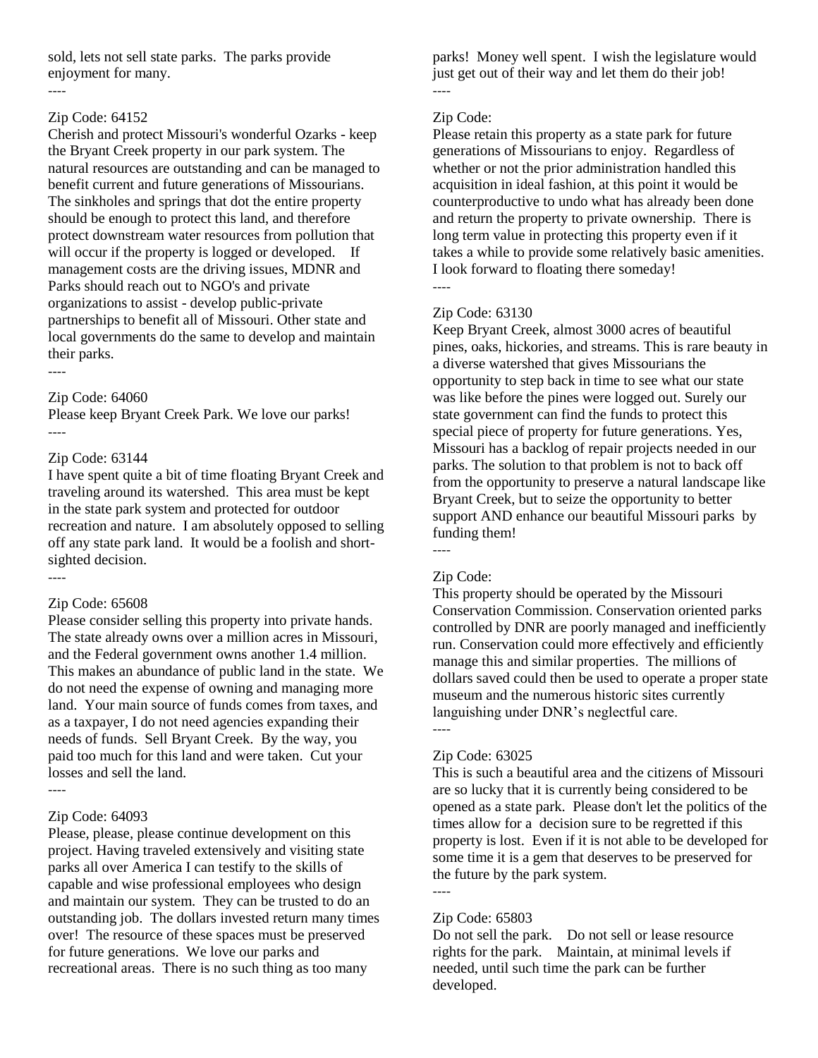sold, lets not sell state parks. The parks provide enjoyment for many.

----

Zip Code: 64152

Cherish and protect Missouri's wonderful Ozarks - keep the Bryant Creek property in our park system. The natural resources are outstanding and can be managed to benefit current and future generations of Missourians. The sinkholes and springs that dot the entire property should be enough to protect this land, and therefore protect downstream water resources from pollution that will occur if the property is logged or developed. If management costs are the driving issues, MDNR and Parks should reach out to NGO's and private organizations to assist - develop public-private partnerships to benefit all of Missouri. Other state and local governments do the same to develop and maintain their parks.

----

Zip Code: 64060

Please keep Bryant Creek Park. We love our parks!

----

Zip Code: 63144

I have spent quite a bit of time floating Bryant Creek and traveling around its watershed. This area must be kept in the state park system and protected for outdoor recreation and nature. I am absolutely opposed to selling off any state park land. It would be a foolish and short-sighted decision.

----

Zip Code: 65608

Please consider selling this property into private hands. The state already owns over a million acres in Missouri, and the Federal government owns another 1.4 million. This makes an abundance of public land in the state. We do not need the expense of owning and managing more land. Your main source of funds comes from taxes, and as a taxpayer, I do not need agencies expanding their needs of funds. Sell Bryant Creek. By the way, you paid too much for this land and were taken. Cut your losses and sell the land.

----

Zip Code: 64093

Please, please, please continue development on this project. Having traveled extensively and visiting state parks all over America I can testify to the skills of capable and wise professional employees who design and maintain our system. They can be trusted to do an outstanding job. The dollars invested return many times over! The resource of these spaces must be preserved for future generations. We love our parks and recreational areas. There is no such thing as too many parks! Money well spent. I wish the legislature would just get out of their way and let them do their job!

----

Zip Code:

Please retain this property as a state park for future generations of Missourians to enjoy. Regardless of whether or not the prior administration handled this acquisition in ideal fashion, at this point it would be counterproductive to undo what has already been done and return the property to private ownership. There is long term value in protecting this property even if it takes a while to provide some relatively basic amenities. I look forward to floating there someday!

----

Zip Code: 63130

Keep Bryant Creek, almost 3000 acres of beautiful pines, oaks, hickories, and streams. This is rare beauty in a diverse watershed that gives Missourians the opportunity to step back in time to see what our state was like before the pines were logged out. Surely our state government can find the funds to protect this special piece of property for future generations. Yes, Missouri has a backlog of repair projects needed in our parks. The solution to that problem is not to back off from the opportunity to preserve a natural landscape like Bryant Creek, but to seize the opportunity to better support AND enhance our beautiful Missouri parks by funding them!

----

Zip Code:

This property should be operated by the Missouri Conservation Commission. Conservation oriented parks controlled by DNR are poorly managed and inefficiently run. Conservation could more effectively and efficiently manage this and similar properties. The millions of dollars saved could then be used to operate a proper state museum and the numerous historic sites currently languishing under DNR's neglectful care.

----

Zip Code: 63025

This is such a beautiful area and the citizens of Missouri are so lucky that it is currently being considered to be opened as a state park. Please don't let the politics of the times allow for a decision sure to be regretted if this property is lost. Even if it is not able to be developed for some time it is a gem that deserves to be preserved for the future by the park system.

----

Zip Code: 65803

Do not sell the park. Do not sell or lease resource rights for the park. Maintain, at minimal levels if needed, until such time the park can be further developed.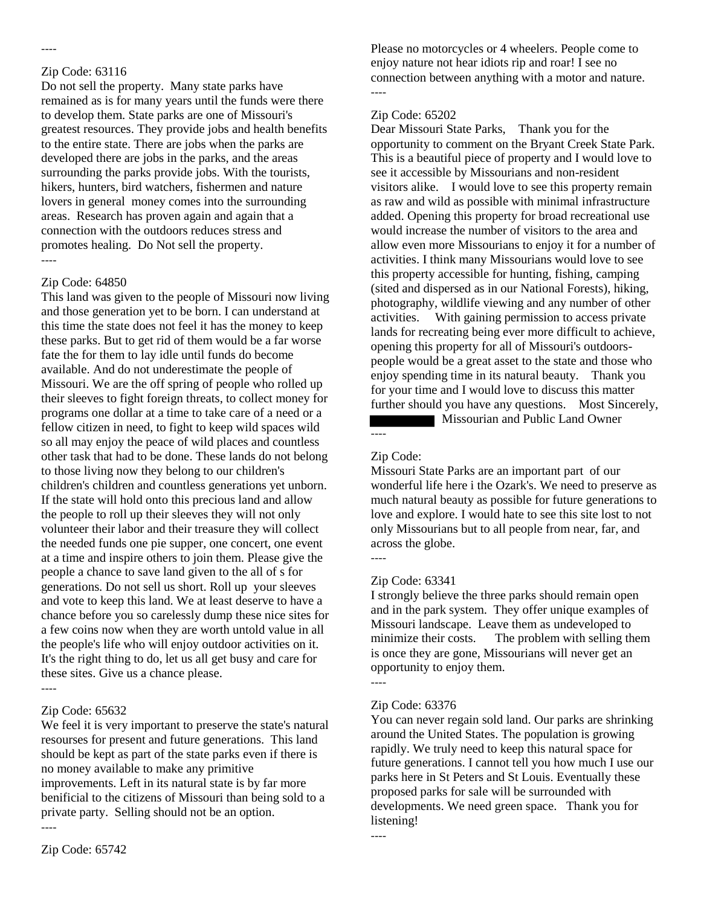----

Zip Code: 63116
Do not sell the property. Many state parks have remained as is for many years until the funds were there to develop them. State parks are one of Missouri's greatest resources. They provide jobs and health benefits to the entire state. There are jobs when the parks are developed there are jobs in the parks, and the areas surrounding the parks provide jobs. With the tourists, hikers, hunters, bird watchers, fishermen and nature lovers in general money comes into the surrounding areas. Research has proven again and again that a connection with the outdoors reduces stress and promotes healing. Do Not sell the property.
----

Zip Code: 64850
This land was given to the people of Missouri now living and those generation yet to be born. I can understand at this time the state does not feel it has the money to keep these parks. But to get rid of them would be a far worse fate the for them to lay idle until funds do become available. And do not underestimate the people of Missouri. We are the off spring of people who rolled up their sleeves to fight foreign threats, to collect money for programs one dollar at a time to take care of a need or a fellow citizen in need, to fight to keep wild spaces wild so all may enjoy the peace of wild places and countless other task that had to be done. These lands do not belong to those living now they belong to our children's children's children and countless generations yet unborn. If the state will hold onto this precious land and allow the people to roll up their sleeves they will not only volunteer their labor and their treasure they will collect the needed funds one pie supper, one concert, one event at a time and inspire others to join them. Please give the people a chance to save land given to the all of s for generations. Do not sell us short. Roll up your sleeves and vote to keep this land. We at least deserve to have a chance before you so carelessly dump these nice sites for a few coins now when they are worth untold value in all the people's life who will enjoy outdoor activities on it. It's the right thing to do, let us all get busy and care for these sites. Give us a chance please.
----

Zip Code: 65632
We feel it is very important to preserve the state's natural resourses for present and future generations. This land should be kept as part of the state parks even if there is no money available to make any primitive improvements. Left in its natural state is by far more benificial to the citizens of Missouri than being sold to a private party. Selling should not be an option.
----

Zip Code: 65742
Please no motorcycles or 4 wheelers. People come to enjoy nature not hear idiots rip and roar! I see no connection between anything with a motor and nature.
----

Zip Code: 65202
Dear Missouri State Parks, Thank you for the opportunity to comment on the Bryant Creek State Park. This is a beautiful piece of property and I would love to see it accessible by Missourians and non-resident visitors alike. I would love to see this property remain as raw and wild as possible with minimal infrastructure added. Opening this property for broad recreational use would increase the number of visitors to the area and allow even more Missourians to enjoy it for a number of activities. I think many Missourians would love to see this property accessible for hunting, fishing, camping (sited and dispersed as in our National Forests), hiking, photography, wildlife viewing and any number of other activities. With gaining permission to access private lands for recreating being ever more difficult to achieve, opening this property for all of Missouri's outdoors-people would be a great asset to the state and those who enjoy spending time in its natural beauty. Thank you for your time and I would love to discuss this matter further should you have any questions. Most Sincerely, [REDACTED] Missourian and Public Land Owner
----

Zip Code:
Missouri State Parks are an important part of our wonderful life here i the Ozark's. We need to preserve as much natural beauty as possible for future generations to love and explore. I would hate to see this site lost to not only Missourians but to all people from near, far, and across the globe.
----

Zip Code: 63341
I strongly believe the three parks should remain open and in the park system. They offer unique examples of Missouri landscape. Leave them as undeveloped to minimize their costs. The problem with selling them is once they are gone, Missourians will never get an opportunity to enjoy them.
----

Zip Code: 63376
You can never regain sold land. Our parks are shrinking around the United States. The population is growing rapidly. We truly need to keep this natural space for future generations. I cannot tell you how much I use our parks here in St Peters and St Louis. Eventually these proposed parks for sale will be surrounded with developments. We need green space. Thank you for listening!
----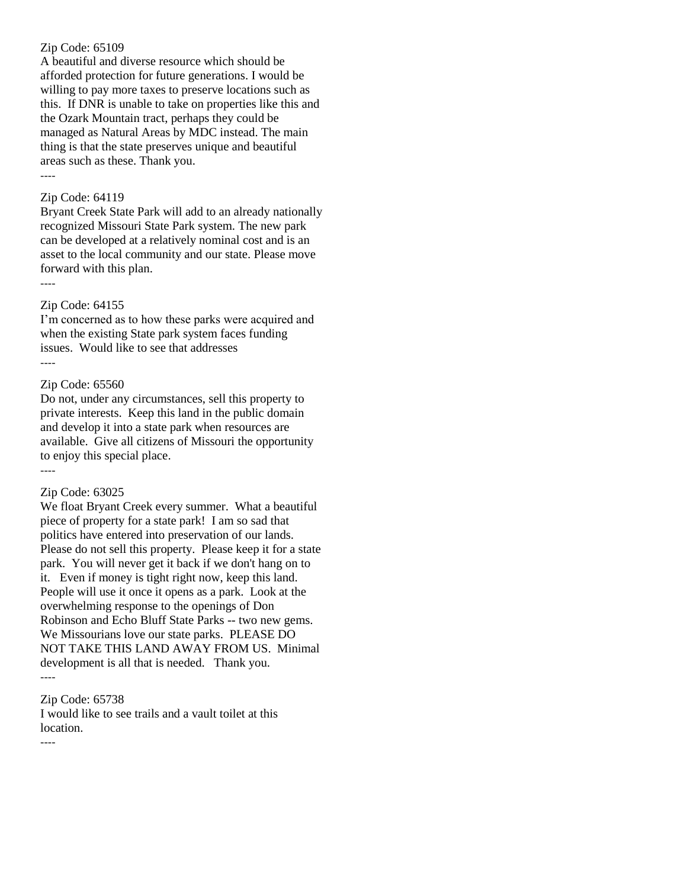Zip Code: 65109
A beautiful and diverse resource which should be afforded protection for future generations. I would be willing to pay more taxes to preserve locations such as this.  If DNR is unable to take on properties like this and the Ozark Mountain tract, perhaps they could be managed as Natural Areas by MDC instead. The main thing is that the state preserves unique and beautiful areas such as these. Thank you.

----

Zip Code: 64119
Bryant Creek State Park will add to an already nationally recognized Missouri State Park system. The new park can be developed at a relatively nominal cost and is an asset to the local community and our state. Please move forward with this plan.

----

Zip Code: 64155
I'm concerned as to how these parks were acquired and when the existing State park system faces funding issues.  Would like to see that addresses

----

Zip Code: 65560
Do not, under any circumstances, sell this property to private interests.  Keep this land in the public domain and develop it into a state park when resources are available.  Give all citizens of Missouri the opportunity to enjoy this special place.

----

Zip Code: 63025
We float Bryant Creek every summer.  What a beautiful piece of property for a state park!  I am so sad that politics have entered into preservation of our lands.  Please do not sell this property.  Please keep it for a state park.  You will never get it back if we don't hang on to it.   Even if money is tight right now, keep this land.  People will use it once it opens as a park.  Look at the overwhelming response to the openings of Don Robinson and Echo Bluff State Parks -- two new gems.  We Missourians love our state parks.  PLEASE DO NOT TAKE THIS LAND AWAY FROM US.  Minimal development is all that is needed.   Thank you.

----

Zip Code: 65738
I would like to see trails and a vault toilet at this location.

----